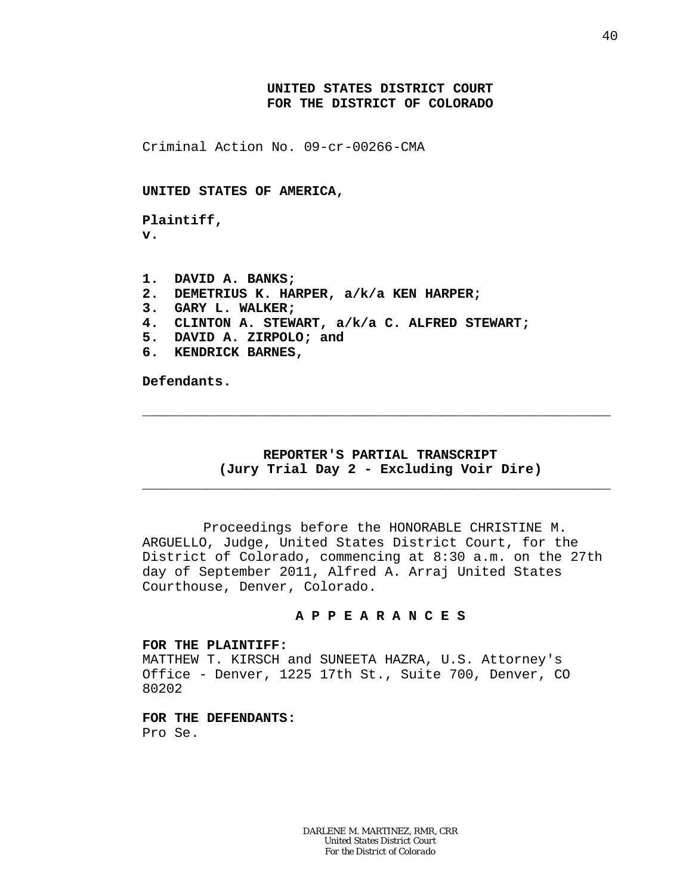**UNITED STATES DISTRICT COURT**
**FOR THE DISTRICT OF COLORADO**

Criminal Action No. 09-cr-00266-CMA

**UNITED STATES OF AMERICA,**

**Plaintiff,**
**v.**

**1. DAVID A. BANKS;**
**2. DEMETRIUS K. HARPER, a/k/a KEN HARPER;**
**3. GARY L. WALKER;**
**4. CLINTON A. STEWART, a/k/a C. ALFRED STEWART;**
**5. DAVID A. ZIRPOLO; and**
**6. KENDRICK BARNES,**

**Defendants.**

---

**REPORTER'S PARTIAL TRANSCRIPT**
**(Jury Trial Day 2 - Excluding Voir Dire)**

---

Proceedings before the HONORABLE CHRISTINE M. ARGUELLO, Judge, United States District Court, for the District of Colorado, commencing at 8:30 a.m. on the 27th day of September 2011, Alfred A. Arraj United States Courthouse, Denver, Colorado.

**A P P E A R A N C E S**

**FOR THE PLAINTIFF:**
MATTHEW T. KIRSCH and SUNEETA HAZRA, U.S. Attorney's Office - Denver, 1225 17th St., Suite 700, Denver, CO 80202

**FOR THE DEFENDANTS:**
Pro Se.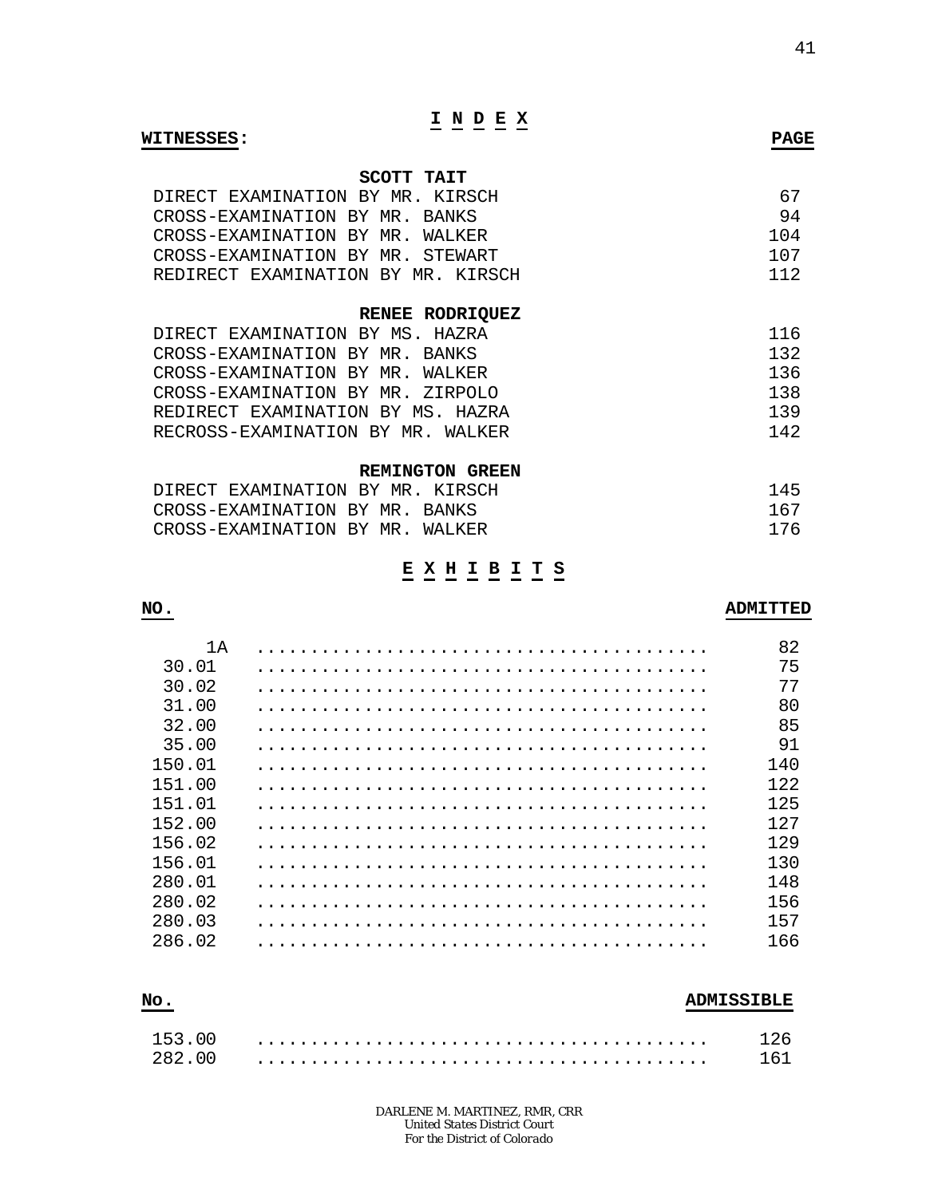# I N D E X

**WITNESSES:** **PAGE**

| | |
|---|---|
| **SCOTT TAIT** | |
| DIRECT EXAMINATION BY MR. KIRSCH | 67 |
| CROSS-EXAMINATION BY MR. BANKS | 94 |
| CROSS-EXAMINATION BY MR. WALKER | 104 |
| CROSS-EXAMINATION BY MR. STEWART | 107 |
| REDIRECT EXAMINATION BY MR. KIRSCH | 112 |
| **RENEE RODRIQUEZ** | |
| DIRECT EXAMINATION BY MS. HAZRA | 116 |
| CROSS-EXAMINATION BY MR. BANKS | 132 |
| CROSS-EXAMINATION BY MR. WALKER | 136 |
| CROSS-EXAMINATION BY MR. ZIRPOLO | 138 |
| REDIRECT EXAMINATION BY MS. HAZRA | 139 |
| RECROSS-EXAMINATION BY MR. WALKER | 142 |
| **REMINGTON GREEN** | |
| DIRECT EXAMINATION BY MR. KIRSCH | 145 |
| CROSS-EXAMINATION BY MR. BANKS | 167 |
| CROSS-EXAMINATION BY MR. WALKER | 176 |

# E X H I B I T S

| NO. | ADMITTED |
|---|---|
| 1A | 82 |
| 30.01 | 75 |
| 30.02 | 77 |
| 31.00 | 80 |
| 32.00 | 85 |
| 35.00 | 91 |
| 150.01 | 140 |
| 151.00 | 122 |
| 151.01 | 125 |
| 152.00 | 127 |
| 156.02 | 129 |
| 156.01 | 130 |
| 280.01 | 148 |
| 280.02 | 156 |
| 280.03 | 157 |
| 286.02 | 166 |

| No. | ADMISSIBLE |
|---|---|
| 153.00 | 126 |
| 282.00 | 161 |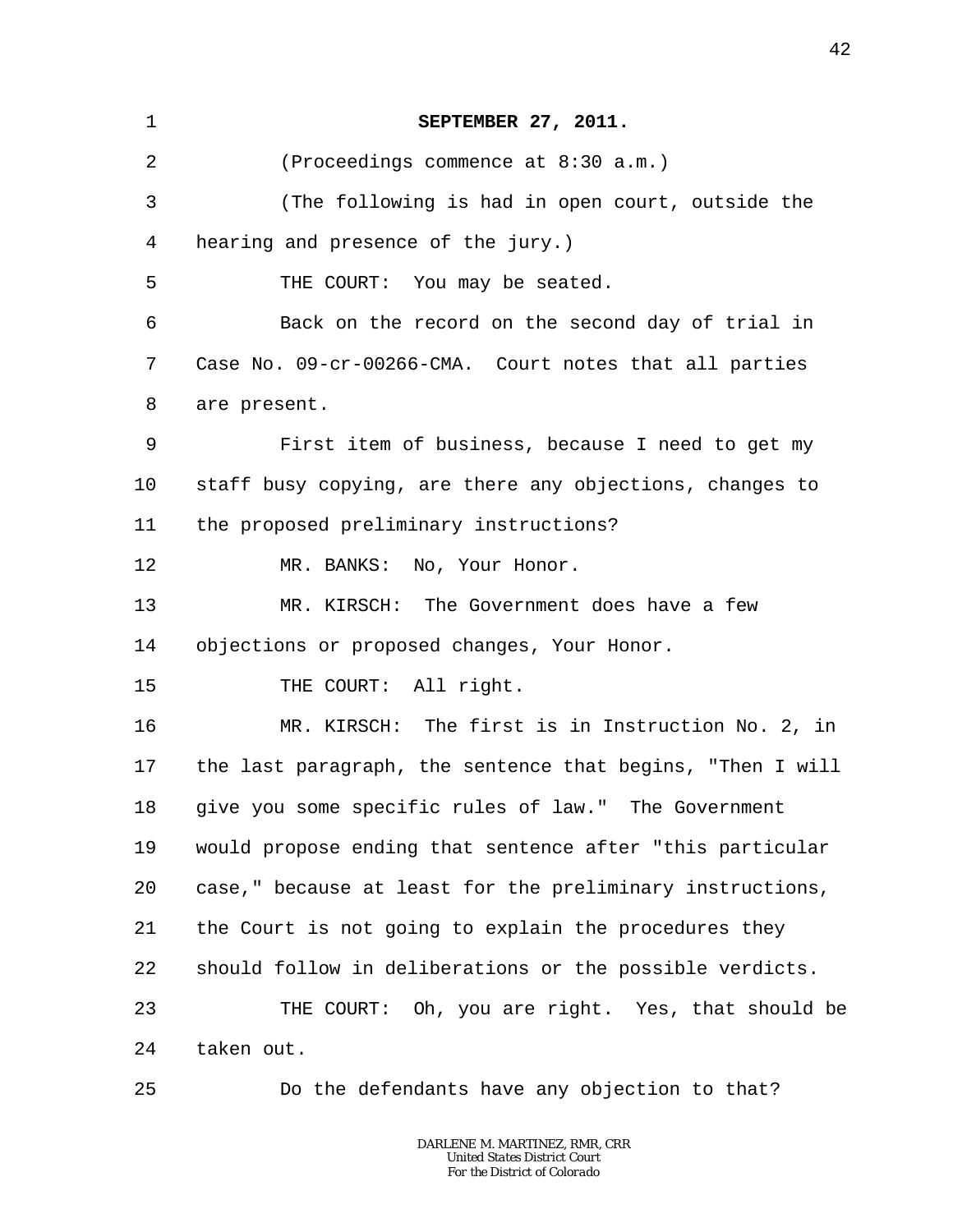**SEPTEMBER 27, 2011.**

(Proceedings commence at 8:30 a.m.)

(The following is had in open court, outside the hearing and presence of the jury.)

THE COURT: You may be seated.

Back on the record on the second day of trial in Case No. 09-cr-00266-CMA. Court notes that all parties are present.

First item of business, because I need to get my staff busy copying, are there any objections, changes to the proposed preliminary instructions?

MR. BANKS: No, Your Honor.

MR. KIRSCH: The Government does have a few objections or proposed changes, Your Honor.

THE COURT: All right.

MR. KIRSCH: The first is in Instruction No. 2, in the last paragraph, the sentence that begins, "Then I will give you some specific rules of law." The Government would propose ending that sentence after "this particular case," because at least for the preliminary instructions, the Court is not going to explain the procedures they should follow in deliberations or the possible verdicts.

THE COURT: Oh, you are right. Yes, that should be taken out.

Do the defendants have any objection to that?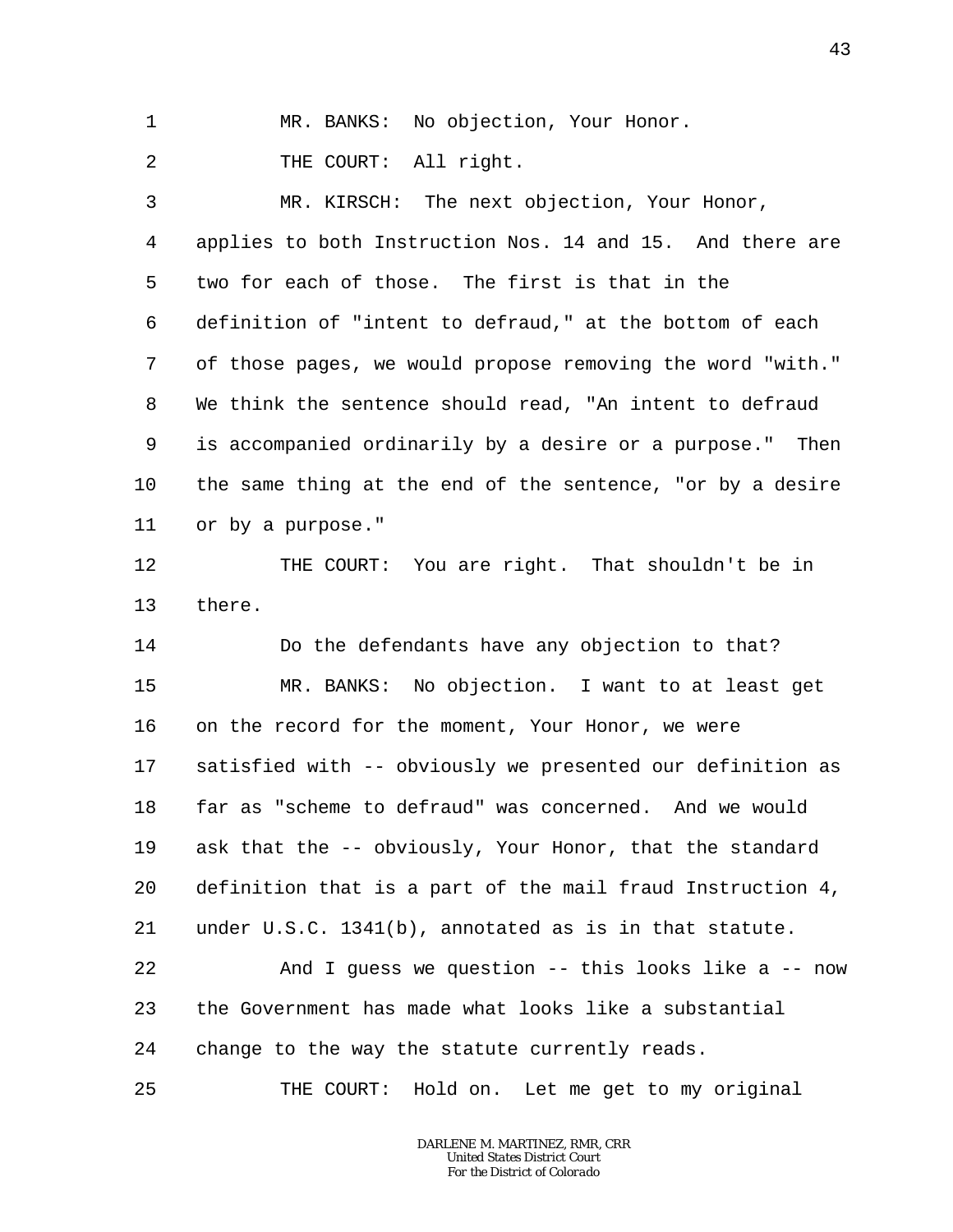MR. BANKS: No objection, Your Honor.

THE COURT: All right.

MR. KIRSCH: The next objection, Your Honor, applies to both Instruction Nos. 14 and 15. And there are two for each of those. The first is that in the definition of "intent to defraud," at the bottom of each of those pages, we would propose removing the word "with." We think the sentence should read, "An intent to defraud is accompanied ordinarily by a desire or a purpose." Then the same thing at the end of the sentence, "or by a desire or by a purpose."

THE COURT: You are right. That shouldn't be in there.

Do the defendants have any objection to that?

MR. BANKS: No objection. I want to at least get on the record for the moment, Your Honor, we were satisfied with -- obviously we presented our definition as far as "scheme to defraud" was concerned. And we would ask that the -- obviously, Your Honor, that the standard definition that is a part of the mail fraud Instruction 4, under U.S.C. 1341(b), annotated as is in that statute.

And I guess we question -- this looks like a -- now the Government has made what looks like a substantial change to the way the statute currently reads.

THE COURT: Hold on. Let me get to my original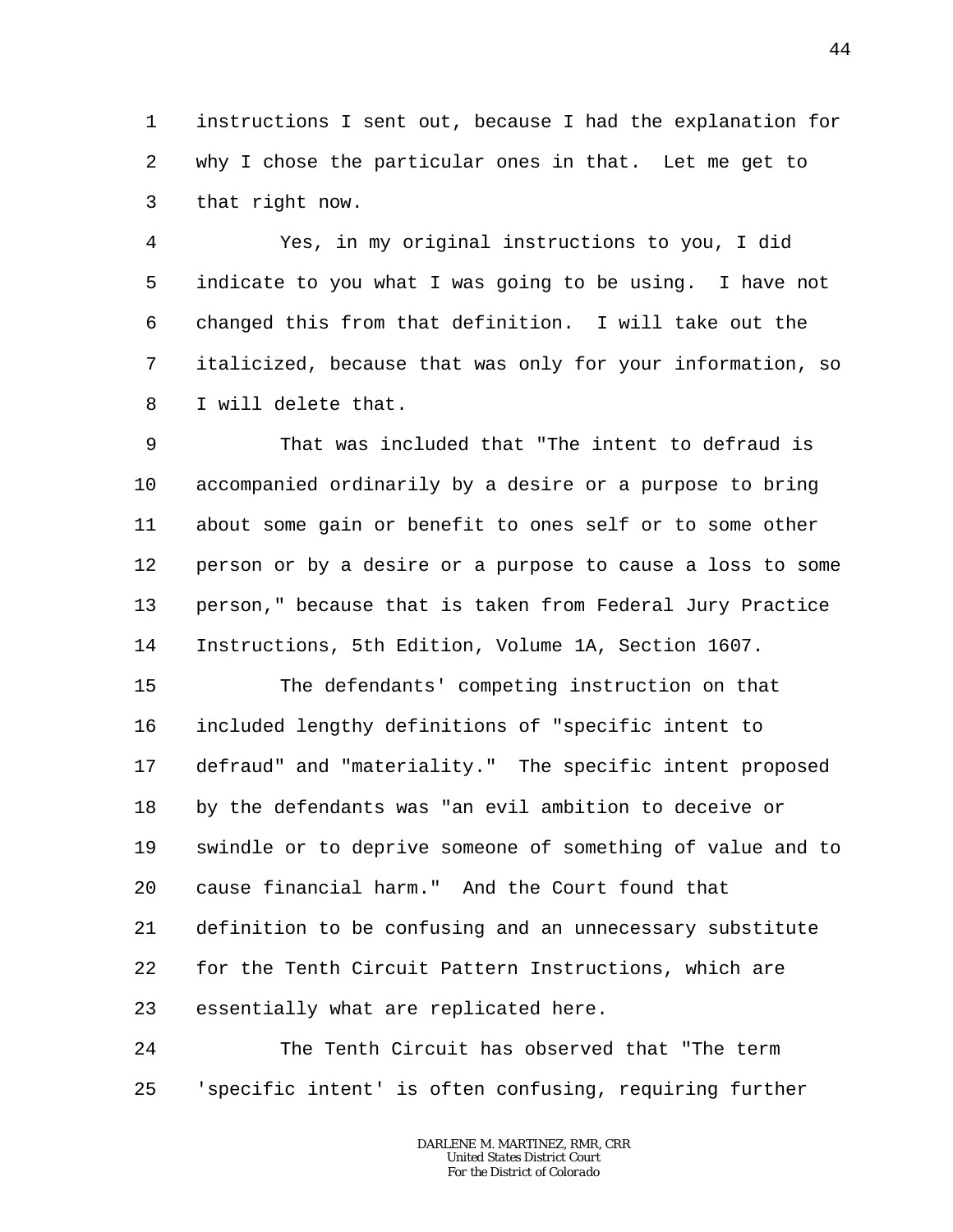instructions I sent out, because I had the explanation for why I chose the particular ones in that. Let me get to that right now.

Yes, in my original instructions to you, I did indicate to you what I was going to be using. I have not changed this from that definition. I will take out the italicized, because that was only for your information, so I will delete that.

That was included that "The intent to defraud is accompanied ordinarily by a desire or a purpose to bring about some gain or benefit to ones self or to some other person or by a desire or a purpose to cause a loss to some person," because that is taken from Federal Jury Practice Instructions, 5th Edition, Volume 1A, Section 1607.

The defendants' competing instruction on that included lengthy definitions of "specific intent to defraud" and "materiality." The specific intent proposed by the defendants was "an evil ambition to deceive or swindle or to deprive someone of something of value and to cause financial harm." And the Court found that definition to be confusing and an unnecessary substitute for the Tenth Circuit Pattern Instructions, which are essentially what are replicated here.

The Tenth Circuit has observed that "The term 'specific intent' is often confusing, requiring further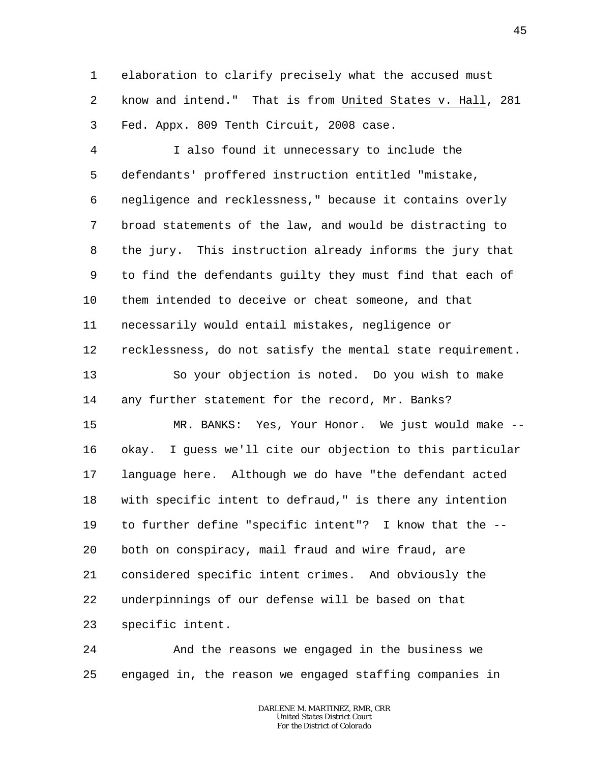elaboration to clarify precisely what the accused must know and intend." That is from United States v. Hall, 281 Fed. Appx. 809 Tenth Circuit, 2008 case.

I also found it unnecessary to include the defendants' proffered instruction entitled "mistake, negligence and recklessness," because it contains overly broad statements of the law, and would be distracting to the jury. This instruction already informs the jury that to find the defendants guilty they must find that each of them intended to deceive or cheat someone, and that necessarily would entail mistakes, negligence or recklessness, do not satisfy the mental state requirement.

So your objection is noted. Do you wish to make any further statement for the record, Mr. Banks?

MR. BANKS: Yes, Your Honor. We just would make -- okay. I guess we'll cite our objection to this particular language here. Although we do have "the defendant acted with specific intent to defraud," is there any intention to further define "specific intent"? I know that the -- both on conspiracy, mail fraud and wire fraud, are considered specific intent crimes. And obviously the underpinnings of our defense will be based on that specific intent.

And the reasons we engaged in the business we engaged in, the reason we engaged staffing companies in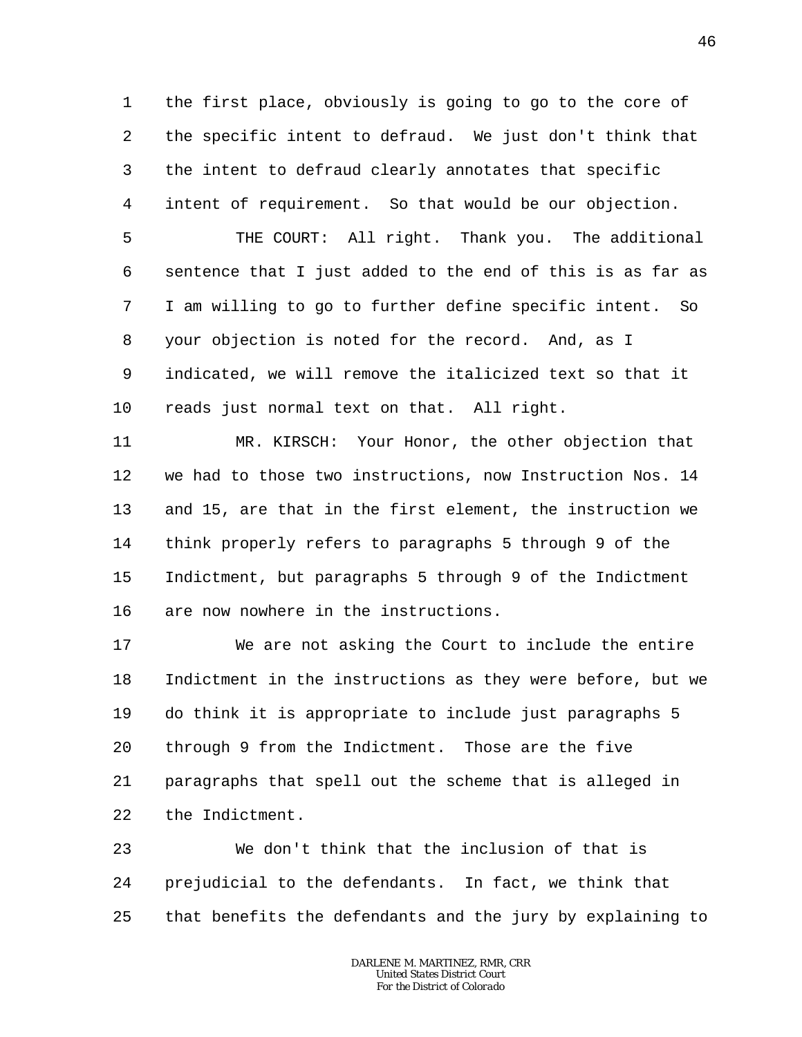the first place, obviously is going to go to the core of the specific intent to defraud. We just don't think that the intent to defraud clearly annotates that specific intent of requirement. So that would be our objection.

THE COURT: All right. Thank you. The additional sentence that I just added to the end of this is as far as I am willing to go to further define specific intent. So your objection is noted for the record. And, as I indicated, we will remove the italicized text so that it reads just normal text on that. All right.

MR. KIRSCH: Your Honor, the other objection that we had to those two instructions, now Instruction Nos. 14 and 15, are that in the first element, the instruction we think properly refers to paragraphs 5 through 9 of the Indictment, but paragraphs 5 through 9 of the Indictment are now nowhere in the instructions.

We are not asking the Court to include the entire Indictment in the instructions as they were before, but we do think it is appropriate to include just paragraphs 5 through 9 from the Indictment. Those are the five paragraphs that spell out the scheme that is alleged in the Indictment.

We don't think that the inclusion of that is prejudicial to the defendants. In fact, we think that that benefits the defendants and the jury by explaining to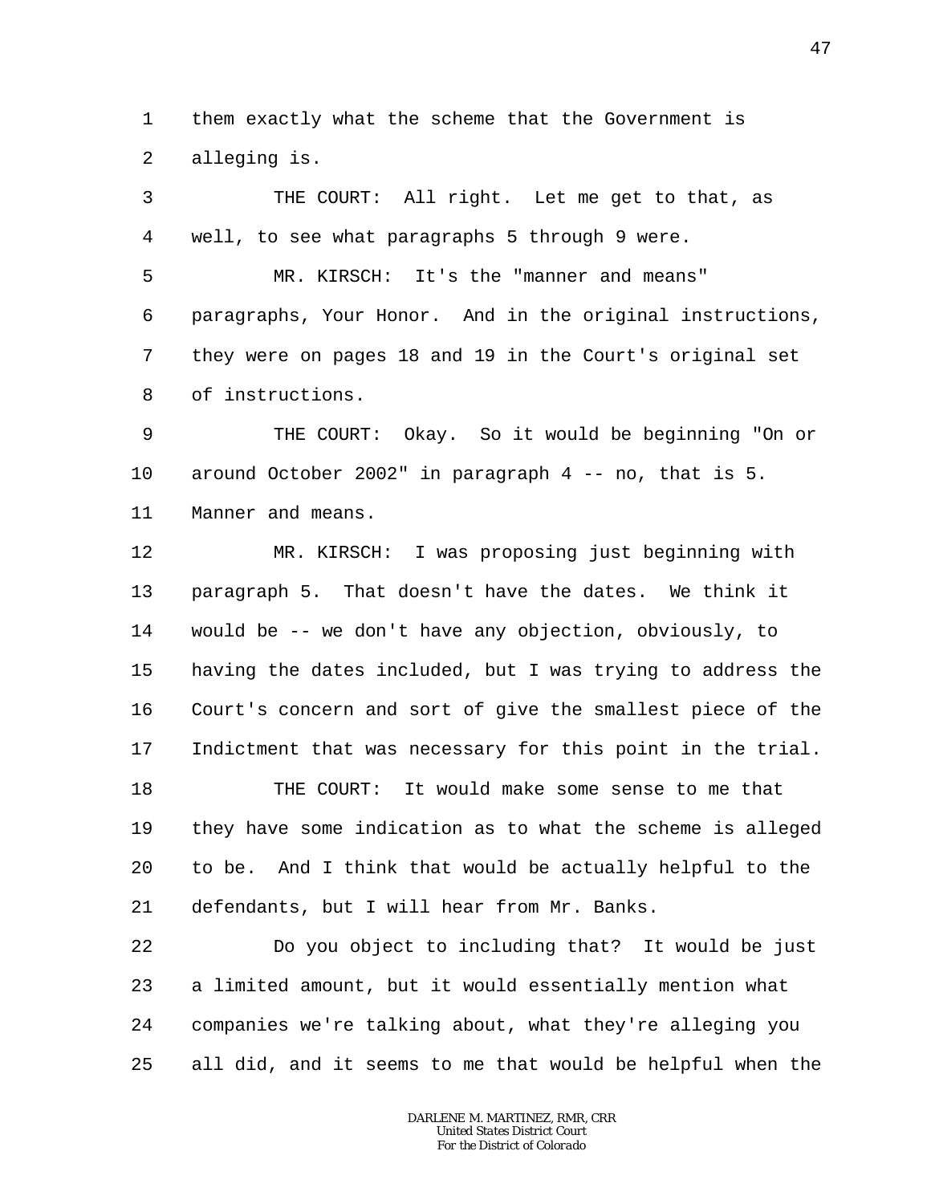1 them exactly what the scheme that the Government is
2 alleging is.

3 THE COURT: All right. Let me get to that, as
4 well, to see what paragraphs 5 through 9 were.

5 MR. KIRSCH: It's the "manner and means"
6 paragraphs, Your Honor. And in the original instructions,
7 they were on pages 18 and 19 in the Court's original set
8 of instructions.

9 THE COURT: Okay. So it would be beginning "On or
10 around October 2002" in paragraph 4 -- no, that is 5.
11 Manner and means.

12 MR. KIRSCH: I was proposing just beginning with
13 paragraph 5. That doesn't have the dates. We think it
14 would be -- we don't have any objection, obviously, to
15 having the dates included, but I was trying to address the
16 Court's concern and sort of give the smallest piece of the
17 Indictment that was necessary for this point in the trial.

18 THE COURT: It would make some sense to me that
19 they have some indication as to what the scheme is alleged
20 to be. And I think that would be actually helpful to the
21 defendants, but I will hear from Mr. Banks.

22 Do you object to including that? It would be just
23 a limited amount, but it would essentially mention what
24 companies we're talking about, what they're alleging you
25 all did, and it seems to me that would be helpful when the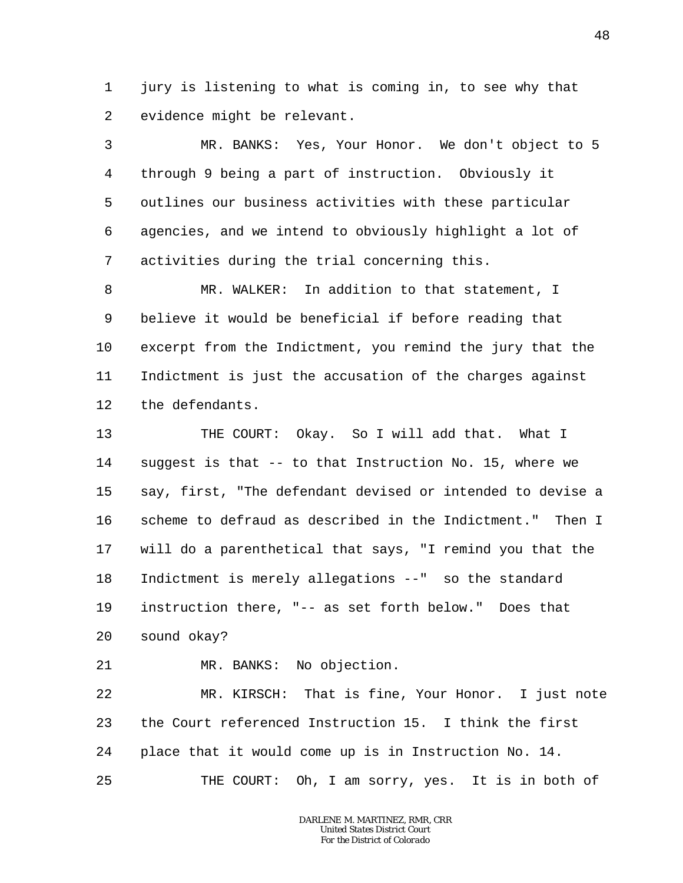1 jury is listening to what is coming in, to see why that
2 evidence might be relevant.

3 MR. BANKS: Yes, Your Honor. We don't object to 5
4 through 9 being a part of instruction. Obviously it
5 outlines our business activities with these particular
6 agencies, and we intend to obviously highlight a lot of
7 activities during the trial concerning this.

8 MR. WALKER: In addition to that statement, I
9 believe it would be beneficial if before reading that
10 excerpt from the Indictment, you remind the jury that the
11 Indictment is just the accusation of the charges against
12 the defendants.

13 THE COURT: Okay. So I will add that. What I
14 suggest is that -- to that Instruction No. 15, where we
15 say, first, "The defendant devised or intended to devise a
16 scheme to defraud as described in the Indictment." Then I
17 will do a parenthetical that says, "I remind you that the
18 Indictment is merely allegations --" so the standard
19 instruction there, "-- as set forth below." Does that
20 sound okay?

21 MR. BANKS: No objection.

22 MR. KIRSCH: That is fine, Your Honor. I just note
23 the Court referenced Instruction 15. I think the first
24 place that it would come up is in Instruction No. 14.

25 THE COURT: Oh, I am sorry, yes. It is in both of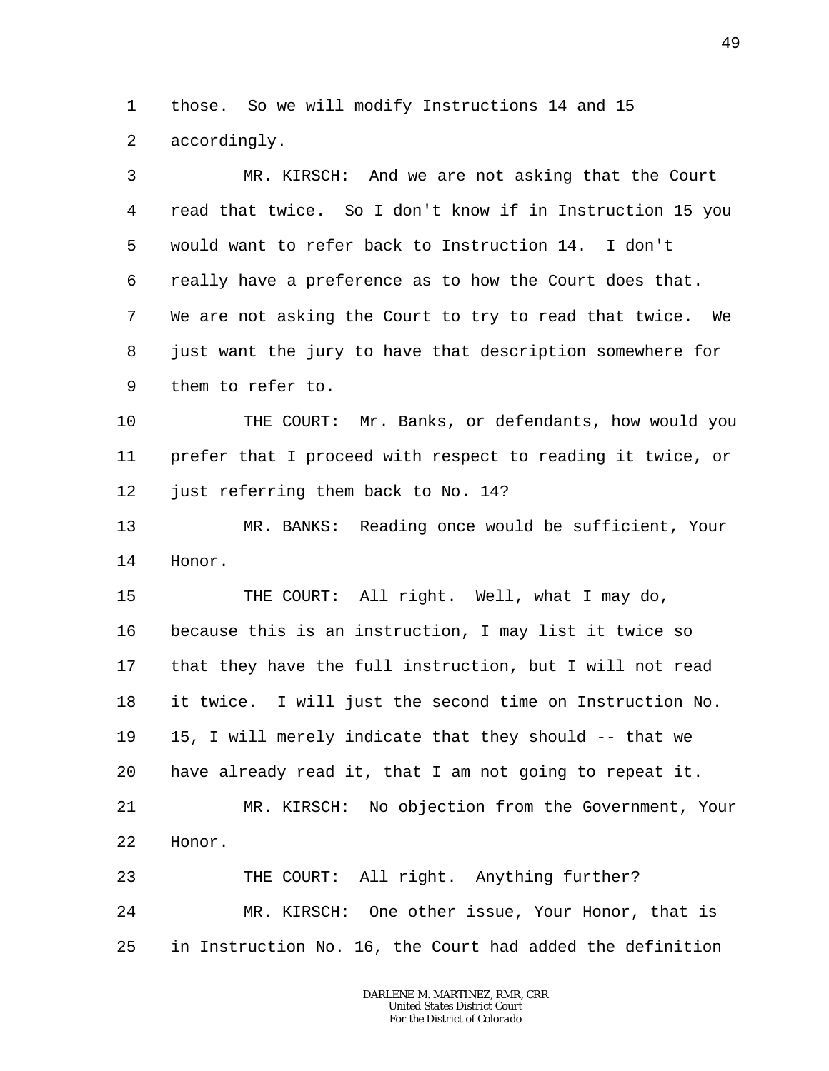those. So we will modify Instructions 14 and 15 accordingly.

MR. KIRSCH: And we are not asking that the Court read that twice. So I don't know if in Instruction 15 you would want to refer back to Instruction 14. I don't really have a preference as to how the Court does that. We are not asking the Court to try to read that twice. We just want the jury to have that description somewhere for them to refer to.

THE COURT: Mr. Banks, or defendants, how would you prefer that I proceed with respect to reading it twice, or just referring them back to No. 14?

MR. BANKS: Reading once would be sufficient, Your Honor.

THE COURT: All right. Well, what I may do, because this is an instruction, I may list it twice so that they have the full instruction, but I will not read it twice. I will just the second time on Instruction No. 15, I will merely indicate that they should -- that we have already read it, that I am not going to repeat it.

MR. KIRSCH: No objection from the Government, Your Honor.

THE COURT: All right. Anything further?

MR. KIRSCH: One other issue, Your Honor, that is in Instruction No. 16, the Court had added the definition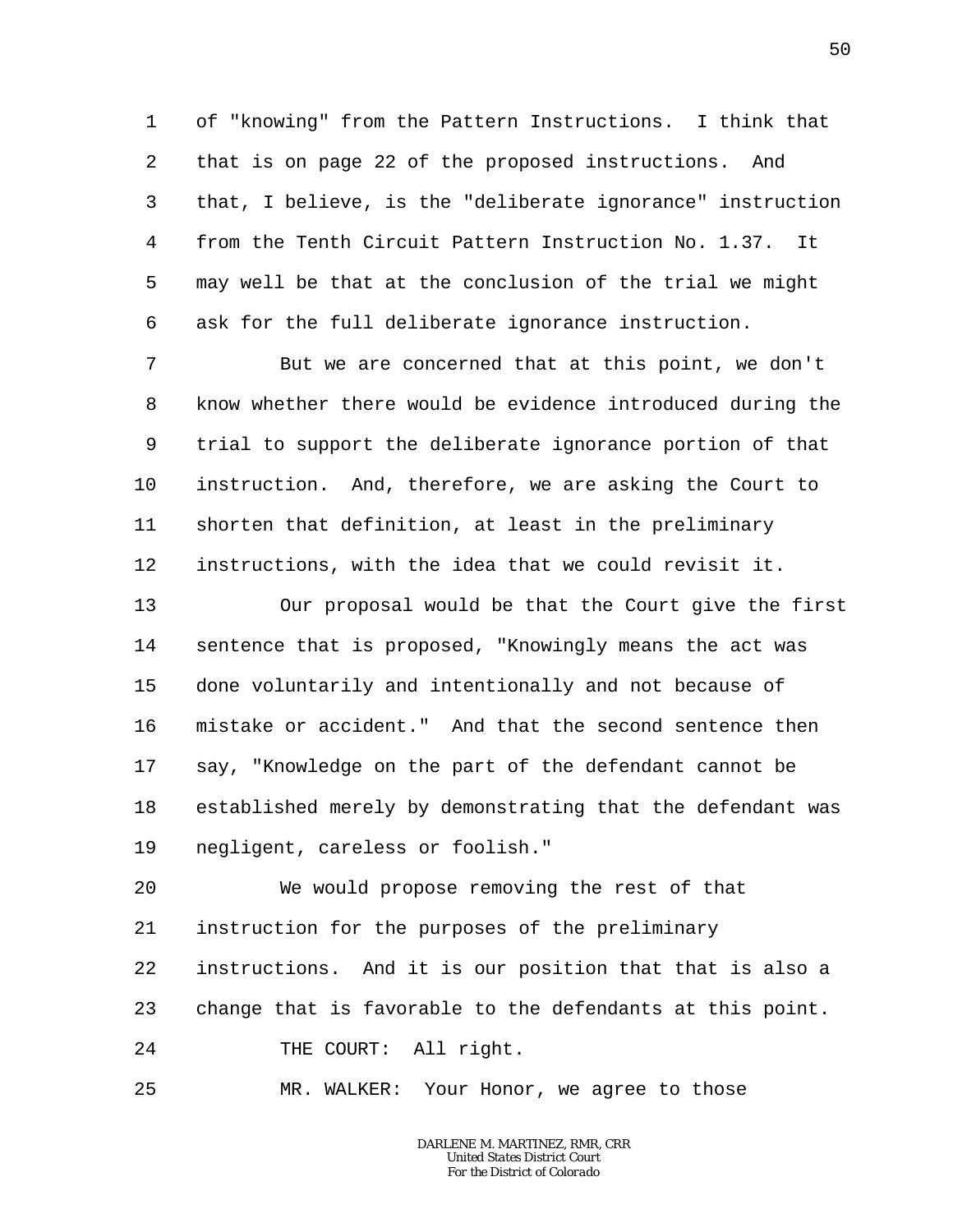of "knowing" from the Pattern Instructions. I think that that is on page 22 of the proposed instructions. And that, I believe, is the "deliberate ignorance" instruction from the Tenth Circuit Pattern Instruction No. 1.37. It may well be that at the conclusion of the trial we might ask for the full deliberate ignorance instruction.

But we are concerned that at this point, we don't know whether there would be evidence introduced during the trial to support the deliberate ignorance portion of that instruction. And, therefore, we are asking the Court to shorten that definition, at least in the preliminary instructions, with the idea that we could revisit it.

Our proposal would be that the Court give the first sentence that is proposed, "Knowingly means the act was done voluntarily and intentionally and not because of mistake or accident." And that the second sentence then say, "Knowledge on the part of the defendant cannot be established merely by demonstrating that the defendant was negligent, careless or foolish."

We would propose removing the rest of that instruction for the purposes of the preliminary instructions. And it is our position that that is also a change that is favorable to the defendants at this point.

THE COURT: All right.

MR. WALKER: Your Honor, we agree to those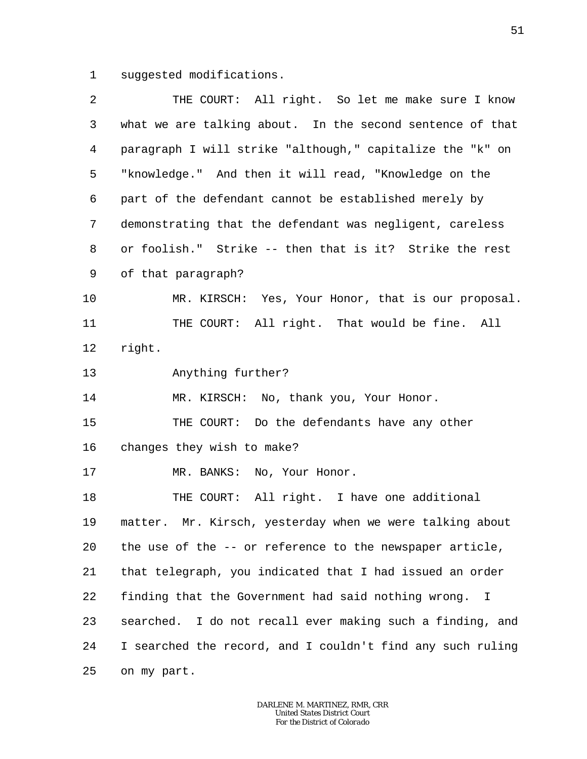suggested modifications.

THE COURT: All right. So let me make sure I know what we are talking about. In the second sentence of that paragraph I will strike "although," capitalize the "k" on "knowledge." And then it will read, "Knowledge on the part of the defendant cannot be established merely by demonstrating that the defendant was negligent, careless or foolish." Strike -- then that is it? Strike the rest of that paragraph?

MR. KIRSCH: Yes, Your Honor, that is our proposal.

THE COURT: All right. That would be fine. All right.

Anything further?

MR. KIRSCH: No, thank you, Your Honor.

THE COURT: Do the defendants have any other changes they wish to make?

MR. BANKS: No, Your Honor.

THE COURT: All right. I have one additional matter. Mr. Kirsch, yesterday when we were talking about the use of the -- or reference to the newspaper article, that telegraph, you indicated that I had issued an order finding that the Government had said nothing wrong. I searched. I do not recall ever making such a finding, and I searched the record, and I couldn't find any such ruling on my part.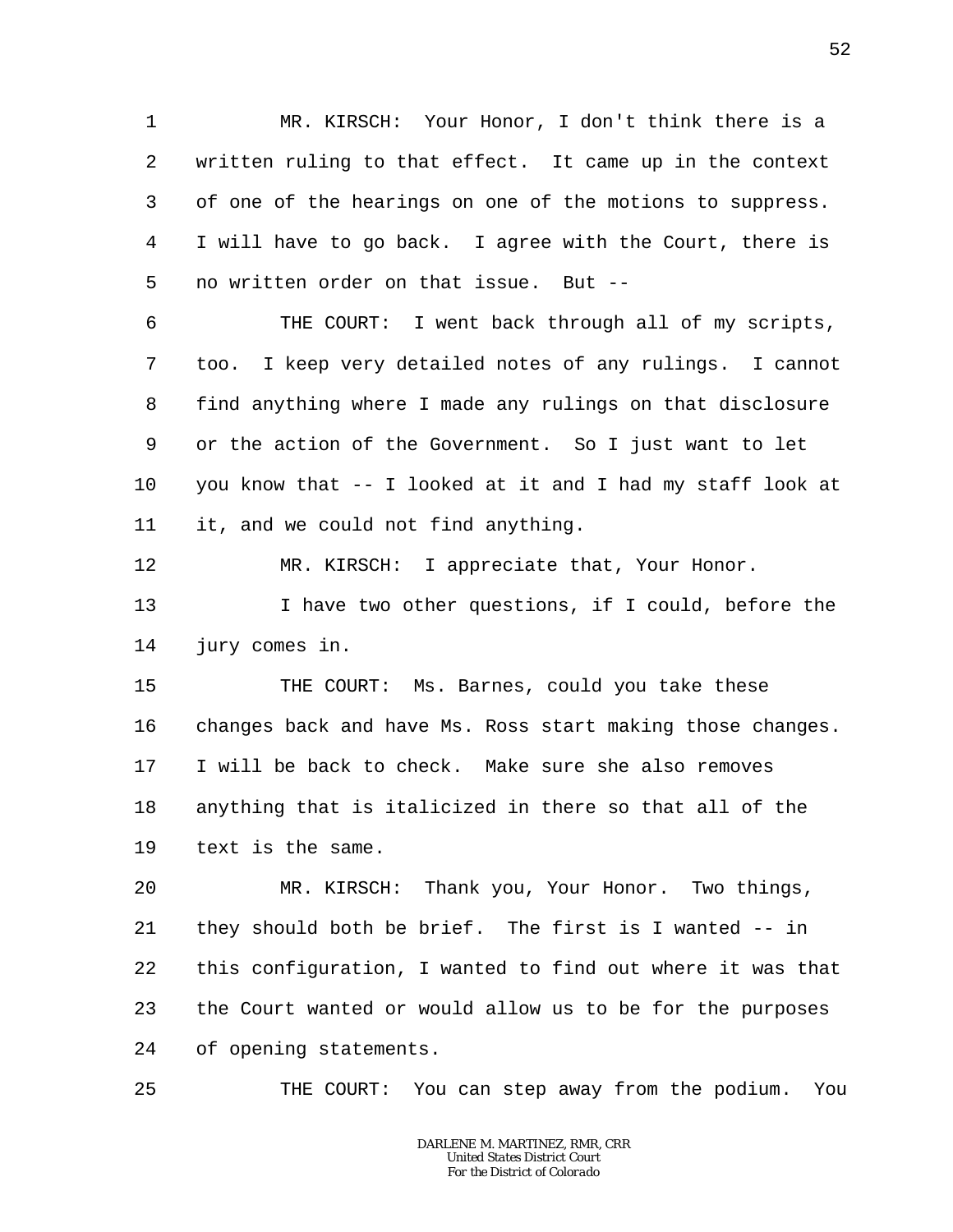MR. KIRSCH: Your Honor, I don't think there is a written ruling to that effect. It came up in the context of one of the hearings on one of the motions to suppress. I will have to go back. I agree with the Court, there is no written order on that issue. But --

THE COURT: I went back through all of my scripts, too. I keep very detailed notes of any rulings. I cannot find anything where I made any rulings on that disclosure or the action of the Government. So I just want to let you know that -- I looked at it and I had my staff look at it, and we could not find anything.

MR. KIRSCH: I appreciate that, Your Honor.

I have two other questions, if I could, before the jury comes in.

THE COURT: Ms. Barnes, could you take these changes back and have Ms. Ross start making those changes. I will be back to check. Make sure she also removes anything that is italicized in there so that all of the text is the same.

MR. KIRSCH: Thank you, Your Honor. Two things, they should both be brief. The first is I wanted -- in this configuration, I wanted to find out where it was that the Court wanted or would allow us to be for the purposes of opening statements.

THE COURT: You can step away from the podium. You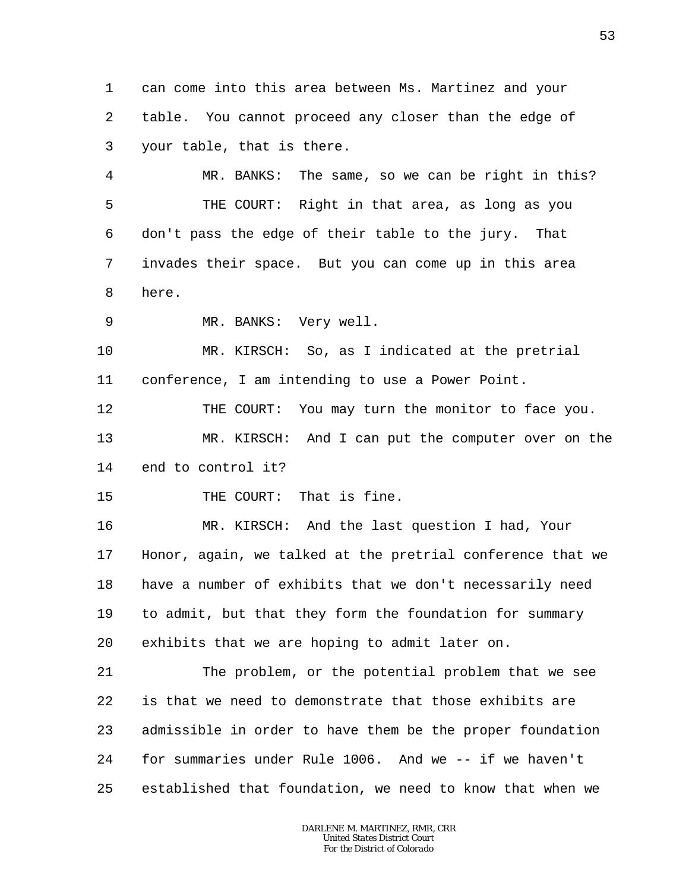1 can come into this area between Ms. Martinez and your
2 table. You cannot proceed any closer than the edge of
3 your table, that is there.

4 MR. BANKS: The same, so we can be right in this?

5 THE COURT: Right in that area, as long as you
6 don't pass the edge of their table to the jury. That
7 invades their space. But you can come up in this area
8 here.

9 MR. BANKS: Very well.

10 MR. KIRSCH: So, as I indicated at the pretrial
11 conference, I am intending to use a Power Point.

12 THE COURT: You may turn the monitor to face you.

13 MR. KIRSCH: And I can put the computer over on the
14 end to control it?

15 THE COURT: That is fine.

16 MR. KIRSCH: And the last question I had, Your
17 Honor, again, we talked at the pretrial conference that we
18 have a number of exhibits that we don't necessarily need
19 to admit, but that they form the foundation for summary
20 exhibits that we are hoping to admit later on.

21 The problem, or the potential problem that we see
22 is that we need to demonstrate that those exhibits are
23 admissible in order to have them be the proper foundation
24 for summaries under Rule 1006. And we -- if we haven't
25 established that foundation, we need to know that when we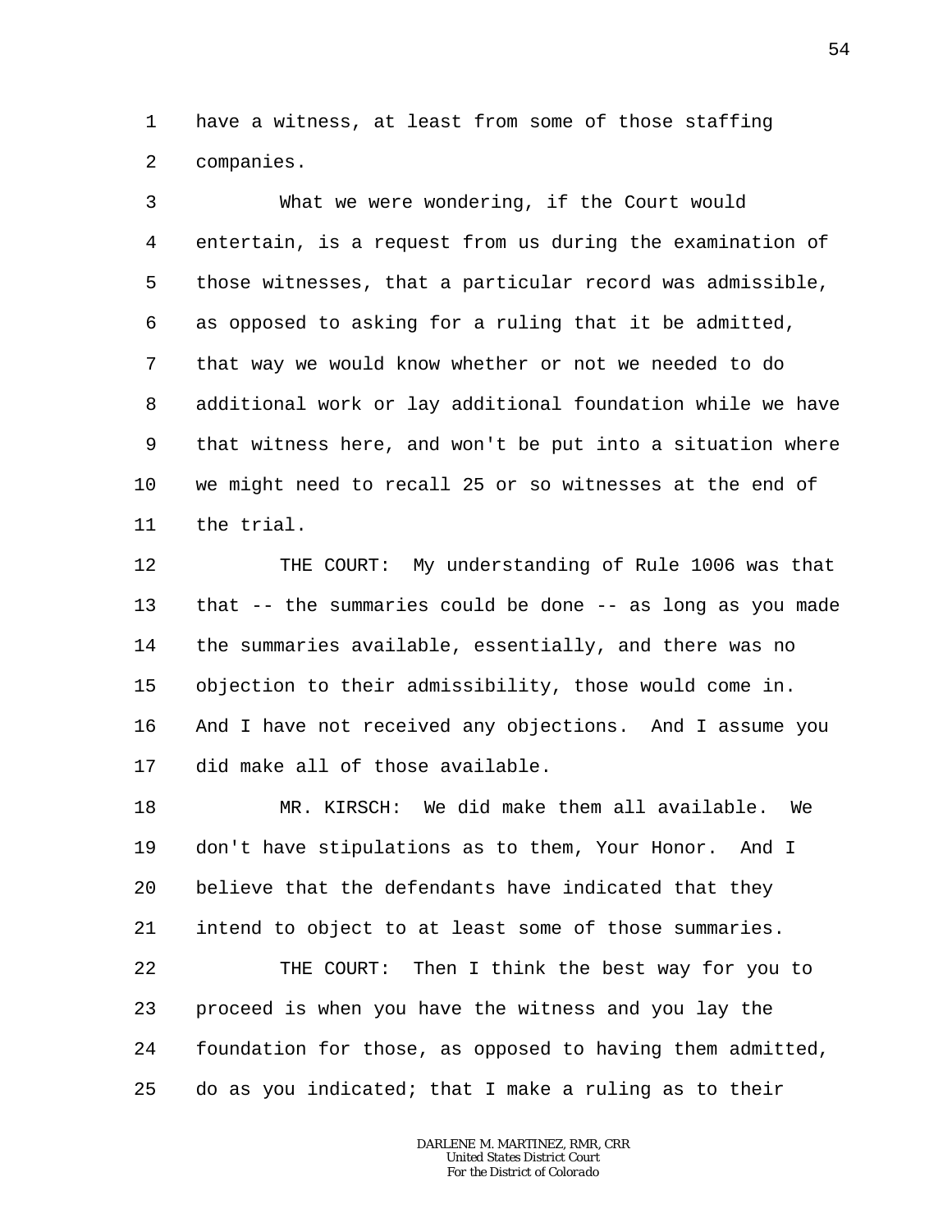have a witness, at least from some of those staffing companies.

What we were wondering, if the Court would entertain, is a request from us during the examination of those witnesses, that a particular record was admissible, as opposed to asking for a ruling that it be admitted, that way we would know whether or not we needed to do additional work or lay additional foundation while we have that witness here, and won't be put into a situation where we might need to recall 25 or so witnesses at the end of the trial.

THE COURT: My understanding of Rule 1006 was that that -- the summaries could be done -- as long as you made the summaries available, essentially, and there was no objection to their admissibility, those would come in. And I have not received any objections. And I assume you did make all of those available.

MR. KIRSCH: We did make them all available. We don't have stipulations as to them, Your Honor. And I believe that the defendants have indicated that they intend to object to at least some of those summaries.

THE COURT: Then I think the best way for you to proceed is when you have the witness and you lay the foundation for those, as opposed to having them admitted, do as you indicated; that I make a ruling as to their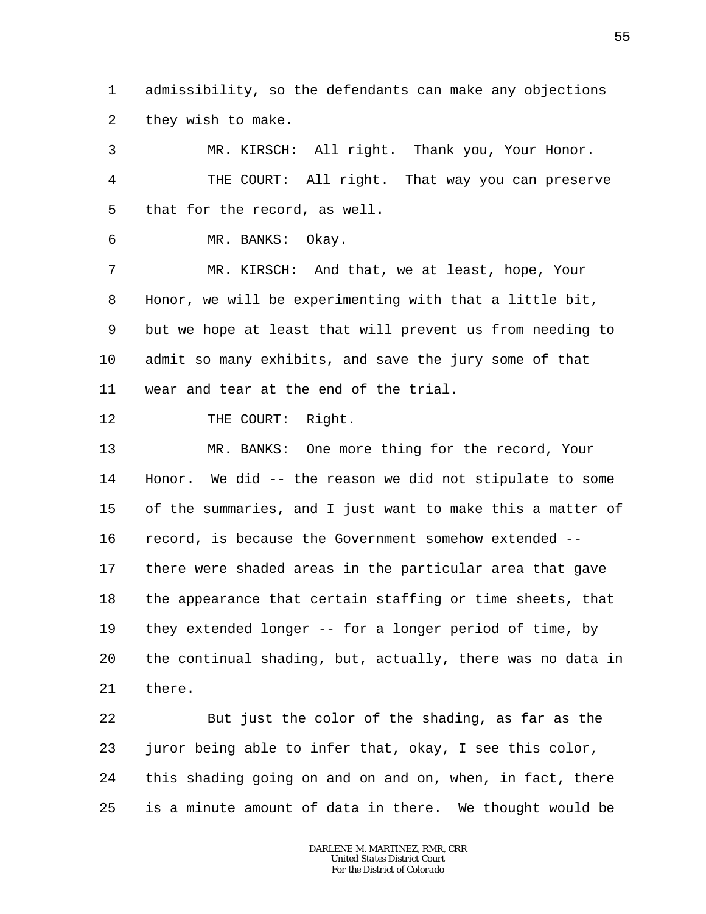admissibility, so the defendants can make any objections they wish to make.

MR. KIRSCH: All right. Thank you, Your Honor.

THE COURT: All right. That way you can preserve that for the record, as well.

MR. BANKS: Okay.

MR. KIRSCH: And that, we at least, hope, Your Honor, we will be experimenting with that a little bit, but we hope at least that will prevent us from needing to admit so many exhibits, and save the jury some of that wear and tear at the end of the trial.

THE COURT: Right.

MR. BANKS: One more thing for the record, Your Honor. We did -- the reason we did not stipulate to some of the summaries, and I just want to make this a matter of record, is because the Government somehow extended -- there were shaded areas in the particular area that gave the appearance that certain staffing or time sheets, that they extended longer -- for a longer period of time, by the continual shading, but, actually, there was no data in there.

But just the color of the shading, as far as the juror being able to infer that, okay, I see this color, this shading going on and on and on, when, in fact, there is a minute amount of data in there. We thought would be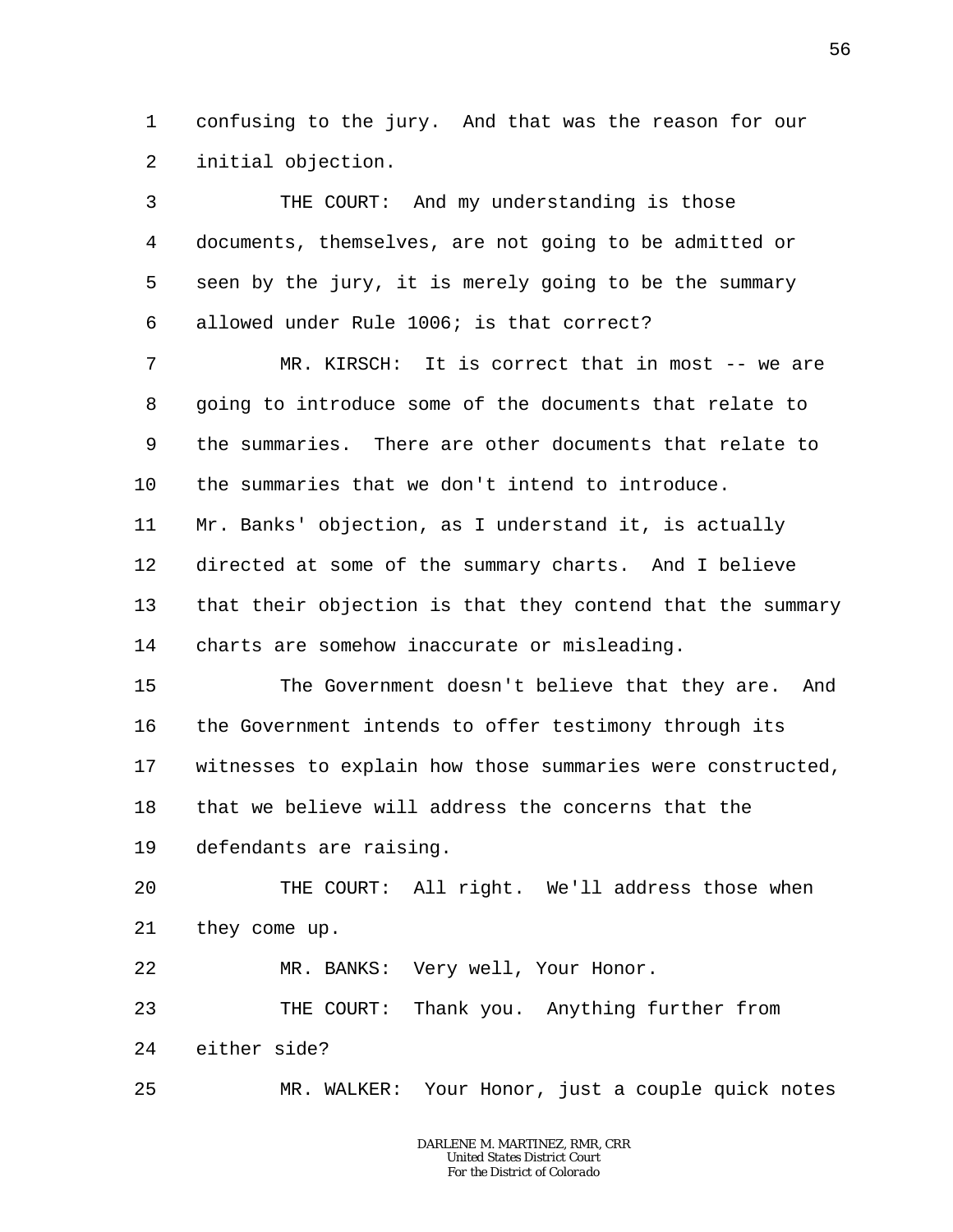1 confusing to the jury. And that was the reason for our
2 initial objection.

3 THE COURT: And my understanding is those
4 documents, themselves, are not going to be admitted or
5 seen by the jury, it is merely going to be the summary
6 allowed under Rule 1006; is that correct?

7 MR. KIRSCH: It is correct that in most -- we are
8 going to introduce some of the documents that relate to
9 the summaries. There are other documents that relate to
10 the summaries that we don't intend to introduce.
11 Mr. Banks' objection, as I understand it, is actually
12 directed at some of the summary charts. And I believe
13 that their objection is that they contend that the summary
14 charts are somehow inaccurate or misleading.

15 The Government doesn't believe that they are. And
16 the Government intends to offer testimony through its
17 witnesses to explain how those summaries were constructed,
18 that we believe will address the concerns that the
19 defendants are raising.

20 THE COURT: All right. We'll address those when
21 they come up.

22 MR. BANKS: Very well, Your Honor.

23 THE COURT: Thank you. Anything further from
24 either side?

25 MR. WALKER: Your Honor, just a couple quick notes

DARLENE M. MARTINEZ, RMR, CRR
United States District Court
For the District of Colorado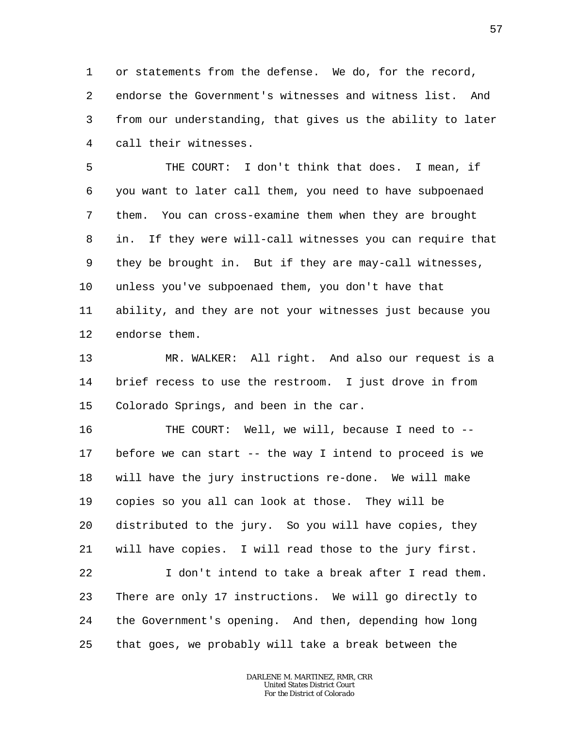or statements from the defense. We do, for the record, endorse the Government's witnesses and witness list. And from our understanding, that gives us the ability to later call their witnesses.

THE COURT: I don't think that does. I mean, if you want to later call them, you need to have subpoenaed them. You can cross-examine them when they are brought in. If they were will-call witnesses you can require that they be brought in. But if they are may-call witnesses, unless you've subpoenaed them, you don't have that ability, and they are not your witnesses just because you endorse them.

MR. WALKER: All right. And also our request is a brief recess to use the restroom. I just drove in from Colorado Springs, and been in the car.

THE COURT: Well, we will, because I need to -- before we can start -- the way I intend to proceed is we will have the jury instructions re-done. We will make copies so you all can look at those. They will be distributed to the jury. So you will have copies, they will have copies. I will read those to the jury first.

I don't intend to take a break after I read them. There are only 17 instructions. We will go directly to the Government's opening. And then, depending how long that goes, we probably will take a break between the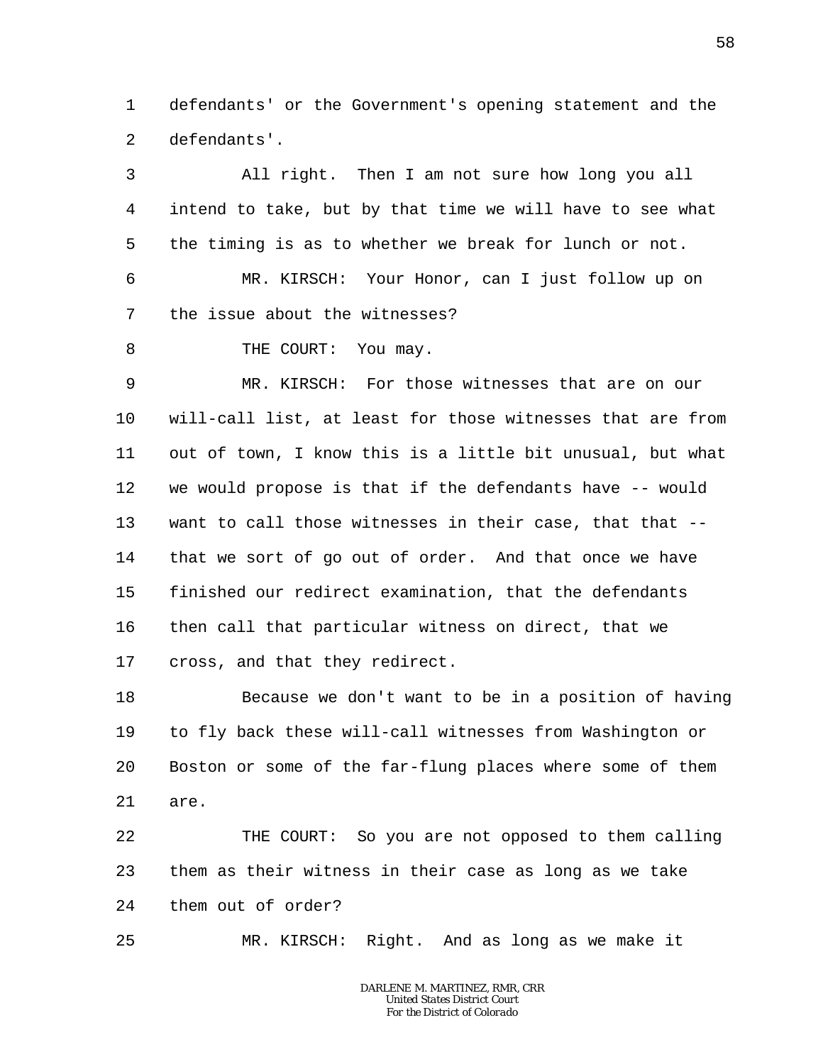1 defendants' or the Government's opening statement and the
2 defendants'.

3 All right. Then I am not sure how long you all
4 intend to take, but by that time we will have to see what
5 the timing is as to whether we break for lunch or not.

6 MR. KIRSCH: Your Honor, can I just follow up on
7 the issue about the witnesses?

8 THE COURT: You may.

9 MR. KIRSCH: For those witnesses that are on our
10 will-call list, at least for those witnesses that are from
11 out of town, I know this is a little bit unusual, but what
12 we would propose is that if the defendants have -- would
13 want to call those witnesses in their case, that that --
14 that we sort of go out of order. And that once we have
15 finished our redirect examination, that the defendants
16 then call that particular witness on direct, that we
17 cross, and that they redirect.

18 Because we don't want to be in a position of having
19 to fly back these will-call witnesses from Washington or
20 Boston or some of the far-flung places where some of them
21 are.

22 THE COURT: So you are not opposed to them calling
23 them as their witness in their case as long as we take
24 them out of order?

25 MR. KIRSCH: Right. And as long as we make it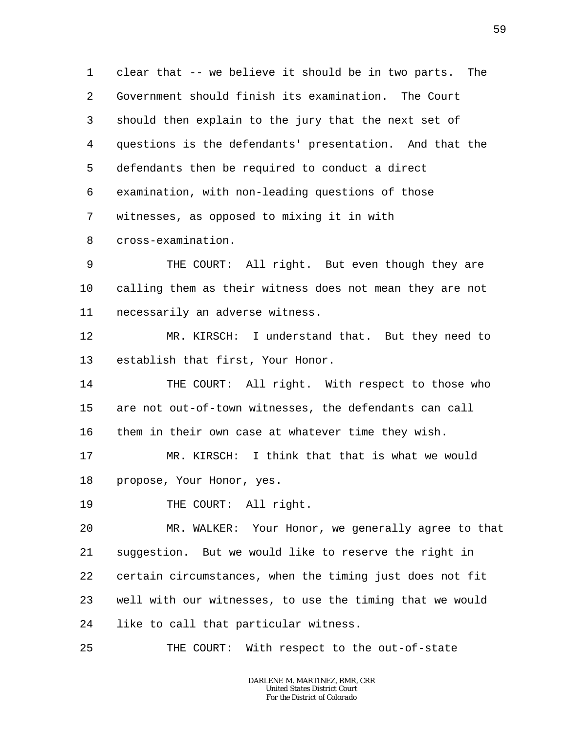clear that -- we believe it should be in two parts. The Government should finish its examination. The Court should then explain to the jury that the next set of questions is the defendants' presentation. And that the defendants then be required to conduct a direct examination, with non-leading questions of those witnesses, as opposed to mixing it in with cross-examination.

THE COURT: All right. But even though they are calling them as their witness does not mean they are not necessarily an adverse witness.

MR. KIRSCH: I understand that. But they need to establish that first, Your Honor.

THE COURT: All right. With respect to those who are not out-of-town witnesses, the defendants can call them in their own case at whatever time they wish.

MR. KIRSCH: I think that that is what we would propose, Your Honor, yes.

THE COURT: All right.

MR. WALKER: Your Honor, we generally agree to that suggestion. But we would like to reserve the right in certain circumstances, when the timing just does not fit well with our witnesses, to use the timing that we would like to call that particular witness.

THE COURT: With respect to the out-of-state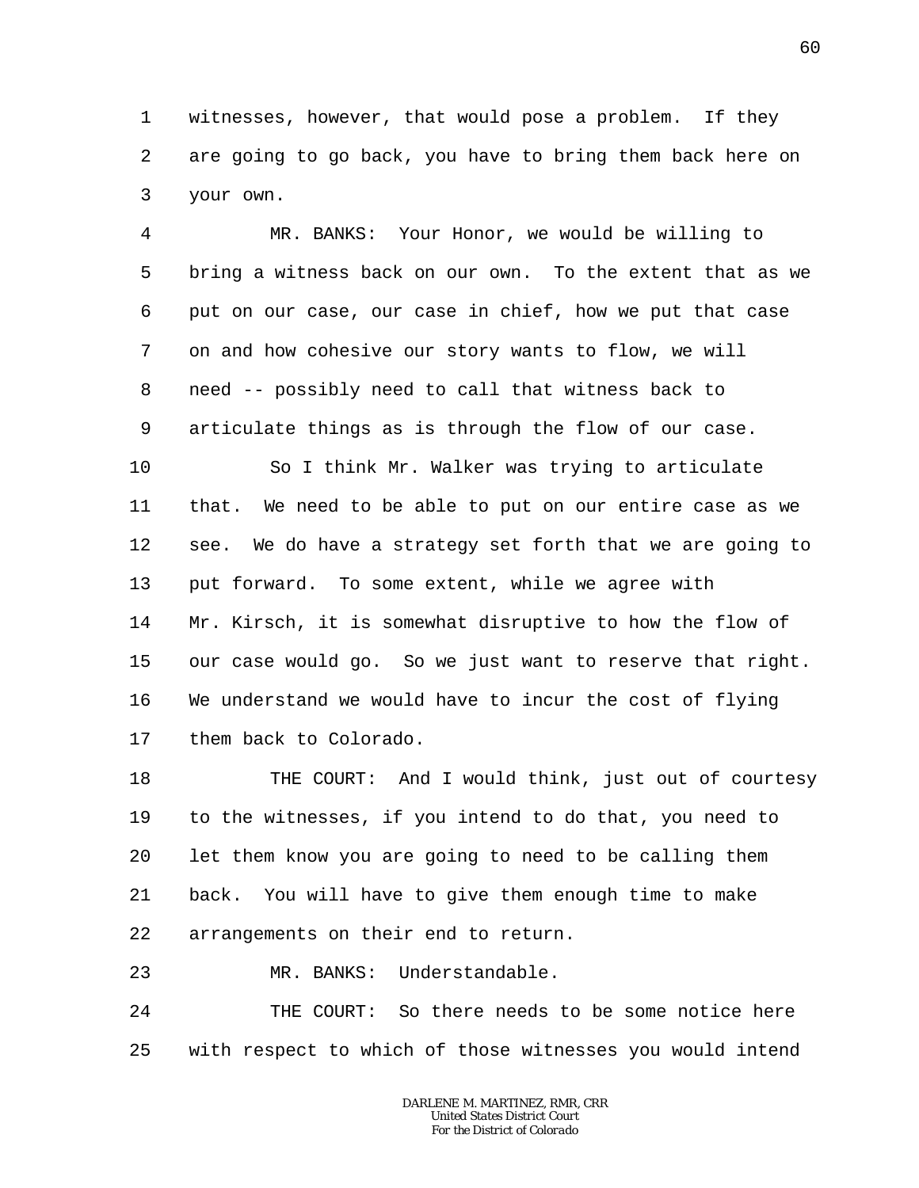witnesses, however, that would pose a problem. If they are going to go back, you have to bring them back here on your own.

MR. BANKS: Your Honor, we would be willing to bring a witness back on our own. To the extent that as we put on our case, our case in chief, how we put that case on and how cohesive our story wants to flow, we will need -- possibly need to call that witness back to articulate things as is through the flow of our case.

So I think Mr. Walker was trying to articulate that. We need to be able to put on our entire case as we see. We do have a strategy set forth that we are going to put forward. To some extent, while we agree with Mr. Kirsch, it is somewhat disruptive to how the flow of our case would go. So we just want to reserve that right. We understand we would have to incur the cost of flying them back to Colorado.

THE COURT: And I would think, just out of courtesy to the witnesses, if you intend to do that, you need to let them know you are going to need to be calling them back. You will have to give them enough time to make arrangements on their end to return.

MR. BANKS: Understandable.

THE COURT: So there needs to be some notice here with respect to which of those witnesses you would intend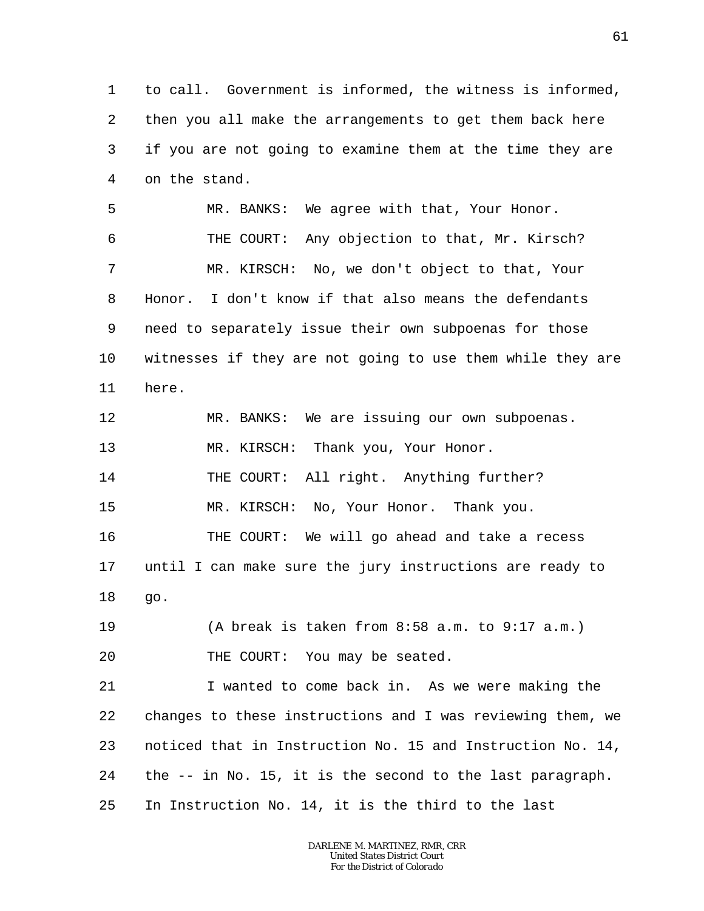to call. Government is informed, the witness is informed, then you all make the arrangements to get them back here if you are not going to examine them at the time they are on the stand.

MR. BANKS: We agree with that, Your Honor.

THE COURT: Any objection to that, Mr. Kirsch?

MR. KIRSCH: No, we don't object to that, Your Honor. I don't know if that also means the defendants need to separately issue their own subpoenas for those witnesses if they are not going to use them while they are here.

MR. BANKS: We are issuing our own subpoenas.

MR. KIRSCH: Thank you, Your Honor.

THE COURT: All right. Anything further?

MR. KIRSCH: No, Your Honor. Thank you.

THE COURT: We will go ahead and take a recess until I can make sure the jury instructions are ready to go.

(A break is taken from 8:58 a.m. to 9:17 a.m.)

THE COURT: You may be seated.

I wanted to come back in. As we were making the changes to these instructions and I was reviewing them, we noticed that in Instruction No. 15 and Instruction No. 14, the -- in No. 15, it is the second to the last paragraph. In Instruction No. 14, it is the third to the last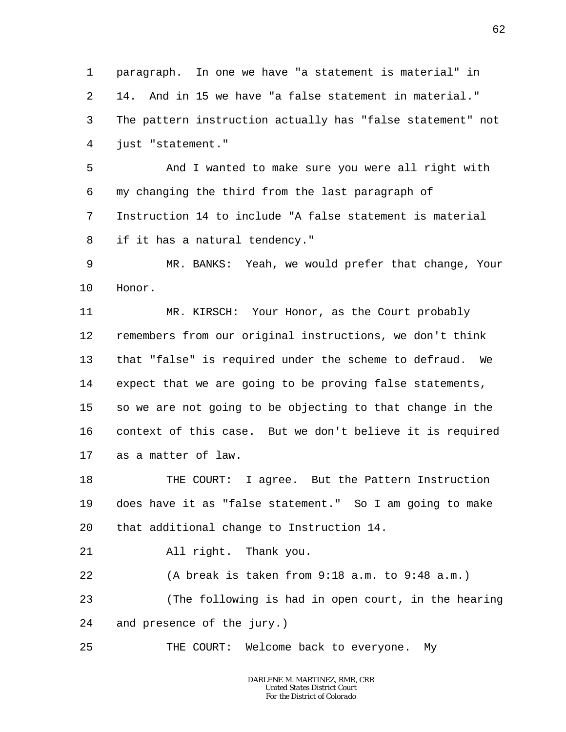paragraph. In one we have "a statement is material" in 14. And in 15 we have "a false statement in material." The pattern instruction actually has "false statement" not just "statement."

And I wanted to make sure you were all right with my changing the third from the last paragraph of Instruction 14 to include "A false statement is material if it has a natural tendency."

MR. BANKS: Yeah, we would prefer that change, Your Honor.

MR. KIRSCH: Your Honor, as the Court probably remembers from our original instructions, we don't think that "false" is required under the scheme to defraud. We expect that we are going to be proving false statements, so we are not going to be objecting to that change in the context of this case. But we don't believe it is required as a matter of law.

THE COURT: I agree. But the Pattern Instruction does have it as "false statement." So I am going to make that additional change to Instruction 14.

All right. Thank you.

(A break is taken from 9:18 a.m. to 9:48 a.m.)

(The following is had in open court, in the hearing and presence of the jury.)

THE COURT: Welcome back to everyone. My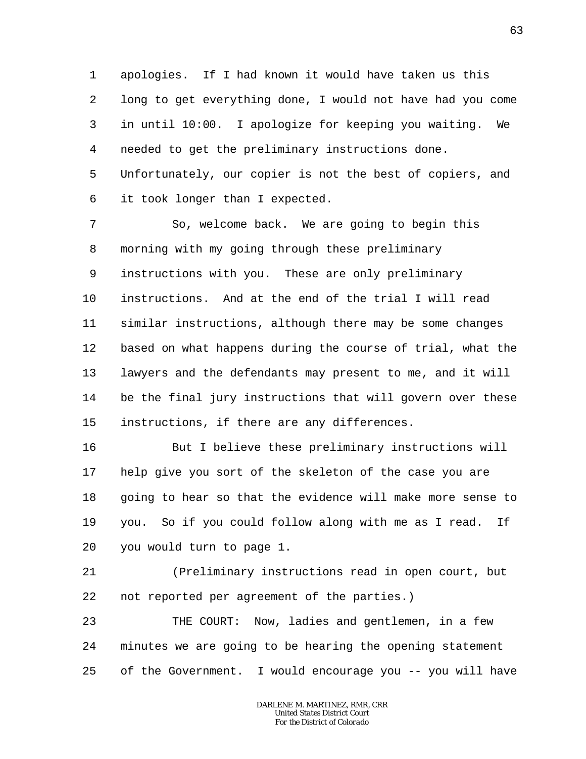apologies. If I had known it would have taken us this long to get everything done, I would not have had you come in until 10:00. I apologize for keeping you waiting. We needed to get the preliminary instructions done. Unfortunately, our copier is not the best of copiers, and it took longer than I expected.

So, welcome back. We are going to begin this morning with my going through these preliminary instructions with you. These are only preliminary instructions. And at the end of the trial I will read similar instructions, although there may be some changes based on what happens during the course of trial, what the lawyers and the defendants may present to me, and it will be the final jury instructions that will govern over these instructions, if there are any differences.

But I believe these preliminary instructions will help give you sort of the skeleton of the case you are going to hear so that the evidence will make more sense to you. So if you could follow along with me as I read. If you would turn to page 1.

(Preliminary instructions read in open court, but not reported per agreement of the parties.)

THE COURT: Now, ladies and gentlemen, in a few minutes we are going to be hearing the opening statement of the Government. I would encourage you -- you will have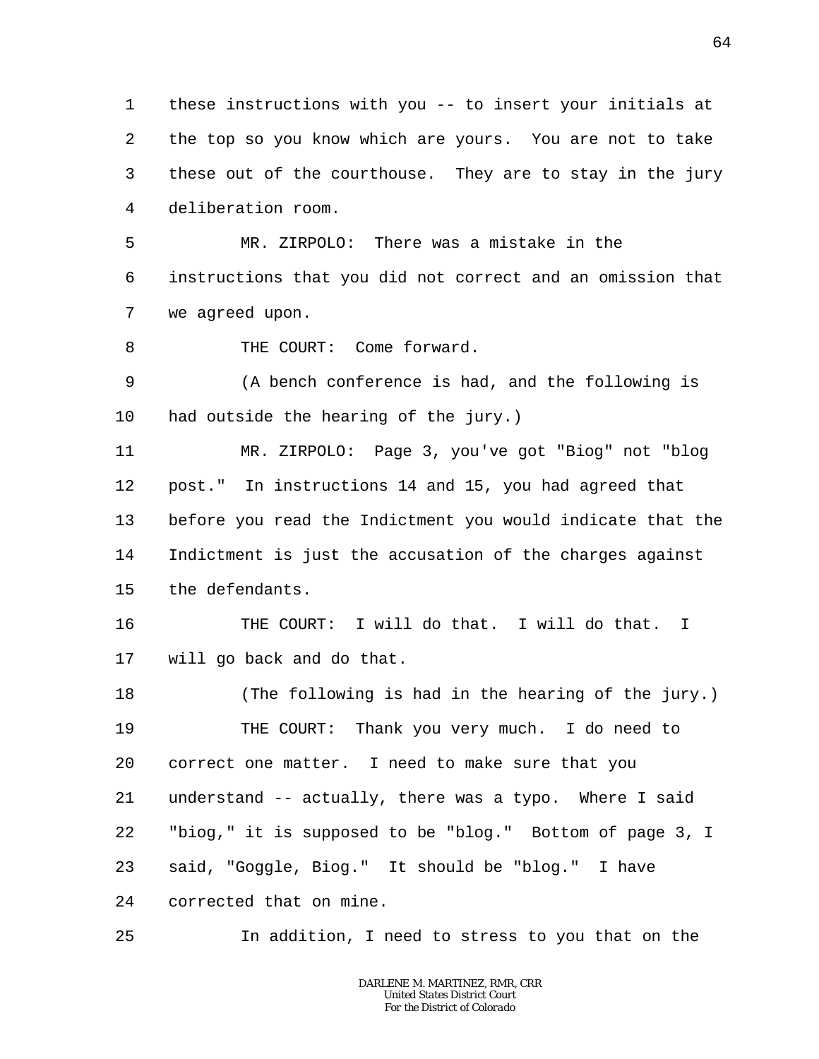these instructions with you -- to insert your initials at the top so you know which are yours. You are not to take these out of the courthouse. They are to stay in the jury deliberation room.

MR. ZIRPOLO: There was a mistake in the instructions that you did not correct and an omission that we agreed upon.

THE COURT: Come forward.

(A bench conference is had, and the following is had outside the hearing of the jury.)

MR. ZIRPOLO: Page 3, you've got "Biog" not "blog post." In instructions 14 and 15, you had agreed that before you read the Indictment you would indicate that the Indictment is just the accusation of the charges against the defendants.

THE COURT: I will do that. I will do that. I will go back and do that.

(The following is had in the hearing of the jury.)

THE COURT: Thank you very much. I do need to correct one matter. I need to make sure that you understand -- actually, there was a typo. Where I said "biog," it is supposed to be "blog." Bottom of page 3, I said, "Goggle, Biog." It should be "blog." I have corrected that on mine.

In addition, I need to stress to you that on the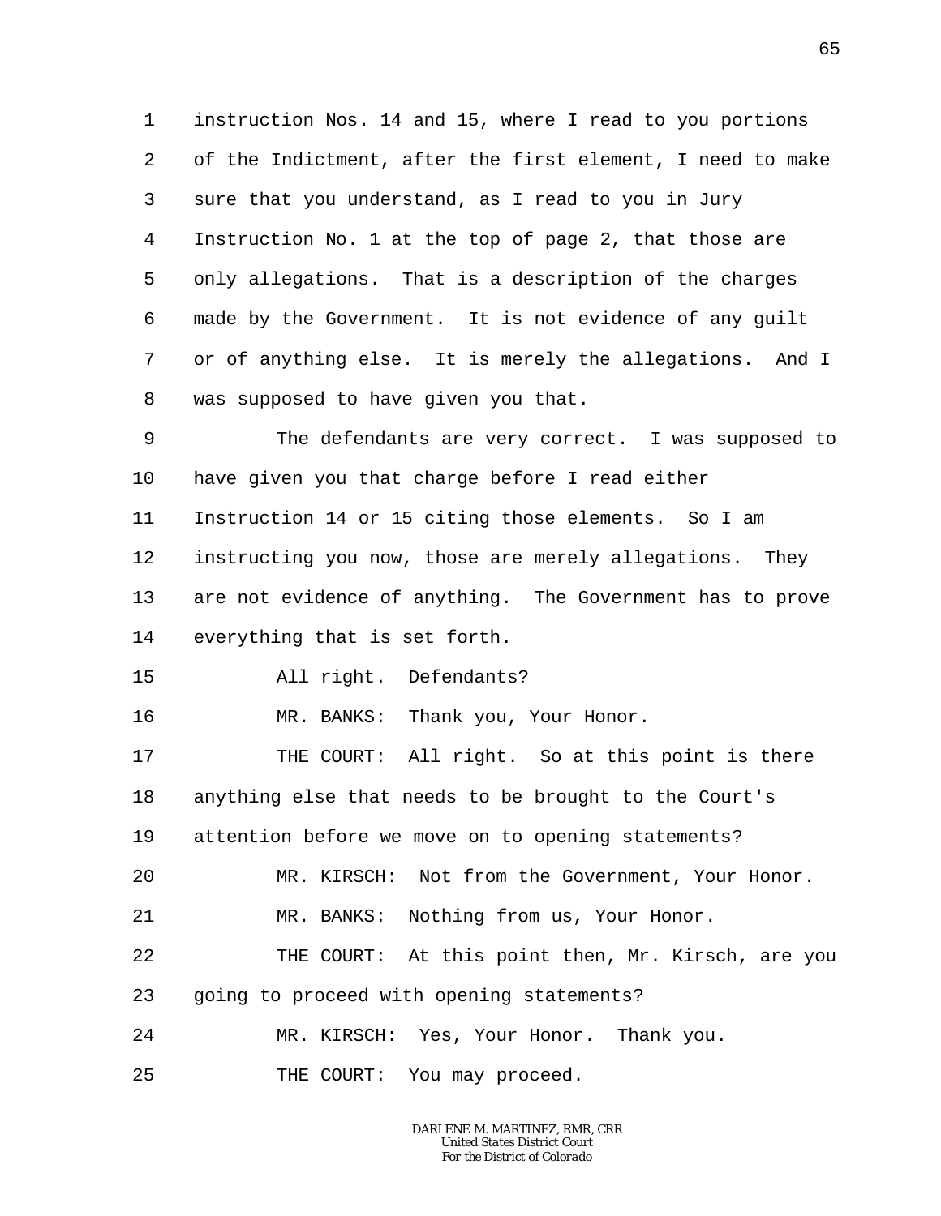instruction Nos. 14 and 15, where I read to you portions of the Indictment, after the first element, I need to make sure that you understand, as I read to you in Jury Instruction No. 1 at the top of page 2, that those are only allegations. That is a description of the charges made by the Government. It is not evidence of any guilt or of anything else. It is merely the allegations. And I was supposed to have given you that.

The defendants are very correct. I was supposed to have given you that charge before I read either Instruction 14 or 15 citing those elements. So I am instructing you now, those are merely allegations. They are not evidence of anything. The Government has to prove everything that is set forth.

All right. Defendants?

MR. BANKS: Thank you, Your Honor.

THE COURT: All right. So at this point is there anything else that needs to be brought to the Court's attention before we move on to opening statements?

MR. KIRSCH: Not from the Government, Your Honor.

MR. BANKS: Nothing from us, Your Honor.

THE COURT: At this point then, Mr. Kirsch, are you going to proceed with opening statements?

MR. KIRSCH: Yes, Your Honor. Thank you.

THE COURT: You may proceed.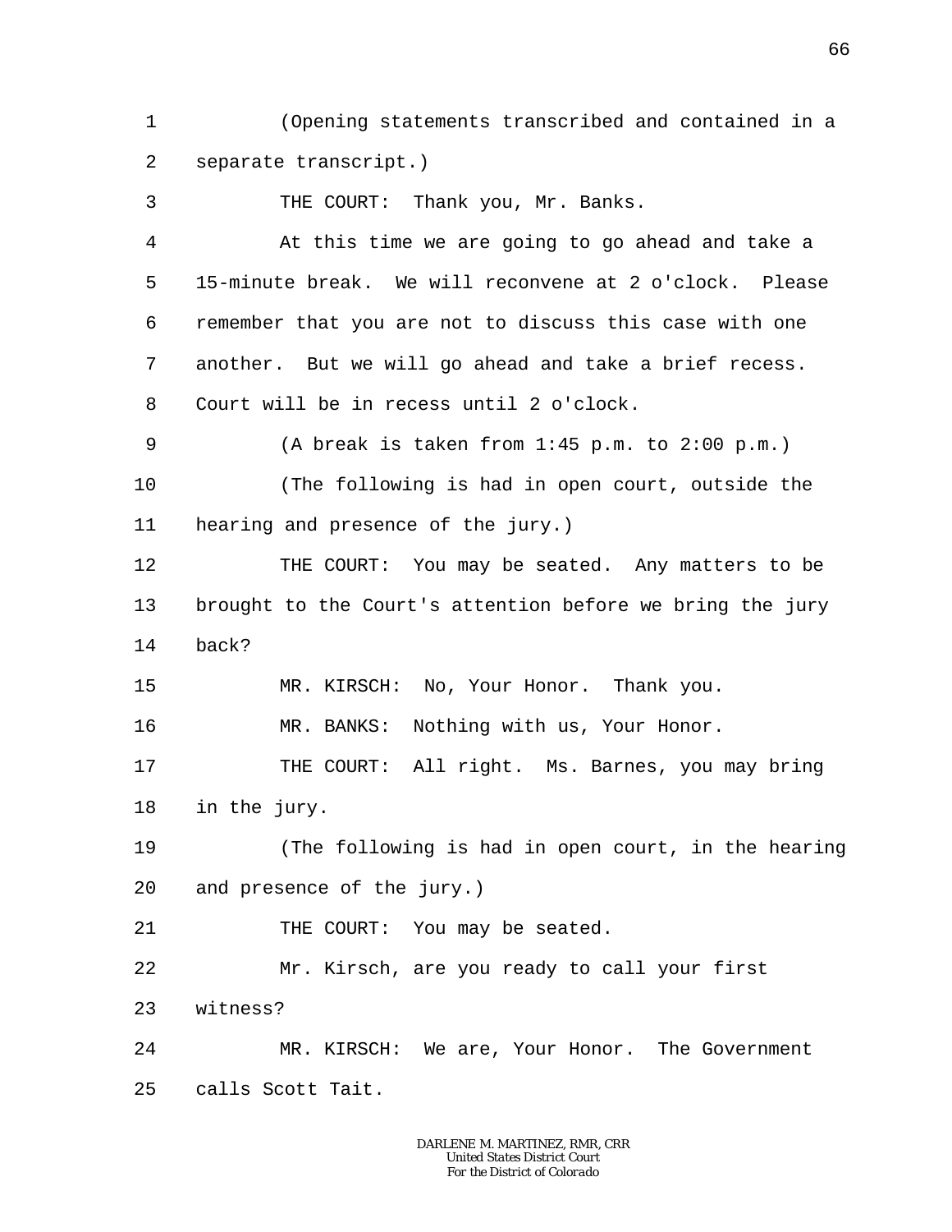1 (Opening statements transcribed and contained in a
2 separate transcript.)
3 THE COURT: Thank you, Mr. Banks.
4 At this time we are going to go ahead and take a
5 15-minute break. We will reconvene at 2 o'clock. Please
6 remember that you are not to discuss this case with one
7 another. But we will go ahead and take a brief recess.
8 Court will be in recess until 2 o'clock.
9 (A break is taken from 1:45 p.m. to 2:00 p.m.)
10 (The following is had in open court, outside the
11 hearing and presence of the jury.)
12 THE COURT: You may be seated. Any matters to be
13 brought to the Court's attention before we bring the jury
14 back?
15 MR. KIRSCH: No, Your Honor. Thank you.
16 MR. BANKS: Nothing with us, Your Honor.
17 THE COURT: All right. Ms. Barnes, you may bring
18 in the jury.
19 (The following is had in open court, in the hearing
20 and presence of the jury.)
21 THE COURT: You may be seated.
22 Mr. Kirsch, are you ready to call your first
23 witness?
24 MR. KIRSCH: We are, Your Honor. The Government
25 calls Scott Tait.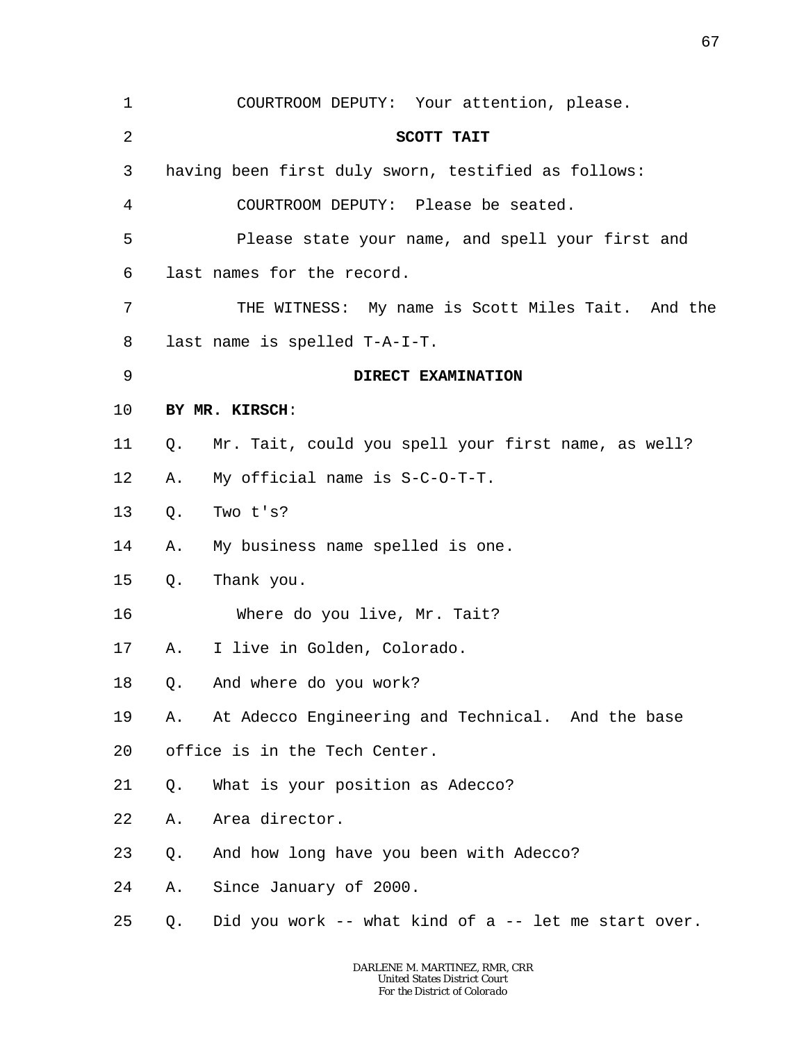COURTROOM DEPUTY: Your attention, please.

**SCOTT TAIT**

having been first duly sworn, testified as follows:

COURTROOM DEPUTY: Please be seated.

Please state your name, and spell your first and last names for the record.

THE WITNESS: My name is Scott Miles Tait. And the last name is spelled T-A-I-T.

**DIRECT EXAMINATION**

**BY MR. KIRSCH**:

Q. Mr. Tait, could you spell your first name, as well?

A. My official name is S-C-O-T-T.

Q. Two t's?

A. My business name spelled is one.

Q. Thank you.

Where do you live, Mr. Tait?

A. I live in Golden, Colorado.

Q. And where do you work?

A. At Adecco Engineering and Technical. And the base office is in the Tech Center.

Q. What is your position as Adecco?

A. Area director.

Q. And how long have you been with Adecco?

A. Since January of 2000.

Q. Did you work -- what kind of a -- let me start over.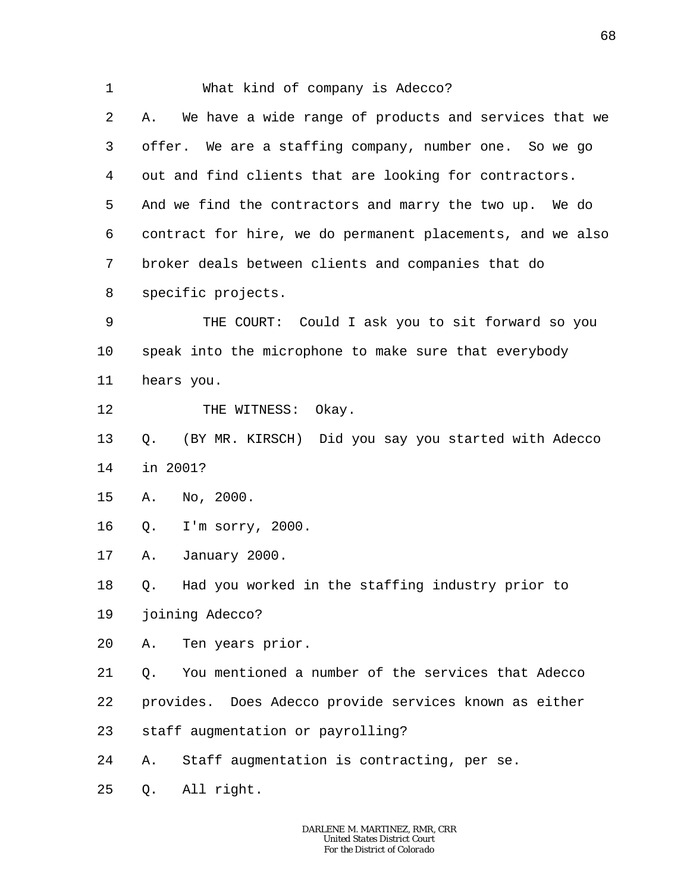1 What kind of company is Adecco?

2 A. We have a wide range of products and services that we

3 offer. We are a staffing company, number one. So we go

4 out and find clients that are looking for contractors.

5 And we find the contractors and marry the two up. We do

6 contract for hire, we do permanent placements, and we also

7 broker deals between clients and companies that do

8 specific projects.

9 THE COURT: Could I ask you to sit forward so you

10 speak into the microphone to make sure that everybody

11 hears you.

12 THE WITNESS: Okay.

13 Q. (BY MR. KIRSCH) Did you say you started with Adecco

14 in 2001?

15 A. No, 2000.

16 Q. I'm sorry, 2000.

17 A. January 2000.

18 Q. Had you worked in the staffing industry prior to

19 joining Adecco?

20 A. Ten years prior.

21 Q. You mentioned a number of the services that Adecco

22 provides. Does Adecco provide services known as either

23 staff augmentation or payrolling?

24 A. Staff augmentation is contracting, per se.

25 Q. All right.

DARLENE M. MARTINEZ, RMR, CRR
United States District Court
For the District of Colorado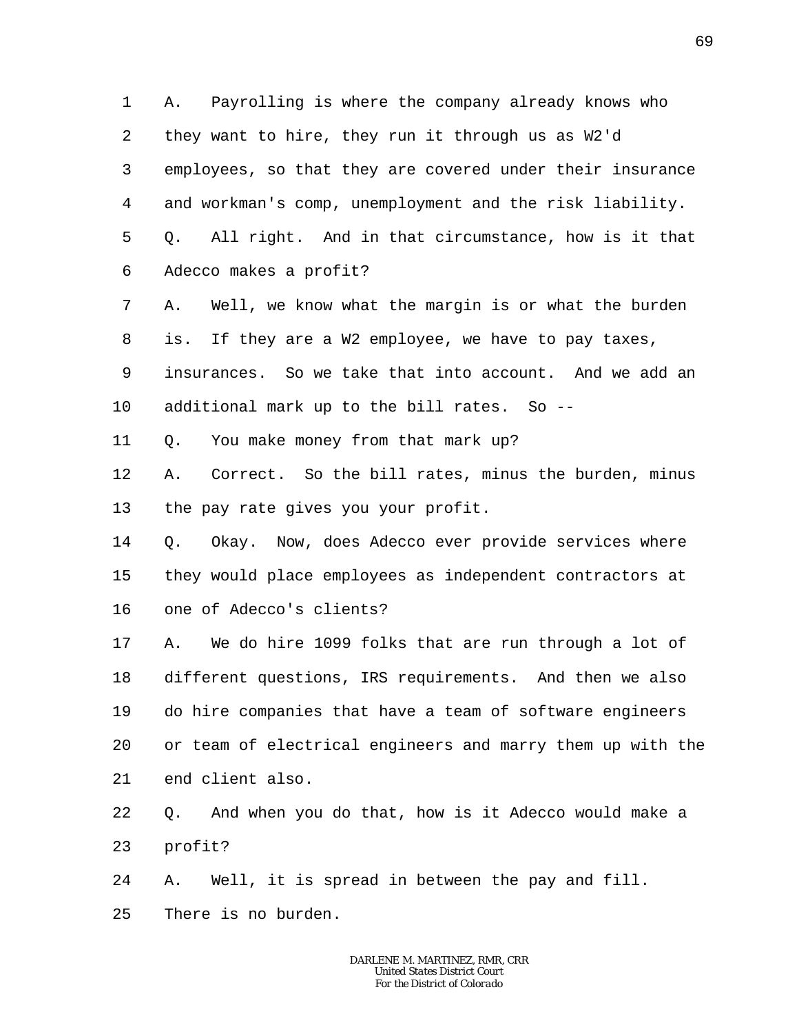1 A. Payrolling is where the company already knows who
2 they want to hire, they run it through us as W2'd
3 employees, so that they are covered under their insurance
4 and workman's comp, unemployment and the risk liability.
5 Q. All right. And in that circumstance, how is it that
6 Adecco makes a profit?
7 A. Well, we know what the margin is or what the burden
8 is. If they are a W2 employee, we have to pay taxes,
9 insurances. So we take that into account. And we add an
10 additional mark up to the bill rates. So --
11 Q. You make money from that mark up?
12 A. Correct. So the bill rates, minus the burden, minus
13 the pay rate gives you your profit.
14 Q. Okay. Now, does Adecco ever provide services where
15 they would place employees as independent contractors at
16 one of Adecco's clients?
17 A. We do hire 1099 folks that are run through a lot of
18 different questions, IRS requirements. And then we also
19 do hire companies that have a team of software engineers
20 or team of electrical engineers and marry them up with the
21 end client also.
22 Q. And when you do that, how is it Adecco would make a
23 profit?
24 A. Well, it is spread in between the pay and fill.
25 There is no burden.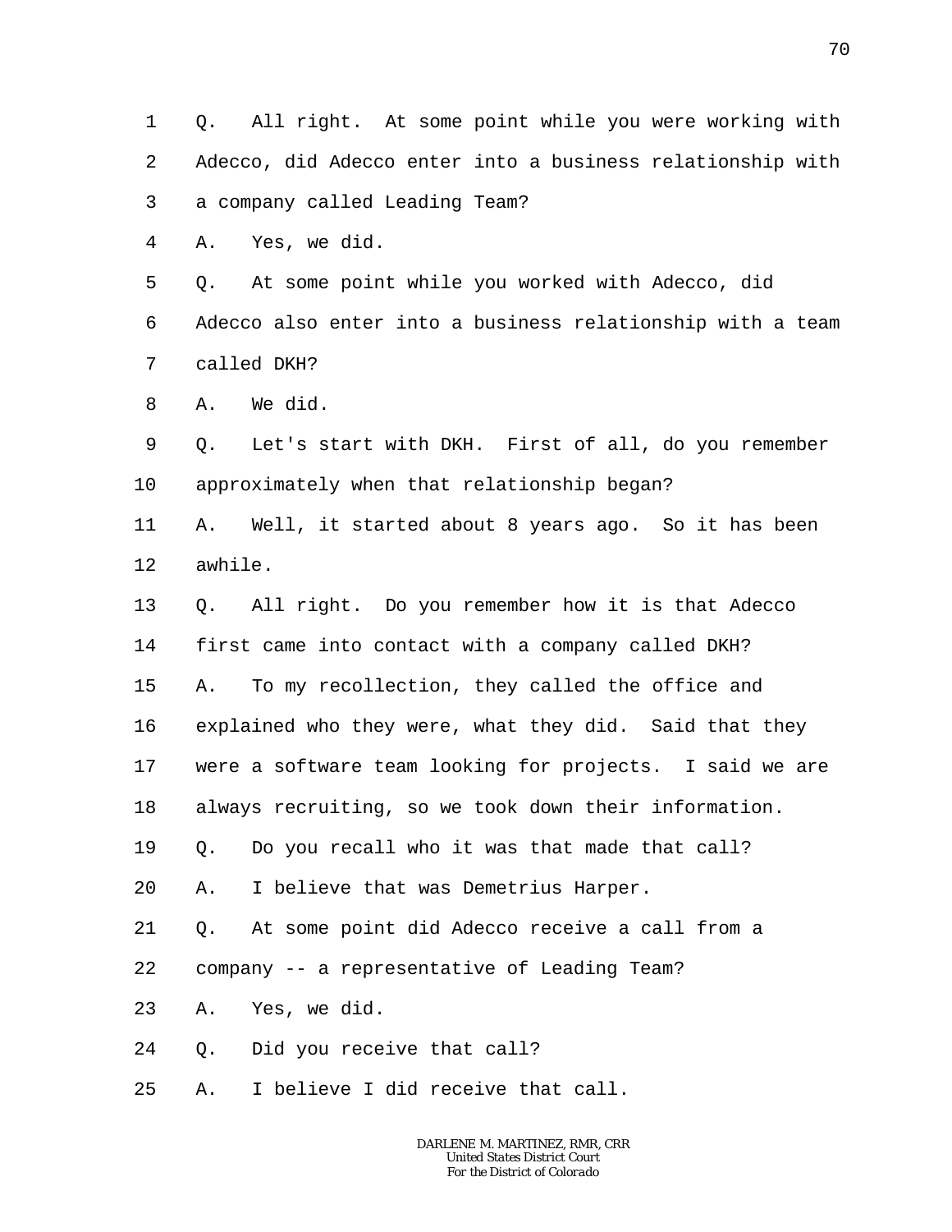1 Q. All right. At some point while you were working with
2 Adecco, did Adecco enter into a business relationship with
3 a company called Leading Team?
4 A. Yes, we did.
5 Q. At some point while you worked with Adecco, did
6 Adecco also enter into a business relationship with a team
7 called DKH?
8 A. We did.
9 Q. Let's start with DKH. First of all, do you remember
10 approximately when that relationship began?
11 A. Well, it started about 8 years ago. So it has been
12 awhile.
13 Q. All right. Do you remember how it is that Adecco
14 first came into contact with a company called DKH?
15 A. To my recollection, they called the office and
16 explained who they were, what they did. Said that they
17 were a software team looking for projects. I said we are
18 always recruiting, so we took down their information.
19 Q. Do you recall who it was that made that call?
20 A. I believe that was Demetrius Harper.
21 Q. At some point did Adecco receive a call from a
22 company -- a representative of Leading Team?
23 A. Yes, we did.
24 Q. Did you receive that call?
25 A. I believe I did receive that call.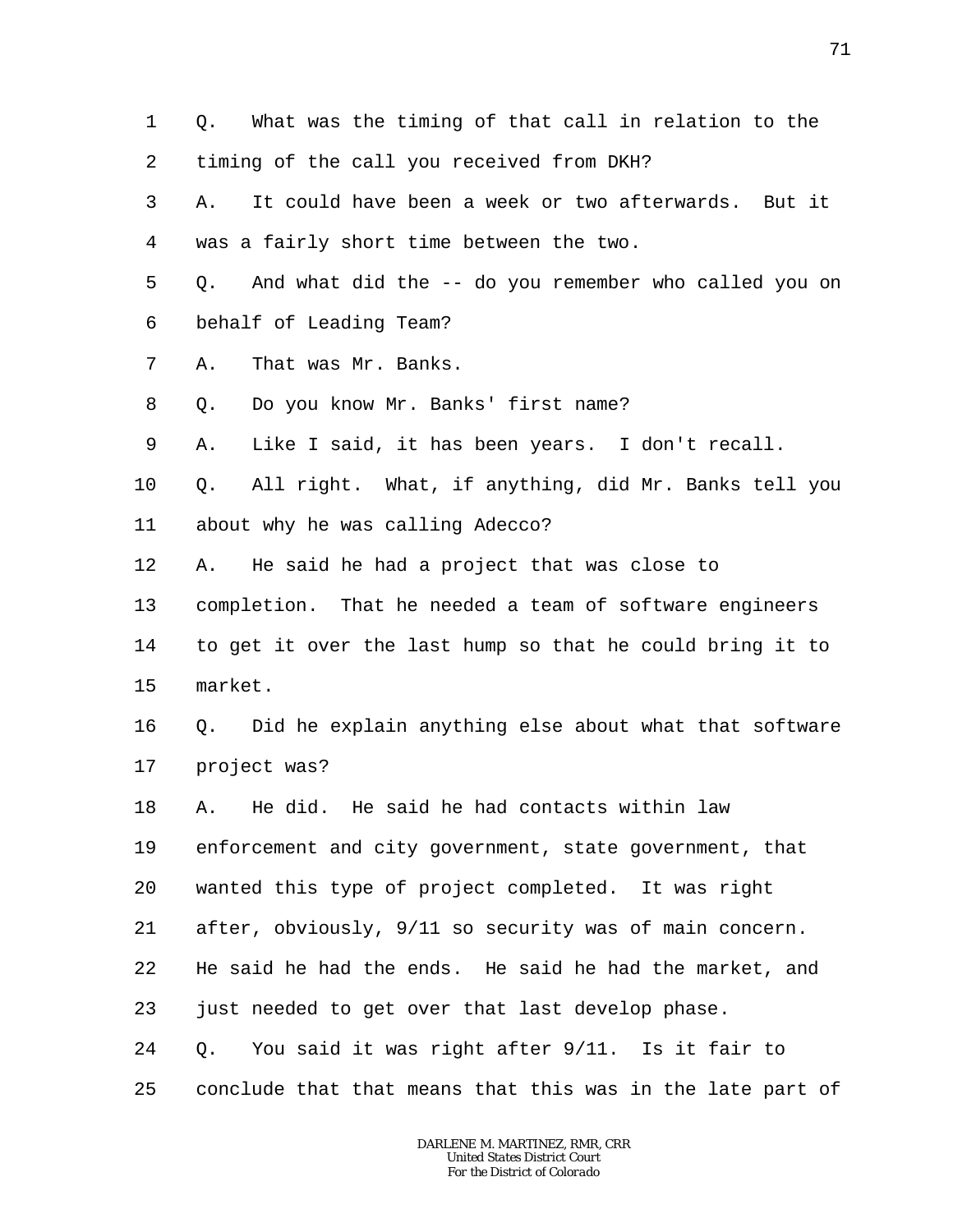Q. What was the timing of that call in relation to the timing of the call you received from DKH?

A. It could have been a week or two afterwards. But it was a fairly short time between the two.

Q. And what did the -- do you remember who called you on behalf of Leading Team?

A. That was Mr. Banks.

Q. Do you know Mr. Banks' first name?

A. Like I said, it has been years. I don't recall.

Q. All right. What, if anything, did Mr. Banks tell you about why he was calling Adecco?

A. He said he had a project that was close to completion. That he needed a team of software engineers to get it over the last hump so that he could bring it to market.

Q. Did he explain anything else about what that software project was?

A. He did. He said he had contacts within law enforcement and city government, state government, that wanted this type of project completed. It was right after, obviously, 9/11 so security was of main concern. He said he had the ends. He said he had the market, and just needed to get over that last develop phase.

Q. You said it was right after 9/11. Is it fair to conclude that that means that this was in the late part of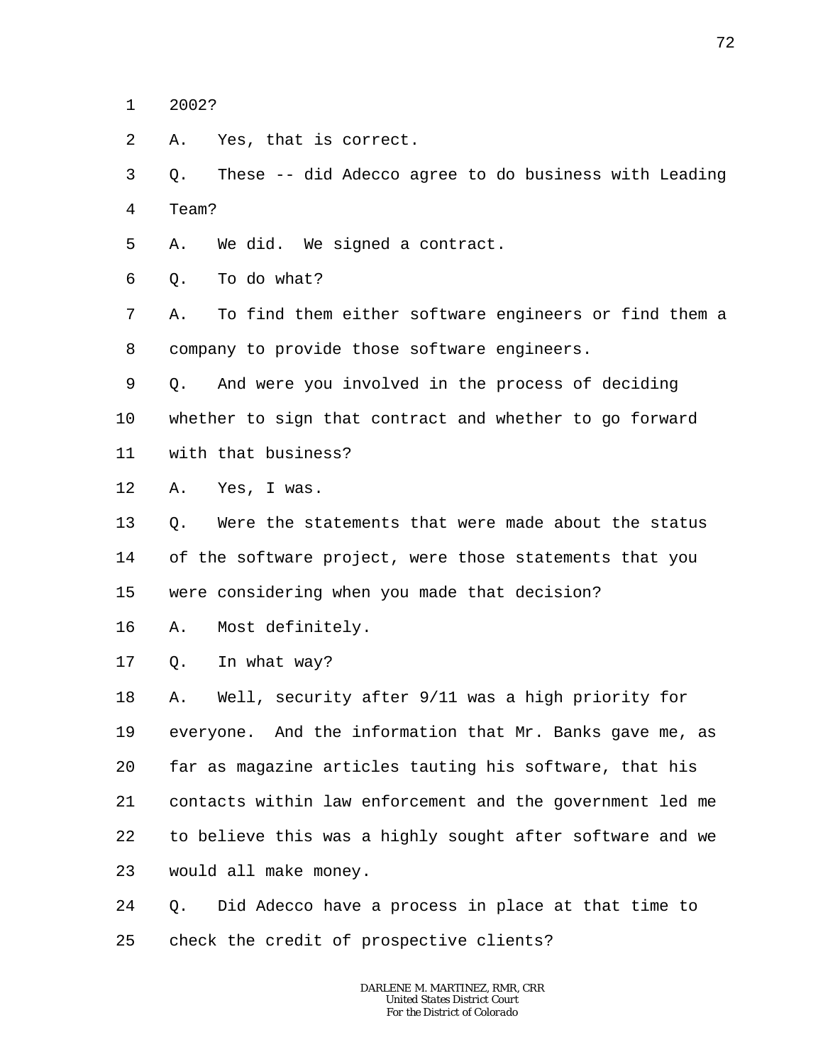2002?

A. Yes, that is correct.

Q. These -- did Adecco agree to do business with Leading Team?

A. We did. We signed a contract.

Q. To do what?

A. To find them either software engineers or find them a company to provide those software engineers.

Q. And were you involved in the process of deciding whether to sign that contract and whether to go forward with that business?

A. Yes, I was.

Q. Were the statements that were made about the status of the software project, were those statements that you were considering when you made that decision?

A. Most definitely.

Q. In what way?

A. Well, security after 9/11 was a high priority for everyone. And the information that Mr. Banks gave me, as far as magazine articles tauting his software, that his contacts within law enforcement and the government led me to believe this was a highly sought after software and we would all make money.

Q. Did Adecco have a process in place at that time to check the credit of prospective clients?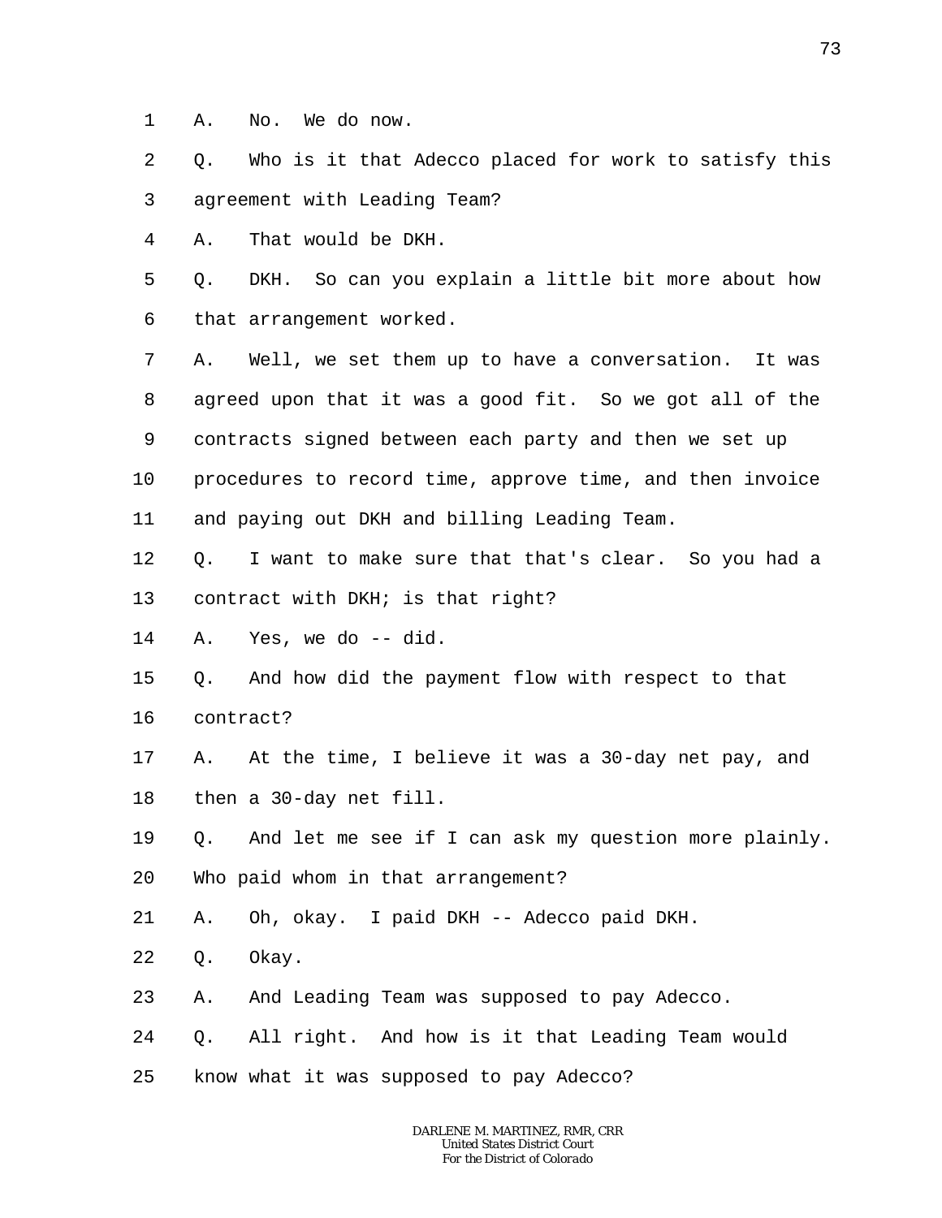1 A. No. We do now.

2 Q. Who is it that Adecco placed for work to satisfy this

3 agreement with Leading Team?

4 A. That would be DKH.

5 Q. DKH. So can you explain a little bit more about how

6 that arrangement worked.

7 A. Well, we set them up to have a conversation. It was

8 agreed upon that it was a good fit. So we got all of the

9 contracts signed between each party and then we set up

10 procedures to record time, approve time, and then invoice

11 and paying out DKH and billing Leading Team.

12 Q. I want to make sure that that's clear. So you had a

13 contract with DKH; is that right?

14 A. Yes, we do -- did.

15 Q. And how did the payment flow with respect to that

16 contract?

17 A. At the time, I believe it was a 30-day net pay, and

18 then a 30-day net fill.

19 Q. And let me see if I can ask my question more plainly.

20 Who paid whom in that arrangement?

21 A. Oh, okay. I paid DKH -- Adecco paid DKH.

22 Q. Okay.

23 A. And Leading Team was supposed to pay Adecco.

24 Q. All right. And how is it that Leading Team would

25 know what it was supposed to pay Adecco?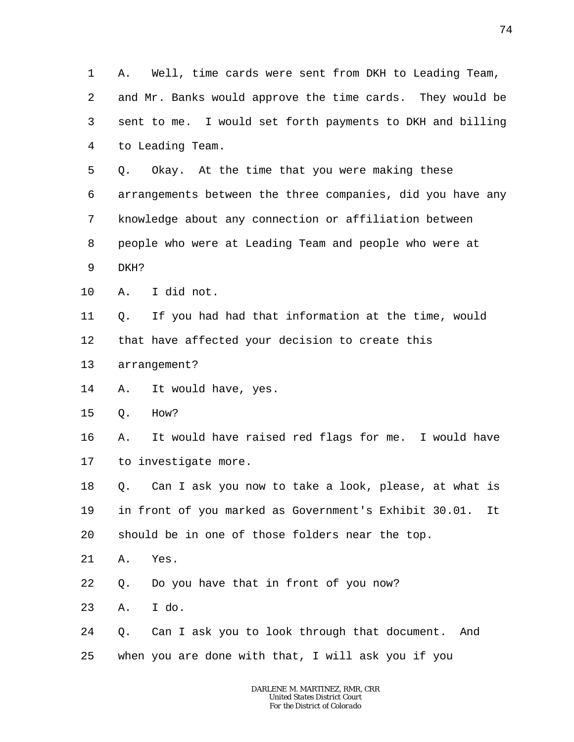1 A. Well, time cards were sent from DKH to Leading Team,
2 and Mr. Banks would approve the time cards. They would be
3 sent to me. I would set forth payments to DKH and billing
4 to Leading Team.
5 Q. Okay. At the time that you were making these
6 arrangements between the three companies, did you have any
7 knowledge about any connection or affiliation between
8 people who were at Leading Team and people who were at
9 DKH?
10 A. I did not.
11 Q. If you had had that information at the time, would
12 that have affected your decision to create this
13 arrangement?
14 A. It would have, yes.
15 Q. How?
16 A. It would have raised red flags for me. I would have
17 to investigate more.
18 Q. Can I ask you now to take a look, please, at what is
19 in front of you marked as Government's Exhibit 30.01. It
20 should be in one of those folders near the top.
21 A. Yes.
22 Q. Do you have that in front of you now?
23 A. I do.
24 Q. Can I ask you to look through that document. And
25 when you are done with that, I will ask you if you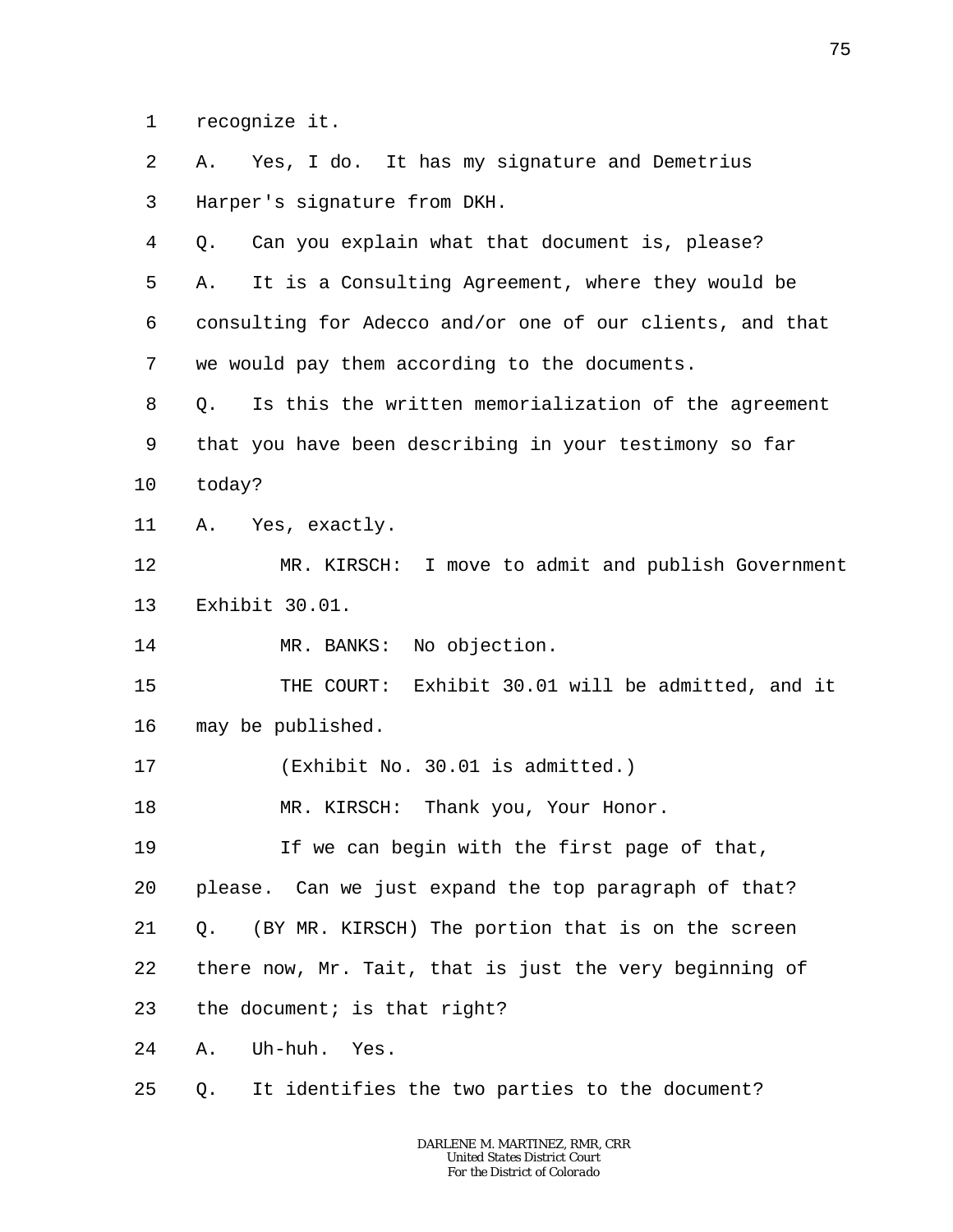1 recognize it.

2 A. Yes, I do. It has my signature and Demetrius

3 Harper's signature from DKH.

4 Q. Can you explain what that document is, please?

5 A. It is a Consulting Agreement, where they would be

6 consulting for Adecco and/or one of our clients, and that

7 we would pay them according to the documents.

8 Q. Is this the written memorialization of the agreement

9 that you have been describing in your testimony so far

10 today?

11 A. Yes, exactly.

12 MR. KIRSCH: I move to admit and publish Government

13 Exhibit 30.01.

14 MR. BANKS: No objection.

15 THE COURT: Exhibit 30.01 will be admitted, and it

16 may be published.

17 (Exhibit No. 30.01 is admitted.)

18 MR. KIRSCH: Thank you, Your Honor.

19 If we can begin with the first page of that,

20 please. Can we just expand the top paragraph of that?

21 Q. (BY MR. KIRSCH) The portion that is on the screen

22 there now, Mr. Tait, that is just the very beginning of

23 the document; is that right?

24 A. Uh-huh. Yes.

25 Q. It identifies the two parties to the document?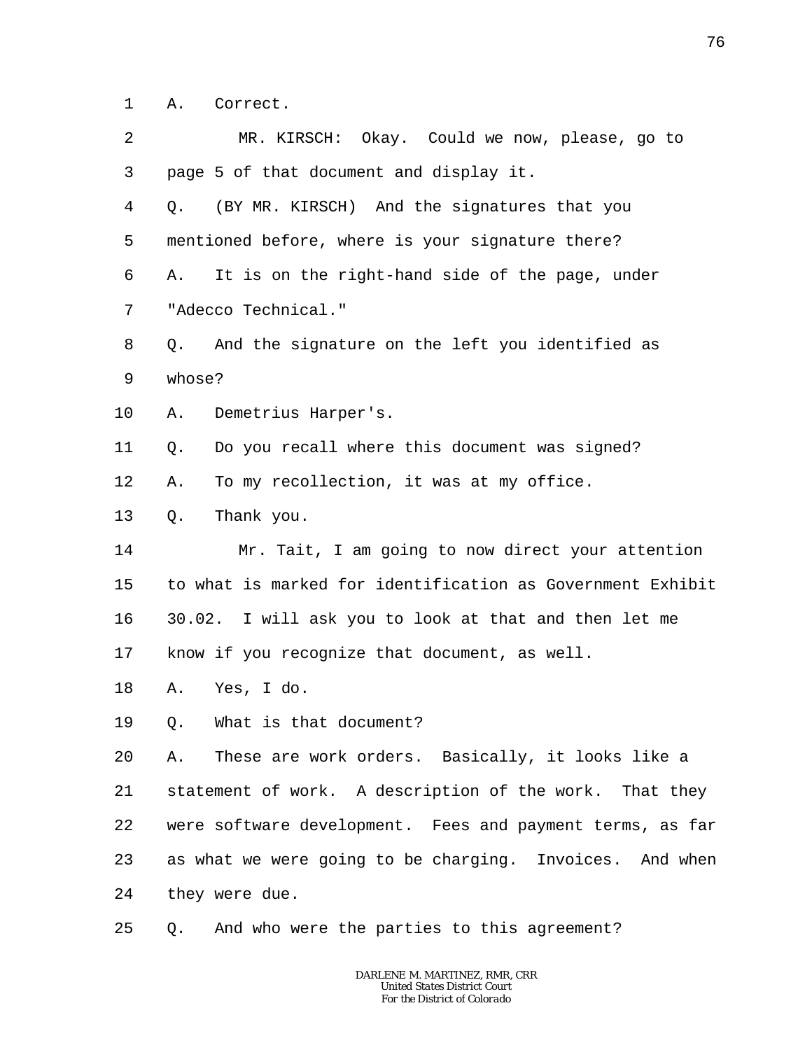1 A. Correct.

2 MR. KIRSCH: Okay. Could we now, please, go to

3 page 5 of that document and display it.

4 Q. (BY MR. KIRSCH) And the signatures that you

5 mentioned before, where is your signature there?

6 A. It is on the right-hand side of the page, under

7 "Adecco Technical."

8 Q. And the signature on the left you identified as

9 whose?

10 A. Demetrius Harper's.

11 Q. Do you recall where this document was signed?

12 A. To my recollection, it was at my office.

13 Q. Thank you.

14 Mr. Tait, I am going to now direct your attention

15 to what is marked for identification as Government Exhibit

16 30.02. I will ask you to look at that and then let me

17 know if you recognize that document, as well.

18 A. Yes, I do.

19 Q. What is that document?

20 A. These are work orders. Basically, it looks like a

21 statement of work. A description of the work. That they

22 were software development. Fees and payment terms, as far

23 as what we were going to be charging. Invoices. And when

24 they were due.

25 Q. And who were the parties to this agreement?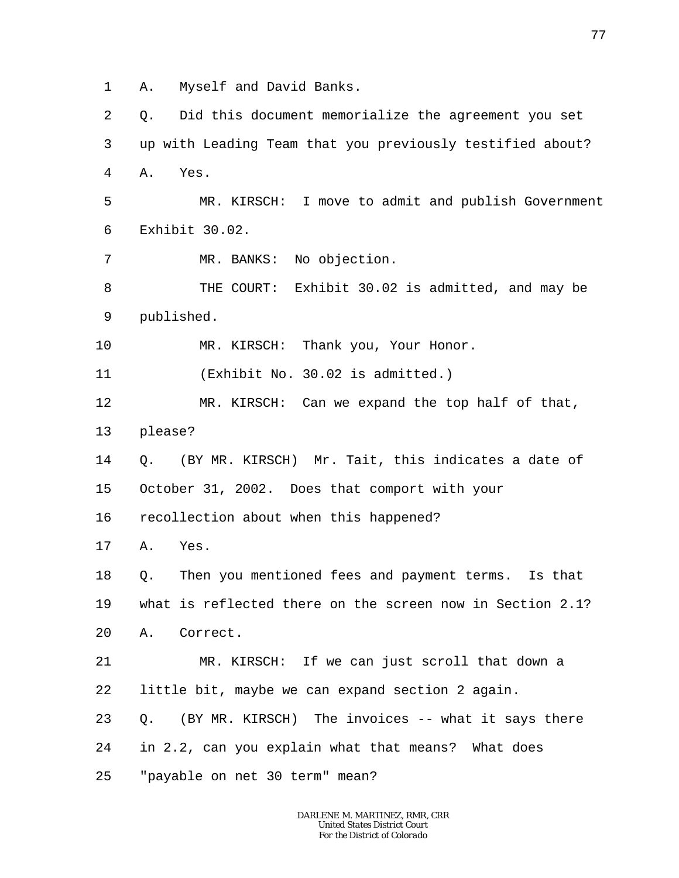1 A. Myself and David Banks.

2 Q. Did this document memorialize the agreement you set

3 up with Leading Team that you previously testified about?

4 A. Yes.

5 MR. KIRSCH: I move to admit and publish Government

6 Exhibit 30.02.

7 MR. BANKS: No objection.

8 THE COURT: Exhibit 30.02 is admitted, and may be

9 published.

10 MR. KIRSCH: Thank you, Your Honor.

11 (Exhibit No. 30.02 is admitted.)

12 MR. KIRSCH: Can we expand the top half of that,

13 please?

14 Q. (BY MR. KIRSCH) Mr. Tait, this indicates a date of

15 October 31, 2002. Does that comport with your

16 recollection about when this happened?

17 A. Yes.

18 Q. Then you mentioned fees and payment terms. Is that

19 what is reflected there on the screen now in Section 2.1?

20 A. Correct.

21 MR. KIRSCH: If we can just scroll that down a

22 little bit, maybe we can expand section 2 again.

23 Q. (BY MR. KIRSCH) The invoices -- what it says there

24 in 2.2, can you explain what that means? What does

25 "payable on net 30 term" mean?

DARLENE M. MARTINEZ, RMR, CRR
United States District Court
For the District of Colorado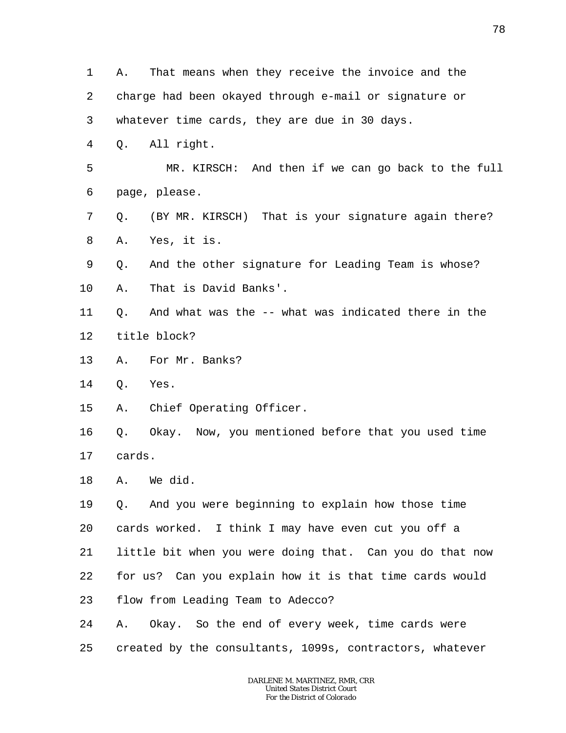1 A. That means when they receive the invoice and the
2 charge had been okayed through e-mail or signature or
3 whatever time cards, they are due in 30 days.
4 Q. All right.
5 MR. KIRSCH: And then if we can go back to the full
6 page, please.
7 Q. (BY MR. KIRSCH) That is your signature again there?
8 A. Yes, it is.
9 Q. And the other signature for Leading Team is whose?
10 A. That is David Banks'.
11 Q. And what was the -- what was indicated there in the
12 title block?
13 A. For Mr. Banks?
14 Q. Yes.
15 A. Chief Operating Officer.
16 Q. Okay. Now, you mentioned before that you used time
17 cards.
18 A. We did.
19 Q. And you were beginning to explain how those time
20 cards worked. I think I may have even cut you off a
21 little bit when you were doing that. Can you do that now
22 for us? Can you explain how it is that time cards would
23 flow from Leading Team to Adecco?
24 A. Okay. So the end of every week, time cards were
25 created by the consultants, 1099s, contractors, whatever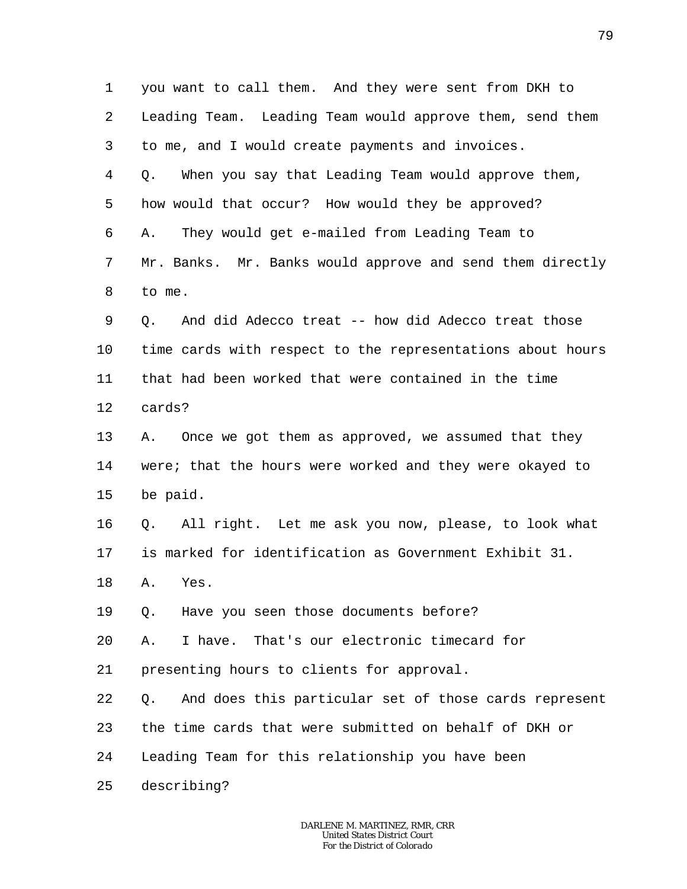1 you want to call them. And they were sent from DKH to
2 Leading Team. Leading Team would approve them, send them
3 to me, and I would create payments and invoices.
4 Q. When you say that Leading Team would approve them,
5 how would that occur? How would they be approved?
6 A. They would get e-mailed from Leading Team to
7 Mr. Banks. Mr. Banks would approve and send them directly
8 to me.
9 Q. And did Adecco treat -- how did Adecco treat those
10 time cards with respect to the representations about hours
11 that had been worked that were contained in the time
12 cards?
13 A. Once we got them as approved, we assumed that they
14 were; that the hours were worked and they were okayed to
15 be paid.
16 Q. All right. Let me ask you now, please, to look what
17 is marked for identification as Government Exhibit 31.
18 A. Yes.
19 Q. Have you seen those documents before?
20 A. I have. That's our electronic timecard for
21 presenting hours to clients for approval.
22 Q. And does this particular set of those cards represent
23 the time cards that were submitted on behalf of DKH or
24 Leading Team for this relationship you have been
25 describing?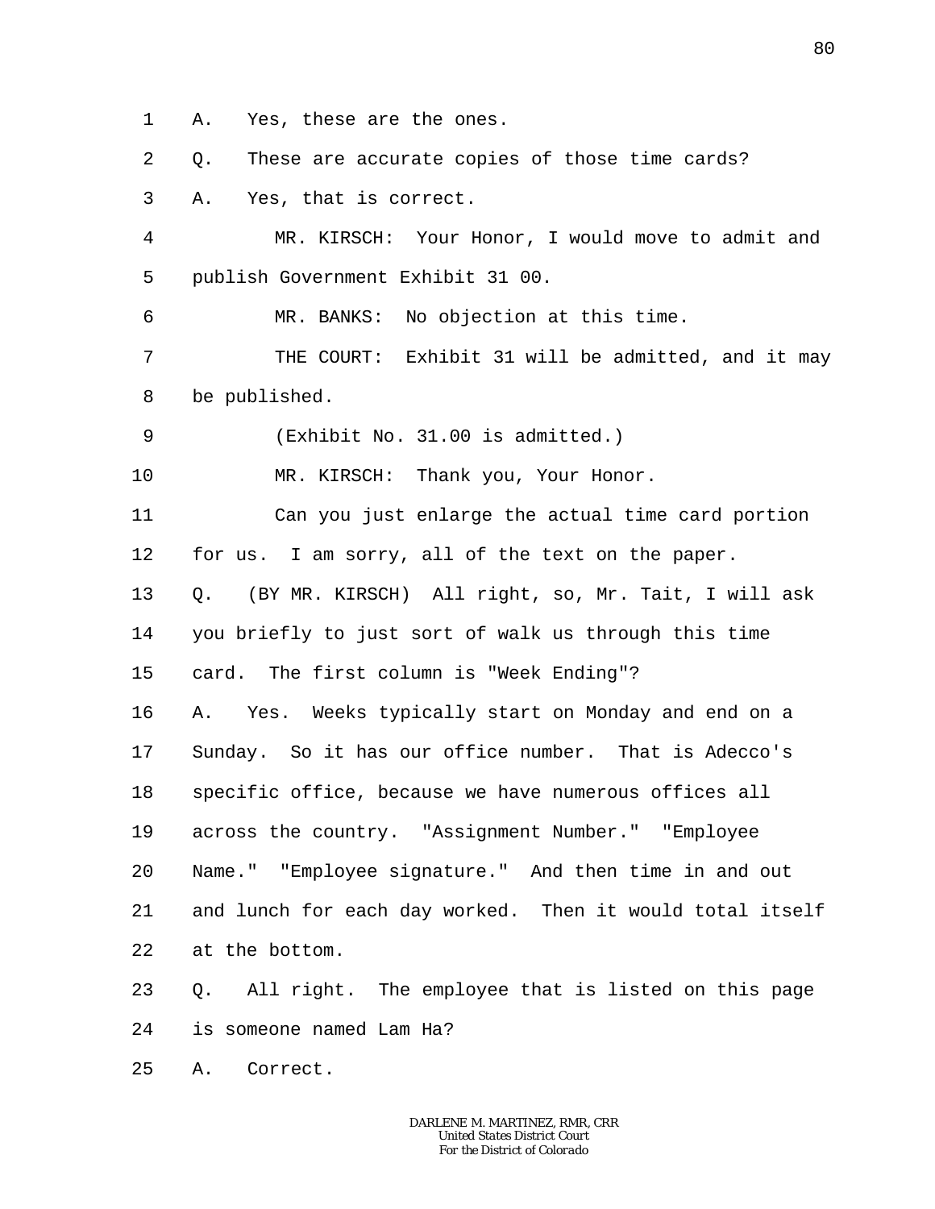1 A. Yes, these are the ones.

2 Q. These are accurate copies of those time cards?

3 A. Yes, that is correct.

4 MR. KIRSCH: Your Honor, I would move to admit and

5 publish Government Exhibit 31 00.

6 MR. BANKS: No objection at this time.

7 THE COURT: Exhibit 31 will be admitted, and it may

8 be published.

9 (Exhibit No. 31.00 is admitted.)

10 MR. KIRSCH: Thank you, Your Honor.

11 Can you just enlarge the actual time card portion

12 for us. I am sorry, all of the text on the paper.

13 Q. (BY MR. KIRSCH) All right, so, Mr. Tait, I will ask

14 you briefly to just sort of walk us through this time

15 card. The first column is "Week Ending"?

16 A. Yes. Weeks typically start on Monday and end on a

17 Sunday. So it has our office number. That is Adecco's

18 specific office, because we have numerous offices all

19 across the country. "Assignment Number." "Employee

20 Name." "Employee signature." And then time in and out

21 and lunch for each day worked. Then it would total itself

22 at the bottom.

23 Q. All right. The employee that is listed on this page

24 is someone named Lam Ha?

25 A. Correct.

DARLENE M. MARTINEZ, RMR, CRR
United States District Court
For the District of Colorado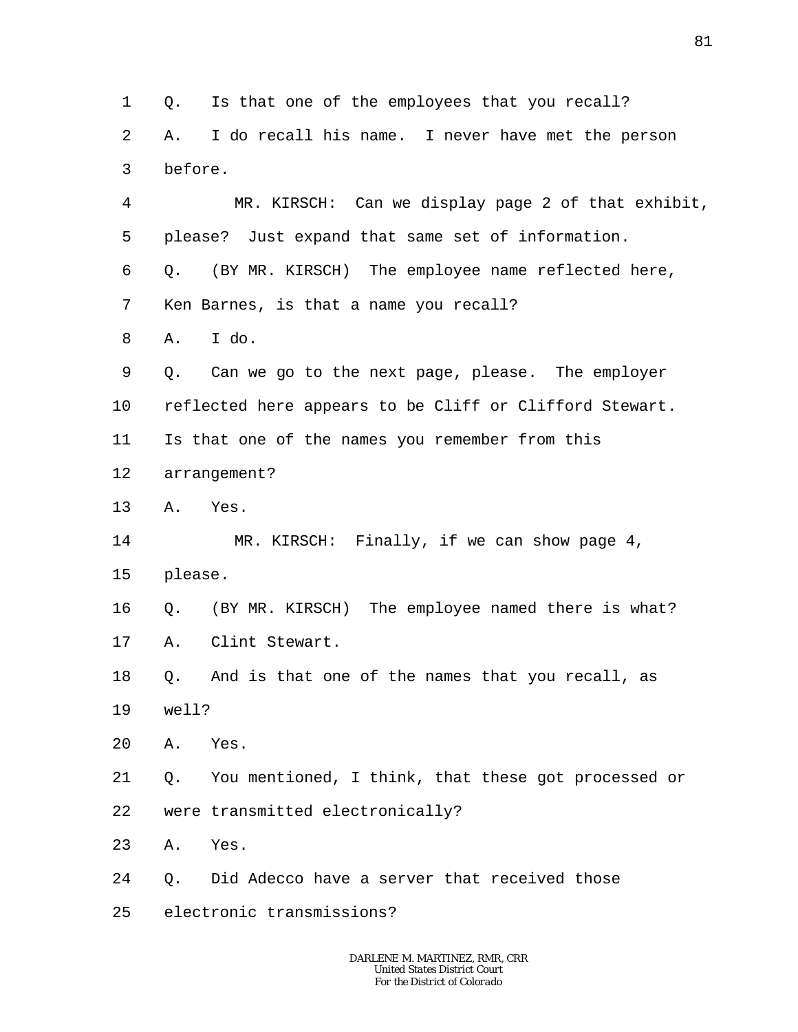1 Q. Is that one of the employees that you recall?

2 A. I do recall his name. I never have met the person

3 before.

4 MR. KIRSCH: Can we display page 2 of that exhibit,

5 please? Just expand that same set of information.

6 Q. (BY MR. KIRSCH) The employee name reflected here,

7 Ken Barnes, is that a name you recall?

8 A. I do.

9 Q. Can we go to the next page, please. The employer

10 reflected here appears to be Cliff or Clifford Stewart.

11 Is that one of the names you remember from this

12 arrangement?

13 A. Yes.

14 MR. KIRSCH: Finally, if we can show page 4,

15 please.

16 Q. (BY MR. KIRSCH) The employee named there is what?

17 A. Clint Stewart.

18 Q. And is that one of the names that you recall, as

19 well?

20 A. Yes.

21 Q. You mentioned, I think, that these got processed or

22 were transmitted electronically?

23 A. Yes.

24 Q. Did Adecco have a server that received those

25 electronic transmissions?

DARLENE M. MARTINEZ, RMR, CRR
United States District Court
For the District of Colorado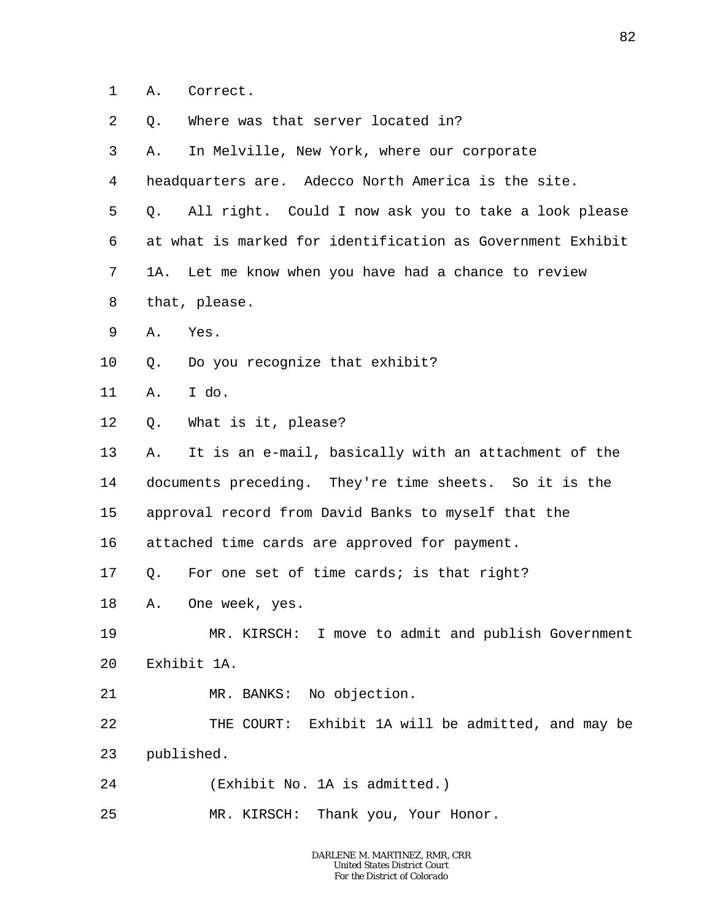1 A. Correct.

2 Q. Where was that server located in?

3 A. In Melville, New York, where our corporate

4 headquarters are. Adecco North America is the site.

5 Q. All right. Could I now ask you to take a look please

6 at what is marked for identification as Government Exhibit

7 1A. Let me know when you have had a chance to review

8 that, please.

9 A. Yes.

10 Q. Do you recognize that exhibit?

11 A. I do.

12 Q. What is it, please?

13 A. It is an e-mail, basically with an attachment of the

14 documents preceding. They're time sheets. So it is the

15 approval record from David Banks to myself that the

16 attached time cards are approved for payment.

17 Q. For one set of time cards; is that right?

18 A. One week, yes.

19 MR. KIRSCH: I move to admit and publish Government

20 Exhibit 1A.

21 MR. BANKS: No objection.

22 THE COURT: Exhibit 1A will be admitted, and may be

23 published.

24 (Exhibit No. 1A is admitted.)

25 MR. KIRSCH: Thank you, Your Honor.

DARLENE M. MARTINEZ, RMR, CRR
United States District Court
For the District of Colorado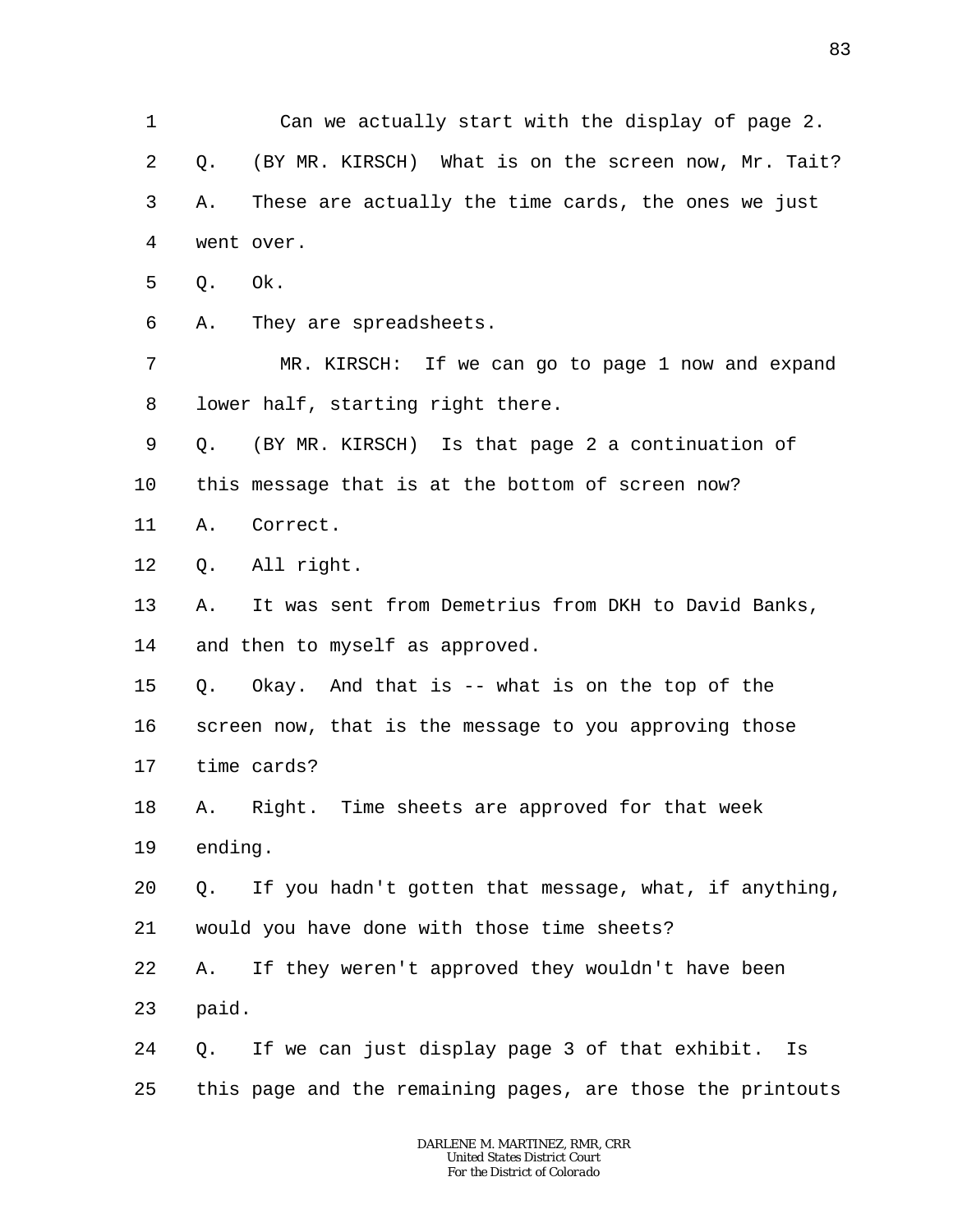1 Can we actually start with the display of page 2.

2 Q. (BY MR. KIRSCH) What is on the screen now, Mr. Tait?

3 A. These are actually the time cards, the ones we just

4 went over.

5 Q. Ok.

6 A. They are spreadsheets.

7 MR. KIRSCH: If we can go to page 1 now and expand

8 lower half, starting right there.

9 Q. (BY MR. KIRSCH) Is that page 2 a continuation of

10 this message that is at the bottom of screen now?

11 A. Correct.

12 Q. All right.

13 A. It was sent from Demetrius from DKH to David Banks,

14 and then to myself as approved.

15 Q. Okay. And that is -- what is on the top of the

16 screen now, that is the message to you approving those

17 time cards?

18 A. Right. Time sheets are approved for that week

19 ending.

20 Q. If you hadn't gotten that message, what, if anything,

21 would you have done with those time sheets?

22 A. If they weren't approved they wouldn't have been

23 paid.

24 Q. If we can just display page 3 of that exhibit. Is

25 this page and the remaining pages, are those the printouts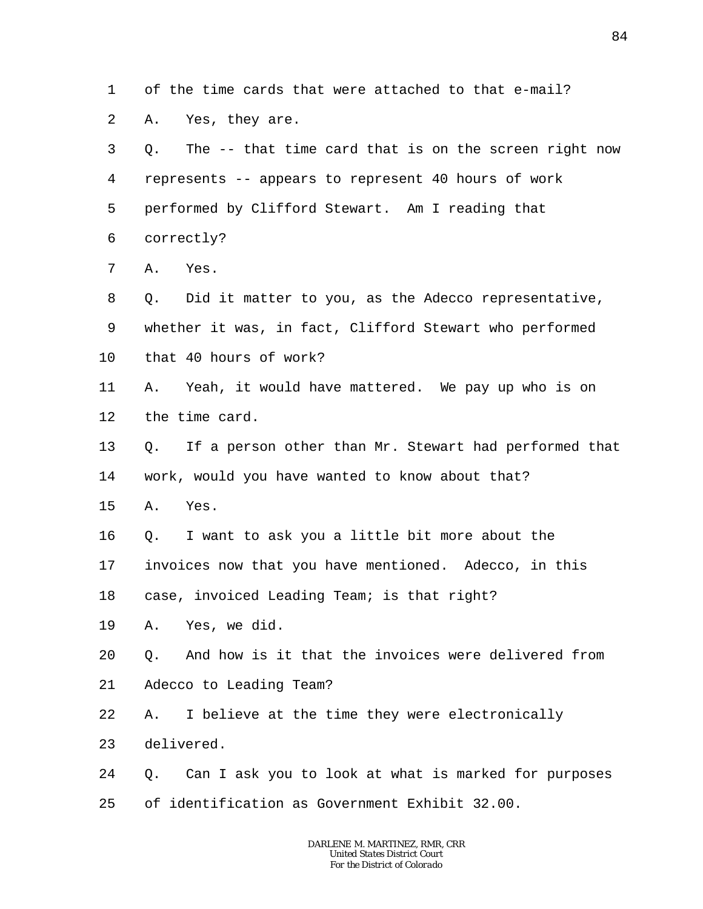1 of the time cards that were attached to that e-mail?

2 A. Yes, they are.

3 Q. The -- that time card that is on the screen right now

4 represents -- appears to represent 40 hours of work

5 performed by Clifford Stewart. Am I reading that

6 correctly?

7 A. Yes.

8 Q. Did it matter to you, as the Adecco representative,

9 whether it was, in fact, Clifford Stewart who performed

10 that 40 hours of work?

11 A. Yeah, it would have mattered. We pay up who is on

12 the time card.

13 Q. If a person other than Mr. Stewart had performed that

14 work, would you have wanted to know about that?

15 A. Yes.

16 Q. I want to ask you a little bit more about the

17 invoices now that you have mentioned. Adecco, in this

18 case, invoiced Leading Team; is that right?

19 A. Yes, we did.

20 Q. And how is it that the invoices were delivered from

21 Adecco to Leading Team?

22 A. I believe at the time they were electronically

23 delivered.

24 Q. Can I ask you to look at what is marked for purposes

25 of identification as Government Exhibit 32.00.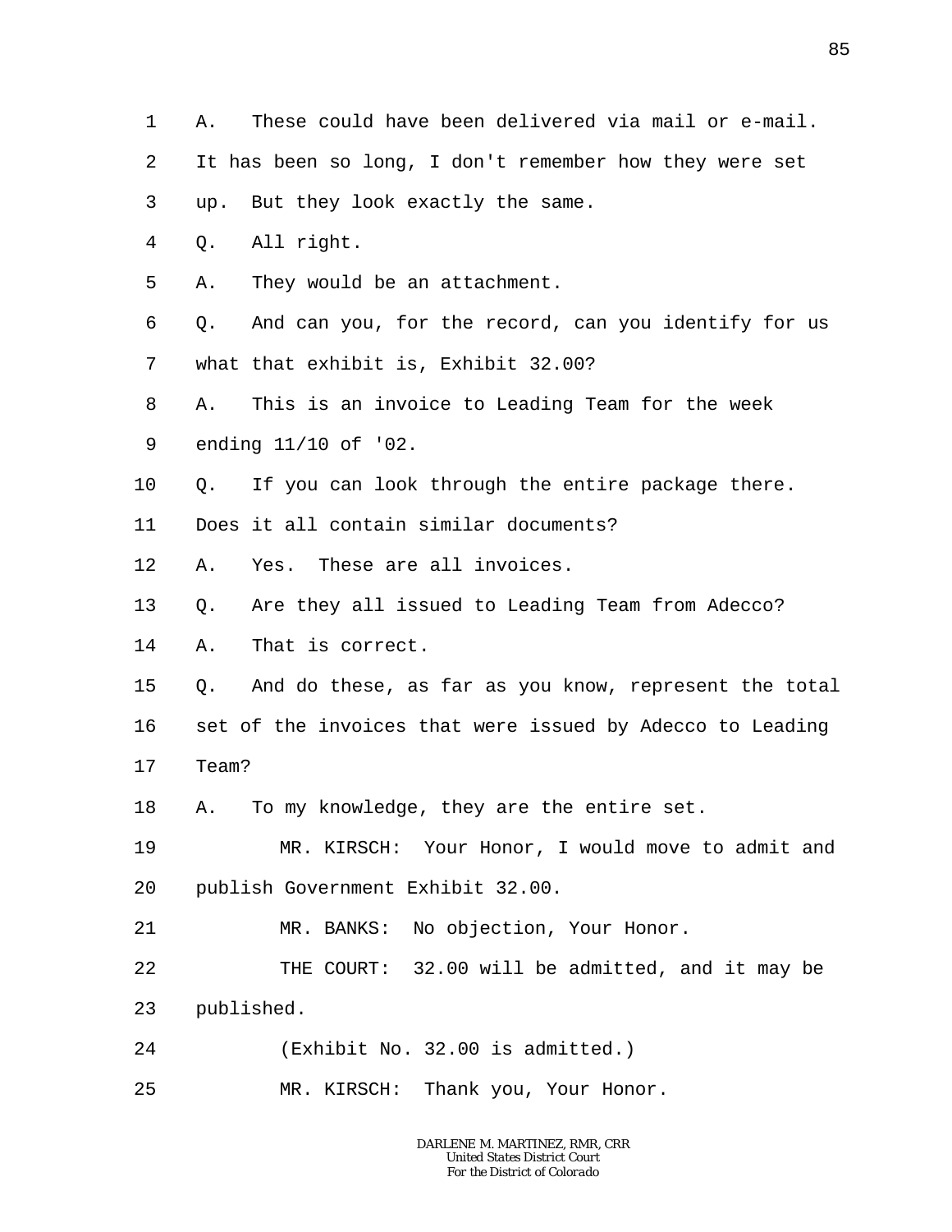A. These could have been delivered via mail or e-mail. It has been so long, I don't remember how they were set up. But they look exactly the same.

Q. All right.

A. They would be an attachment.

Q. And can you, for the record, can you identify for us what that exhibit is, Exhibit 32.00?

A. This is an invoice to Leading Team for the week ending 11/10 of '02.

Q. If you can look through the entire package there. Does it all contain similar documents?

A. Yes. These are all invoices.

Q. Are they all issued to Leading Team from Adecco?

A. That is correct.

Q. And do these, as far as you know, represent the total set of the invoices that were issued by Adecco to Leading Team?

A. To my knowledge, they are the entire set.

MR. KIRSCH: Your Honor, I would move to admit and publish Government Exhibit 32.00.

MR. BANKS: No objection, Your Honor.

THE COURT: 32.00 will be admitted, and it may be published.

(Exhibit No. 32.00 is admitted.)

MR. KIRSCH: Thank you, Your Honor.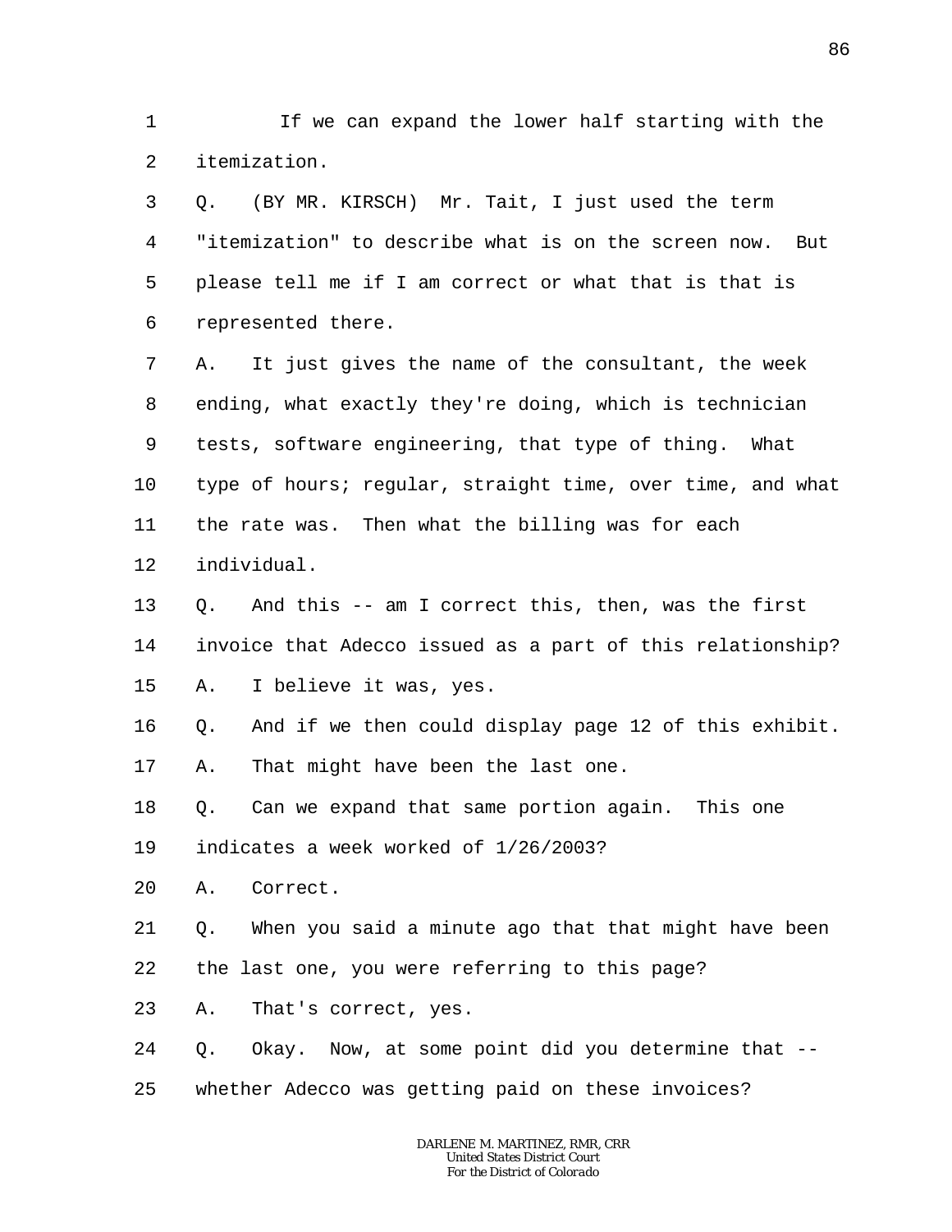1 If we can expand the lower half starting with the
2 itemization.
3 Q. (BY MR. KIRSCH) Mr. Tait, I just used the term
4 "itemization" to describe what is on the screen now. But
5 please tell me if I am correct or what that is that is
6 represented there.
7 A. It just gives the name of the consultant, the week
8 ending, what exactly they're doing, which is technician
9 tests, software engineering, that type of thing. What
10 type of hours; regular, straight time, over time, and what
11 the rate was. Then what the billing was for each
12 individual.
13 Q. And this -- am I correct this, then, was the first
14 invoice that Adecco issued as a part of this relationship?
15 A. I believe it was, yes.
16 Q. And if we then could display page 12 of this exhibit.
17 A. That might have been the last one.
18 Q. Can we expand that same portion again. This one
19 indicates a week worked of 1/26/2003?
20 A. Correct.
21 Q. When you said a minute ago that that might have been
22 the last one, you were referring to this page?
23 A. That's correct, yes.
24 Q. Okay. Now, at some point did you determine that --
25 whether Adecco was getting paid on these invoices?

DARLENE M. MARTINEZ, RMR, CRR
United States District Court
For the District of Colorado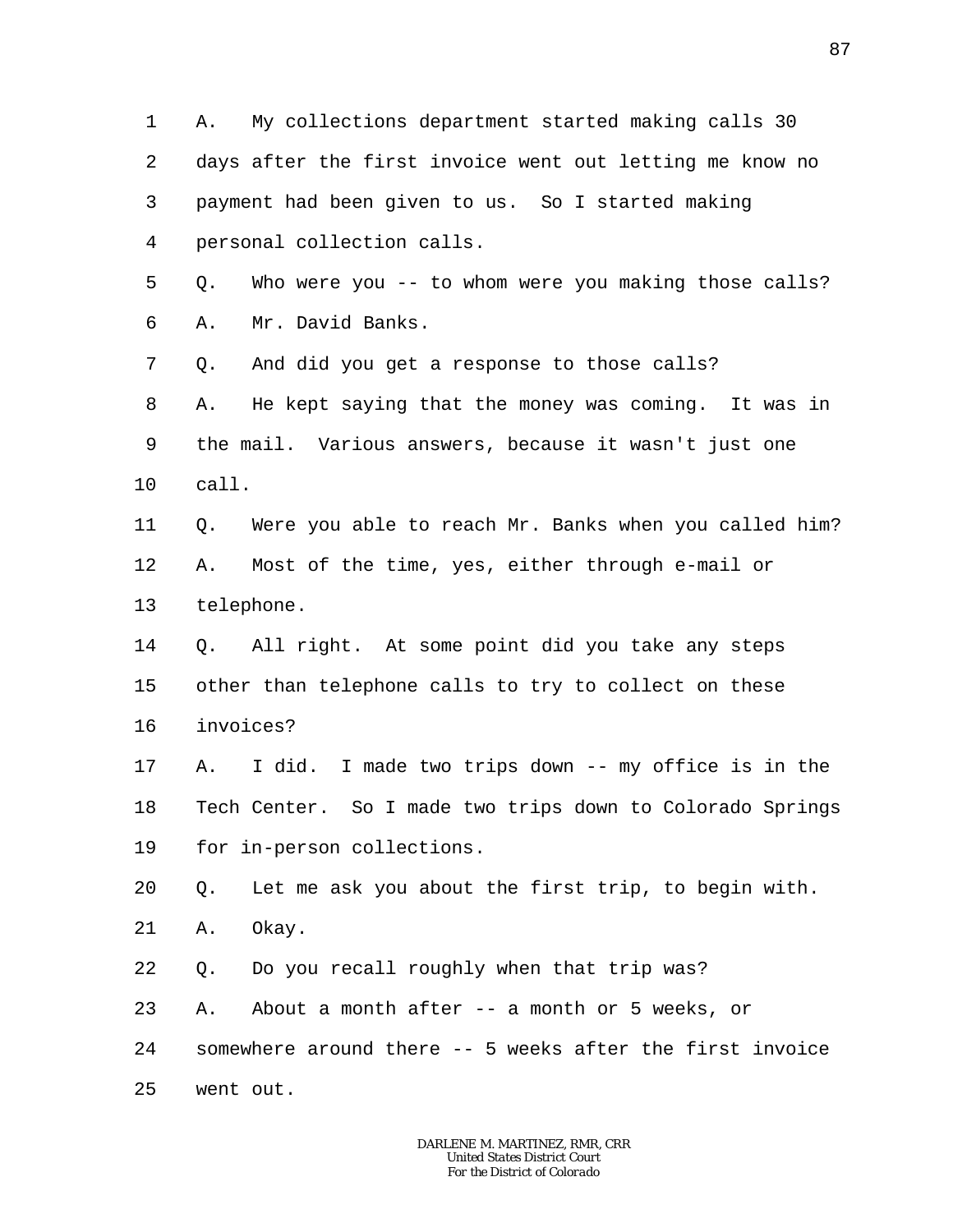1 A. My collections department started making calls 30
2 days after the first invoice went out letting me know no
3 payment had been given to us. So I started making
4 personal collection calls.
5 Q. Who were you -- to whom were you making those calls?
6 A. Mr. David Banks.
7 Q. And did you get a response to those calls?
8 A. He kept saying that the money was coming. It was in
9 the mail. Various answers, because it wasn't just one
10 call.
11 Q. Were you able to reach Mr. Banks when you called him?
12 A. Most of the time, yes, either through e-mail or
13 telephone.
14 Q. All right. At some point did you take any steps
15 other than telephone calls to try to collect on these
16 invoices?
17 A. I did. I made two trips down -- my office is in the
18 Tech Center. So I made two trips down to Colorado Springs
19 for in-person collections.
20 Q. Let me ask you about the first trip, to begin with.
21 A. Okay.
22 Q. Do you recall roughly when that trip was?
23 A. About a month after -- a month or 5 weeks, or
24 somewhere around there -- 5 weeks after the first invoice
25 went out.

DARLENE M. MARTINEZ, RMR, CRR
United States District Court
For the District of Colorado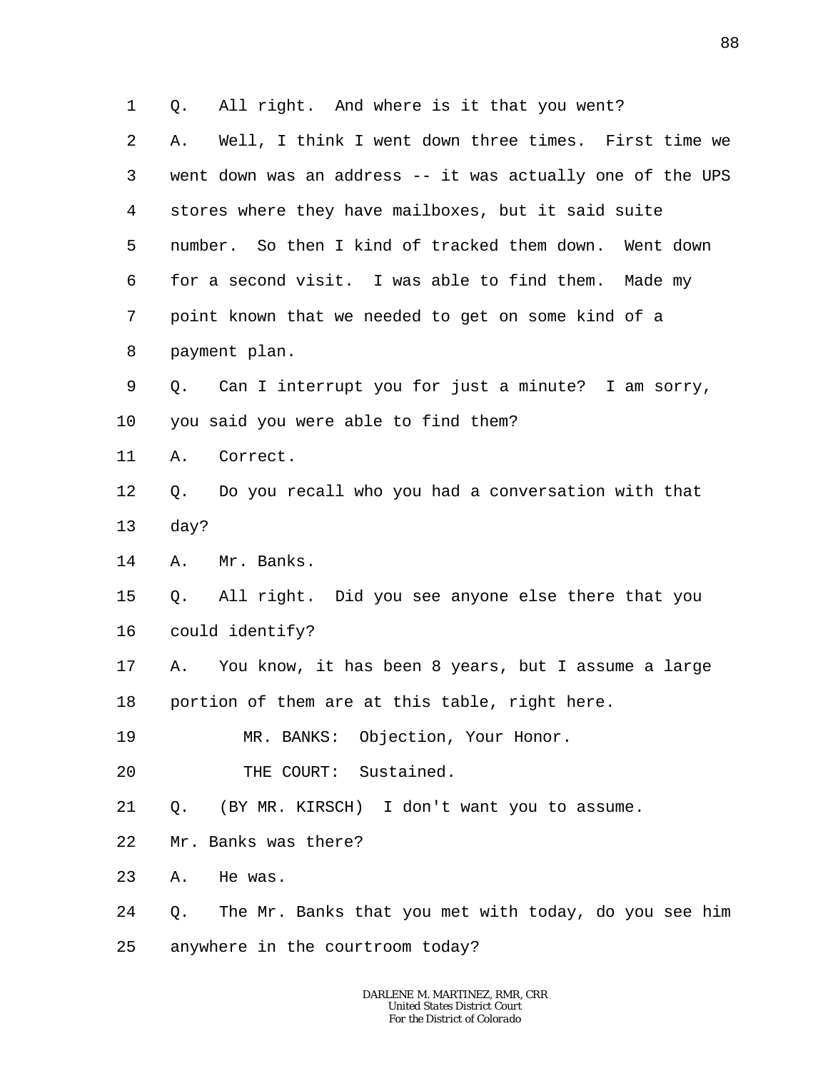1 Q. All right. And where is it that you went?

2 A. Well, I think I went down three times. First time we

3 went down was an address -- it was actually one of the UPS

4 stores where they have mailboxes, but it said suite

5 number. So then I kind of tracked them down. Went down

6 for a second visit. I was able to find them. Made my

7 point known that we needed to get on some kind of a

8 payment plan.

9 Q. Can I interrupt you for just a minute? I am sorry,

10 you said you were able to find them?

11 A. Correct.

12 Q. Do you recall who you had a conversation with that

13 day?

14 A. Mr. Banks.

15 Q. All right. Did you see anyone else there that you

16 could identify?

17 A. You know, it has been 8 years, but I assume a large

18 portion of them are at this table, right here.

19 MR. BANKS: Objection, Your Honor.

20 THE COURT: Sustained.

21 Q. (BY MR. KIRSCH) I don't want you to assume.

22 Mr. Banks was there?

23 A. He was.

24 Q. The Mr. Banks that you met with today, do you see him

25 anywhere in the courtroom today?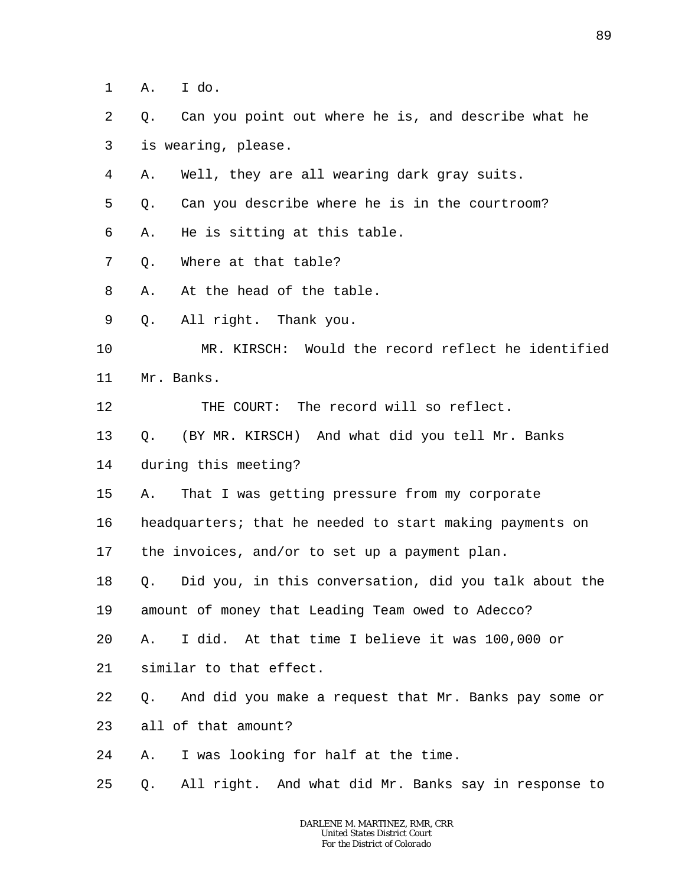A. I do.

Q. Can you point out where he is, and describe what he is wearing, please.

A. Well, they are all wearing dark gray suits.

Q. Can you describe where he is in the courtroom?

A. He is sitting at this table.

Q. Where at that table?

A. At the head of the table.

Q. All right. Thank you.

MR. KIRSCH: Would the record reflect he identified Mr. Banks.

THE COURT: The record will so reflect.

Q. (BY MR. KIRSCH) And what did you tell Mr. Banks during this meeting?

A. That I was getting pressure from my corporate headquarters; that he needed to start making payments on the invoices, and/or to set up a payment plan.

Q. Did you, in this conversation, did you talk about the amount of money that Leading Team owed to Adecco?

A. I did. At that time I believe it was 100,000 or similar to that effect.

Q. And did you make a request that Mr. Banks pay some or all of that amount?

A. I was looking for half at the time.

Q. All right. And what did Mr. Banks say in response to

DARLENE M. MARTINEZ, RMR, CRR
United States District Court
For the District of Colorado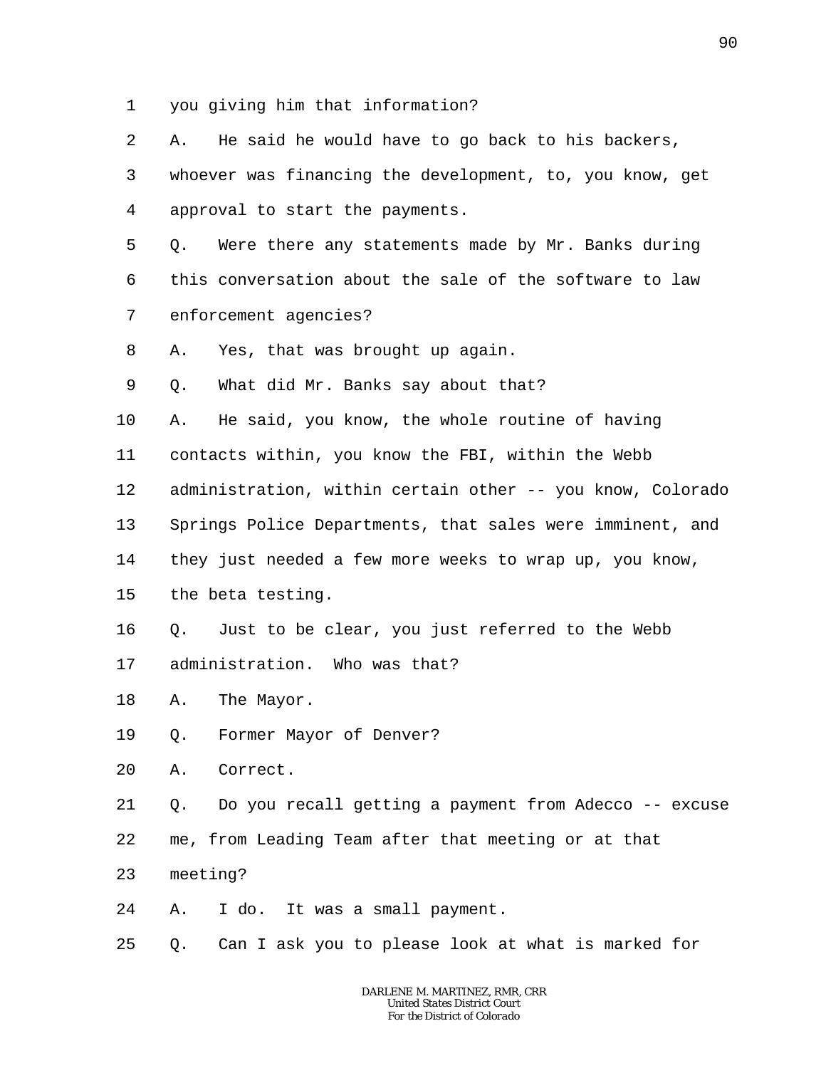1 you giving him that information?

2 A. He said he would have to go back to his backers,

3 whoever was financing the development, to, you know, get

4 approval to start the payments.

5 Q. Were there any statements made by Mr. Banks during

6 this conversation about the sale of the software to law

7 enforcement agencies?

8 A. Yes, that was brought up again.

9 Q. What did Mr. Banks say about that?

10 A. He said, you know, the whole routine of having

11 contacts within, you know the FBI, within the Webb

12 administration, within certain other -- you know, Colorado

13 Springs Police Departments, that sales were imminent, and

14 they just needed a few more weeks to wrap up, you know,

15 the beta testing.

16 Q. Just to be clear, you just referred to the Webb

17 administration. Who was that?

18 A. The Mayor.

19 Q. Former Mayor of Denver?

20 A. Correct.

21 Q. Do you recall getting a payment from Adecco -- excuse

22 me, from Leading Team after that meeting or at that

23 meeting?

24 A. I do. It was a small payment.

25 Q. Can I ask you to please look at what is marked for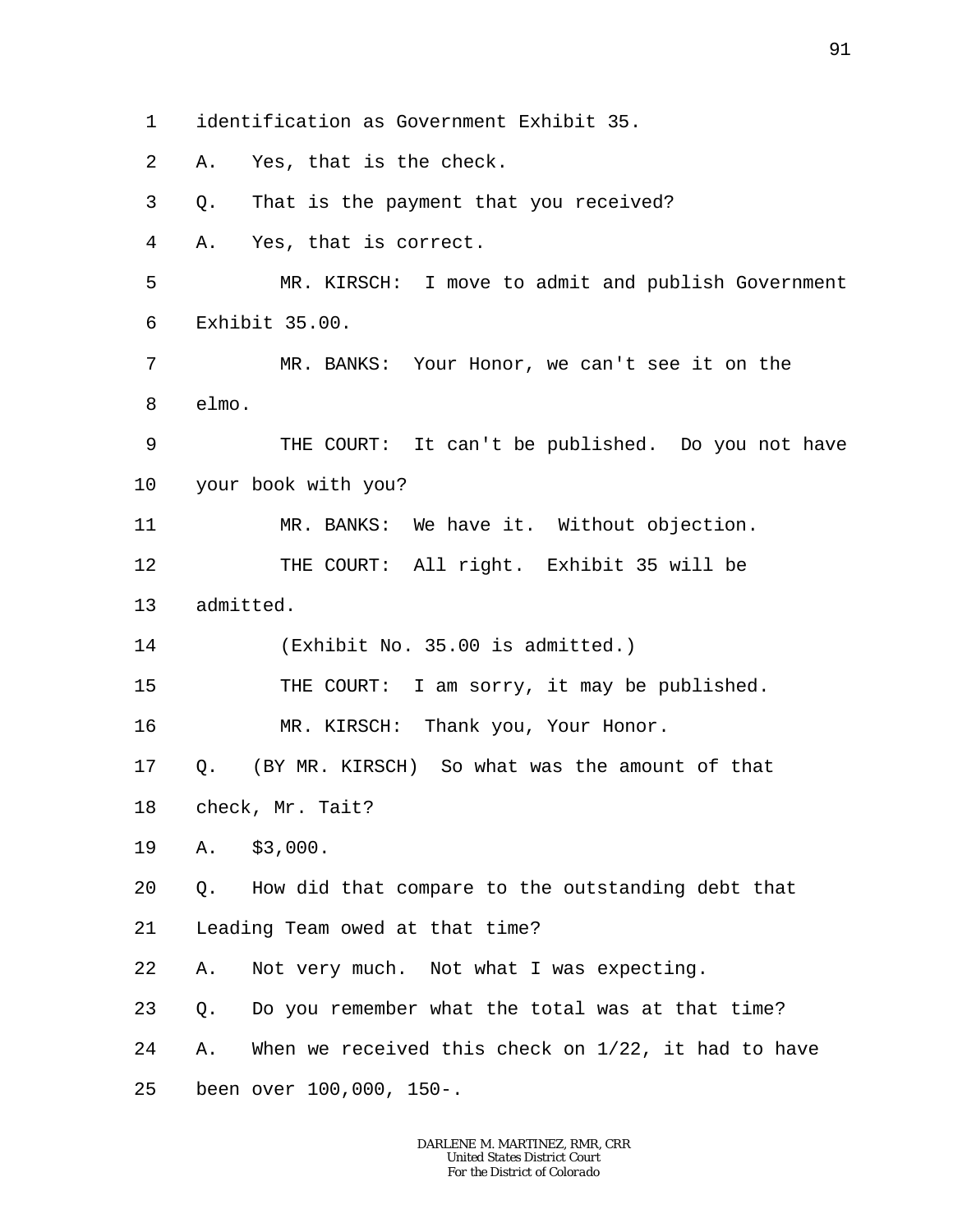1 identification as Government Exhibit 35.

2 A. Yes, that is the check.

3 Q. That is the payment that you received?

4 A. Yes, that is correct.

5 MR. KIRSCH: I move to admit and publish Government

6 Exhibit 35.00.

7 MR. BANKS: Your Honor, we can't see it on the

8 elmo.

9 THE COURT: It can't be published. Do you not have

10 your book with you?

11 MR. BANKS: We have it. Without objection.

12 THE COURT: All right. Exhibit 35 will be

13 admitted.

14 (Exhibit No. 35.00 is admitted.)

15 THE COURT: I am sorry, it may be published.

16 MR. KIRSCH: Thank you, Your Honor.

17 Q. (BY MR. KIRSCH) So what was the amount of that

18 check, Mr. Tait?

19 A. $3,000.

20 Q. How did that compare to the outstanding debt that

21 Leading Team owed at that time?

22 A. Not very much. Not what I was expecting.

23 Q. Do you remember what the total was at that time?

24 A. When we received this check on 1/22, it had to have

25 been over 100,000, 150-.

DARLENE M. MARTINEZ, RMR, CRR
United States District Court
For the District of Colorado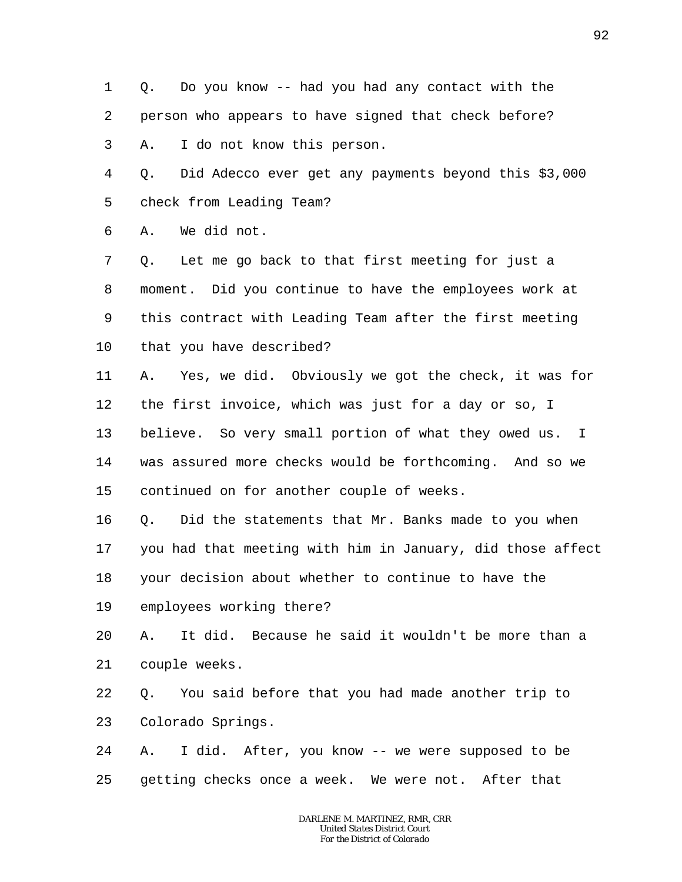1 Q. Do you know -- had you had any contact with the
2 person who appears to have signed that check before?
3 A. I do not know this person.
4 Q. Did Adecco ever get any payments beyond this $3,000
5 check from Leading Team?
6 A. We did not.
7 Q. Let me go back to that first meeting for just a
8 moment. Did you continue to have the employees work at
9 this contract with Leading Team after the first meeting
10 that you have described?
11 A. Yes, we did. Obviously we got the check, it was for
12 the first invoice, which was just for a day or so, I
13 believe. So very small portion of what they owed us. I
14 was assured more checks would be forthcoming. And so we
15 continued on for another couple of weeks.
16 Q. Did the statements that Mr. Banks made to you when
17 you had that meeting with him in January, did those affect
18 your decision about whether to continue to have the
19 employees working there?
20 A. It did. Because he said it wouldn't be more than a
21 couple weeks.
22 Q. You said before that you had made another trip to
23 Colorado Springs.
24 A. I did. After, you know -- we were supposed to be
25 getting checks once a week. We were not. After that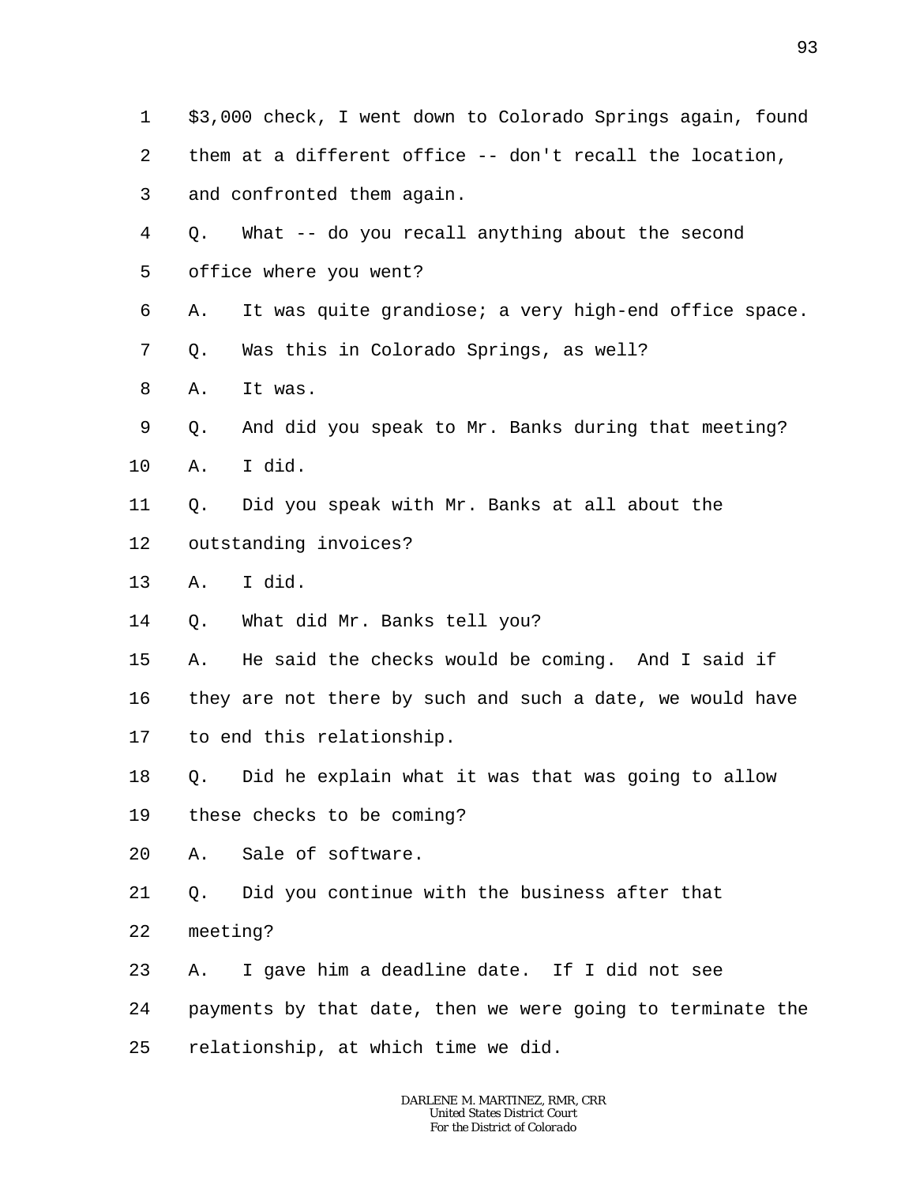1 $3,000 check, I went down to Colorado Springs again, found
2 them at a different office -- don't recall the location,
3 and confronted them again.
4 Q. What -- do you recall anything about the second
5 office where you went?
6 A. It was quite grandiose; a very high-end office space.
7 Q. Was this in Colorado Springs, as well?
8 A. It was.
9 Q. And did you speak to Mr. Banks during that meeting?
10 A. I did.
11 Q. Did you speak with Mr. Banks at all about the
12 outstanding invoices?
13 A. I did.
14 Q. What did Mr. Banks tell you?
15 A. He said the checks would be coming. And I said if
16 they are not there by such and such a date, we would have
17 to end this relationship.
18 Q. Did he explain what it was that was going to allow
19 these checks to be coming?
20 A. Sale of software.
21 Q. Did you continue with the business after that
22 meeting?
23 A. I gave him a deadline date. If I did not see
24 payments by that date, then we were going to terminate the
25 relationship, at which time we did.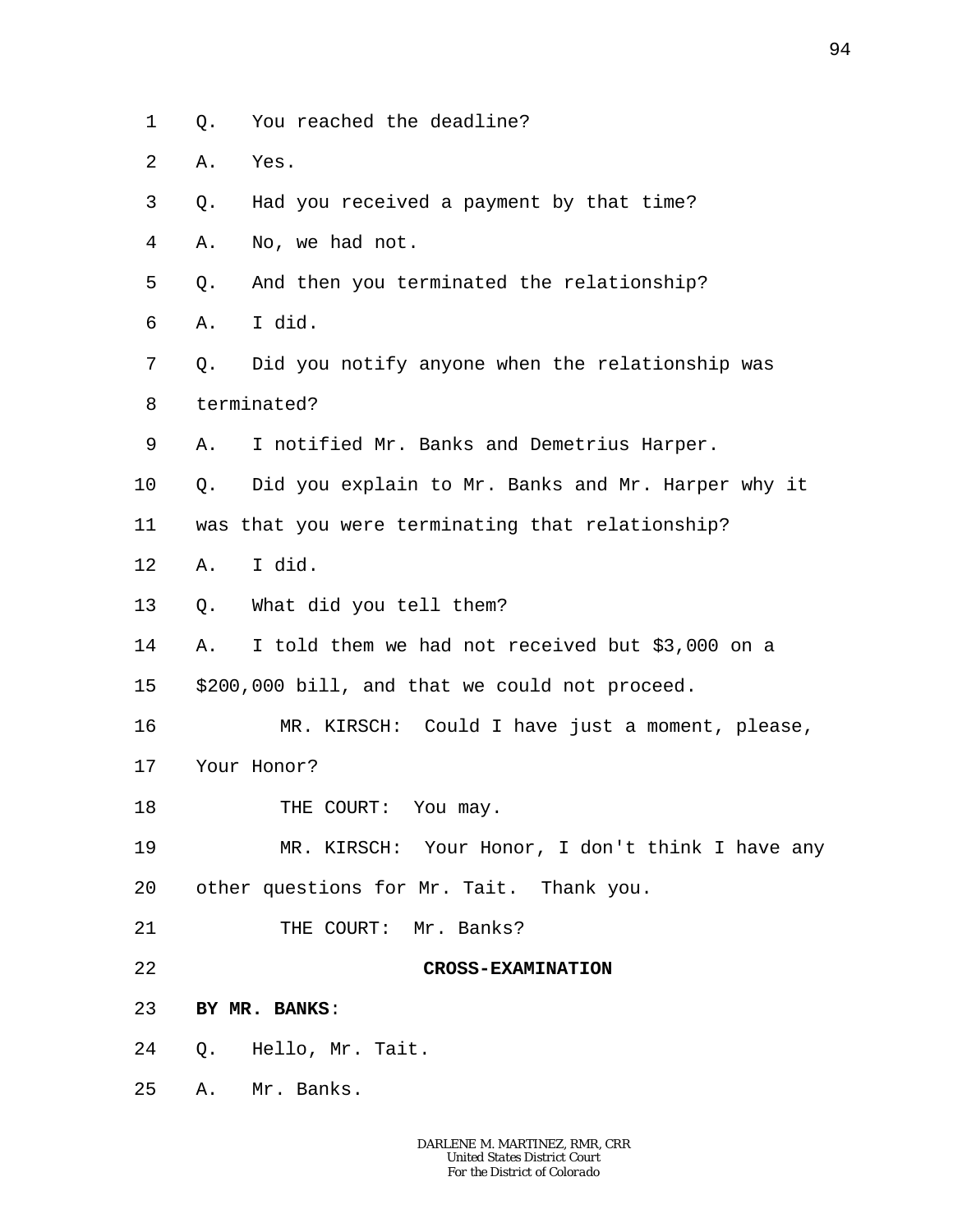Q. You reached the deadline?

A. Yes.

Q. Had you received a payment by that time?

A. No, we had not.

Q. And then you terminated the relationship?

A. I did.

Q. Did you notify anyone when the relationship was terminated?

A. I notified Mr. Banks and Demetrius Harper.

Q. Did you explain to Mr. Banks and Mr. Harper why it was that you were terminating that relationship?

A. I did.

Q. What did you tell them?

A. I told them we had not received but $3,000 on a $200,000 bill, and that we could not proceed.

MR. KIRSCH: Could I have just a moment, please, Your Honor?

THE COURT: You may.

MR. KIRSCH: Your Honor, I don't think I have any other questions for Mr. Tait. Thank you.

THE COURT: Mr. Banks?

**CROSS-EXAMINATION**

**BY MR. BANKS**:

Q. Hello, Mr. Tait.

A. Mr. Banks.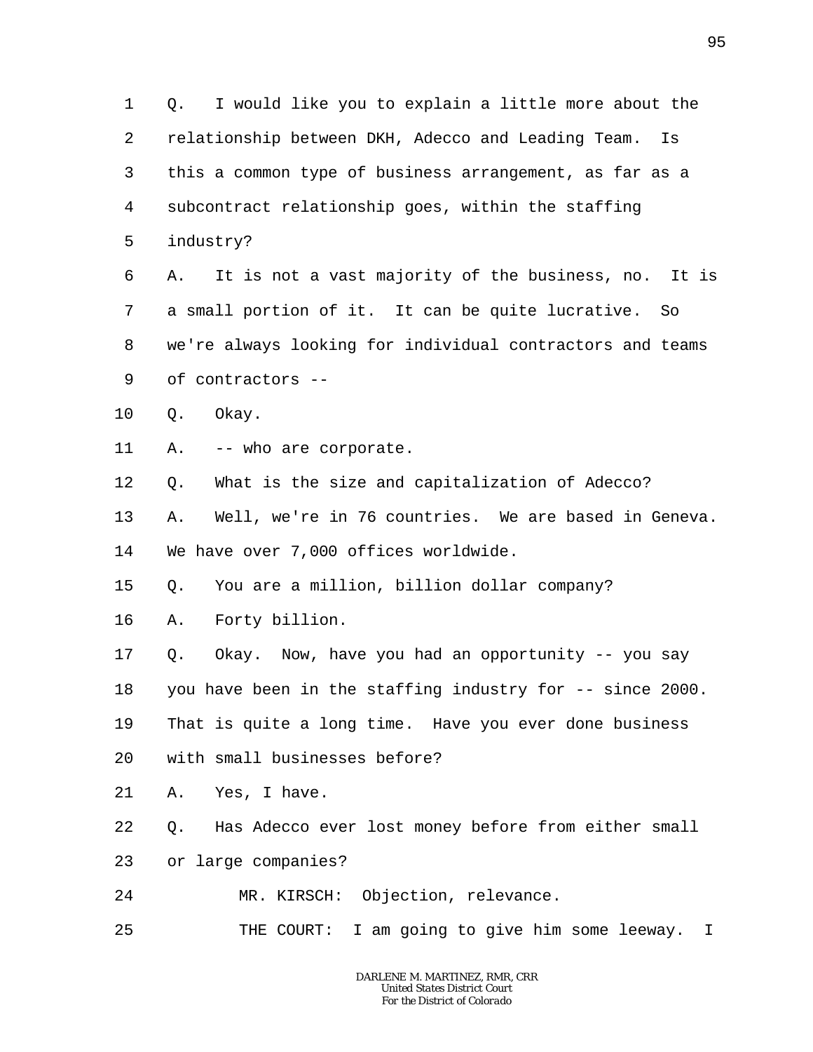1 Q. I would like you to explain a little more about the
2 relationship between DKH, Adecco and Leading Team. Is
3 this a common type of business arrangement, as far as a
4 subcontract relationship goes, within the staffing
5 industry?
6 A. It is not a vast majority of the business, no. It is
7 a small portion of it. It can be quite lucrative. So
8 we're always looking for individual contractors and teams
9 of contractors --
10 Q. Okay.
11 A. -- who are corporate.
12 Q. What is the size and capitalization of Adecco?
13 A. Well, we're in 76 countries. We are based in Geneva.
14 We have over 7,000 offices worldwide.
15 Q. You are a million, billion dollar company?
16 A. Forty billion.
17 Q. Okay. Now, have you had an opportunity -- you say
18 you have been in the staffing industry for -- since 2000.
19 That is quite a long time. Have you ever done business
20 with small businesses before?
21 A. Yes, I have.
22 Q. Has Adecco ever lost money before from either small
23 or large companies?
24 MR. KIRSCH: Objection, relevance.
25 THE COURT: I am going to give him some leeway. I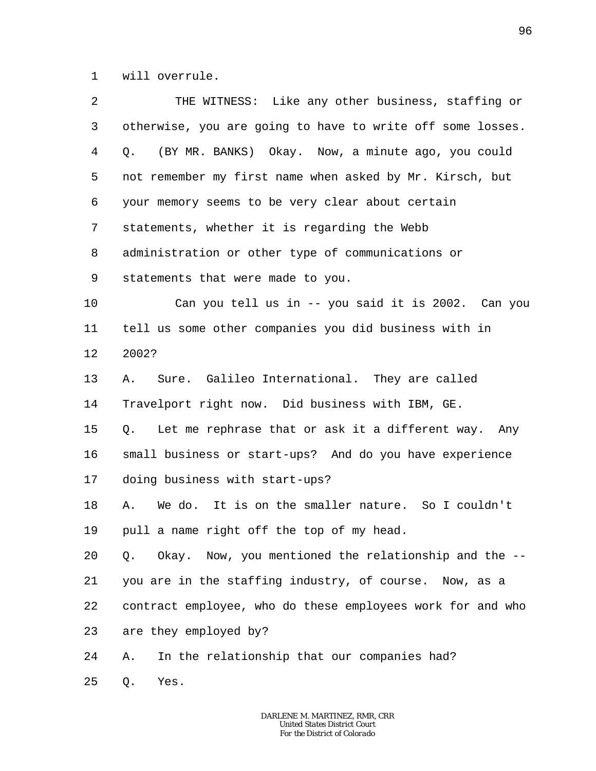1 will overrule.

2 THE WITNESS: Like any other business, staffing or
3 otherwise, you are going to have to write off some losses.

4 Q. (BY MR. BANKS) Okay. Now, a minute ago, you could
5 not remember my first name when asked by Mr. Kirsch, but
6 your memory seems to be very clear about certain
7 statements, whether it is regarding the Webb
8 administration or other type of communications or
9 statements that were made to you.

10 Can you tell us in -- you said it is 2002. Can you
11 tell us some other companies you did business with in
12 2002?

13 A. Sure. Galileo International. They are called
14 Travelport right now. Did business with IBM, GE.

15 Q. Let me rephrase that or ask it a different way. Any
16 small business or start-ups? And do you have experience
17 doing business with start-ups?

18 A. We do. It is on the smaller nature. So I couldn't
19 pull a name right off the top of my head.

20 Q. Okay. Now, you mentioned the relationship and the --
21 you are in the staffing industry, of course. Now, as a
22 contract employee, who do these employees work for and who
23 are they employed by?

24 A. In the relationship that our companies had?

25 Q. Yes.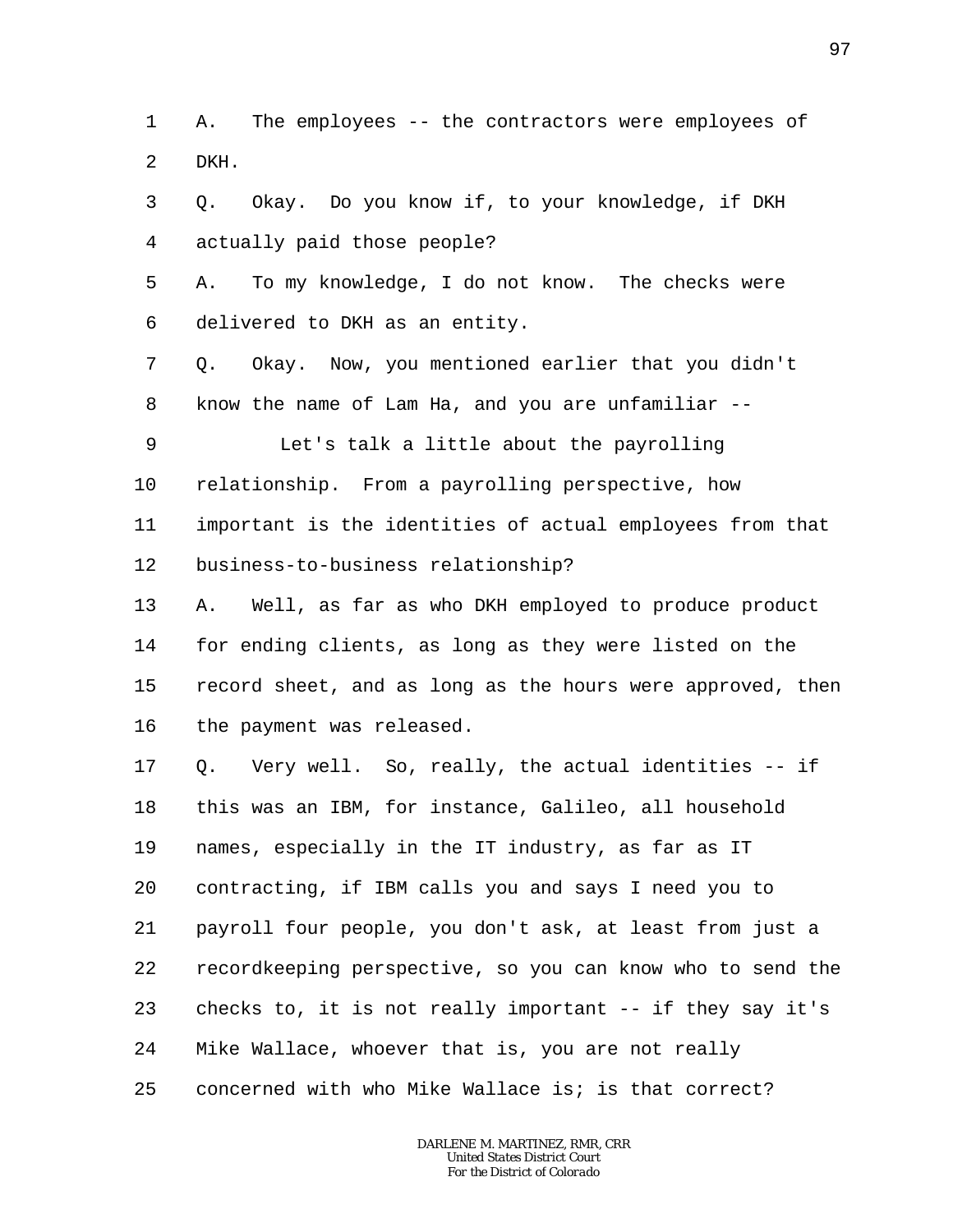A. The employees -- the contractors were employees of DKH.

Q. Okay. Do you know if, to your knowledge, if DKH actually paid those people?

A. To my knowledge, I do not know. The checks were delivered to DKH as an entity.

Q. Okay. Now, you mentioned earlier that you didn't know the name of Lam Ha, and you are unfamiliar --

Let's talk a little about the payrolling relationship. From a payrolling perspective, how important is the identities of actual employees from that business-to-business relationship?

A. Well, as far as who DKH employed to produce product for ending clients, as long as they were listed on the record sheet, and as long as the hours were approved, then the payment was released.

Q. Very well. So, really, the actual identities -- if this was an IBM, for instance, Galileo, all household names, especially in the IT industry, as far as IT contracting, if IBM calls you and says I need you to payroll four people, you don't ask, at least from just a recordkeeping perspective, so you can know who to send the checks to, it is not really important -- if they say it's Mike Wallace, whoever that is, you are not really concerned with who Mike Wallace is; is that correct?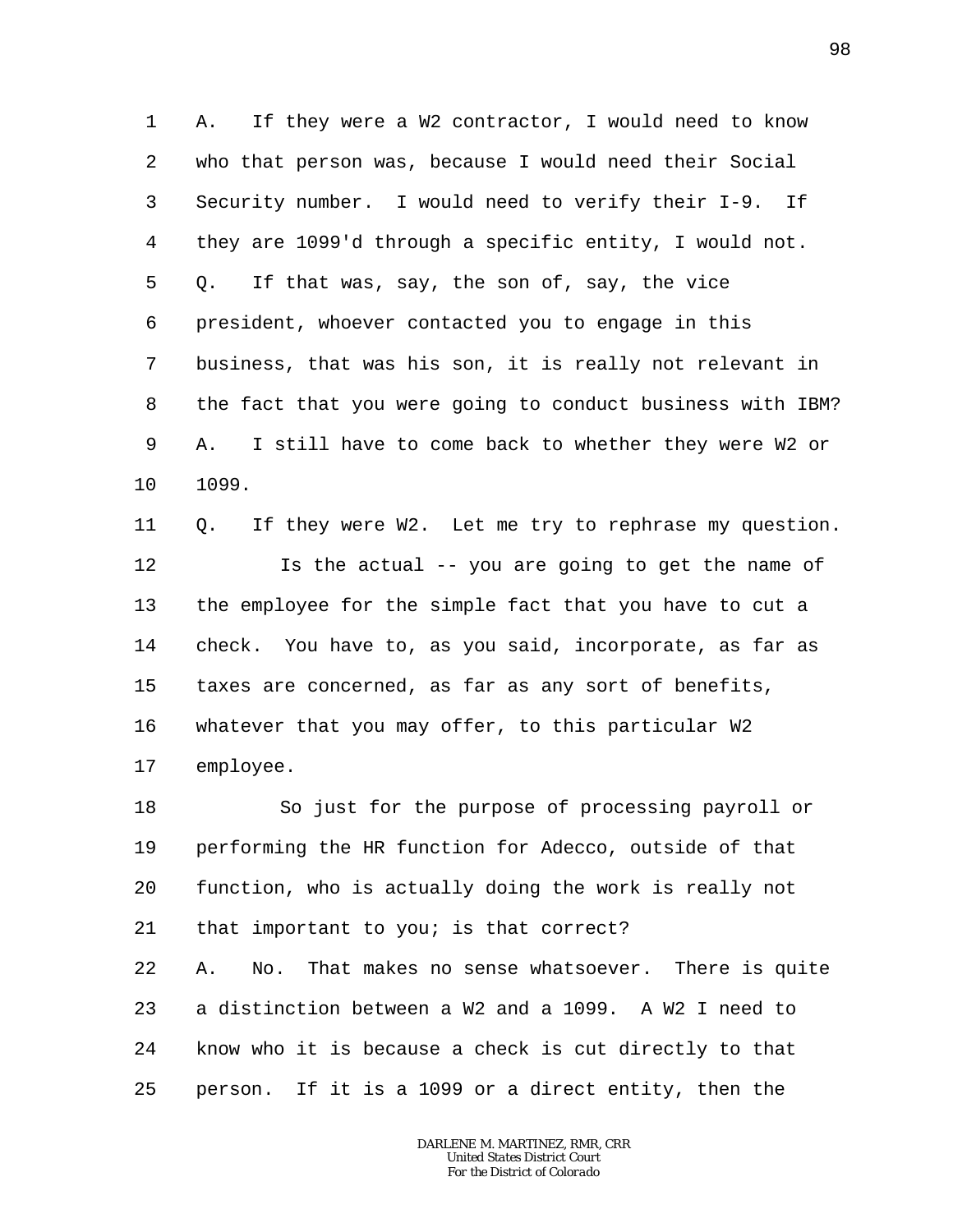1 A. If they were a W2 contractor, I would need to know
2 who that person was, because I would need their Social
3 Security number. I would need to verify their I-9. If
4 they are 1099'd through a specific entity, I would not.
5 Q. If that was, say, the son of, say, the vice
6 president, whoever contacted you to engage in this
7 business, that was his son, it is really not relevant in
8 the fact that you were going to conduct business with IBM?
9 A. I still have to come back to whether they were W2 or
10 1099.
11 Q. If they were W2. Let me try to rephrase my question.
12 Is the actual -- you are going to get the name of
13 the employee for the simple fact that you have to cut a
14 check. You have to, as you said, incorporate, as far as
15 taxes are concerned, as far as any sort of benefits,
16 whatever that you may offer, to this particular W2
17 employee.
18 So just for the purpose of processing payroll or
19 performing the HR function for Adecco, outside of that
20 function, who is actually doing the work is really not
21 that important to you; is that correct?
22 A. No. That makes no sense whatsoever. There is quite
23 a distinction between a W2 and a 1099. A W2 I need to
24 know who it is because a check is cut directly to that
25 person. If it is a 1099 or a direct entity, then the

DARLENE M. MARTINEZ, RMR, CRR
United States District Court
For the District of Colorado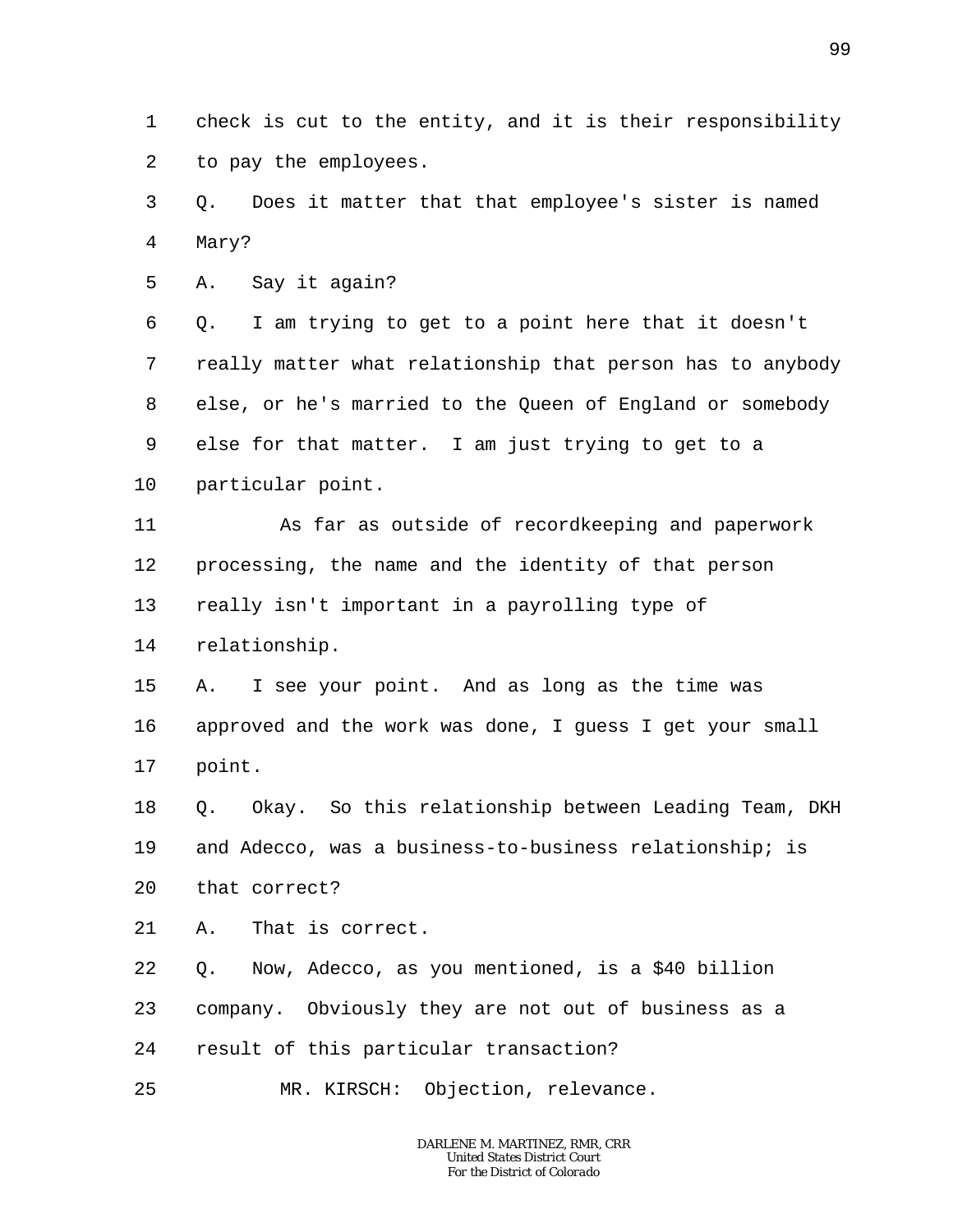1 check is cut to the entity, and it is their responsibility
2 to pay the employees.
3 Q. Does it matter that that employee's sister is named
4 Mary?
5 A. Say it again?
6 Q. I am trying to get to a point here that it doesn't
7 really matter what relationship that person has to anybody
8 else, or he's married to the Queen of England or somebody
9 else for that matter. I am just trying to get to a
10 particular point.
11 As far as outside of recordkeeping and paperwork
12 processing, the name and the identity of that person
13 really isn't important in a payrolling type of
14 relationship.
15 A. I see your point. And as long as the time was
16 approved and the work was done, I guess I get your small
17 point.
18 Q. Okay. So this relationship between Leading Team, DKH
19 and Adecco, was a business-to-business relationship; is
20 that correct?
21 A. That is correct.
22 Q. Now, Adecco, as you mentioned, is a $40 billion
23 company. Obviously they are not out of business as a
24 result of this particular transaction?
25 MR. KIRSCH: Objection, relevance.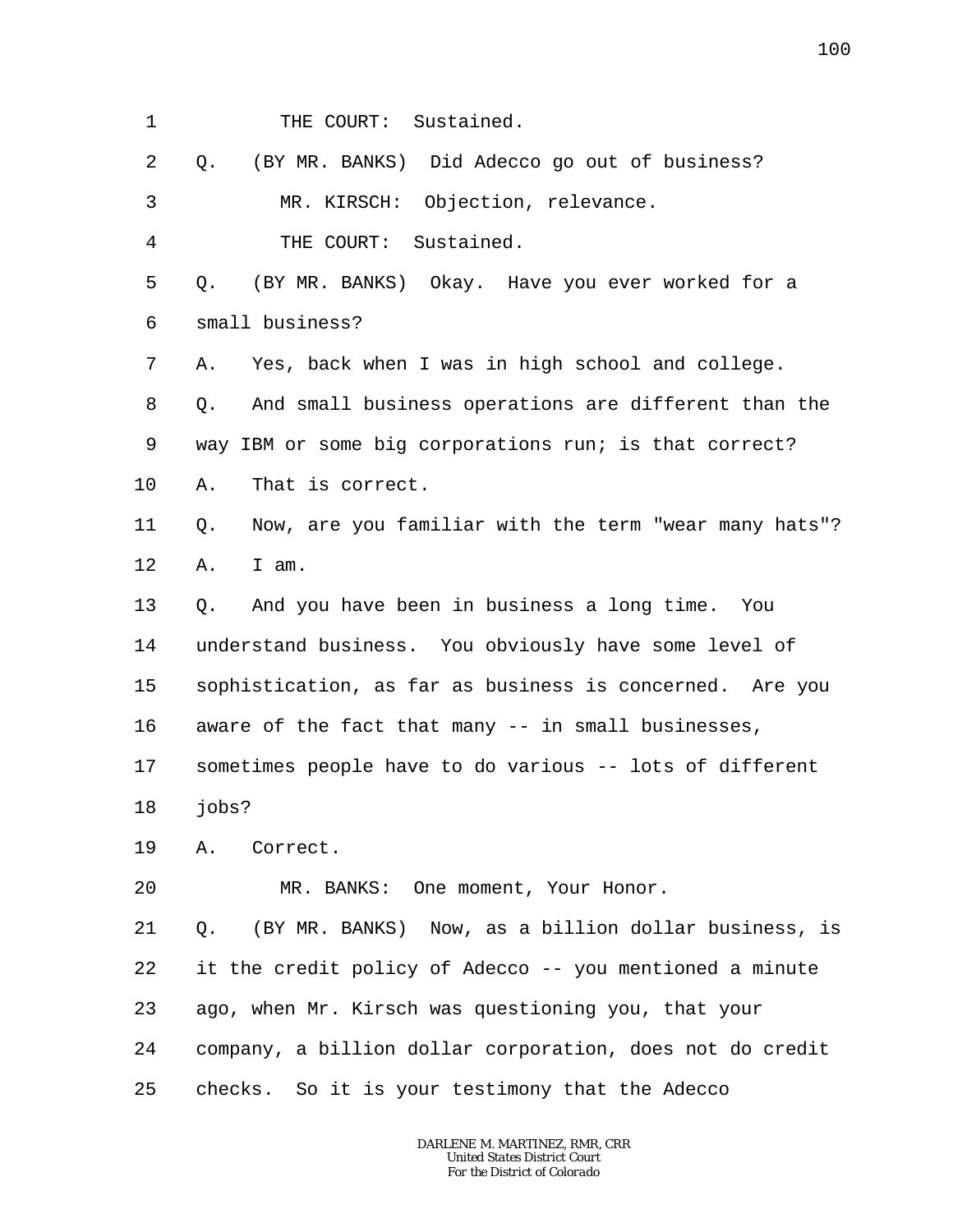1 THE COURT: Sustained.

2 Q. (BY MR. BANKS) Did Adecco go out of business?

3 MR. KIRSCH: Objection, relevance.

4 THE COURT: Sustained.

5 Q. (BY MR. BANKS) Okay. Have you ever worked for a

6 small business?

7 A. Yes, back when I was in high school and college.

8 Q. And small business operations are different than the

9 way IBM or some big corporations run; is that correct?

10 A. That is correct.

11 Q. Now, are you familiar with the term "wear many hats"?

12 A. I am.

13 Q. And you have been in business a long time. You

14 understand business. You obviously have some level of

15 sophistication, as far as business is concerned. Are you

16 aware of the fact that many -- in small businesses,

17 sometimes people have to do various -- lots of different

18 jobs?

19 A. Correct.

20 MR. BANKS: One moment, Your Honor.

21 Q. (BY MR. BANKS) Now, as a billion dollar business, is

22 it the credit policy of Adecco -- you mentioned a minute

23 ago, when Mr. Kirsch was questioning you, that your

24 company, a billion dollar corporation, does not do credit

25 checks. So it is your testimony that the Adecco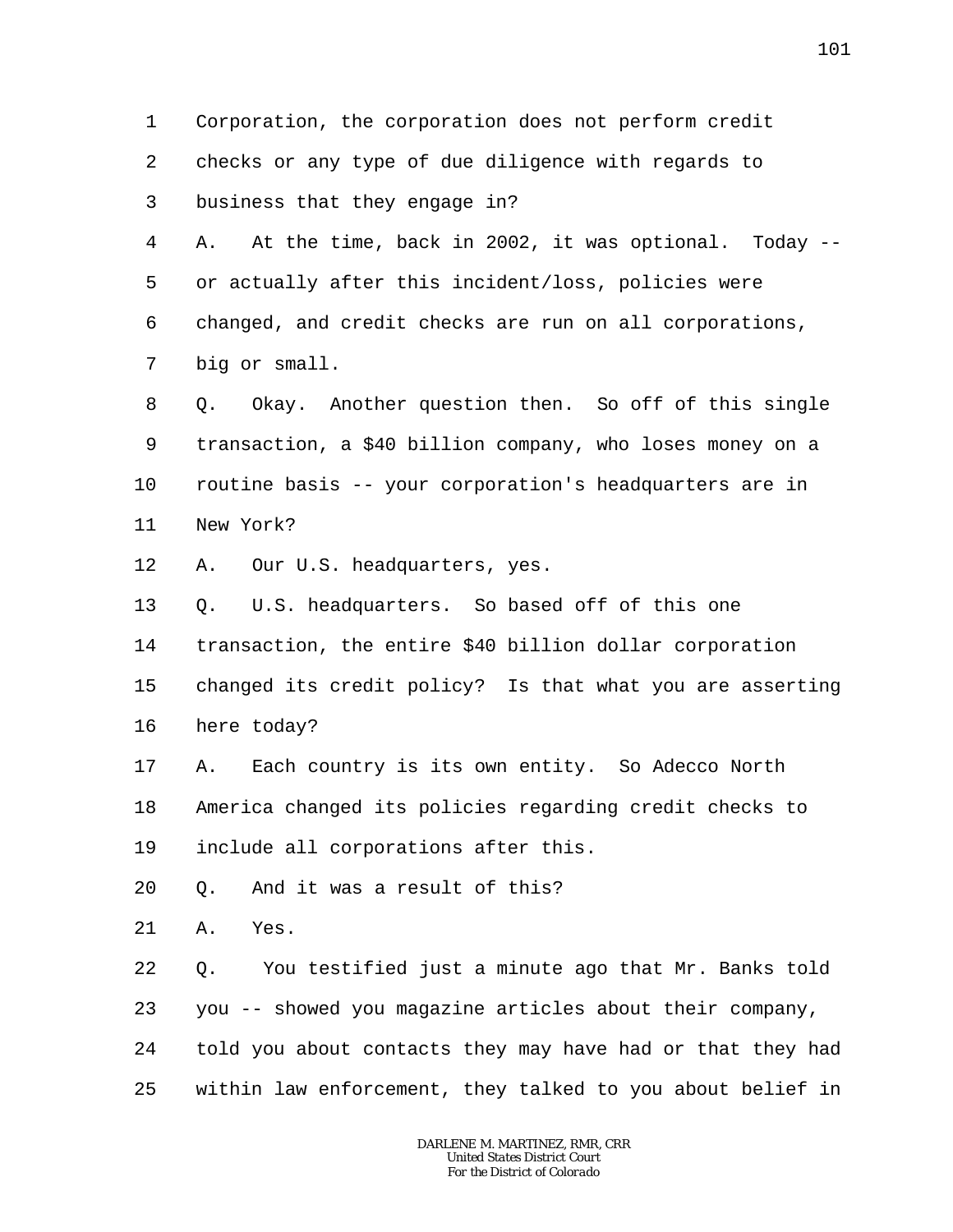1 Corporation, the corporation does not perform credit
2 checks or any type of due diligence with regards to
3 business that they engage in?
4 A. At the time, back in 2002, it was optional. Today --
5 or actually after this incident/loss, policies were
6 changed, and credit checks are run on all corporations,
7 big or small.
8 Q. Okay. Another question then. So off of this single
9 transaction, a $40 billion company, who loses money on a
10 routine basis -- your corporation's headquarters are in
11 New York?
12 A. Our U.S. headquarters, yes.
13 Q. U.S. headquarters. So based off of this one
14 transaction, the entire $40 billion dollar corporation
15 changed its credit policy? Is that what you are asserting
16 here today?
17 A. Each country is its own entity. So Adecco North
18 America changed its policies regarding credit checks to
19 include all corporations after this.
20 Q. And it was a result of this?
21 A. Yes.
22 Q. You testified just a minute ago that Mr. Banks told
23 you -- showed you magazine articles about their company,
24 told you about contacts they may have had or that they had
25 within law enforcement, they talked to you about belief in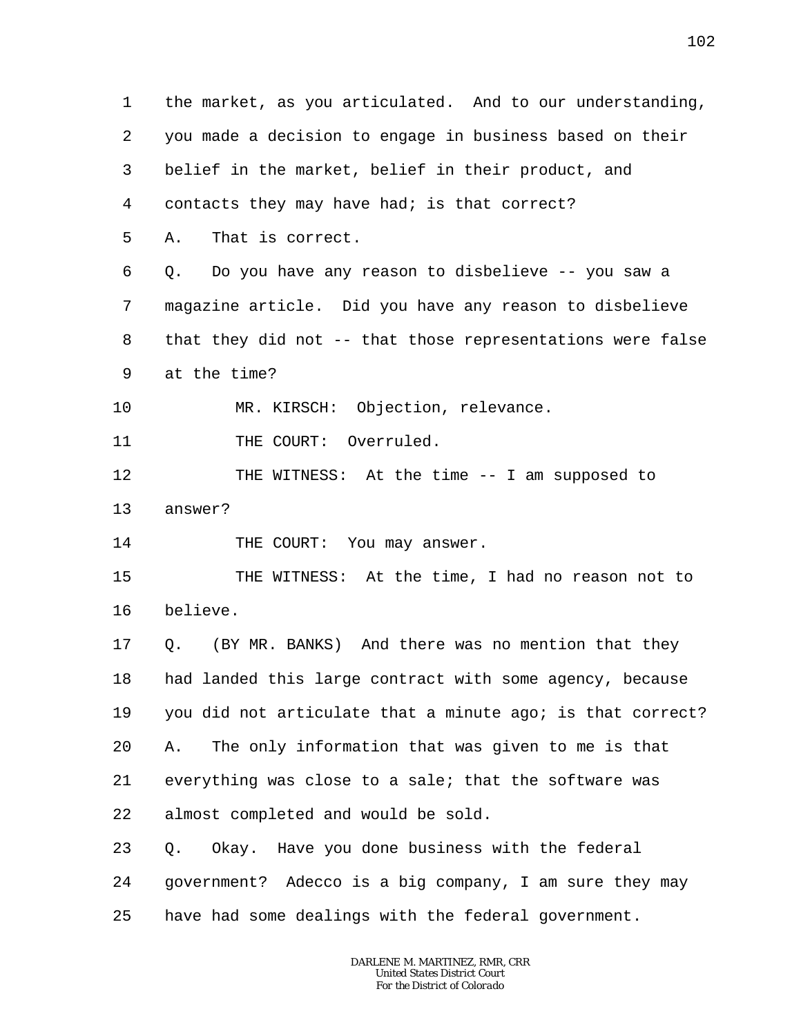1 the market, as you articulated. And to our understanding,
2 you made a decision to engage in business based on their
3 belief in the market, belief in their product, and
4 contacts they may have had; is that correct?
5 A. That is correct.
6 Q. Do you have any reason to disbelieve -- you saw a
7 magazine article. Did you have any reason to disbelieve
8 that they did not -- that those representations were false
9 at the time?
10 MR. KIRSCH: Objection, relevance.
11 THE COURT: Overruled.
12 THE WITNESS: At the time -- I am supposed to
13 answer?
14 THE COURT: You may answer.
15 THE WITNESS: At the time, I had no reason not to
16 believe.
17 Q. (BY MR. BANKS) And there was no mention that they
18 had landed this large contract with some agency, because
19 you did not articulate that a minute ago; is that correct?
20 A. The only information that was given to me is that
21 everything was close to a sale; that the software was
22 almost completed and would be sold.
23 Q. Okay. Have you done business with the federal
24 government? Adecco is a big company, I am sure they may
25 have had some dealings with the federal government.

DARLENE M. MARTINEZ, RMR, CRR
United States District Court
For the District of Colorado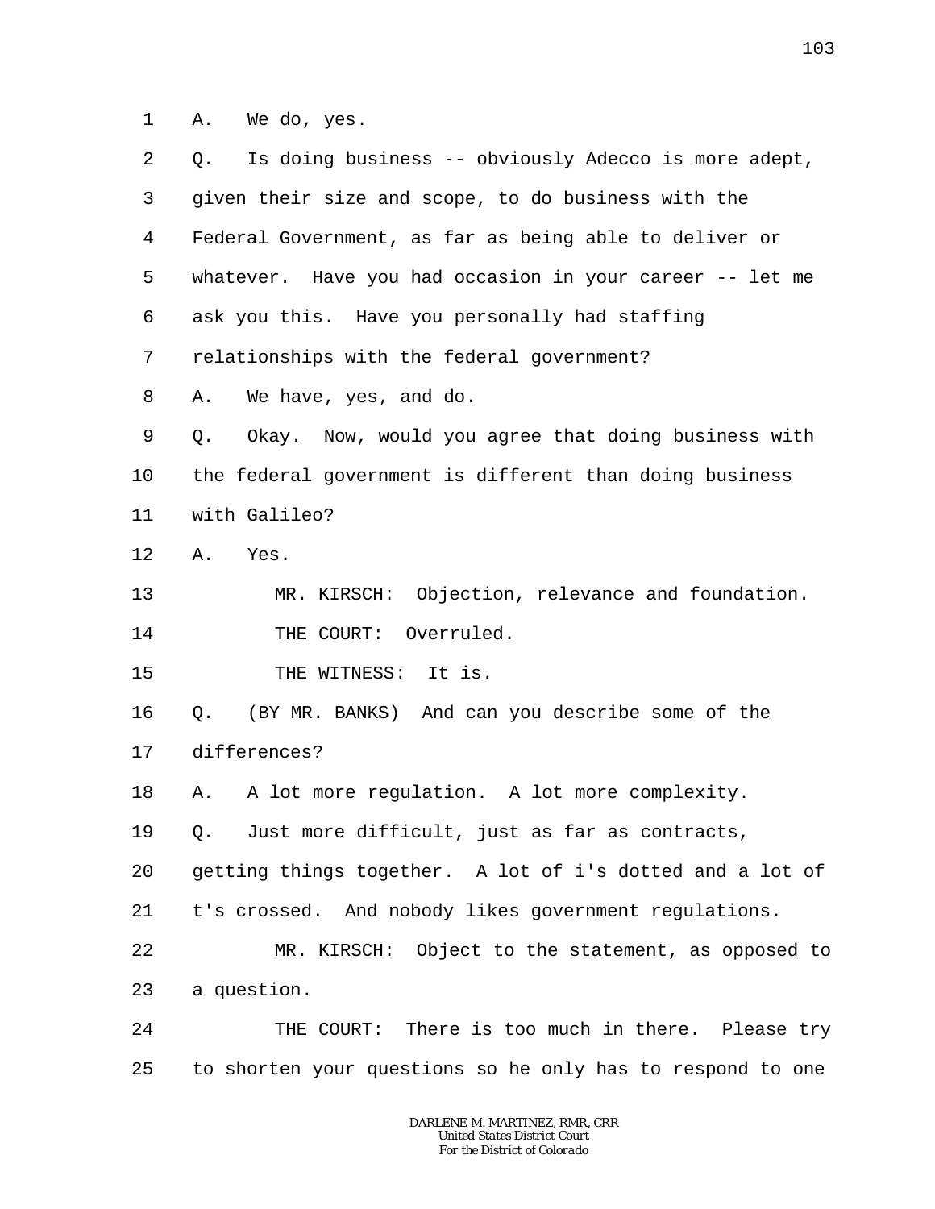1 A. We do, yes.

2 Q. Is doing business -- obviously Adecco is more adept,

3 given their size and scope, to do business with the

4 Federal Government, as far as being able to deliver or

5 whatever. Have you had occasion in your career -- let me

6 ask you this. Have you personally had staffing

7 relationships with the federal government?

8 A. We have, yes, and do.

9 Q. Okay. Now, would you agree that doing business with

10 the federal government is different than doing business

11 with Galileo?

12 A. Yes.

13 MR. KIRSCH: Objection, relevance and foundation.

14 THE COURT: Overruled.

15 THE WITNESS: It is.

16 Q. (BY MR. BANKS) And can you describe some of the

17 differences?

18 A. A lot more regulation. A lot more complexity.

19 Q. Just more difficult, just as far as contracts,

20 getting things together. A lot of i's dotted and a lot of

21 t's crossed. And nobody likes government regulations.

22 MR. KIRSCH: Object to the statement, as opposed to

23 a question.

24 THE COURT: There is too much in there. Please try

25 to shorten your questions so he only has to respond to one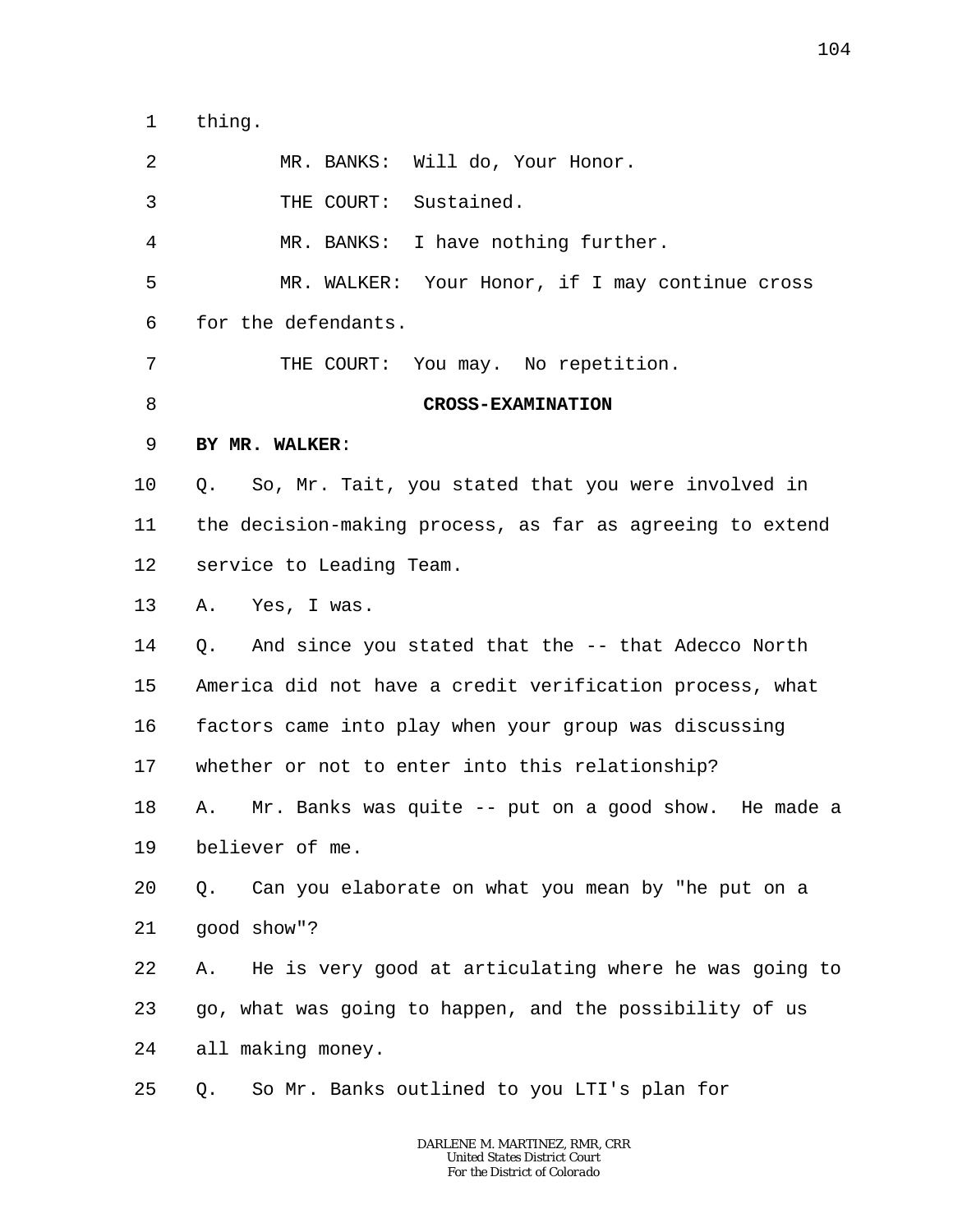1 thing.

2 MR. BANKS: Will do, Your Honor.

3 THE COURT: Sustained.

4 MR. BANKS: I have nothing further.

5 MR. WALKER: Your Honor, if I may continue cross

6 for the defendants.

7 THE COURT: You may. No repetition.

8 **CROSS-EXAMINATION**

9 **BY MR. WALKER**:

10 Q. So, Mr. Tait, you stated that you were involved in

11 the decision-making process, as far as agreeing to extend

12 service to Leading Team.

13 A. Yes, I was.

14 Q. And since you stated that the -- that Adecco North

15 America did not have a credit verification process, what

16 factors came into play when your group was discussing

17 whether or not to enter into this relationship?

18 A. Mr. Banks was quite -- put on a good show. He made a

19 believer of me.

20 Q. Can you elaborate on what you mean by "he put on a

21 good show"?

22 A. He is very good at articulating where he was going to

23 go, what was going to happen, and the possibility of us

24 all making money.

25 Q. So Mr. Banks outlined to you LTI's plan for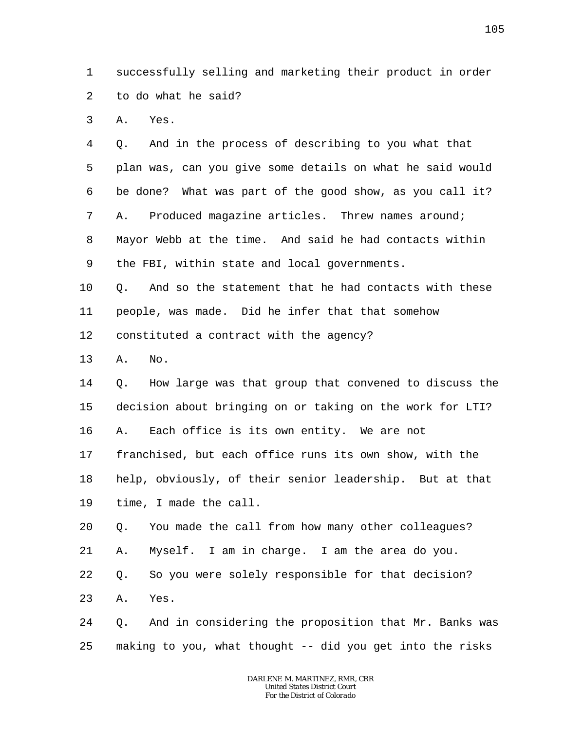1 successfully selling and marketing their product in order
2 to do what he said?
3 A. Yes.
4 Q. And in the process of describing to you what that
5 plan was, can you give some details on what he said would
6 be done? What was part of the good show, as you call it?
7 A. Produced magazine articles. Threw names around;
8 Mayor Webb at the time. And said he had contacts within
9 the FBI, within state and local governments.
10 Q. And so the statement that he had contacts with these
11 people, was made. Did he infer that that somehow
12 constituted a contract with the agency?
13 A. No.
14 Q. How large was that group that convened to discuss the
15 decision about bringing on or taking on the work for LTI?
16 A. Each office is its own entity. We are not
17 franchised, but each office runs its own show, with the
18 help, obviously, of their senior leadership. But at that
19 time, I made the call.
20 Q. You made the call from how many other colleagues?
21 A. Myself. I am in charge. I am the area do you.
22 Q. So you were solely responsible for that decision?
23 A. Yes.
24 Q. And in considering the proposition that Mr. Banks was
25 making to you, what thought -- did you get into the risks

DARLENE M. MARTINEZ, RMR, CRR
United States District Court
For the District of Colorado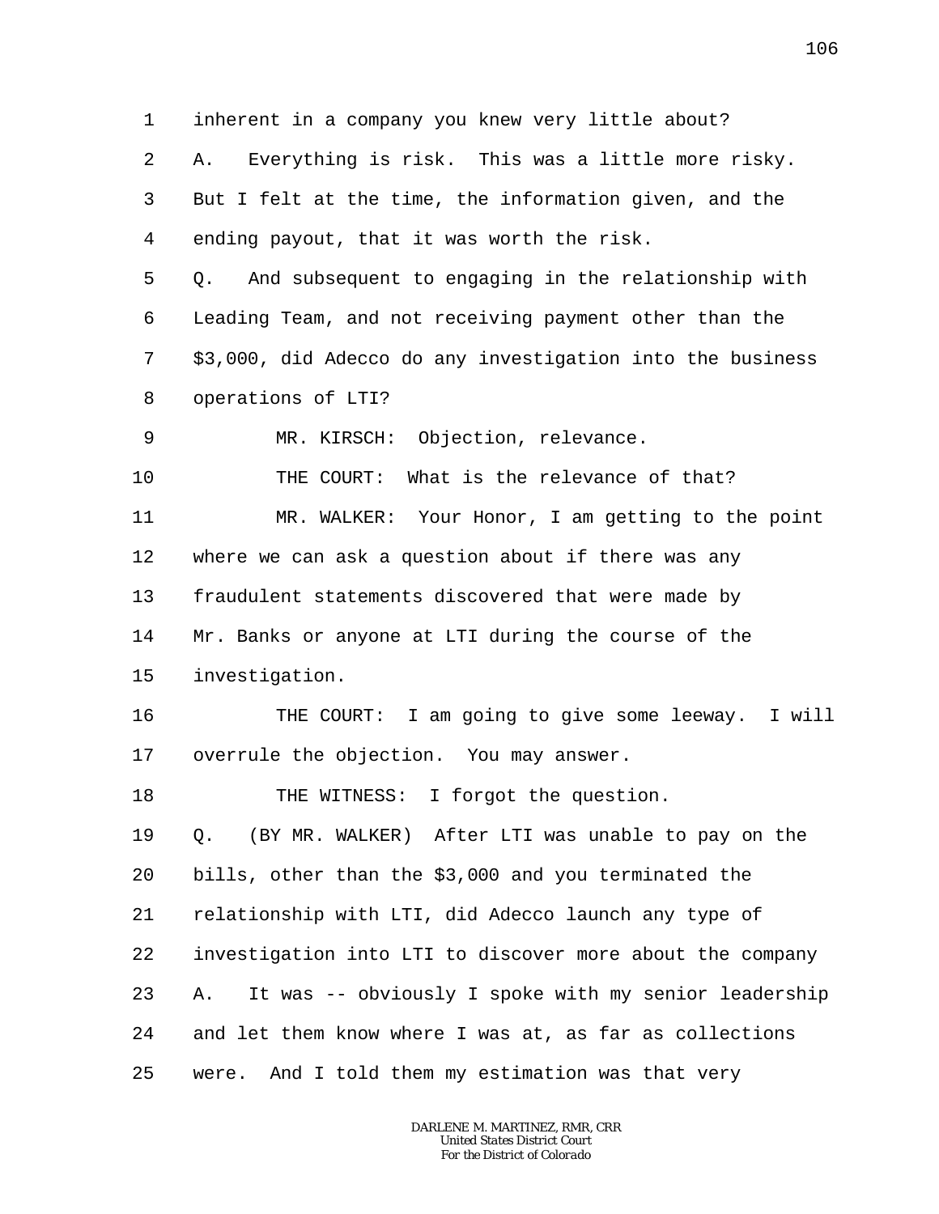1 inherent in a company you knew very little about?

2 A. Everything is risk. This was a little more risky.

3 But I felt at the time, the information given, and the

4 ending payout, that it was worth the risk.

5 Q. And subsequent to engaging in the relationship with

6 Leading Team, and not receiving payment other than the

7 $3,000, did Adecco do any investigation into the business

8 operations of LTI?

9 MR. KIRSCH: Objection, relevance.

10 THE COURT: What is the relevance of that?

11 MR. WALKER: Your Honor, I am getting to the point

12 where we can ask a question about if there was any

13 fraudulent statements discovered that were made by

14 Mr. Banks or anyone at LTI during the course of the

15 investigation.

16 THE COURT: I am going to give some leeway. I will

17 overrule the objection. You may answer.

18 THE WITNESS: I forgot the question.

19 Q. (BY MR. WALKER) After LTI was unable to pay on the

20 bills, other than the $3,000 and you terminated the

21 relationship with LTI, did Adecco launch any type of

22 investigation into LTI to discover more about the company

23 A. It was -- obviously I spoke with my senior leadership

24 and let them know where I was at, as far as collections

25 were. And I told them my estimation was that very

DARLENE M. MARTINEZ, RMR, CRR
United States District Court
For the District of Colorado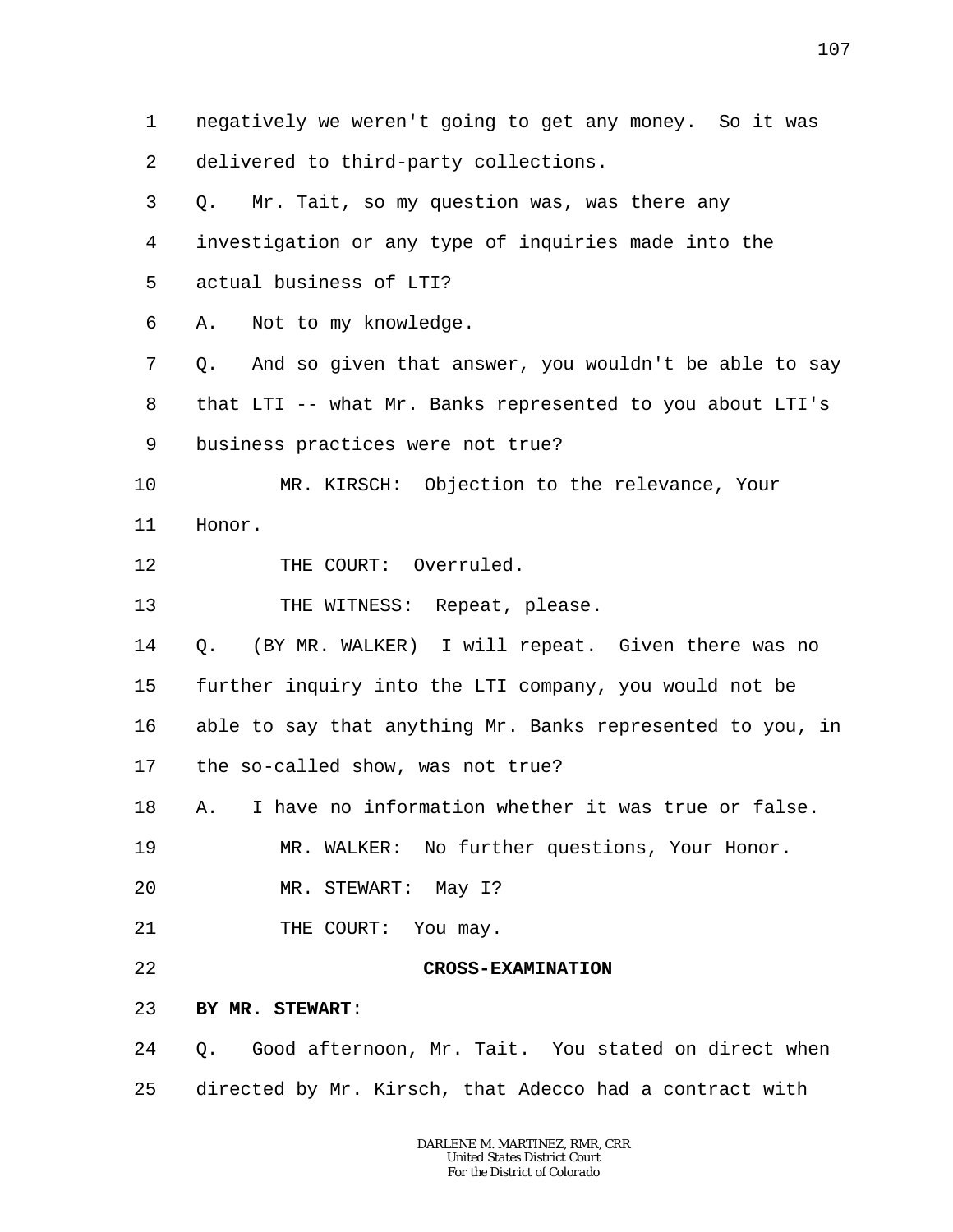1 negatively we weren't going to get any money. So it was
2 delivered to third-party collections.
3 Q. Mr. Tait, so my question was, was there any
4 investigation or any type of inquiries made into the
5 actual business of LTI?
6 A. Not to my knowledge.
7 Q. And so given that answer, you wouldn't be able to say
8 that LTI -- what Mr. Banks represented to you about LTI's
9 business practices were not true?
10 MR. KIRSCH: Objection to the relevance, Your
11 Honor.
12 THE COURT: Overruled.
13 THE WITNESS: Repeat, please.
14 Q. (BY MR. WALKER) I will repeat. Given there was no
15 further inquiry into the LTI company, you would not be
16 able to say that anything Mr. Banks represented to you, in
17 the so-called show, was not true?
18 A. I have no information whether it was true or false.
19 MR. WALKER: No further questions, Your Honor.
20 MR. STEWART: May I?
21 THE COURT: You may.
22 **CROSS-EXAMINATION**
23 **BY MR. STEWART**:
24 Q. Good afternoon, Mr. Tait. You stated on direct when
25 directed by Mr. Kirsch, that Adecco had a contract with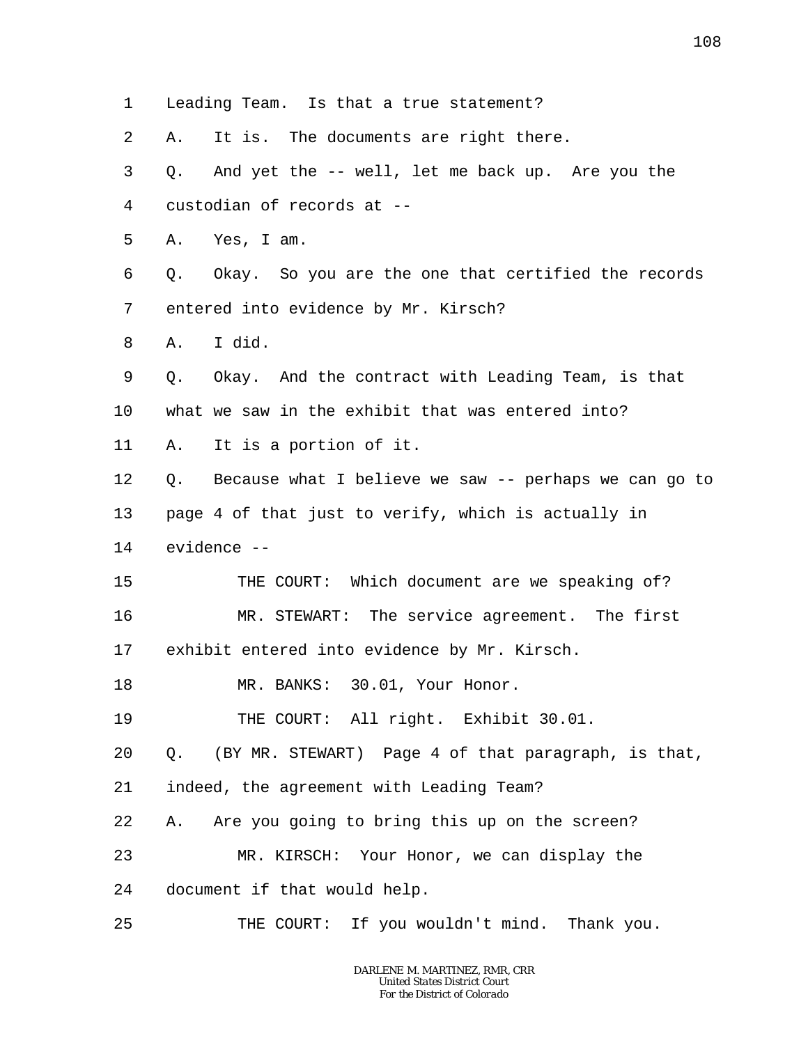1 Leading Team. Is that a true statement?

2 A. It is. The documents are right there.

3 Q. And yet the -- well, let me back up. Are you the

4 custodian of records at --

5 A. Yes, I am.

6 Q. Okay. So you are the one that certified the records

7 entered into evidence by Mr. Kirsch?

8 A. I did.

9 Q. Okay. And the contract with Leading Team, is that

10 what we saw in the exhibit that was entered into?

11 A. It is a portion of it.

12 Q. Because what I believe we saw -- perhaps we can go to

13 page 4 of that just to verify, which is actually in

14 evidence --

15 THE COURT: Which document are we speaking of?

16 MR. STEWART: The service agreement. The first

17 exhibit entered into evidence by Mr. Kirsch.

18 MR. BANKS: 30.01, Your Honor.

19 THE COURT: All right. Exhibit 30.01.

20 Q. (BY MR. STEWART) Page 4 of that paragraph, is that,

21 indeed, the agreement with Leading Team?

22 A. Are you going to bring this up on the screen?

23 MR. KIRSCH: Your Honor, we can display the

24 document if that would help.

25 THE COURT: If you wouldn't mind. Thank you.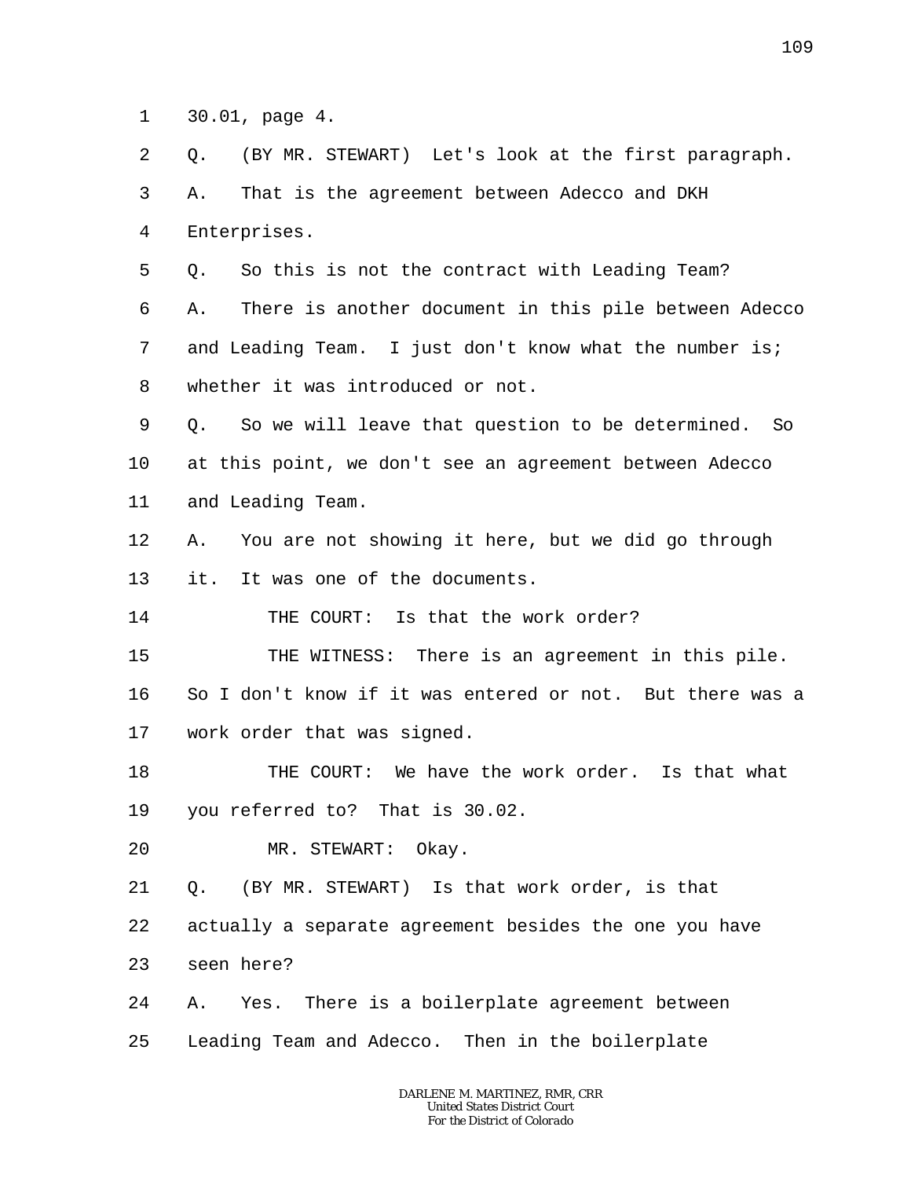30.01, page 4.

Q. (BY MR. STEWART) Let's look at the first paragraph.

A. That is the agreement between Adecco and DKH Enterprises.

Q. So this is not the contract with Leading Team?

A. There is another document in this pile between Adecco and Leading Team. I just don't know what the number is; whether it was introduced or not.

Q. So we will leave that question to be determined. So at this point, we don't see an agreement between Adecco and Leading Team.

A. You are not showing it here, but we did go through it. It was one of the documents.

THE COURT: Is that the work order?

THE WITNESS: There is an agreement in this pile. So I don't know if it was entered or not. But there was a work order that was signed.

THE COURT: We have the work order. Is that what you referred to? That is 30.02.

MR. STEWART: Okay.

Q. (BY MR. STEWART) Is that work order, is that actually a separate agreement besides the one you have seen here?

A. Yes. There is a boilerplate agreement between Leading Team and Adecco. Then in the boilerplate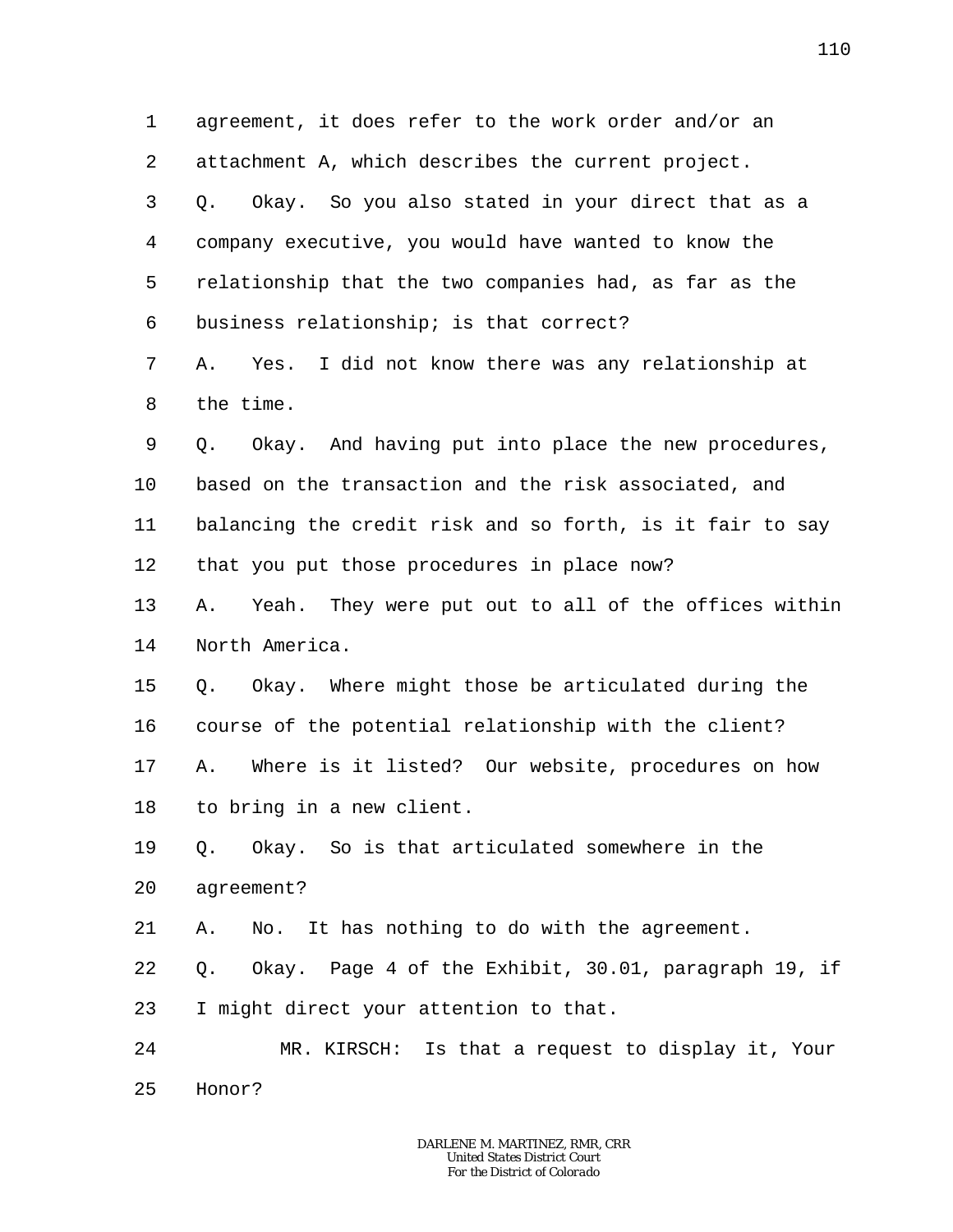agreement, it does refer to the work order and/or an attachment A, which describes the current project.

Q. Okay. So you also stated in your direct that as a company executive, you would have wanted to know the relationship that the two companies had, as far as the business relationship; is that correct?

A. Yes. I did not know there was any relationship at the time.

Q. Okay. And having put into place the new procedures, based on the transaction and the risk associated, and balancing the credit risk and so forth, is it fair to say that you put those procedures in place now?

A. Yeah. They were put out to all of the offices within North America.

Q. Okay. Where might those be articulated during the course of the potential relationship with the client?

A. Where is it listed? Our website, procedures on how to bring in a new client.

Q. Okay. So is that articulated somewhere in the agreement?

A. No. It has nothing to do with the agreement.

Q. Okay. Page 4 of the Exhibit, 30.01, paragraph 19, if I might direct your attention to that.

MR. KIRSCH: Is that a request to display it, Your Honor?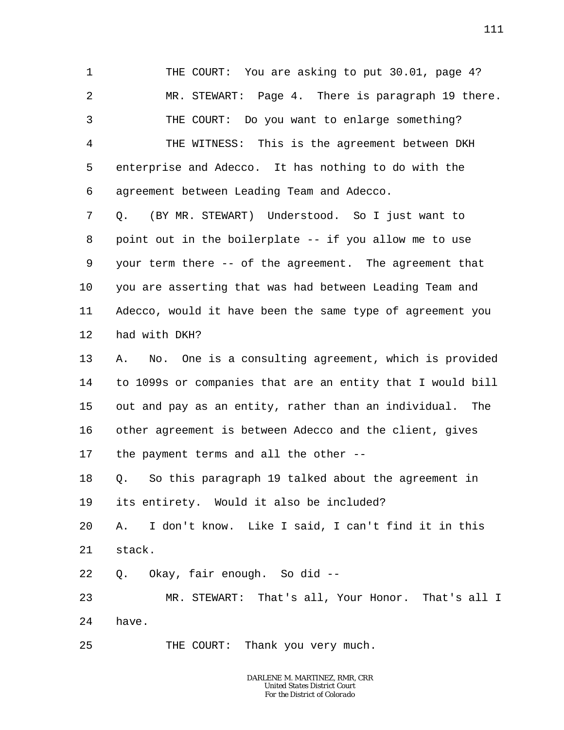1 THE COURT: You are asking to put 30.01, page 4?

2 MR. STEWART: Page 4. There is paragraph 19 there.

3 THE COURT: Do you want to enlarge something?

4 THE WITNESS: This is the agreement between DKH

5 enterprise and Adecco. It has nothing to do with the

6 agreement between Leading Team and Adecco.

7 Q. (BY MR. STEWART) Understood. So I just want to

8 point out in the boilerplate -- if you allow me to use

9 your term there -- of the agreement. The agreement that

10 you are asserting that was had between Leading Team and

11 Adecco, would it have been the same type of agreement you

12 had with DKH?

13 A. No. One is a consulting agreement, which is provided

14 to 1099s or companies that are an entity that I would bill

15 out and pay as an entity, rather than an individual. The

16 other agreement is between Adecco and the client, gives

17 the payment terms and all the other --

18 Q. So this paragraph 19 talked about the agreement in

19 its entirety. Would it also be included?

20 A. I don't know. Like I said, I can't find it in this

21 stack.

22 Q. Okay, fair enough. So did --

23 MR. STEWART: That's all, Your Honor. That's all I

24 have.

25 THE COURT: Thank you very much.

DARLENE M. MARTINEZ, RMR, CRR
United States District Court
For the District of Colorado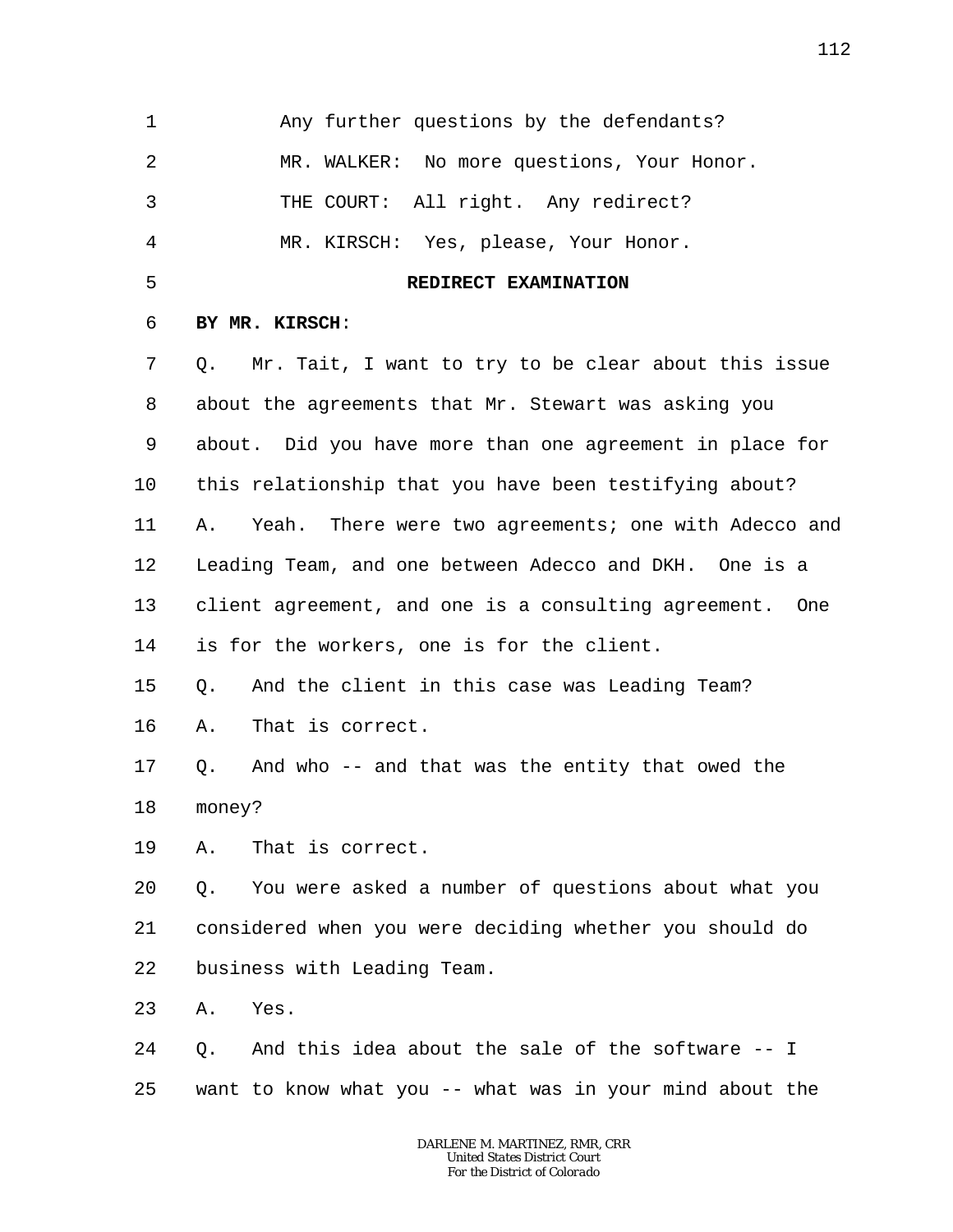Any further questions by the defendants?

MR. WALKER: No more questions, Your Honor.

THE COURT: All right. Any redirect?

MR. KIRSCH: Yes, please, Your Honor.

**REDIRECT EXAMINATION**

**BY MR. KIRSCH**:

Q. Mr. Tait, I want to try to be clear about this issue about the agreements that Mr. Stewart was asking you about. Did you have more than one agreement in place for this relationship that you have been testifying about?

A. Yeah. There were two agreements; one with Adecco and Leading Team, and one between Adecco and DKH. One is a client agreement, and one is a consulting agreement. One is for the workers, one is for the client.

Q. And the client in this case was Leading Team?

A. That is correct.

Q. And who -- and that was the entity that owed the money?

A. That is correct.

Q. You were asked a number of questions about what you considered when you were deciding whether you should do business with Leading Team.

A. Yes.

Q. And this idea about the sale of the software -- I want to know what you -- what was in your mind about the

DARLENE M. MARTINEZ, RMR, CRR
United States District Court
For the District of Colorado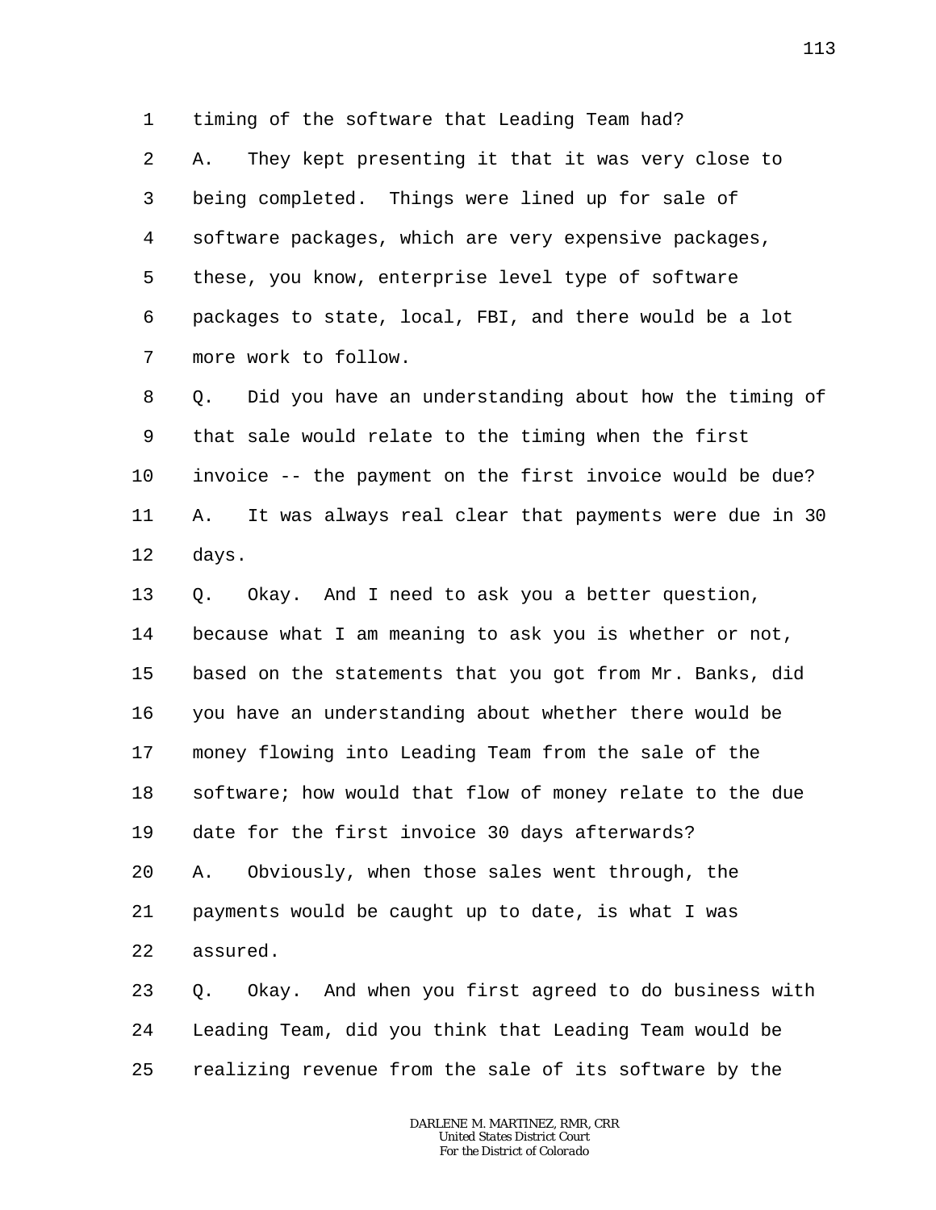1 timing of the software that Leading Team had?

2 A. They kept presenting it that it was very close to

3 being completed. Things were lined up for sale of

4 software packages, which are very expensive packages,

5 these, you know, enterprise level type of software

6 packages to state, local, FBI, and there would be a lot

7 more work to follow.

8 Q. Did you have an understanding about how the timing of

9 that sale would relate to the timing when the first

10 invoice -- the payment on the first invoice would be due?

11 A. It was always real clear that payments were due in 30

12 days.

13 Q. Okay. And I need to ask you a better question,

14 because what I am meaning to ask you is whether or not,

15 based on the statements that you got from Mr. Banks, did

16 you have an understanding about whether there would be

17 money flowing into Leading Team from the sale of the

18 software; how would that flow of money relate to the due

19 date for the first invoice 30 days afterwards?

20 A. Obviously, when those sales went through, the

21 payments would be caught up to date, is what I was

22 assured.

23 Q. Okay. And when you first agreed to do business with

24 Leading Team, did you think that Leading Team would be

25 realizing revenue from the sale of its software by the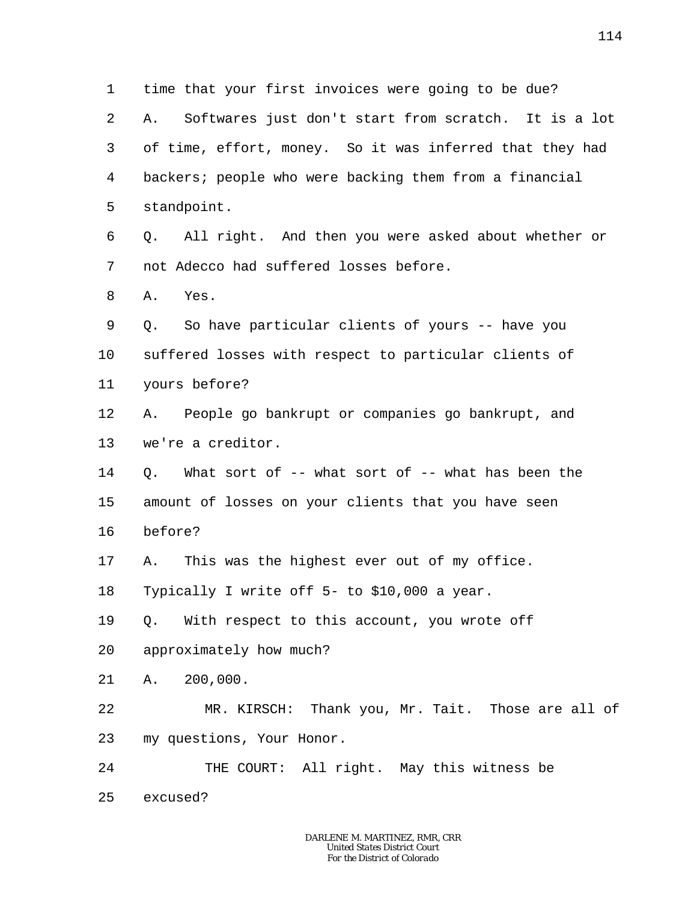1 time that your first invoices were going to be due?

2 A. Softwares just don't start from scratch. It is a lot

3 of time, effort, money. So it was inferred that they had

4 backers; people who were backing them from a financial

5 standpoint.

6 Q. All right. And then you were asked about whether or

7 not Adecco had suffered losses before.

8 A. Yes.

9 Q. So have particular clients of yours -- have you

10 suffered losses with respect to particular clients of

11 yours before?

12 A. People go bankrupt or companies go bankrupt, and

13 we're a creditor.

14 Q. What sort of -- what sort of -- what has been the

15 amount of losses on your clients that you have seen

16 before?

17 A. This was the highest ever out of my office.

18 Typically I write off 5- to $10,000 a year.

19 Q. With respect to this account, you wrote off

20 approximately how much?

21 A. 200,000.

22 MR. KIRSCH: Thank you, Mr. Tait. Those are all of

23 my questions, Your Honor.

24 THE COURT: All right. May this witness be

25 excused?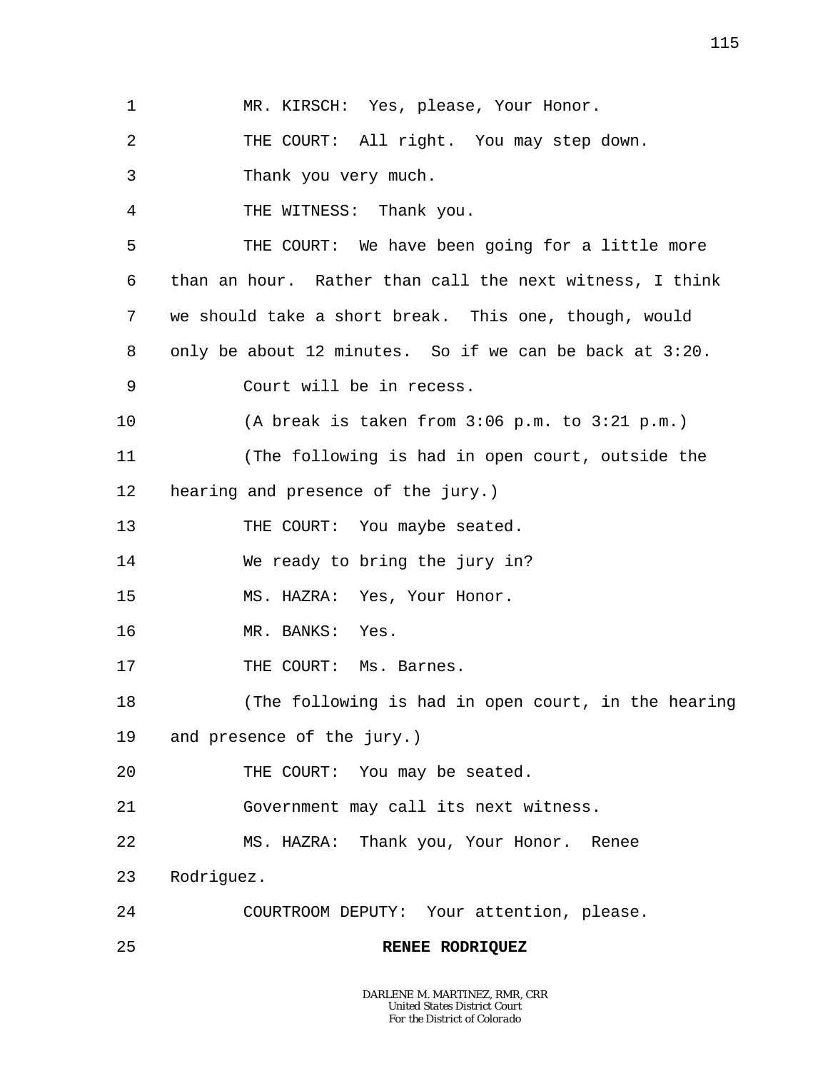1 MR. KIRSCH: Yes, please, Your Honor.

2 THE COURT: All right. You may step down.

3 Thank you very much.

4 THE WITNESS: Thank you.

5 THE COURT: We have been going for a little more

6 than an hour. Rather than call the next witness, I think

7 we should take a short break. This one, though, would

8 only be about 12 minutes. So if we can be back at 3:20.

9 Court will be in recess.

10 (A break is taken from 3:06 p.m. to 3:21 p.m.)

11 (The following is had in open court, outside the

12 hearing and presence of the jury.)

13 THE COURT: You maybe seated.

14 We ready to bring the jury in?

15 MS. HAZRA: Yes, Your Honor.

16 MR. BANKS: Yes.

17 THE COURT: Ms. Barnes.

18 (The following is had in open court, in the hearing

19 and presence of the jury.)

20 THE COURT: You may be seated.

21 Government may call its next witness.

22 MS. HAZRA: Thank you, Your Honor. Renee

23 Rodriguez.

24 COURTROOM DEPUTY: Your attention, please.

25 **RENEE RODRIQUEZ**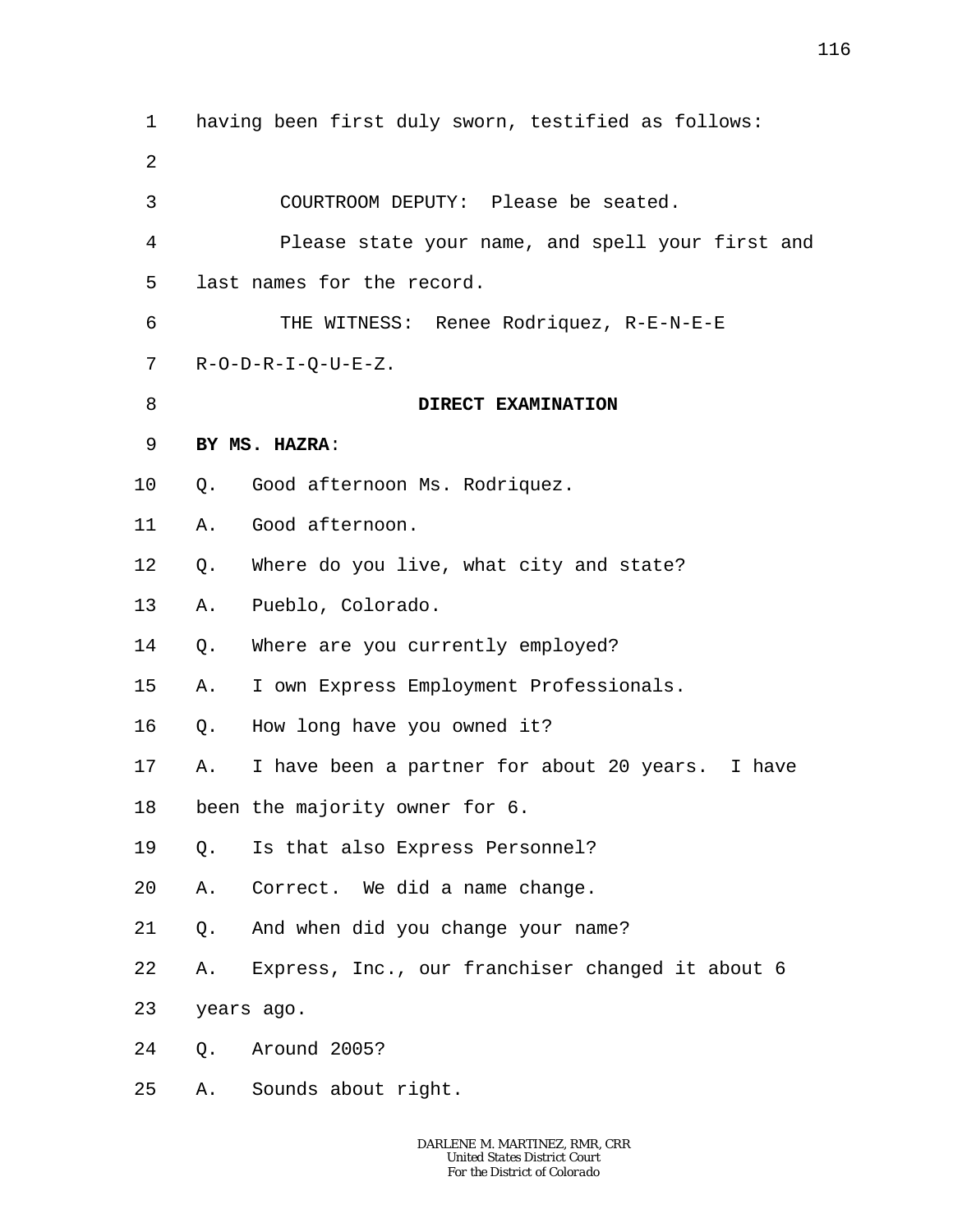having been first duly sworn, testified as follows:

COURTROOM DEPUTY: Please be seated.

Please state your name, and spell your first and last names for the record.

THE WITNESS: Renee Rodriquez, R-E-N-E-E R-O-D-R-I-Q-U-E-Z.

**DIRECT EXAMINATION**

**BY MS. HAZRA**:

Q. Good afternoon Ms. Rodriquez.

A. Good afternoon.

Q. Where do you live, what city and state?

A. Pueblo, Colorado.

Q. Where are you currently employed?

A. I own Express Employment Professionals.

Q. How long have you owned it?

A. I have been a partner for about 20 years. I have been the majority owner for 6.

Q. Is that also Express Personnel?

A. Correct. We did a name change.

Q. And when did you change your name?

A. Express, Inc., our franchiser changed it about 6 years ago.

Q. Around 2005?

A. Sounds about right.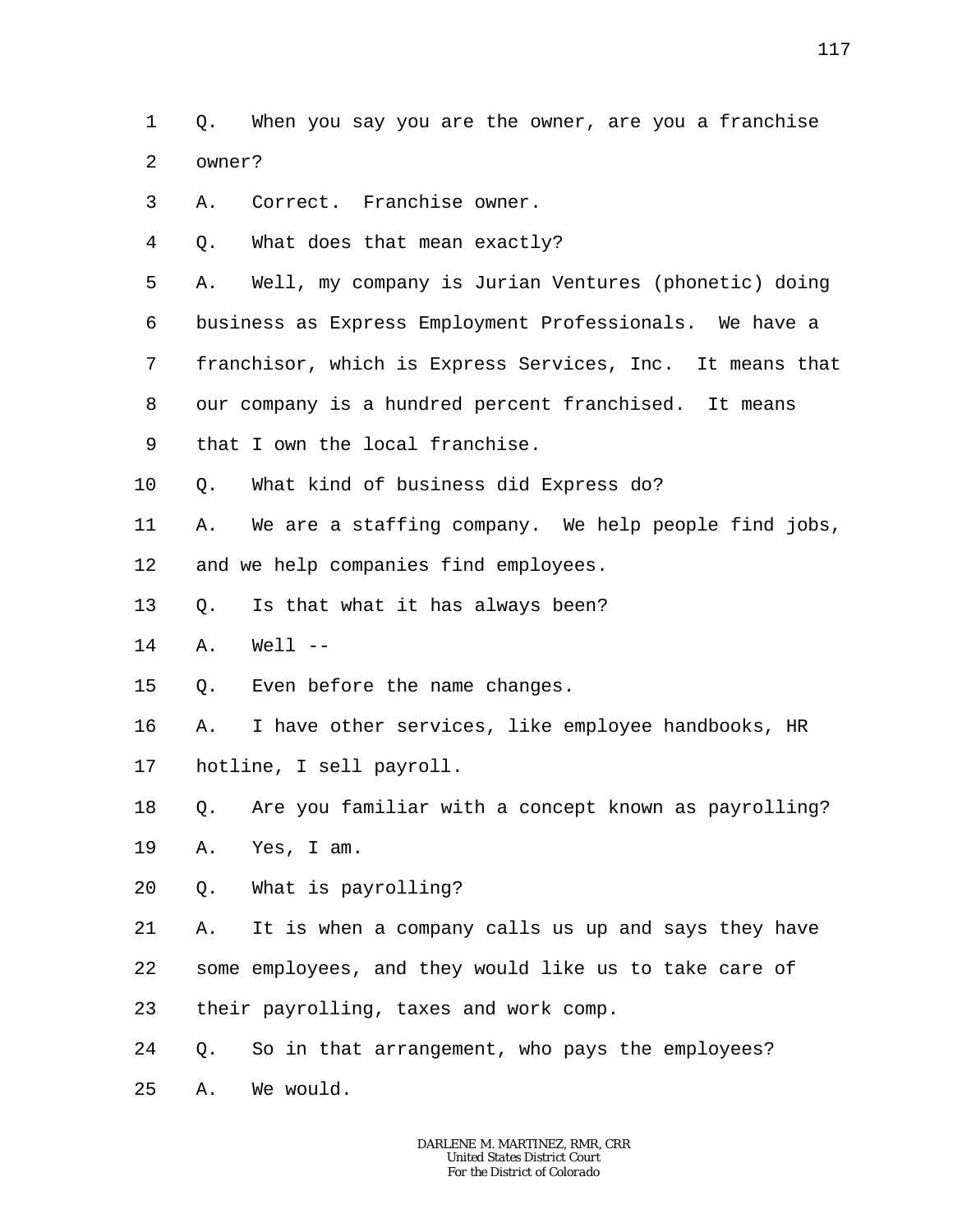1 Q. When you say you are the owner, are you a franchise
2 owner?
3 A. Correct. Franchise owner.
4 Q. What does that mean exactly?
5 A. Well, my company is Jurian Ventures (phonetic) doing
6 business as Express Employment Professionals. We have a
7 franchisor, which is Express Services, Inc. It means that
8 our company is a hundred percent franchised. It means
9 that I own the local franchise.
10 Q. What kind of business did Express do?
11 A. We are a staffing company. We help people find jobs,
12 and we help companies find employees.
13 Q. Is that what it has always been?
14 A. Well --
15 Q. Even before the name changes.
16 A. I have other services, like employee handbooks, HR
17 hotline, I sell payroll.
18 Q. Are you familiar with a concept known as payrolling?
19 A. Yes, I am.
20 Q. What is payrolling?
21 A. It is when a company calls us up and says they have
22 some employees, and they would like us to take care of
23 their payrolling, taxes and work comp.
24 Q. So in that arrangement, who pays the employees?
25 A. We would.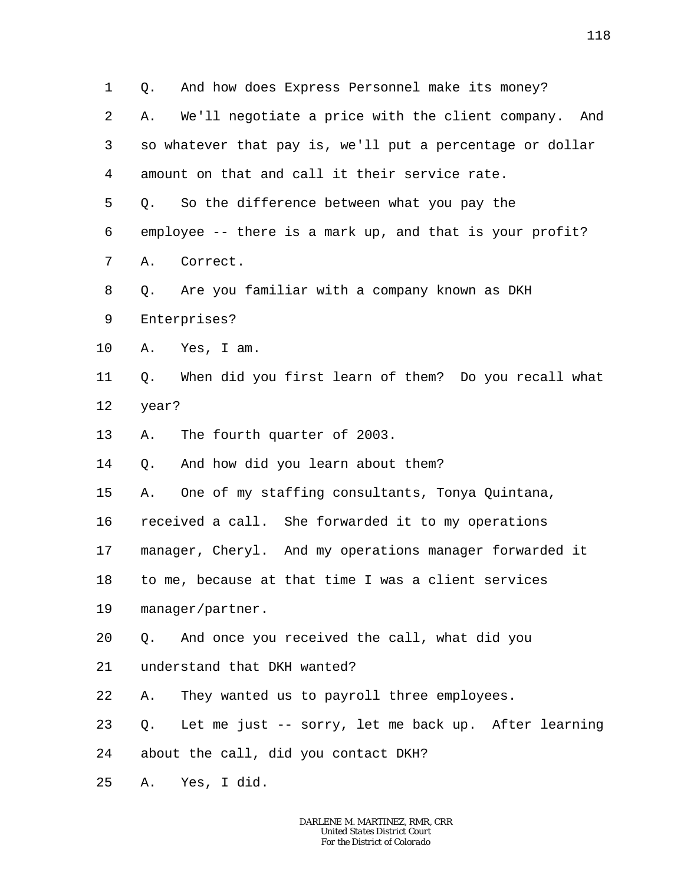1 Q. And how does Express Personnel make its money?
2 A. We'll negotiate a price with the client company. And
3 so whatever that pay is, we'll put a percentage or dollar
4 amount on that and call it their service rate.
5 Q. So the difference between what you pay the
6 employee -- there is a mark up, and that is your profit?
7 A. Correct.
8 Q. Are you familiar with a company known as DKH
9 Enterprises?
10 A. Yes, I am.
11 Q. When did you first learn of them? Do you recall what
12 year?
13 A. The fourth quarter of 2003.
14 Q. And how did you learn about them?
15 A. One of my staffing consultants, Tonya Quintana,
16 received a call. She forwarded it to my operations
17 manager, Cheryl. And my operations manager forwarded it
18 to me, because at that time I was a client services
19 manager/partner.
20 Q. And once you received the call, what did you
21 understand that DKH wanted?
22 A. They wanted us to payroll three employees.
23 Q. Let me just -- sorry, let me back up. After learning
24 about the call, did you contact DKH?
25 A. Yes, I did.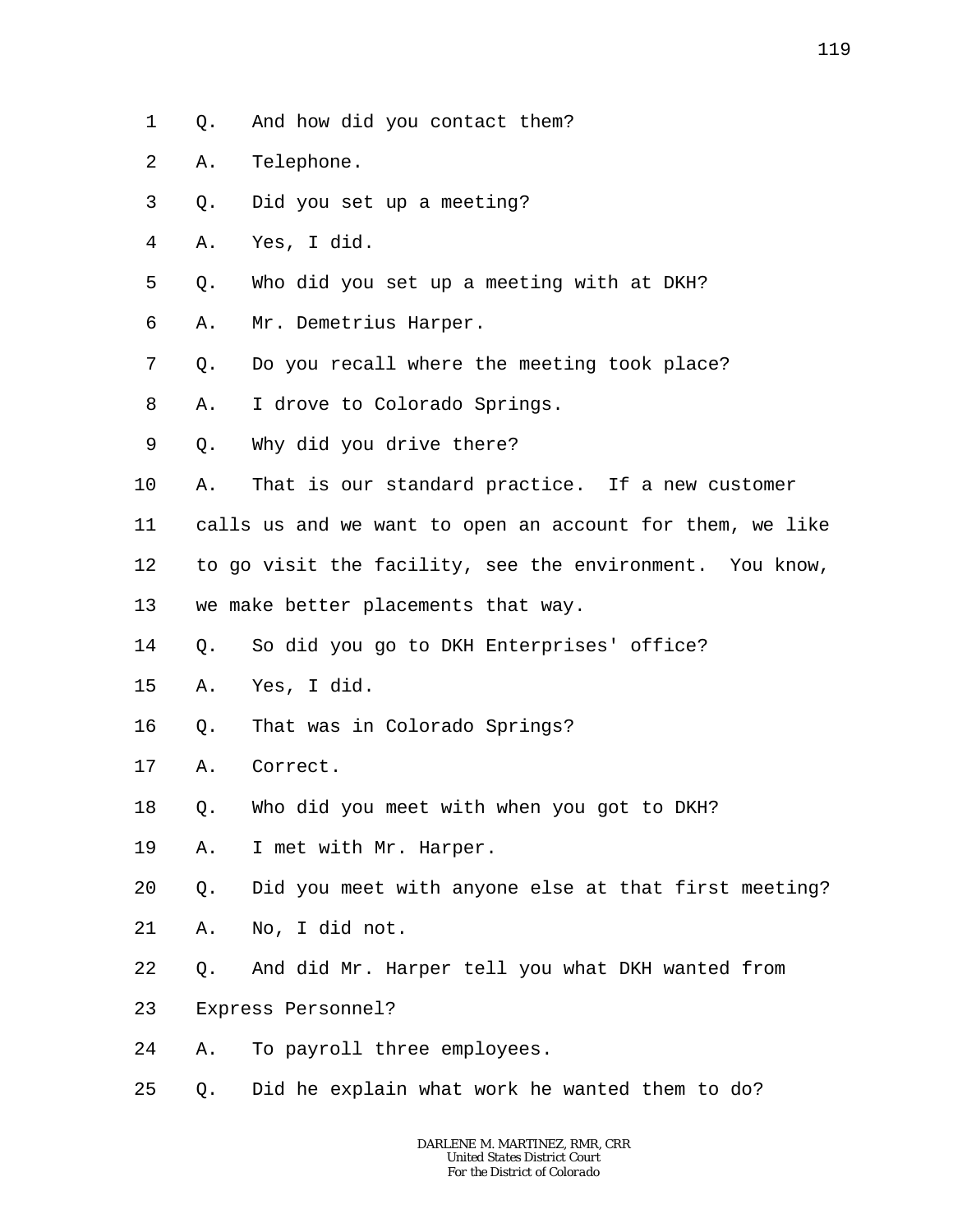1 Q. And how did you contact them?

2 A. Telephone.

3 Q. Did you set up a meeting?

4 A. Yes, I did.

5 Q. Who did you set up a meeting with at DKH?

6 A. Mr. Demetrius Harper.

7 Q. Do you recall where the meeting took place?

8 A. I drove to Colorado Springs.

9 Q. Why did you drive there?

10 A. That is our standard practice. If a new customer
11 calls us and we want to open an account for them, we like
12 to go visit the facility, see the environment. You know,
13 we make better placements that way.

14 Q. So did you go to DKH Enterprises' office?

15 A. Yes, I did.

16 Q. That was in Colorado Springs?

17 A. Correct.

18 Q. Who did you meet with when you got to DKH?

19 A. I met with Mr. Harper.

20 Q. Did you meet with anyone else at that first meeting?

21 A. No, I did not.

22 Q. And did Mr. Harper tell you what DKH wanted from
23 Express Personnel?

24 A. To payroll three employees.

25 Q. Did he explain what work he wanted them to do?

DARLENE M. MARTINEZ, RMR, CRR
United States District Court
For the District of Colorado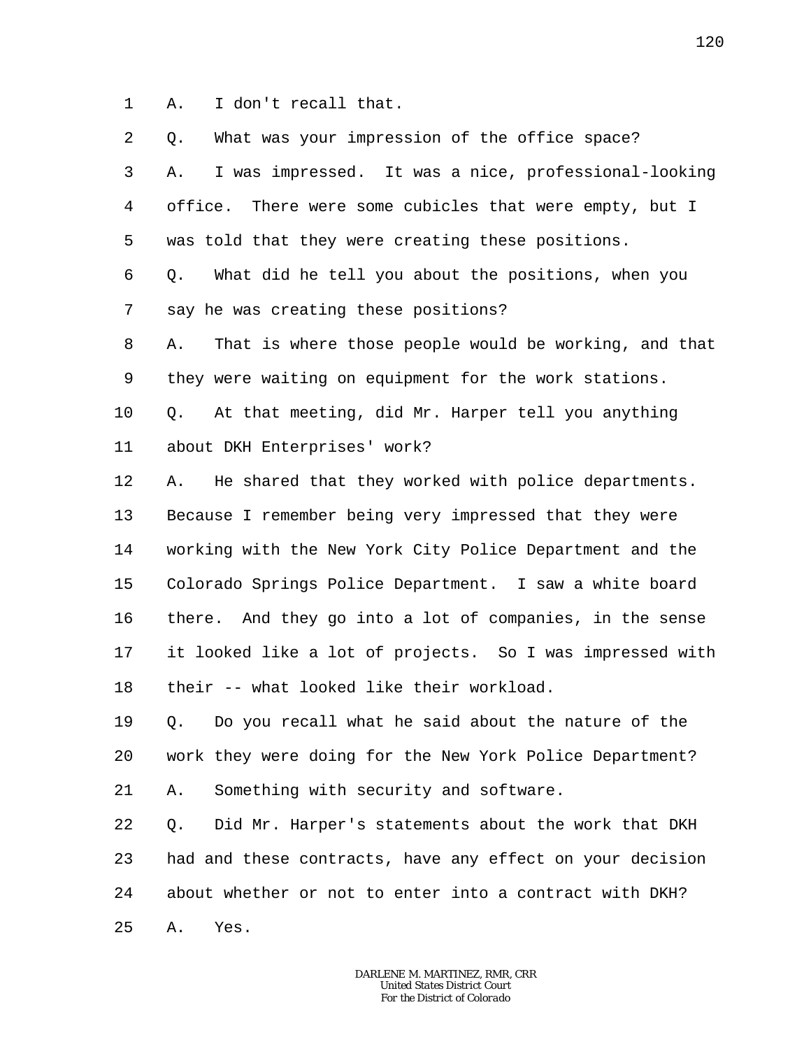1 A. I don't recall that.

2 Q. What was your impression of the office space?

3 A. I was impressed. It was a nice, professional-looking

4 office. There were some cubicles that were empty, but I

5 was told that they were creating these positions.

6 Q. What did he tell you about the positions, when you

7 say he was creating these positions?

8 A. That is where those people would be working, and that

9 they were waiting on equipment for the work stations.

10 Q. At that meeting, did Mr. Harper tell you anything

11 about DKH Enterprises' work?

12 A. He shared that they worked with police departments.

13 Because I remember being very impressed that they were

14 working with the New York City Police Department and the

15 Colorado Springs Police Department. I saw a white board

16 there. And they go into a lot of companies, in the sense

17 it looked like a lot of projects. So I was impressed with

18 their -- what looked like their workload.

19 Q. Do you recall what he said about the nature of the

20 work they were doing for the New York Police Department?

21 A. Something with security and software.

22 Q. Did Mr. Harper's statements about the work that DKH

23 had and these contracts, have any effect on your decision

24 about whether or not to enter into a contract with DKH?

25 A. Yes.

DARLENE M. MARTINEZ, RMR, CRR
United States District Court
For the District of Colorado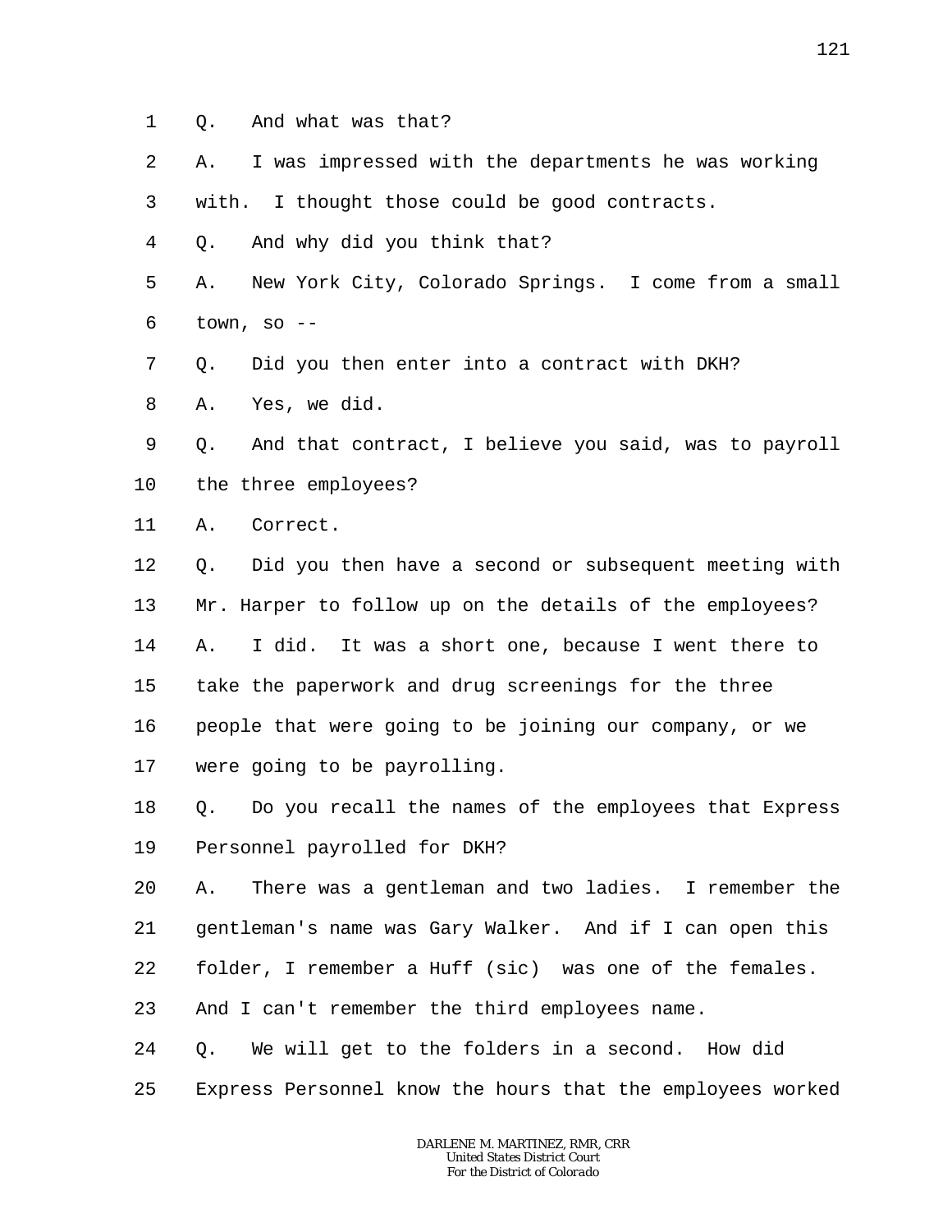Q. And what was that?

A. I was impressed with the departments he was working with. I thought those could be good contracts.

Q. And why did you think that?

A. New York City, Colorado Springs. I come from a small town, so --

Q. Did you then enter into a contract with DKH?

A. Yes, we did.

Q. And that contract, I believe you said, was to payroll the three employees?

A. Correct.

Q. Did you then have a second or subsequent meeting with Mr. Harper to follow up on the details of the employees?

A. I did. It was a short one, because I went there to take the paperwork and drug screenings for the three people that were going to be joining our company, or we were going to be payrolling.

Q. Do you recall the names of the employees that Express Personnel payrolled for DKH?

A. There was a gentleman and two ladies. I remember the gentleman's name was Gary Walker. And if I can open this folder, I remember a Huff (sic) was one of the females. And I can't remember the third employees name.

Q. We will get to the folders in a second. How did Express Personnel know the hours that the employees worked

DARLENE M. MARTINEZ, RMR, CRR
United States District Court
For the District of Colorado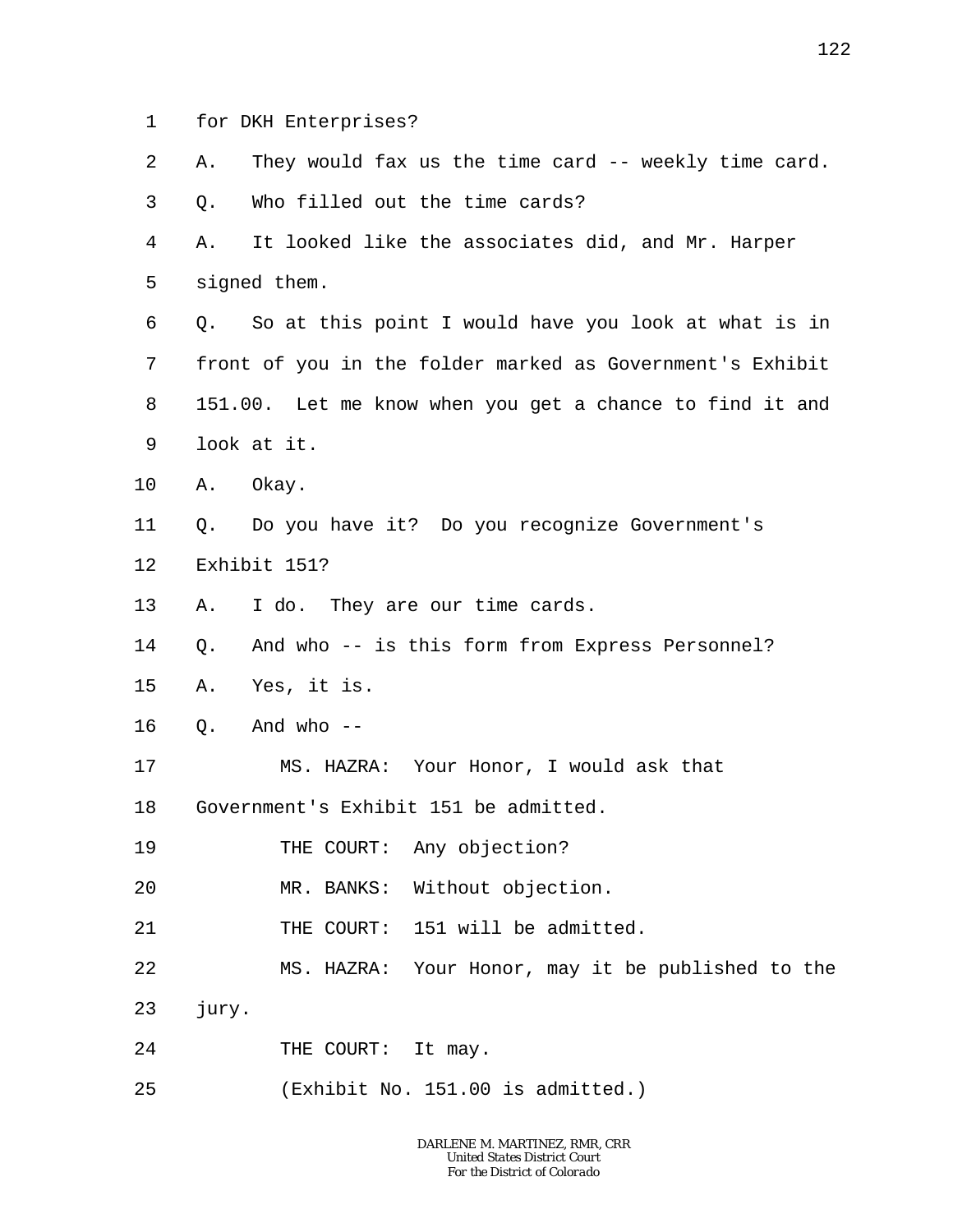1 for DKH Enterprises?

2 A. They would fax us the time card -- weekly time card.

3 Q. Who filled out the time cards?

4 A. It looked like the associates did, and Mr. Harper

5 signed them.

6 Q. So at this point I would have you look at what is in

7 front of you in the folder marked as Government's Exhibit

8 151.00. Let me know when you get a chance to find it and

9 look at it.

10 A. Okay.

11 Q. Do you have it? Do you recognize Government's

12 Exhibit 151?

13 A. I do. They are our time cards.

14 Q. And who -- is this form from Express Personnel?

15 A. Yes, it is.

16 Q. And who --

17 MS. HAZRA: Your Honor, I would ask that

18 Government's Exhibit 151 be admitted.

19 THE COURT: Any objection?

20 MR. BANKS: Without objection.

21 THE COURT: 151 will be admitted.

22 MS. HAZRA: Your Honor, may it be published to the

23 jury.

24 THE COURT: It may.

25 (Exhibit No. 151.00 is admitted.)

DARLENE M. MARTINEZ, RMR, CRR
United States District Court
For the District of Colorado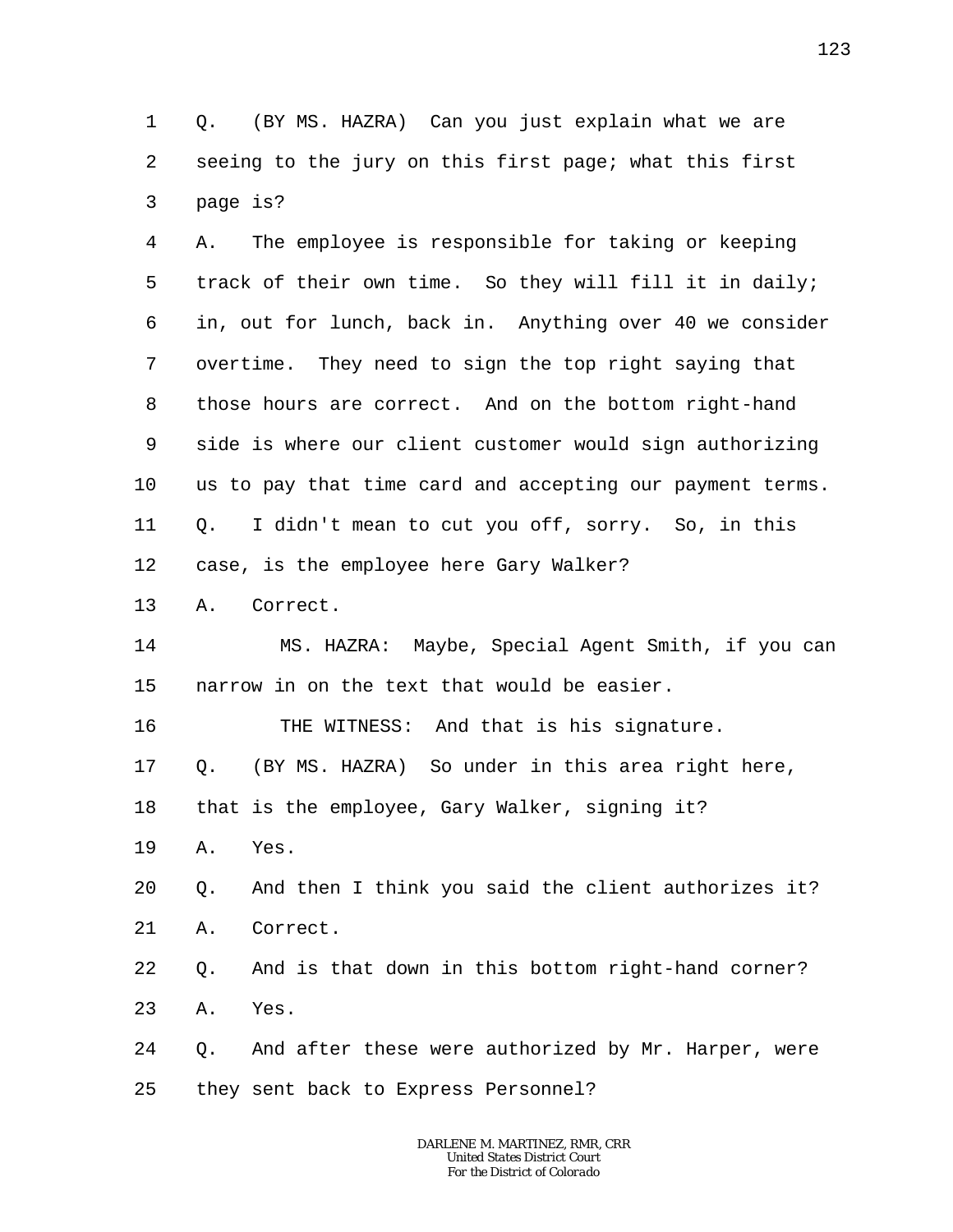1 Q. (BY MS. HAZRA) Can you just explain what we are
2 seeing to the jury on this first page; what this first
3 page is?
4 A. The employee is responsible for taking or keeping
5 track of their own time. So they will fill it in daily;
6 in, out for lunch, back in. Anything over 40 we consider
7 overtime. They need to sign the top right saying that
8 those hours are correct. And on the bottom right-hand
9 side is where our client customer would sign authorizing
10 us to pay that time card and accepting our payment terms.
11 Q. I didn't mean to cut you off, sorry. So, in this
12 case, is the employee here Gary Walker?
13 A. Correct.
14 MS. HAZRA: Maybe, Special Agent Smith, if you can
15 narrow in on the text that would be easier.
16 THE WITNESS: And that is his signature.
17 Q. (BY MS. HAZRA) So under in this area right here,
18 that is the employee, Gary Walker, signing it?
19 A. Yes.
20 Q. And then I think you said the client authorizes it?
21 A. Correct.
22 Q. And is that down in this bottom right-hand corner?
23 A. Yes.
24 Q. And after these were authorized by Mr. Harper, were
25 they sent back to Express Personnel?

DARLENE M. MARTINEZ, RMR, CRR
United States District Court
For the District of Colorado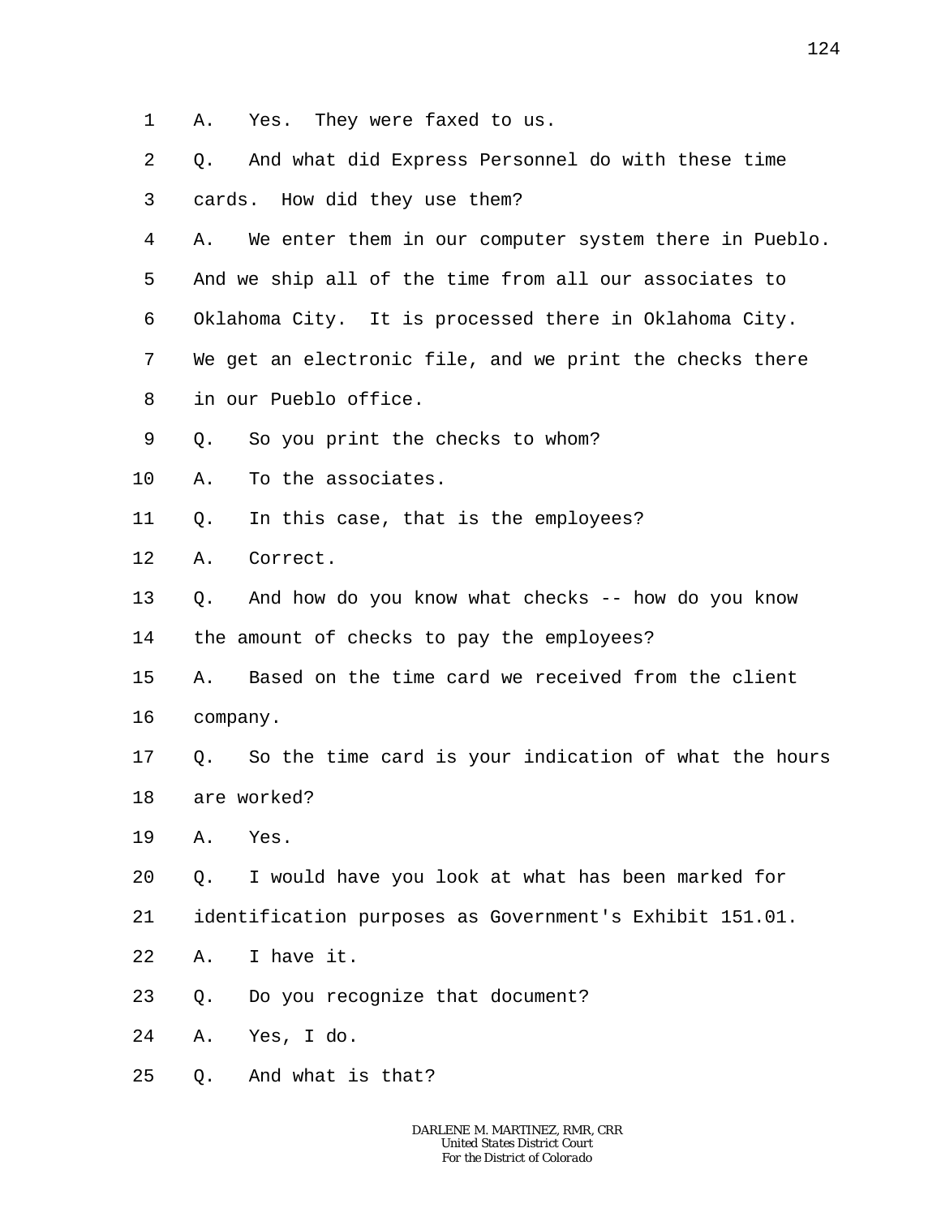1 A. Yes. They were faxed to us.

2 Q. And what did Express Personnel do with these time

3 cards. How did they use them?

4 A. We enter them in our computer system there in Pueblo.

5 And we ship all of the time from all our associates to

6 Oklahoma City. It is processed there in Oklahoma City.

7 We get an electronic file, and we print the checks there

8 in our Pueblo office.

9 Q. So you print the checks to whom?

10 A. To the associates.

11 Q. In this case, that is the employees?

12 A. Correct.

13 Q. And how do you know what checks -- how do you know

14 the amount of checks to pay the employees?

15 A. Based on the time card we received from the client

16 company.

17 Q. So the time card is your indication of what the hours

18 are worked?

19 A. Yes.

20 Q. I would have you look at what has been marked for

21 identification purposes as Government's Exhibit 151.01.

22 A. I have it.

23 Q. Do you recognize that document?

24 A. Yes, I do.

25 Q. And what is that?

DARLENE M. MARTINEZ, RMR, CRR
United States District Court
For the District of Colorado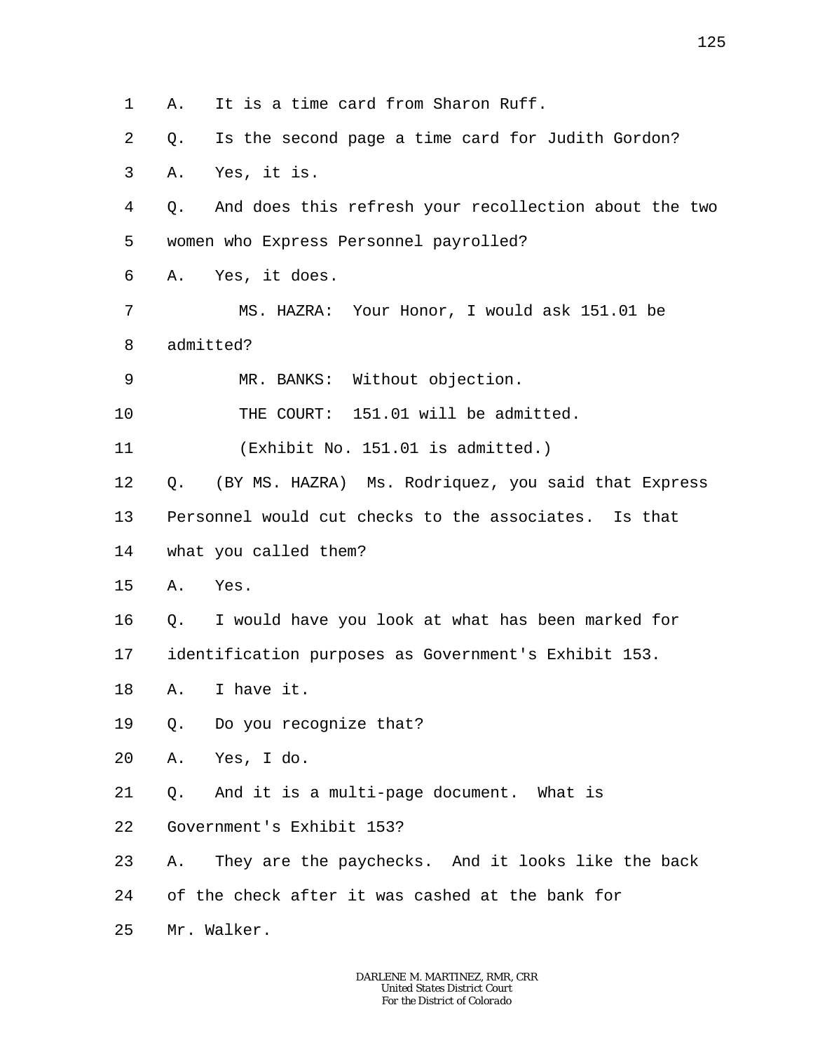1 A. It is a time card from Sharon Ruff.

2 Q. Is the second page a time card for Judith Gordon?

3 A. Yes, it is.

4 Q. And does this refresh your recollection about the two

5 women who Express Personnel payrolled?

6 A. Yes, it does.

7 MS. HAZRA: Your Honor, I would ask 151.01 be

8 admitted?

9 MR. BANKS: Without objection.

10 THE COURT: 151.01 will be admitted.

11 (Exhibit No. 151.01 is admitted.)

12 Q. (BY MS. HAZRA) Ms. Rodriquez, you said that Express

13 Personnel would cut checks to the associates. Is that

14 what you called them?

15 A. Yes.

16 Q. I would have you look at what has been marked for

17 identification purposes as Government's Exhibit 153.

18 A. I have it.

19 Q. Do you recognize that?

20 A. Yes, I do.

21 Q. And it is a multi-page document. What is

22 Government's Exhibit 153?

23 A. They are the paychecks. And it looks like the back

24 of the check after it was cashed at the bank for

25 Mr. Walker.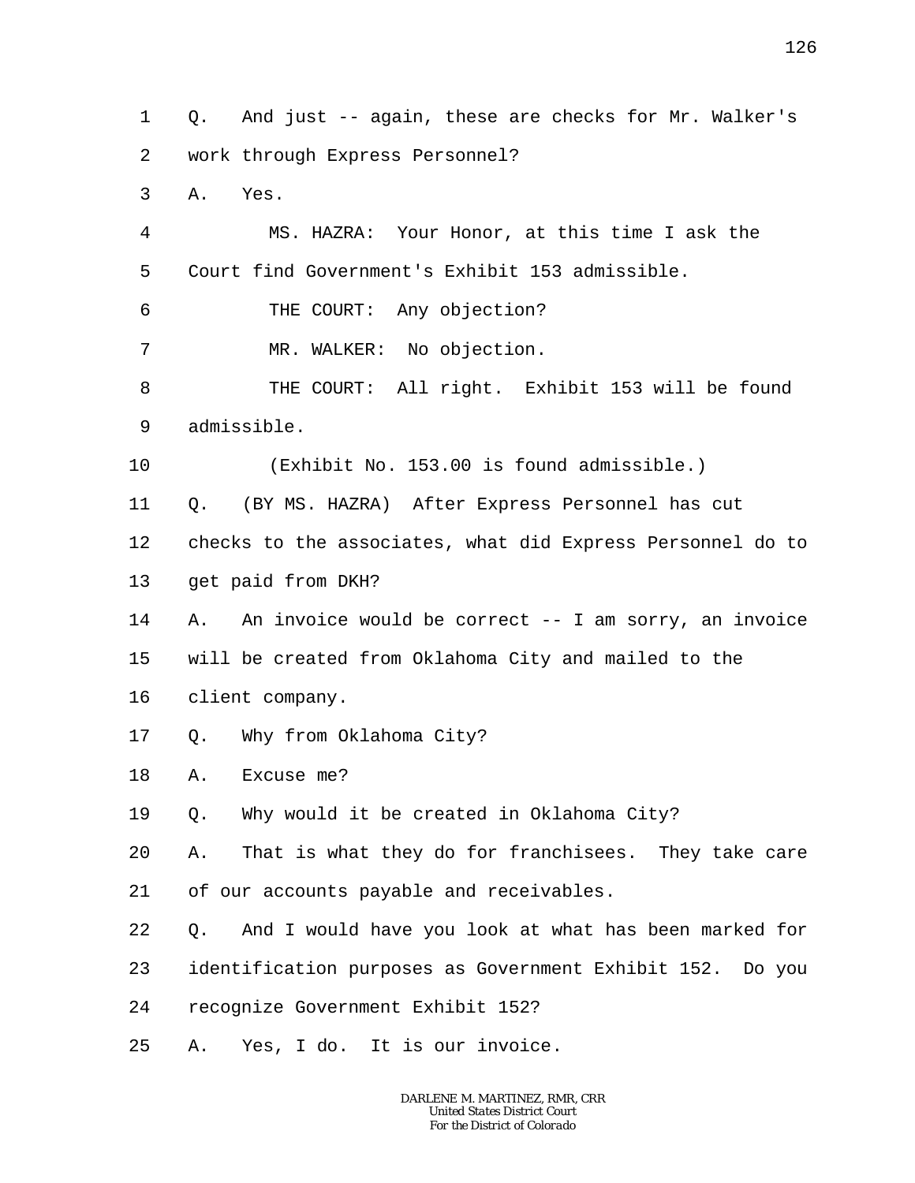1 Q. And just -- again, these are checks for Mr. Walker's
2 work through Express Personnel?
3 A. Yes.
4 MS. HAZRA: Your Honor, at this time I ask the
5 Court find Government's Exhibit 153 admissible.
6 THE COURT: Any objection?
7 MR. WALKER: No objection.
8 THE COURT: All right. Exhibit 153 will be found
9 admissible.
10 (Exhibit No. 153.00 is found admissible.)
11 Q. (BY MS. HAZRA) After Express Personnel has cut
12 checks to the associates, what did Express Personnel do to
13 get paid from DKH?
14 A. An invoice would be correct -- I am sorry, an invoice
15 will be created from Oklahoma City and mailed to the
16 client company.
17 Q. Why from Oklahoma City?
18 A. Excuse me?
19 Q. Why would it be created in Oklahoma City?
20 A. That is what they do for franchisees. They take care
21 of our accounts payable and receivables.
22 Q. And I would have you look at what has been marked for
23 identification purposes as Government Exhibit 152. Do you
24 recognize Government Exhibit 152?
25 A. Yes, I do. It is our invoice.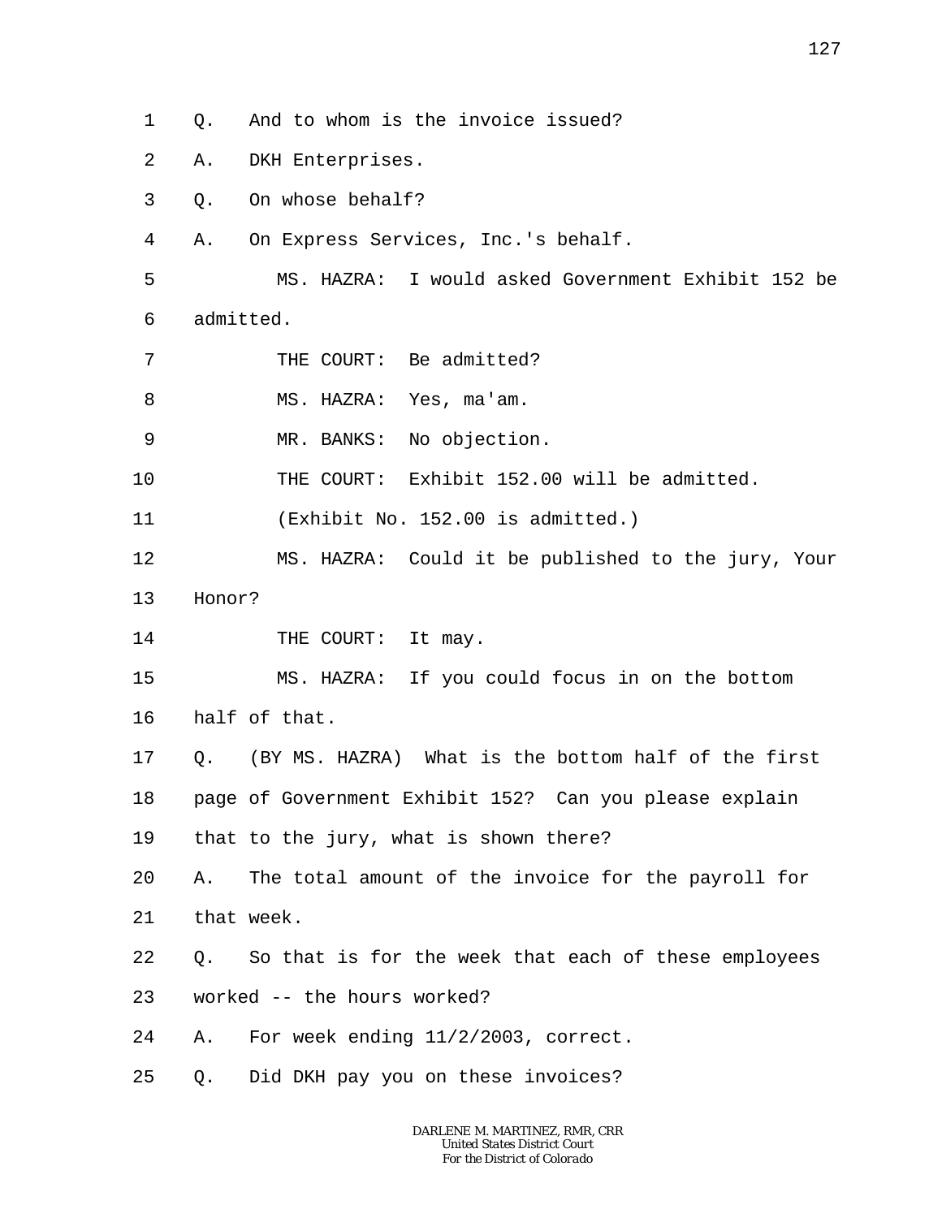1 Q. And to whom is the invoice issued?

2 A. DKH Enterprises.

3 Q. On whose behalf?

4 A. On Express Services, Inc.'s behalf.

5 MS. HAZRA: I would asked Government Exhibit 152 be

6 admitted.

7 THE COURT: Be admitted?

8 MS. HAZRA: Yes, ma'am.

9 MR. BANKS: No objection.

10 THE COURT: Exhibit 152.00 will be admitted.

11 (Exhibit No. 152.00 is admitted.)

12 MS. HAZRA: Could it be published to the jury, Your

13 Honor?

14 THE COURT: It may.

15 MS. HAZRA: If you could focus in on the bottom

16 half of that.

17 Q. (BY MS. HAZRA) What is the bottom half of the first

18 page of Government Exhibit 152? Can you please explain

19 that to the jury, what is shown there?

20 A. The total amount of the invoice for the payroll for

21 that week.

22 Q. So that is for the week that each of these employees

23 worked -- the hours worked?

24 A. For week ending 11/2/2003, correct.

25 Q. Did DKH pay you on these invoices?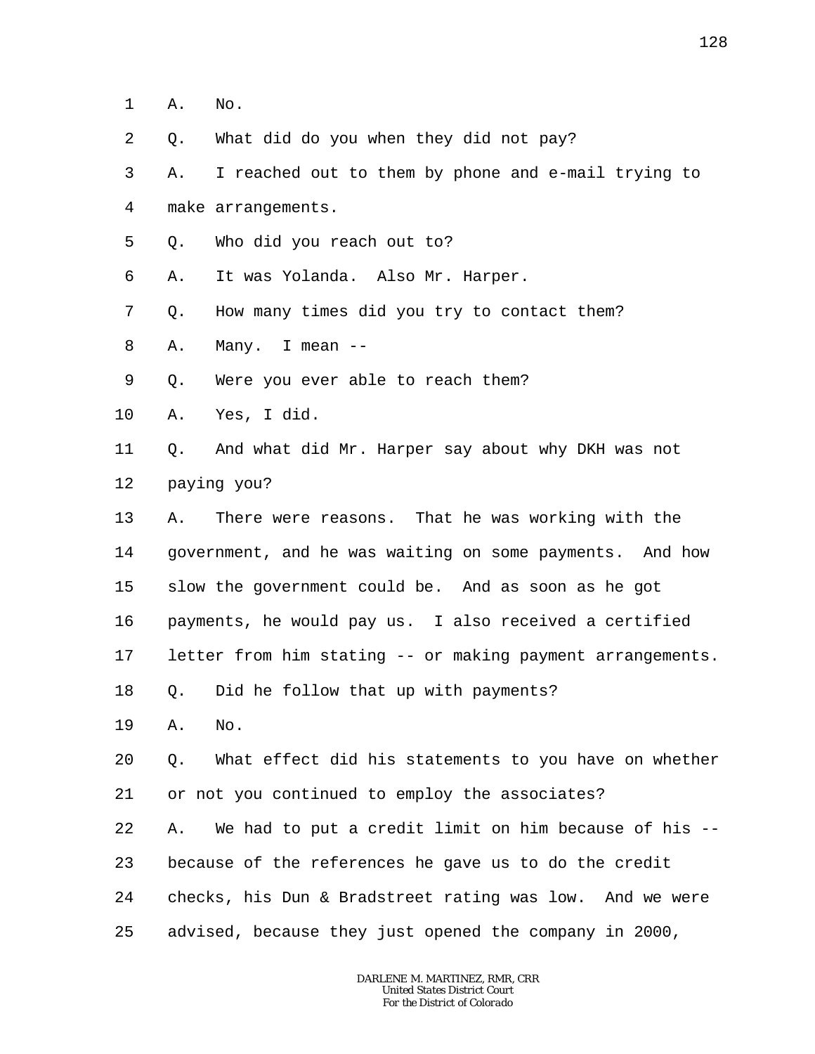1 A. No.

2 Q. What did do you when they did not pay?

3 A. I reached out to them by phone and e-mail trying to

4 make arrangements.

5 Q. Who did you reach out to?

6 A. It was Yolanda. Also Mr. Harper.

7 Q. How many times did you try to contact them?

8 A. Many. I mean --

9 Q. Were you ever able to reach them?

10 A. Yes, I did.

11 Q. And what did Mr. Harper say about why DKH was not

12 paying you?

13 A. There were reasons. That he was working with the

14 government, and he was waiting on some payments. And how

15 slow the government could be. And as soon as he got

16 payments, he would pay us. I also received a certified

17 letter from him stating -- or making payment arrangements.

18 Q. Did he follow that up with payments?

19 A. No.

20 Q. What effect did his statements to you have on whether

21 or not you continued to employ the associates?

22 A. We had to put a credit limit on him because of his --

23 because of the references he gave us to do the credit

24 checks, his Dun & Bradstreet rating was low. And we were

25 advised, because they just opened the company in 2000,

DARLENE M. MARTINEZ, RMR, CRR
United States District Court
For the District of Colorado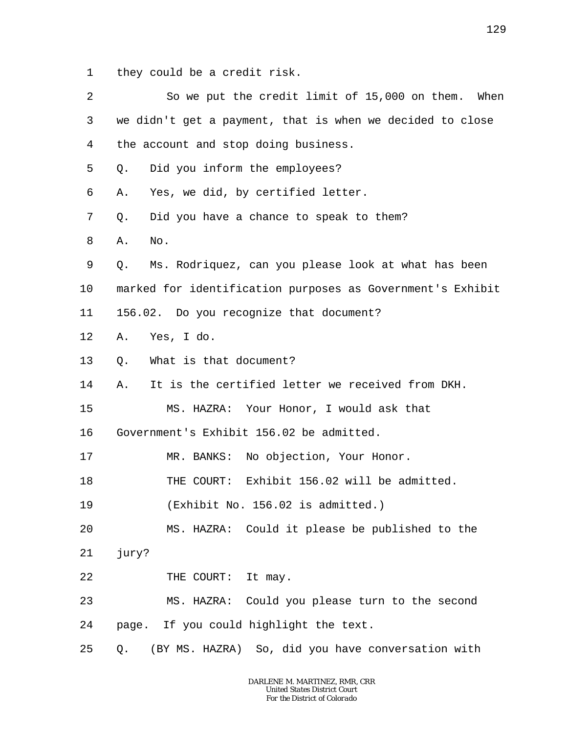1 they could be a credit risk.

2 So we put the credit limit of 15,000 on them. When

3 we didn't get a payment, that is when we decided to close

4 the account and stop doing business.

5 Q. Did you inform the employees?

6 A. Yes, we did, by certified letter.

7 Q. Did you have a chance to speak to them?

8 A. No.

9 Q. Ms. Rodriquez, can you please look at what has been

10 marked for identification purposes as Government's Exhibit

11 156.02. Do you recognize that document?

12 A. Yes, I do.

13 Q. What is that document?

14 A. It is the certified letter we received from DKH.

15 MS. HAZRA: Your Honor, I would ask that

16 Government's Exhibit 156.02 be admitted.

17 MR. BANKS: No objection, Your Honor.

18 THE COURT: Exhibit 156.02 will be admitted.

19 (Exhibit No. 156.02 is admitted.)

20 MS. HAZRA: Could it please be published to the

21 jury?

22 THE COURT: It may.

23 MS. HAZRA: Could you please turn to the second

24 page. If you could highlight the text.

25 Q. (BY MS. HAZRA) So, did you have conversation with

DARLENE M. MARTINEZ, RMR, CRR
United States District Court
For the District of Colorado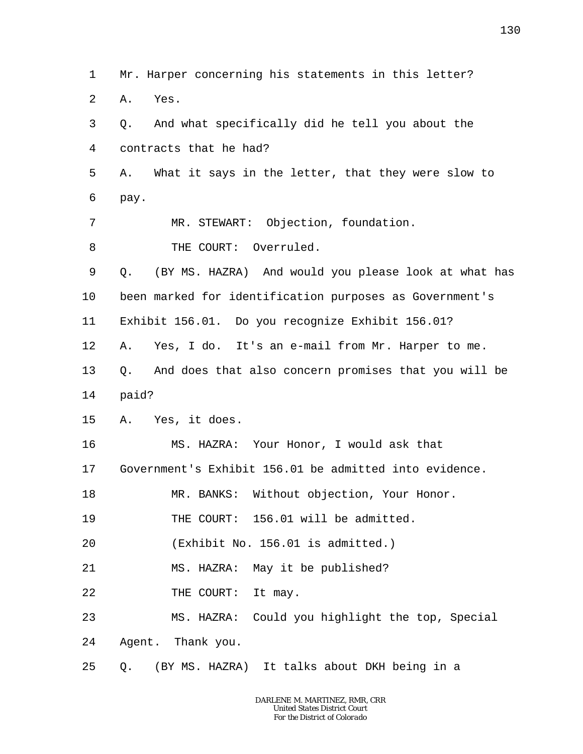1 Mr. Harper concerning his statements in this letter?

2 A. Yes.

3 Q. And what specifically did he tell you about the

4 contracts that he had?

5 A. What it says in the letter, that they were slow to

6 pay.

7 MR. STEWART: Objection, foundation.

8 THE COURT: Overruled.

9 Q. (BY MS. HAZRA) And would you please look at what has

10 been marked for identification purposes as Government's

11 Exhibit 156.01. Do you recognize Exhibit 156.01?

12 A. Yes, I do. It's an e-mail from Mr. Harper to me.

13 Q. And does that also concern promises that you will be

14 paid?

15 A. Yes, it does.

16 MS. HAZRA: Your Honor, I would ask that

17 Government's Exhibit 156.01 be admitted into evidence.

18 MR. BANKS: Without objection, Your Honor.

19 THE COURT: 156.01 will be admitted.

20 (Exhibit No. 156.01 is admitted.)

21 MS. HAZRA: May it be published?

22 THE COURT: It may.

23 MS. HAZRA: Could you highlight the top, Special

24 Agent. Thank you.

25 Q. (BY MS. HAZRA) It talks about DKH being in a

DARLENE M. MARTINEZ, RMR, CRR
United States District Court
For the District of Colorado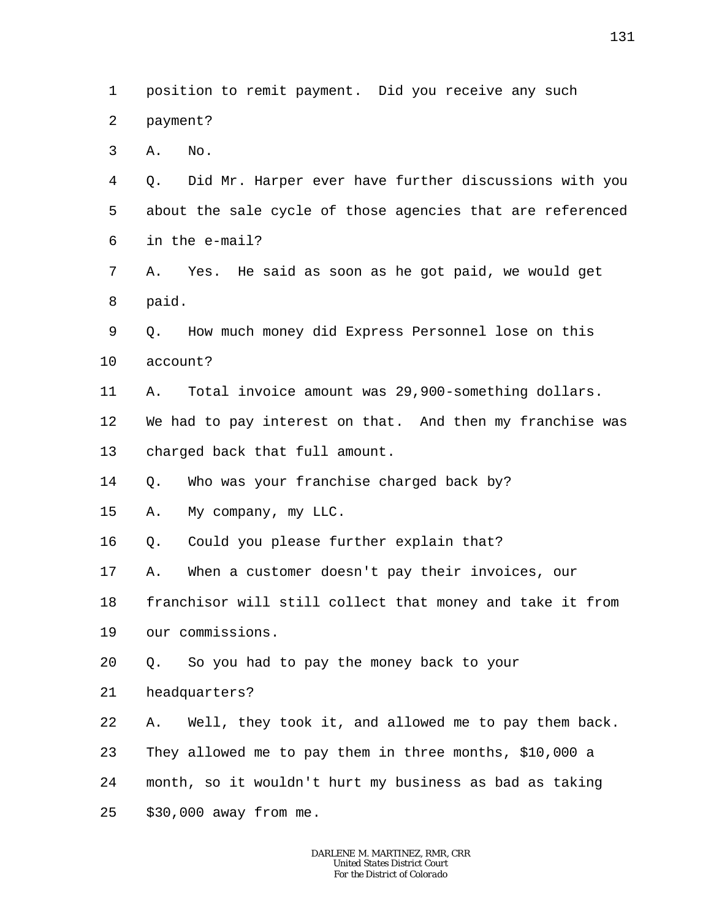position to remit payment. Did you receive any such payment?

A. No.

Q. Did Mr. Harper ever have further discussions with you about the sale cycle of those agencies that are referenced in the e-mail?

A. Yes. He said as soon as he got paid, we would get paid.

Q. How much money did Express Personnel lose on this account?

A. Total invoice amount was 29,900-something dollars. We had to pay interest on that. And then my franchise was charged back that full amount.

Q. Who was your franchise charged back by?

A. My company, my LLC.

Q. Could you please further explain that?

A. When a customer doesn't pay their invoices, our franchisor will still collect that money and take it from our commissions.

Q. So you had to pay the money back to your headquarters?

A. Well, they took it, and allowed me to pay them back. They allowed me to pay them in three months, $10,000 a month, so it wouldn't hurt my business as bad as taking $30,000 away from me.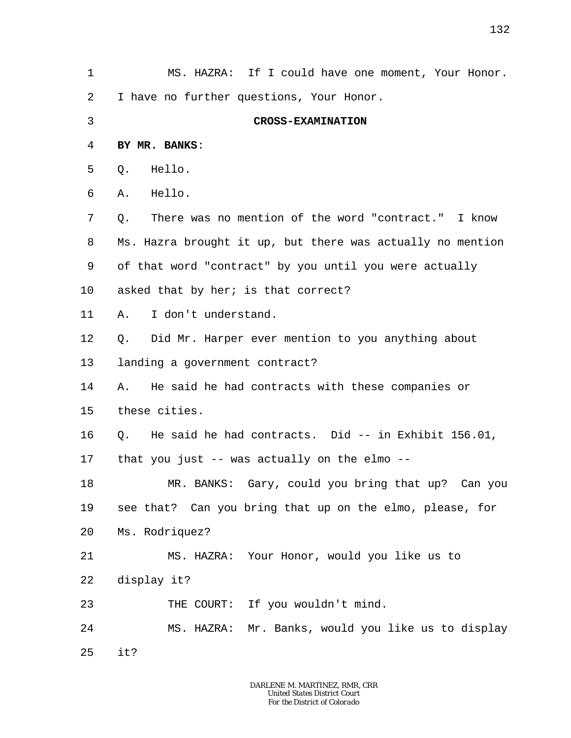1 MS. HAZRA: If I could have one moment, Your Honor.

2 I have no further questions, Your Honor.

3 **CROSS-EXAMINATION**

4 **BY MR. BANKS**:

5 Q. Hello.

6 A. Hello.

7 Q. There was no mention of the word "contract." I know

8 Ms. Hazra brought it up, but there was actually no mention

9 of that word "contract" by you until you were actually

10 asked that by her; is that correct?

11 A. I don't understand.

12 Q. Did Mr. Harper ever mention to you anything about

13 landing a government contract?

14 A. He said he had contracts with these companies or

15 these cities.

16 Q. He said he had contracts. Did -- in Exhibit 156.01,

17 that you just -- was actually on the elmo --

18 MR. BANKS: Gary, could you bring that up? Can you

19 see that? Can you bring that up on the elmo, please, for

20 Ms. Rodriquez?

21 MS. HAZRA: Your Honor, would you like us to

22 display it?

23 THE COURT: If you wouldn't mind.

24 MS. HAZRA: Mr. Banks, would you like us to display

25 it?

DARLENE M. MARTINEZ, RMR, CRR
United States District Court
For the District of Colorado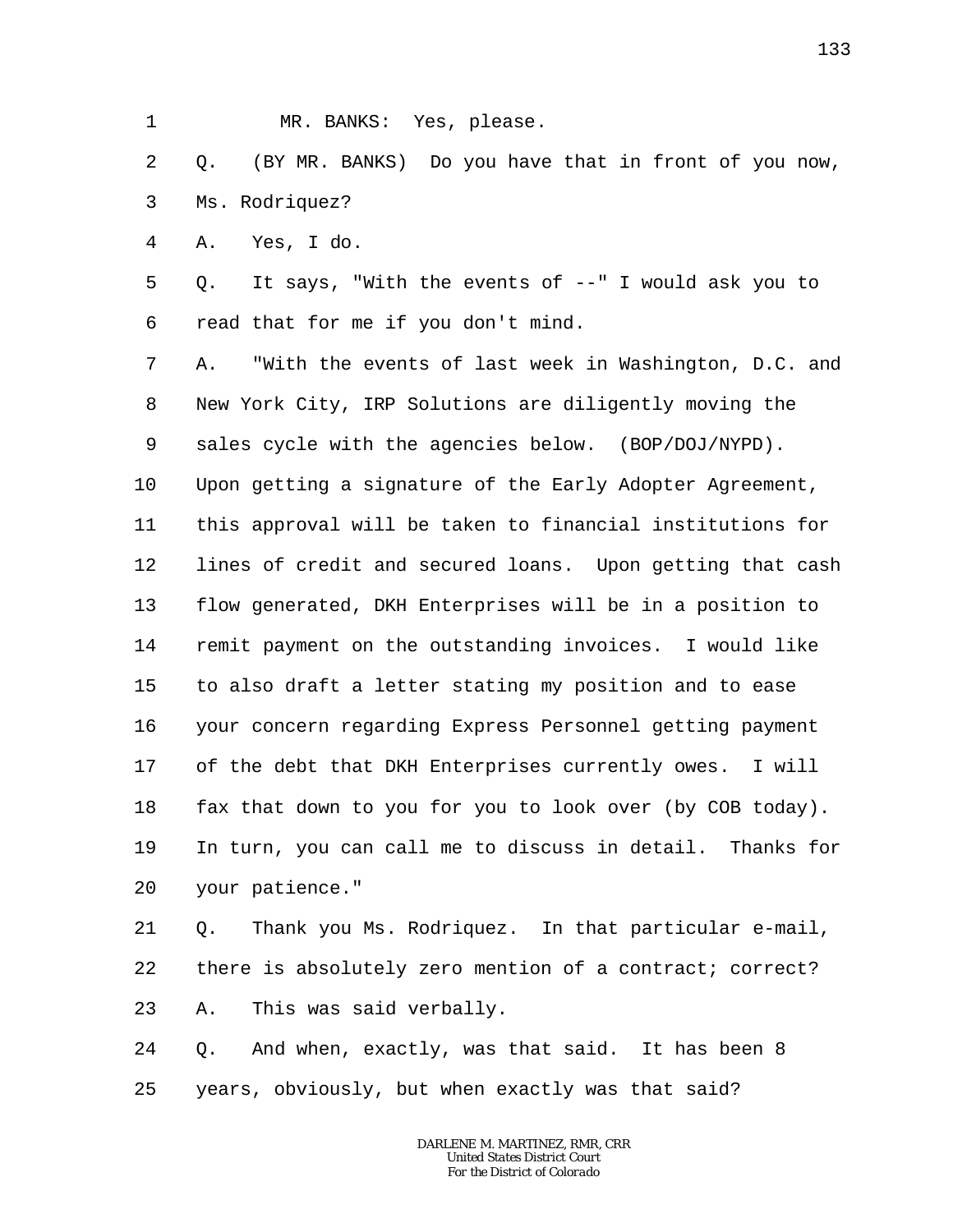1 MR. BANKS: Yes, please.

2 Q. (BY MR. BANKS) Do you have that in front of you now,

3 Ms. Rodriquez?

4 A. Yes, I do.

5 Q. It says, "With the events of --" I would ask you to

6 read that for me if you don't mind.

7 A. "With the events of last week in Washington, D.C. and

8 New York City, IRP Solutions are diligently moving the

9 sales cycle with the agencies below. (BOP/DOJ/NYPD).

10 Upon getting a signature of the Early Adopter Agreement,

11 this approval will be taken to financial institutions for

12 lines of credit and secured loans. Upon getting that cash

13 flow generated, DKH Enterprises will be in a position to

14 remit payment on the outstanding invoices. I would like

15 to also draft a letter stating my position and to ease

16 your concern regarding Express Personnel getting payment

17 of the debt that DKH Enterprises currently owes. I will

18 fax that down to you for you to look over (by COB today).

19 In turn, you can call me to discuss in detail. Thanks for

20 your patience."

21 Q. Thank you Ms. Rodriquez. In that particular e-mail,

22 there is absolutely zero mention of a contract; correct?

23 A. This was said verbally.

24 Q. And when, exactly, was that said. It has been 8

25 years, obviously, but when exactly was that said?

DARLENE M. MARTINEZ, RMR, CRR
United States District Court
For the District of Colorado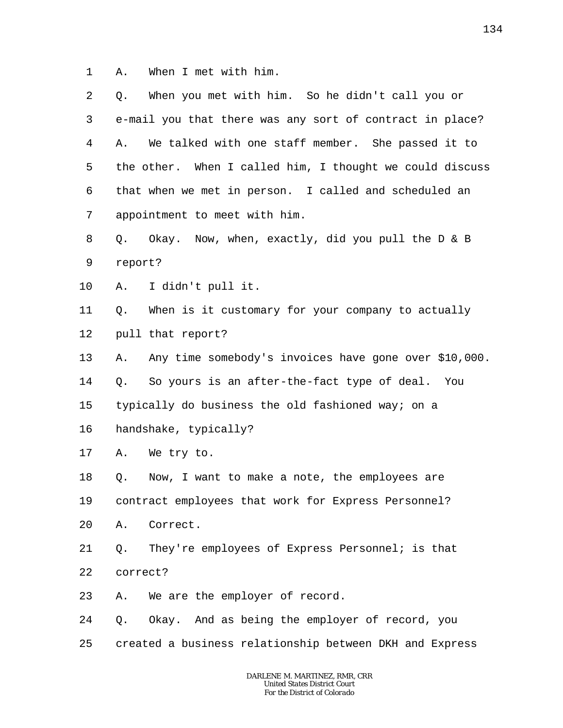1 A. When I met with him.

2 Q. When you met with him. So he didn't call you or

3 e-mail you that there was any sort of contract in place?

4 A. We talked with one staff member. She passed it to

5 the other. When I called him, I thought we could discuss

6 that when we met in person. I called and scheduled an

7 appointment to meet with him.

8 Q. Okay. Now, when, exactly, did you pull the D & B

9 report?

10 A. I didn't pull it.

11 Q. When is it customary for your company to actually

12 pull that report?

13 A. Any time somebody's invoices have gone over $10,000.

14 Q. So yours is an after-the-fact type of deal. You

15 typically do business the old fashioned way; on a

16 handshake, typically?

17 A. We try to.

18 Q. Now, I want to make a note, the employees are

19 contract employees that work for Express Personnel?

20 A. Correct.

21 Q. They're employees of Express Personnel; is that

22 correct?

23 A. We are the employer of record.

24 Q. Okay. And as being the employer of record, you

25 created a business relationship between DKH and Express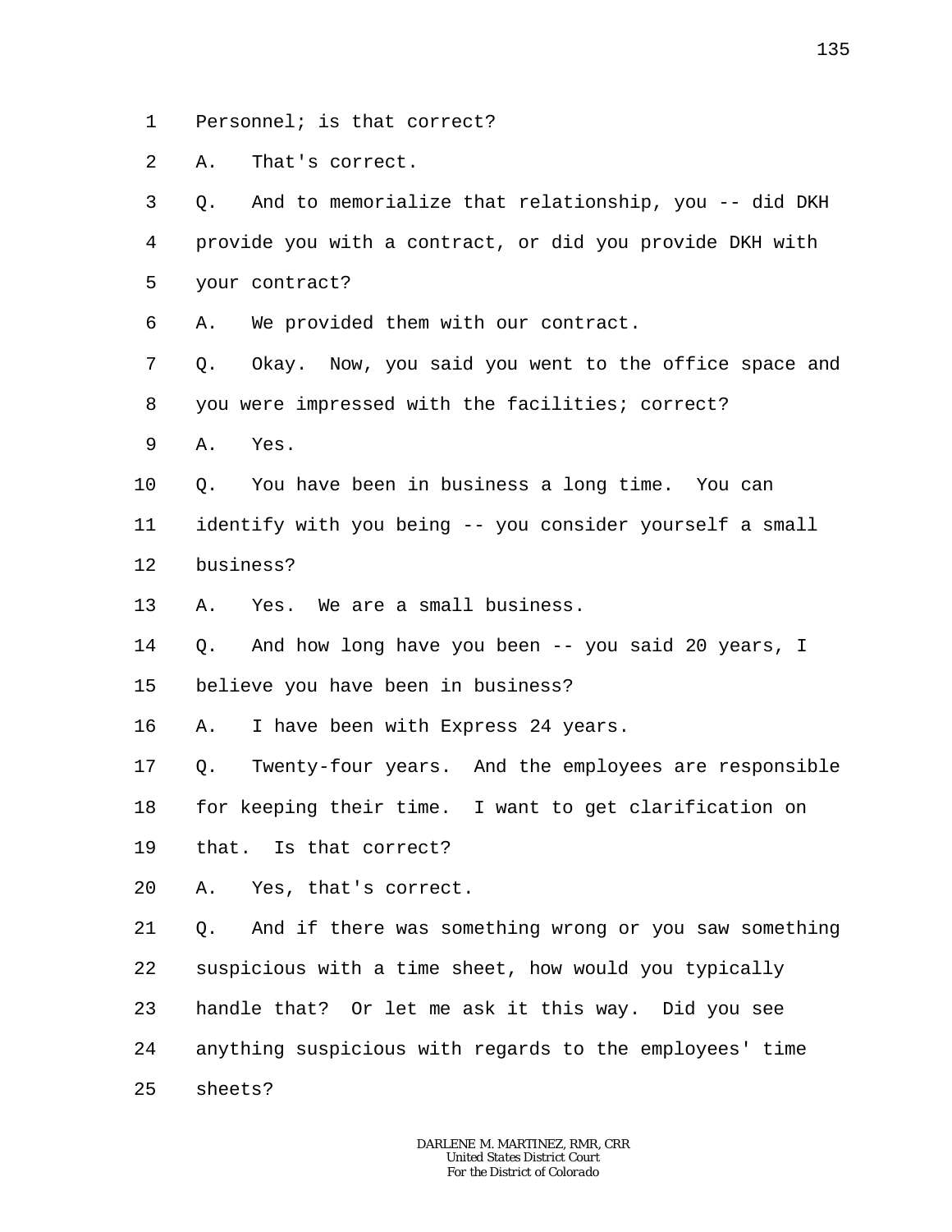Personnel; is that correct?

A. That's correct.

Q. And to memorialize that relationship, you -- did DKH provide you with a contract, or did you provide DKH with your contract?

A. We provided them with our contract.

Q. Okay. Now, you said you went to the office space and you were impressed with the facilities; correct?

A. Yes.

Q. You have been in business a long time. You can identify with you being -- you consider yourself a small business?

A. Yes. We are a small business.

Q. And how long have you been -- you said 20 years, I believe you have been in business?

A. I have been with Express 24 years.

Q. Twenty-four years. And the employees are responsible for keeping their time. I want to get clarification on that. Is that correct?

A. Yes, that's correct.

Q. And if there was something wrong or you saw something suspicious with a time sheet, how would you typically handle that? Or let me ask it this way. Did you see anything suspicious with regards to the employees' time sheets?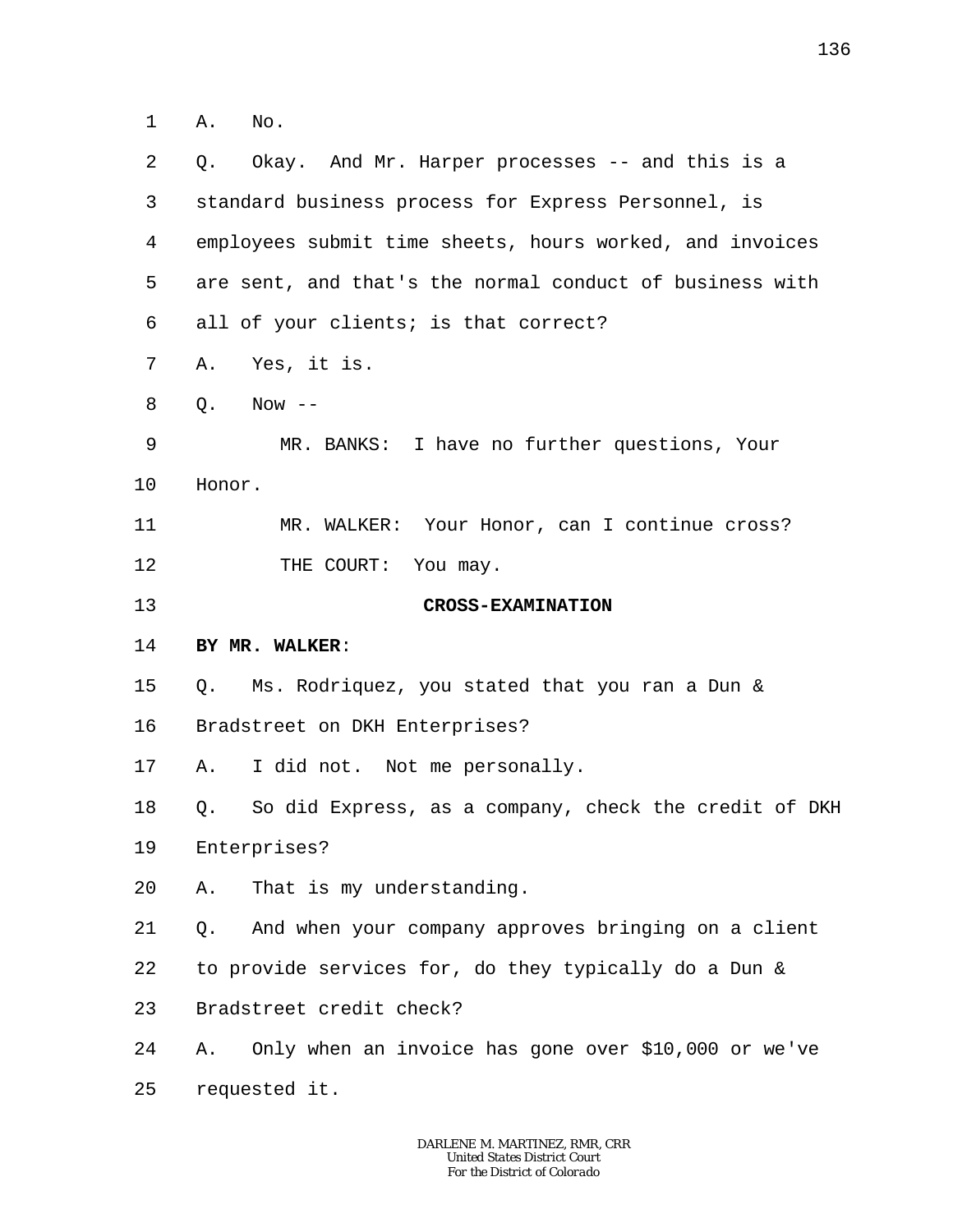1 A. No.

2 Q. Okay. And Mr. Harper processes -- and this is a

3 standard business process for Express Personnel, is

4 employees submit time sheets, hours worked, and invoices

5 are sent, and that's the normal conduct of business with

6 all of your clients; is that correct?

7 A. Yes, it is.

8 Q. Now --

9 MR. BANKS: I have no further questions, Your

10 Honor.

11 MR. WALKER: Your Honor, can I continue cross?

12 THE COURT: You may.

13 **CROSS-EXAMINATION**

14 **BY MR. WALKER**:

15 Q. Ms. Rodriquez, you stated that you ran a Dun &

16 Bradstreet on DKH Enterprises?

17 A. I did not. Not me personally.

18 Q. So did Express, as a company, check the credit of DKH

19 Enterprises?

20 A. That is my understanding.

21 Q. And when your company approves bringing on a client

22 to provide services for, do they typically do a Dun &

23 Bradstreet credit check?

24 A. Only when an invoice has gone over $10,000 or we've

25 requested it.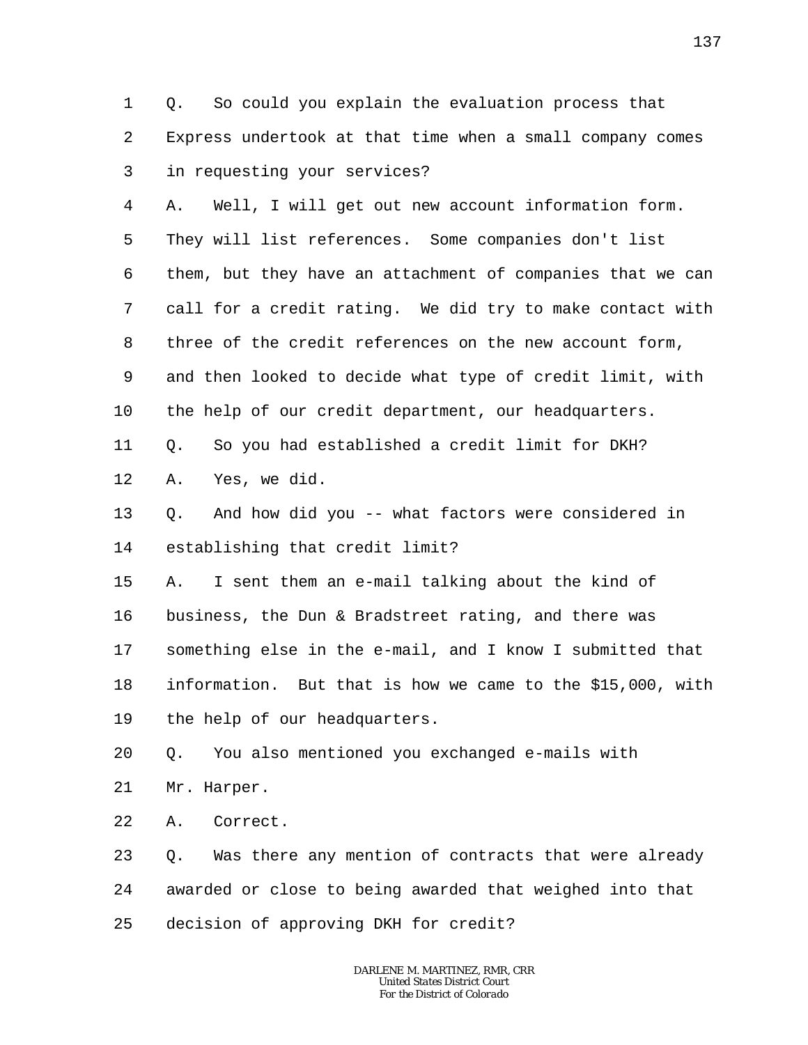Q. So could you explain the evaluation process that Express undertook at that time when a small company comes in requesting your services?

A. Well, I will get out new account information form. They will list references. Some companies don't list them, but they have an attachment of companies that we can call for a credit rating. We did try to make contact with three of the credit references on the new account form, and then looked to decide what type of credit limit, with the help of our credit department, our headquarters.

Q. So you had established a credit limit for DKH?

A. Yes, we did.

Q. And how did you -- what factors were considered in establishing that credit limit?

A. I sent them an e-mail talking about the kind of business, the Dun & Bradstreet rating, and there was something else in the e-mail, and I know I submitted that information. But that is how we came to the $15,000, with the help of our headquarters.

Q. You also mentioned you exchanged e-mails with Mr. Harper.

A. Correct.

Q. Was there any mention of contracts that were already awarded or close to being awarded that weighed into that decision of approving DKH for credit?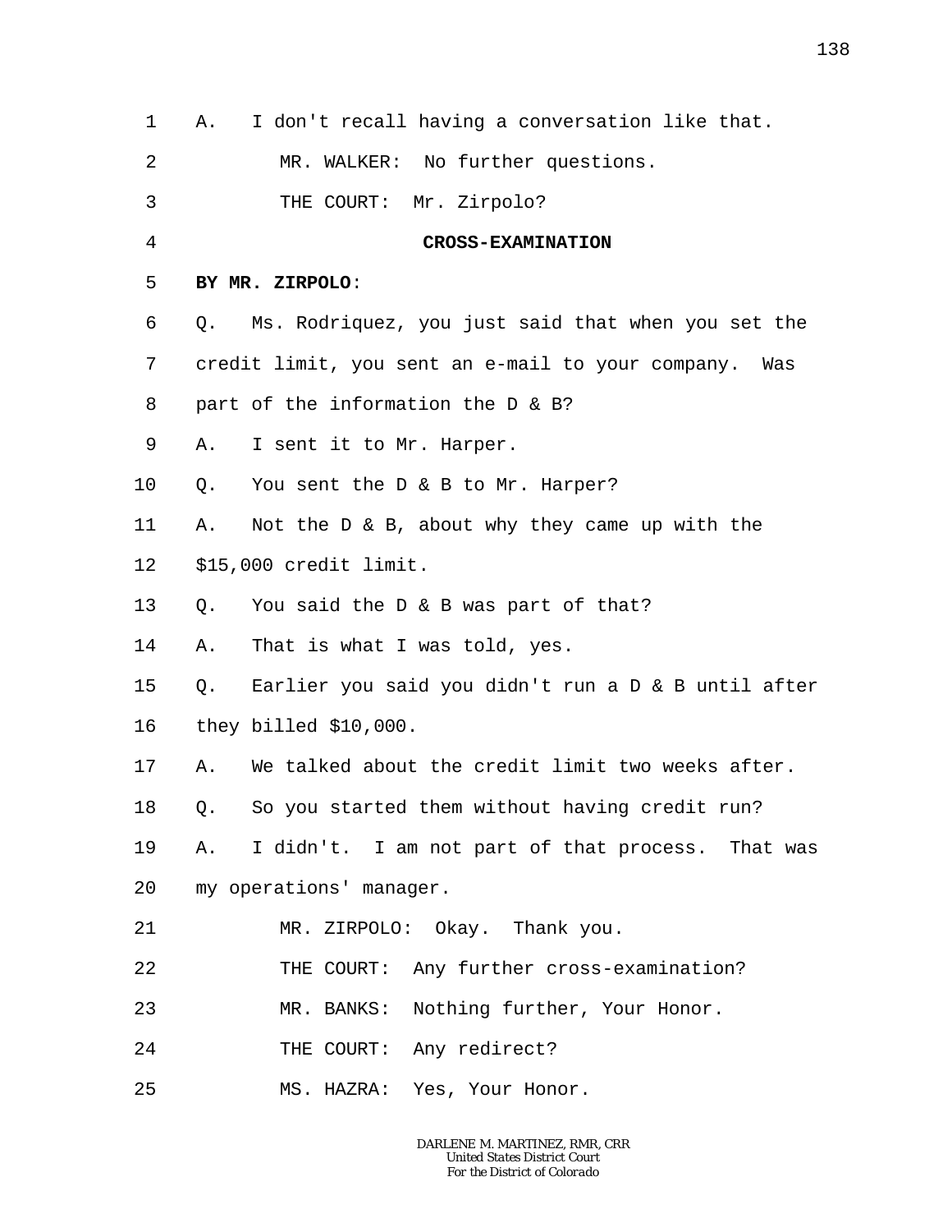A. I don't recall having a conversation like that.

MR. WALKER: No further questions.

THE COURT: Mr. Zirpolo?

**CROSS-EXAMINATION**

**BY MR. ZIRPOLO**:

Q. Ms. Rodriquez, you just said that when you set the credit limit, you sent an e-mail to your company. Was part of the information the D & B?

A. I sent it to Mr. Harper.

Q. You sent the D & B to Mr. Harper?

A. Not the D & B, about why they came up with the $15,000 credit limit.

Q. You said the D & B was part of that?

A. That is what I was told, yes.

Q. Earlier you said you didn't run a D & B until after they billed $10,000.

A. We talked about the credit limit two weeks after.

Q. So you started them without having credit run?

A. I didn't. I am not part of that process. That was my operations' manager.

MR. ZIRPOLO: Okay. Thank you.

THE COURT: Any further cross-examination?

MR. BANKS: Nothing further, Your Honor.

THE COURT: Any redirect?

MS. HAZRA: Yes, Your Honor.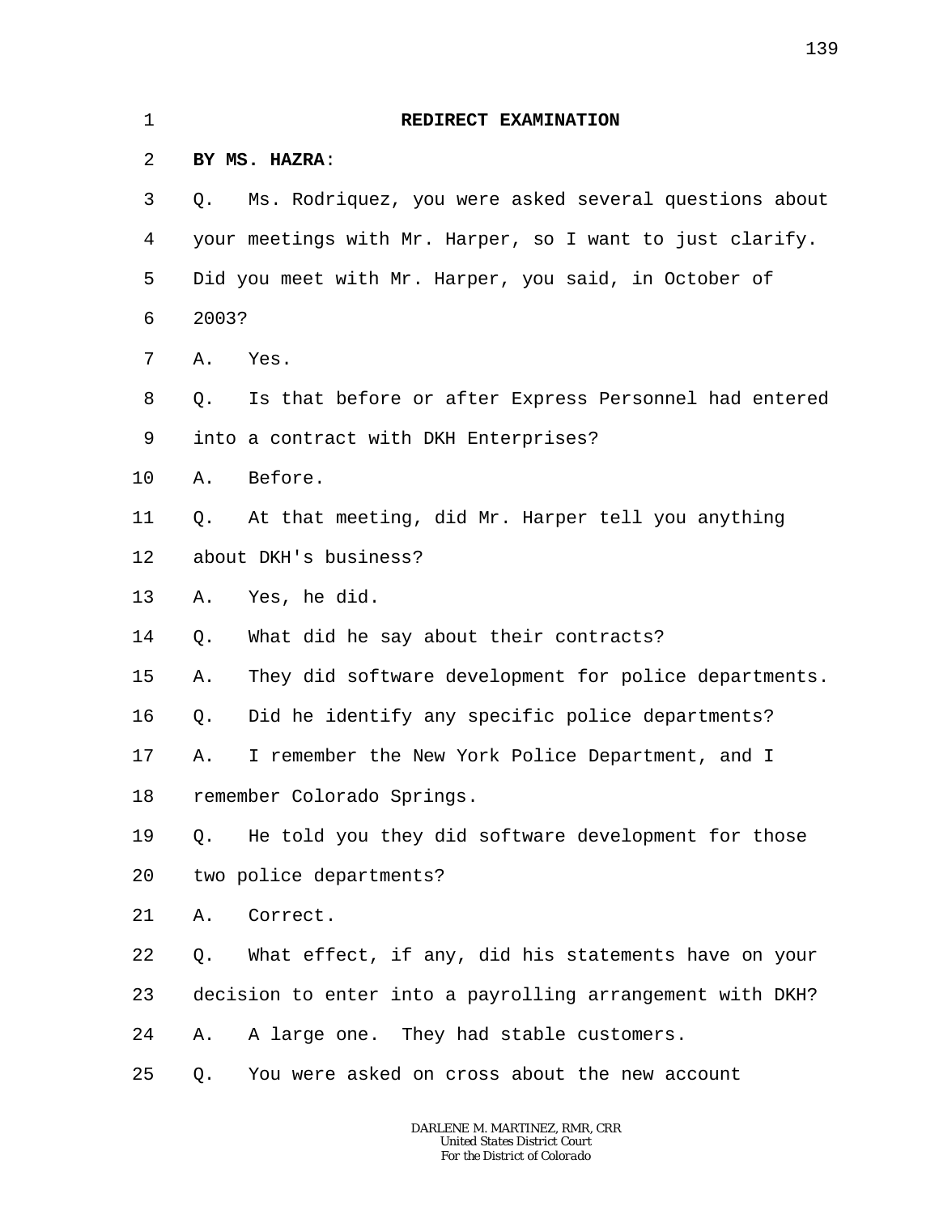REDIRECT EXAMINATION

**BY MS. HAZRA**:

Q. Ms. Rodriquez, you were asked several questions about your meetings with Mr. Harper, so I want to just clarify. Did you meet with Mr. Harper, you said, in October of 2003?

A. Yes.

Q. Is that before or after Express Personnel had entered into a contract with DKH Enterprises?

A. Before.

Q. At that meeting, did Mr. Harper tell you anything about DKH's business?

A. Yes, he did.

Q. What did he say about their contracts?

A. They did software development for police departments.

Q. Did he identify any specific police departments?

A. I remember the New York Police Department, and I remember Colorado Springs.

Q. He told you they did software development for those two police departments?

A. Correct.

Q. What effect, if any, did his statements have on your decision to enter into a payrolling arrangement with DKH?

A. A large one. They had stable customers.

Q. You were asked on cross about the new account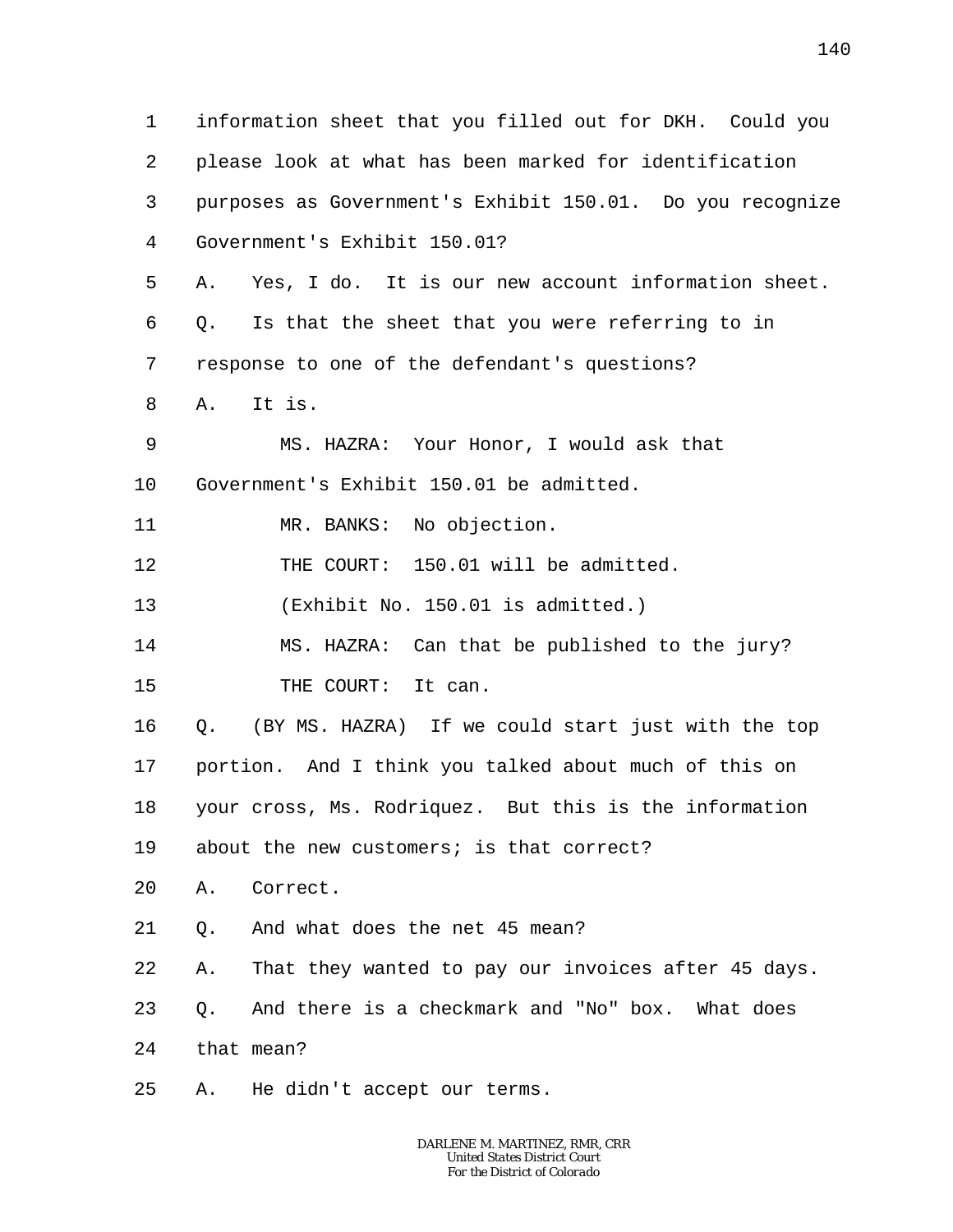information sheet that you filled out for DKH. Could you please look at what has been marked for identification purposes as Government's Exhibit 150.01. Do you recognize Government's Exhibit 150.01?

A. Yes, I do. It is our new account information sheet.

Q. Is that the sheet that you were referring to in response to one of the defendant's questions?

A. It is.

MS. HAZRA: Your Honor, I would ask that Government's Exhibit 150.01 be admitted.

MR. BANKS: No objection.

THE COURT: 150.01 will be admitted.

(Exhibit No. 150.01 is admitted.)

MS. HAZRA: Can that be published to the jury?

THE COURT: It can.

Q. (BY MS. HAZRA) If we could start just with the top portion. And I think you talked about much of this on your cross, Ms. Rodriquez. But this is the information about the new customers; is that correct?

A. Correct.

Q. And what does the net 45 mean?

A. That they wanted to pay our invoices after 45 days.

Q. And there is a checkmark and "No" box. What does that mean?

A. He didn't accept our terms.

DARLENE M. MARTINEZ, RMR, CRR
United States District Court
For the District of Colorado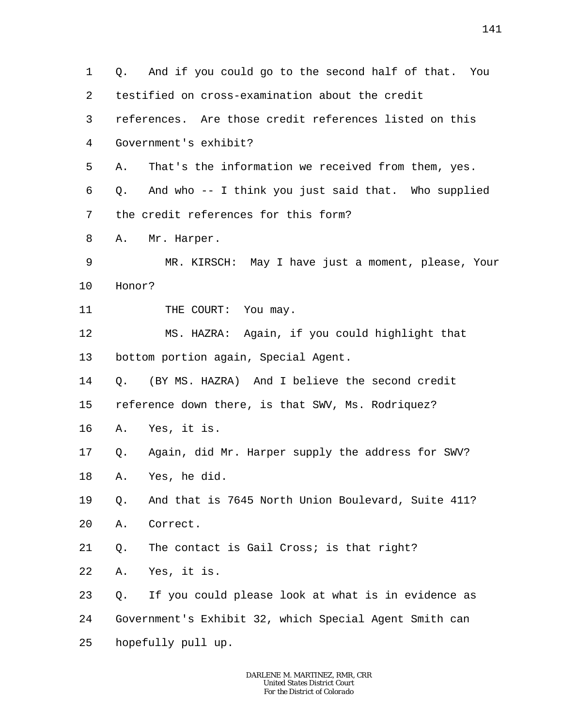1 Q. And if you could go to the second half of that. You
2 testified on cross-examination about the credit
3 references. Are those credit references listed on this
4 Government's exhibit?
5 A. That's the information we received from them, yes.
6 Q. And who -- I think you just said that. Who supplied
7 the credit references for this form?
8 A. Mr. Harper.
9 MR. KIRSCH: May I have just a moment, please, Your
10 Honor?
11 THE COURT: You may.
12 MS. HAZRA: Again, if you could highlight that
13 bottom portion again, Special Agent.
14 Q. (BY MS. HAZRA) And I believe the second credit
15 reference down there, is that SWV, Ms. Rodriquez?
16 A. Yes, it is.
17 Q. Again, did Mr. Harper supply the address for SWV?
18 A. Yes, he did.
19 Q. And that is 7645 North Union Boulevard, Suite 411?
20 A. Correct.
21 Q. The contact is Gail Cross; is that right?
22 A. Yes, it is.
23 Q. If you could please look at what is in evidence as
24 Government's Exhibit 32, which Special Agent Smith can
25 hopefully pull up.

DARLENE M. MARTINEZ, RMR, CRR
United States District Court
For the District of Colorado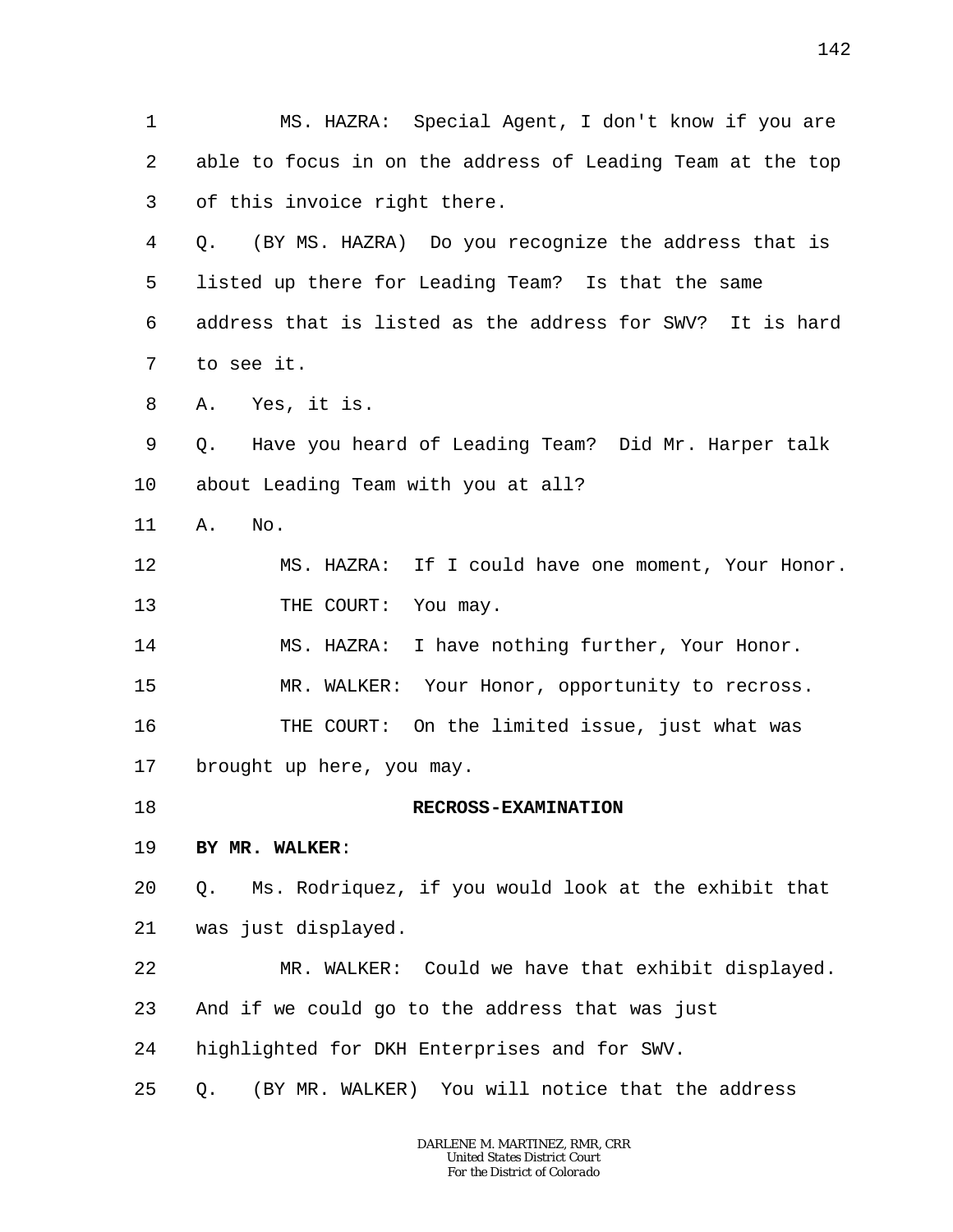1 MS. HAZRA: Special Agent, I don't know if you are
2 able to focus in on the address of Leading Team at the top
3 of this invoice right there.
4 Q. (BY MS. HAZRA) Do you recognize the address that is
5 listed up there for Leading Team? Is that the same
6 address that is listed as the address for SWV? It is hard
7 to see it.
8 A. Yes, it is.
9 Q. Have you heard of Leading Team? Did Mr. Harper talk
10 about Leading Team with you at all?
11 A. No.
12 MS. HAZRA: If I could have one moment, Your Honor.
13 THE COURT: You may.
14 MS. HAZRA: I have nothing further, Your Honor.
15 MR. WALKER: Your Honor, opportunity to recross.
16 THE COURT: On the limited issue, just what was
17 brought up here, you may.
18 **RECROSS-EXAMINATION**
19 **BY MR. WALKER**:
20 Q. Ms. Rodriquez, if you would look at the exhibit that
21 was just displayed.
22 MR. WALKER: Could we have that exhibit displayed.
23 And if we could go to the address that was just
24 highlighted for DKH Enterprises and for SWV.
25 Q. (BY MR. WALKER) You will notice that the address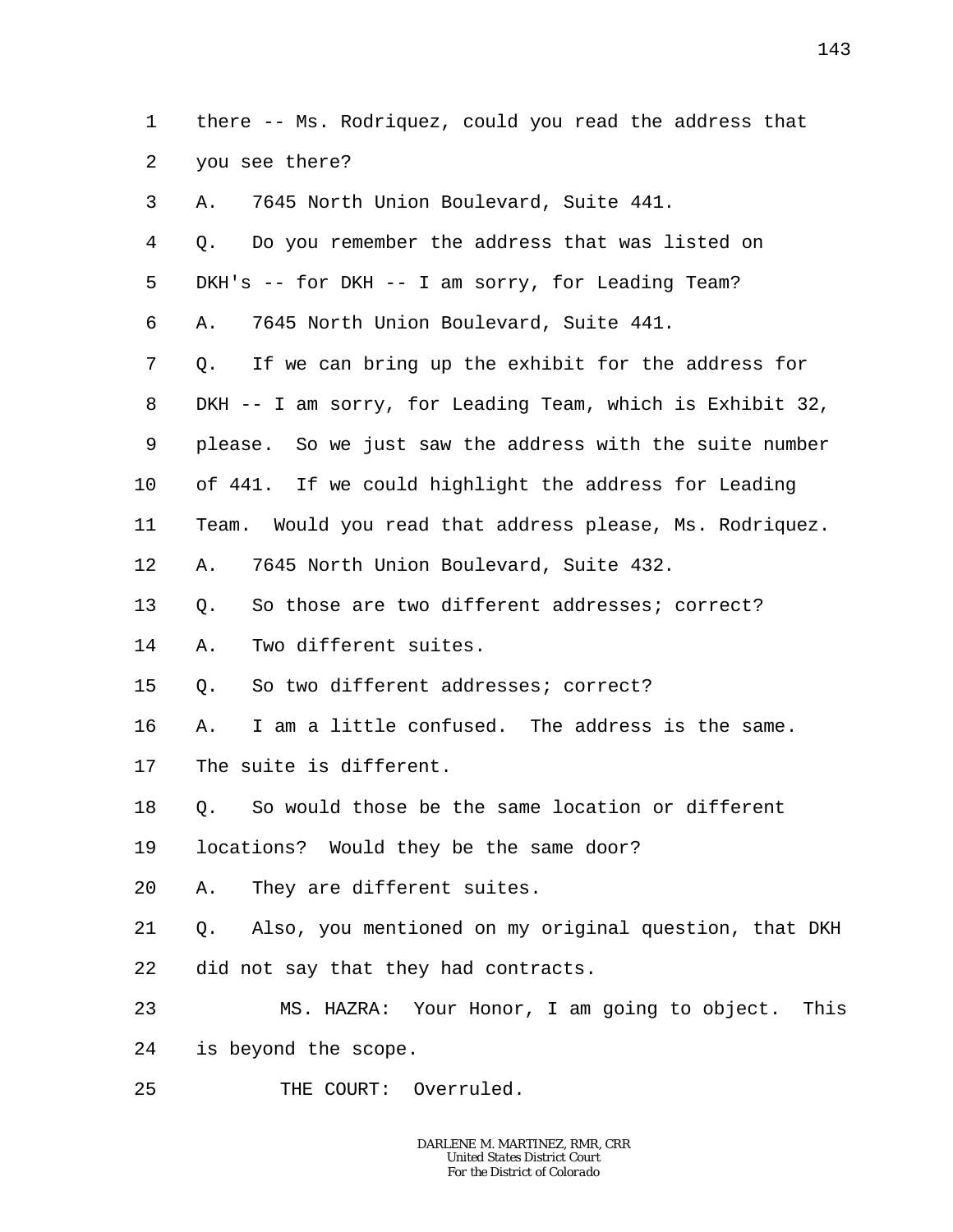1 there -- Ms. Rodriquez, could you read the address that
2 you see there?
3 A. 7645 North Union Boulevard, Suite 441.
4 Q. Do you remember the address that was listed on
5 DKH's -- for DKH -- I am sorry, for Leading Team?
6 A. 7645 North Union Boulevard, Suite 441.
7 Q. If we can bring up the exhibit for the address for
8 DKH -- I am sorry, for Leading Team, which is Exhibit 32,
9 please. So we just saw the address with the suite number
10 of 441. If we could highlight the address for Leading
11 Team. Would you read that address please, Ms. Rodriquez.
12 A. 7645 North Union Boulevard, Suite 432.
13 Q. So those are two different addresses; correct?
14 A. Two different suites.
15 Q. So two different addresses; correct?
16 A. I am a little confused. The address is the same.
17 The suite is different.
18 Q. So would those be the same location or different
19 locations? Would they be the same door?
20 A. They are different suites.
21 Q. Also, you mentioned on my original question, that DKH
22 did not say that they had contracts.
23 MS. HAZRA: Your Honor, I am going to object. This
24 is beyond the scope.
25 THE COURT: Overruled.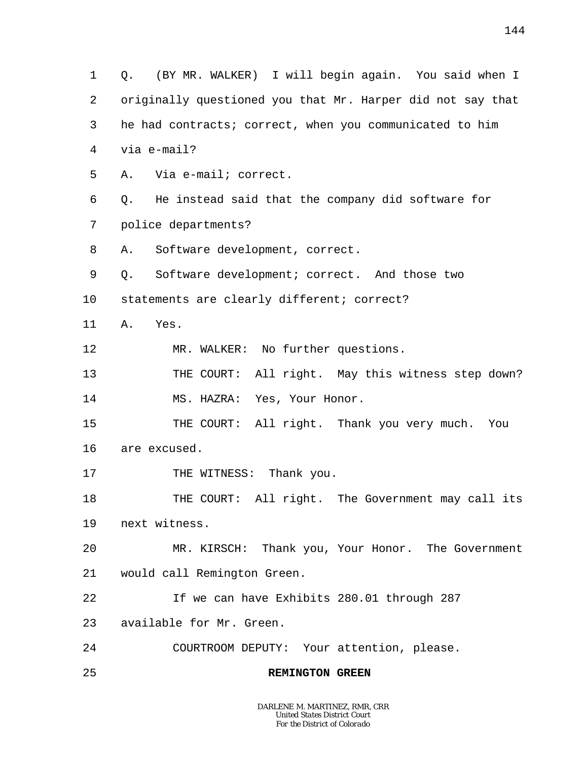1 Q. (BY MR. WALKER) I will begin again. You said when I
2 originally questioned you that Mr. Harper did not say that
3 he had contracts; correct, when you communicated to him
4 via e-mail?
5 A. Via e-mail; correct.
6 Q. He instead said that the company did software for
7 police departments?
8 A. Software development, correct.
9 Q. Software development; correct. And those two
10 statements are clearly different; correct?
11 A. Yes.
12 MR. WALKER: No further questions.
13 THE COURT: All right. May this witness step down?
14 MS. HAZRA: Yes, Your Honor.
15 THE COURT: All right. Thank you very much. You
16 are excused.
17 THE WITNESS: Thank you.
18 THE COURT: All right. The Government may call its
19 next witness.
20 MR. KIRSCH: Thank you, Your Honor. The Government
21 would call Remington Green.
22 If we can have Exhibits 280.01 through 287
23 available for Mr. Green.
24 COURTROOM DEPUTY: Your attention, please.
25 **REMINGTON GREEN**

DARLENE M. MARTINEZ, RMR, CRR
United States District Court
For the District of Colorado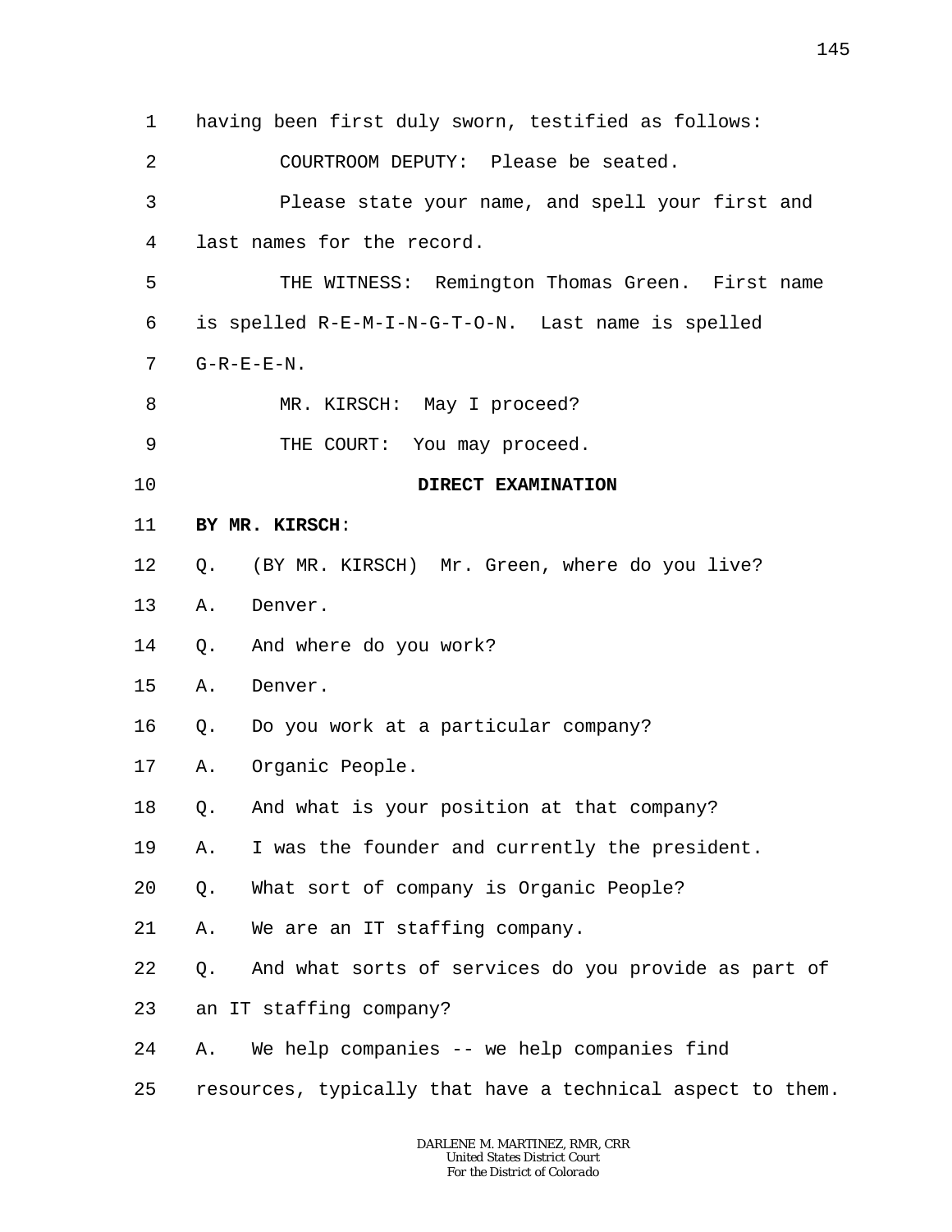1 having been first duly sworn, testified as follows:

2 COURTROOM DEPUTY: Please be seated.

3 Please state your name, and spell your first and

4 last names for the record.

5 THE WITNESS: Remington Thomas Green. First name

6 is spelled R-E-M-I-N-G-T-O-N. Last name is spelled

7 G-R-E-E-N.

8 MR. KIRSCH: May I proceed?

9 THE COURT: You may proceed.

10 **DIRECT EXAMINATION**

11 **BY MR. KIRSCH**:

12 Q. (BY MR. KIRSCH) Mr. Green, where do you live?

13 A. Denver.

14 Q. And where do you work?

15 A. Denver.

16 Q. Do you work at a particular company?

17 A. Organic People.

18 Q. And what is your position at that company?

19 A. I was the founder and currently the president.

20 Q. What sort of company is Organic People?

21 A. We are an IT staffing company.

22 Q. And what sorts of services do you provide as part of

23 an IT staffing company?

24 A. We help companies -- we help companies find

25 resources, typically that have a technical aspect to them.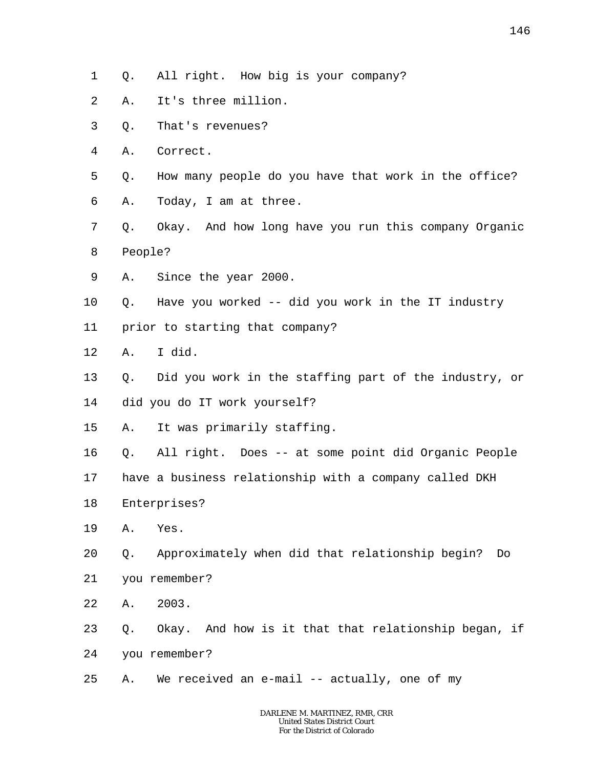1 Q. All right. How big is your company?

2 A. It's three million.

3 Q. That's revenues?

4 A. Correct.

5 Q. How many people do you have that work in the office?

6 A. Today, I am at three.

7 Q. Okay. And how long have you run this company Organic

8 People?

9 A. Since the year 2000.

10 Q. Have you worked -- did you work in the IT industry

11 prior to starting that company?

12 A. I did.

13 Q. Did you work in the staffing part of the industry, or

14 did you do IT work yourself?

15 A. It was primarily staffing.

16 Q. All right. Does -- at some point did Organic People

17 have a business relationship with a company called DKH

18 Enterprises?

19 A. Yes.

20 Q. Approximately when did that relationship begin? Do

21 you remember?

22 A. 2003.

23 Q. Okay. And how is it that that relationship began, if

24 you remember?

25 A. We received an e-mail -- actually, one of my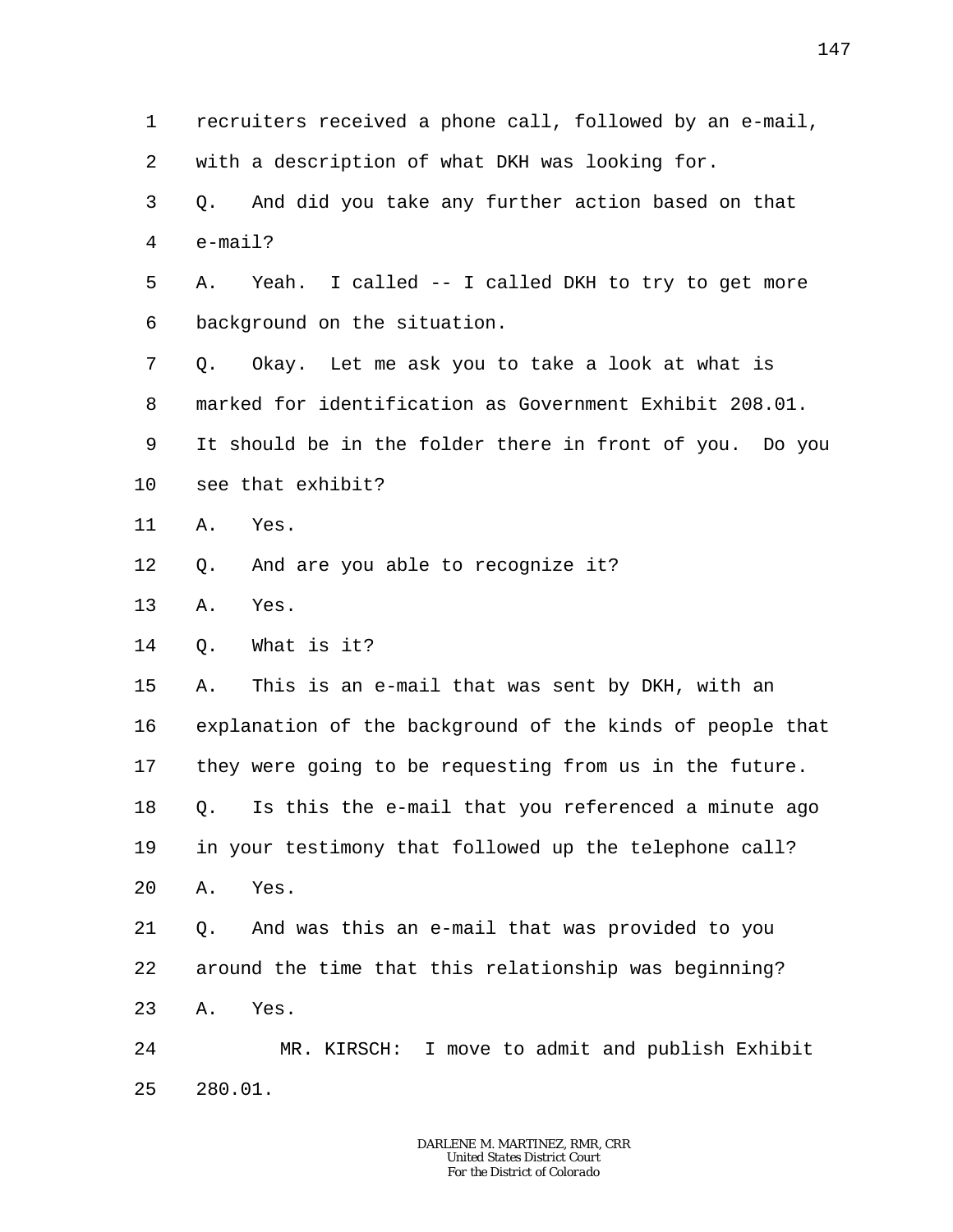1 recruiters received a phone call, followed by an e-mail,
2 with a description of what DKH was looking for.
3 Q. And did you take any further action based on that
4 e-mail?
5 A. Yeah. I called -- I called DKH to try to get more
6 background on the situation.
7 Q. Okay. Let me ask you to take a look at what is
8 marked for identification as Government Exhibit 208.01.
9 It should be in the folder there in front of you. Do you
10 see that exhibit?
11 A. Yes.
12 Q. And are you able to recognize it?
13 A. Yes.
14 Q. What is it?
15 A. This is an e-mail that was sent by DKH, with an
16 explanation of the background of the kinds of people that
17 they were going to be requesting from us in the future.
18 Q. Is this the e-mail that you referenced a minute ago
19 in your testimony that followed up the telephone call?
20 A. Yes.
21 Q. And was this an e-mail that was provided to you
22 around the time that this relationship was beginning?
23 A. Yes.
24 MR. KIRSCH: I move to admit and publish Exhibit
25 280.01.

DARLENE M. MARTINEZ, RMR, CRR
United States District Court
For the District of Colorado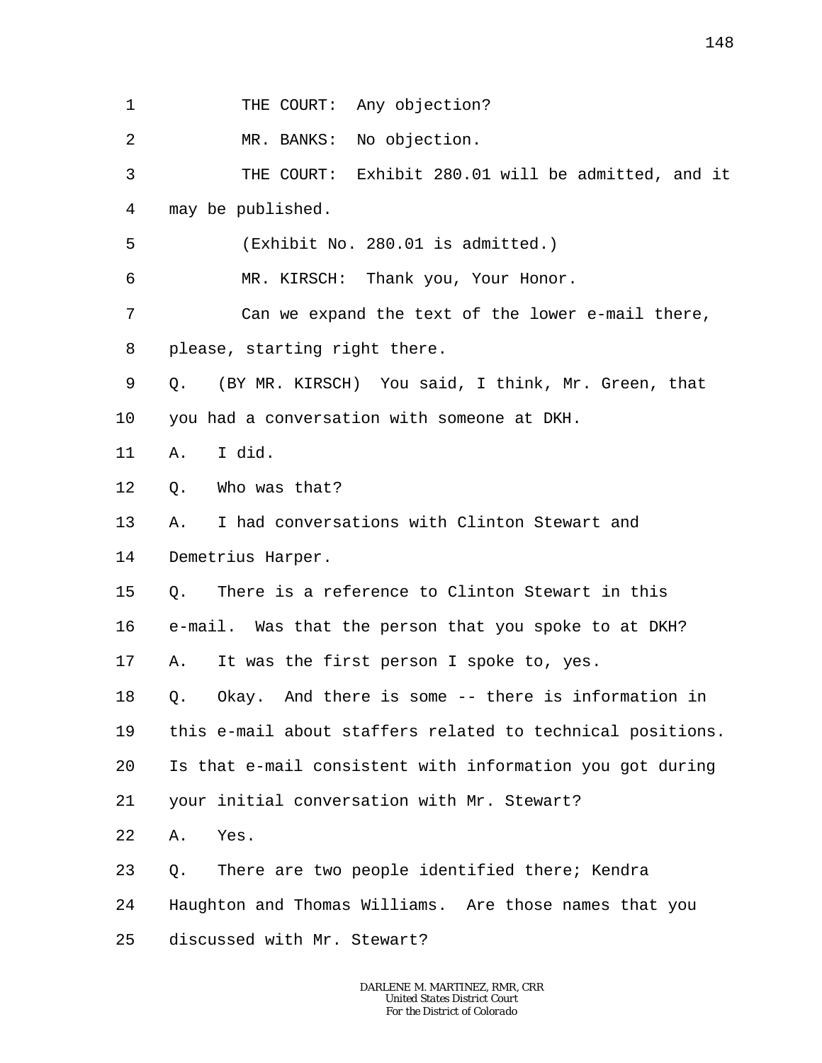1 THE COURT: Any objection?

2 MR. BANKS: No objection.

3 THE COURT: Exhibit 280.01 will be admitted, and it

4 may be published.

5 (Exhibit No. 280.01 is admitted.)

6 MR. KIRSCH: Thank you, Your Honor.

7 Can we expand the text of the lower e-mail there,

8 please, starting right there.

9 Q. (BY MR. KIRSCH) You said, I think, Mr. Green, that

10 you had a conversation with someone at DKH.

11 A. I did.

12 Q. Who was that?

13 A. I had conversations with Clinton Stewart and

14 Demetrius Harper.

15 Q. There is a reference to Clinton Stewart in this

16 e-mail. Was that the person that you spoke to at DKH?

17 A. It was the first person I spoke to, yes.

18 Q. Okay. And there is some -- there is information in

19 this e-mail about staffers related to technical positions.

20 Is that e-mail consistent with information you got during

21 your initial conversation with Mr. Stewart?

22 A. Yes.

23 Q. There are two people identified there; Kendra

24 Haughton and Thomas Williams. Are those names that you

25 discussed with Mr. Stewart?

DARLENE M. MARTINEZ, RMR, CRR
United States District Court
For the District of Colorado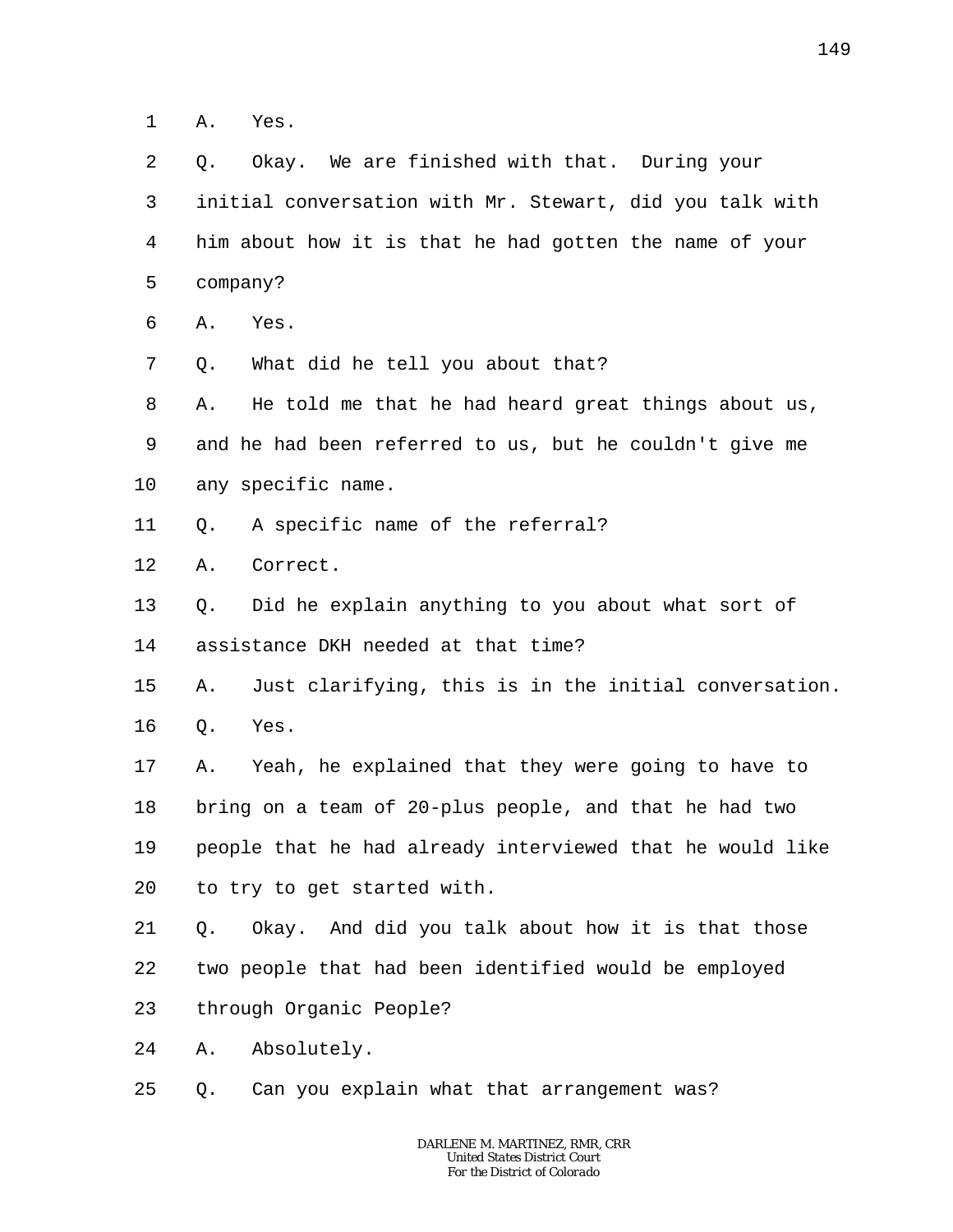1 A. Yes.

2 Q. Okay. We are finished with that. During your

3 initial conversation with Mr. Stewart, did you talk with

4 him about how it is that he had gotten the name of your

5 company?

6 A. Yes.

7 Q. What did he tell you about that?

8 A. He told me that he had heard great things about us,

9 and he had been referred to us, but he couldn't give me

10 any specific name.

11 Q. A specific name of the referral?

12 A. Correct.

13 Q. Did he explain anything to you about what sort of

14 assistance DKH needed at that time?

15 A. Just clarifying, this is in the initial conversation.

16 Q. Yes.

17 A. Yeah, he explained that they were going to have to

18 bring on a team of 20-plus people, and that he had two

19 people that he had already interviewed that he would like

20 to try to get started with.

21 Q. Okay. And did you talk about how it is that those

22 two people that had been identified would be employed

23 through Organic People?

24 A. Absolutely.

25 Q. Can you explain what that arrangement was?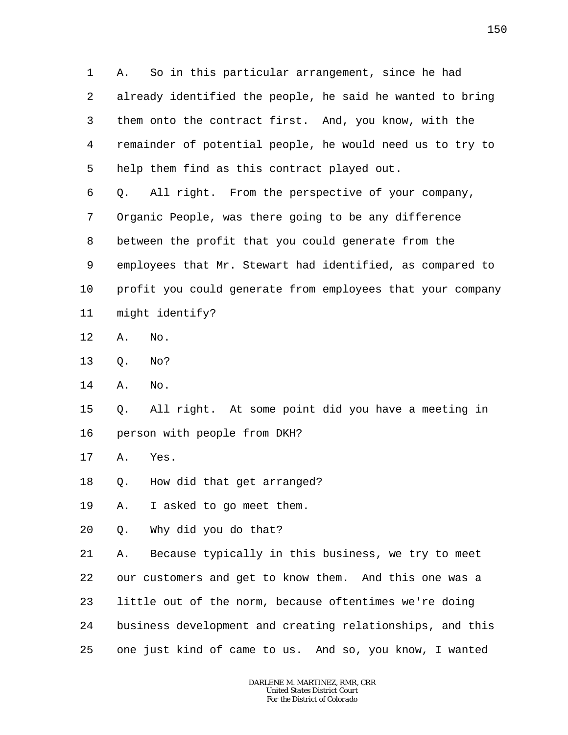A. So in this particular arrangement, since he had already identified the people, he said he wanted to bring them onto the contract first. And, you know, with the remainder of potential people, he would need us to try to help them find as this contract played out.

Q. All right. From the perspective of your company, Organic People, was there going to be any difference between the profit that you could generate from the employees that Mr. Stewart had identified, as compared to profit you could generate from employees that your company might identify?

A. No.

Q. No?

A. No.

Q. All right. At some point did you have a meeting in person with people from DKH?

A. Yes.

Q. How did that get arranged?

A. I asked to go meet them.

Q. Why did you do that?

A. Because typically in this business, we try to meet our customers and get to know them. And this one was a little out of the norm, because oftentimes we're doing business development and creating relationships, and this one just kind of came to us. And so, you know, I wanted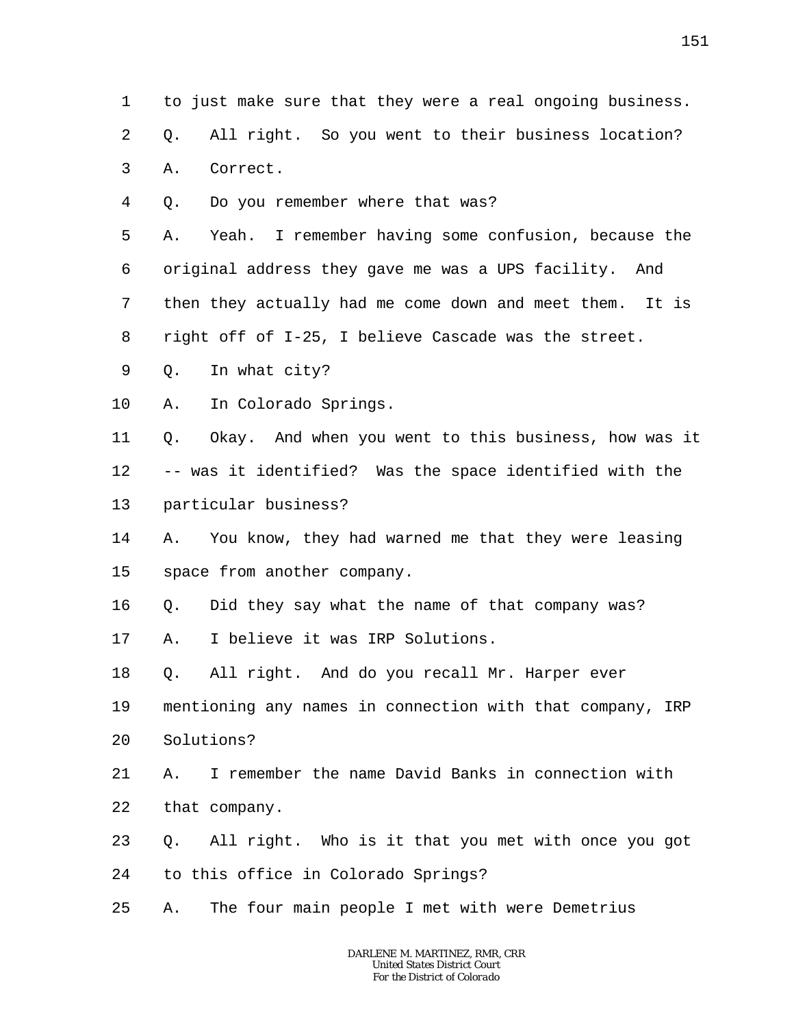to just make sure that they were a real ongoing business.

Q. All right. So you went to their business location?

A. Correct.

Q. Do you remember where that was?

A. Yeah. I remember having some confusion, because the original address they gave me was a UPS facility. And then they actually had me come down and meet them. It is right off of I-25, I believe Cascade was the street.

Q. In what city?

A. In Colorado Springs.

Q. Okay. And when you went to this business, how was it -- was it identified? Was the space identified with the particular business?

A. You know, they had warned me that they were leasing space from another company.

Q. Did they say what the name of that company was?

A. I believe it was IRP Solutions.

Q. All right. And do you recall Mr. Harper ever mentioning any names in connection with that company, IRP Solutions?

A. I remember the name David Banks in connection with that company.

Q. All right. Who is it that you met with once you got to this office in Colorado Springs?

A. The four main people I met with were Demetrius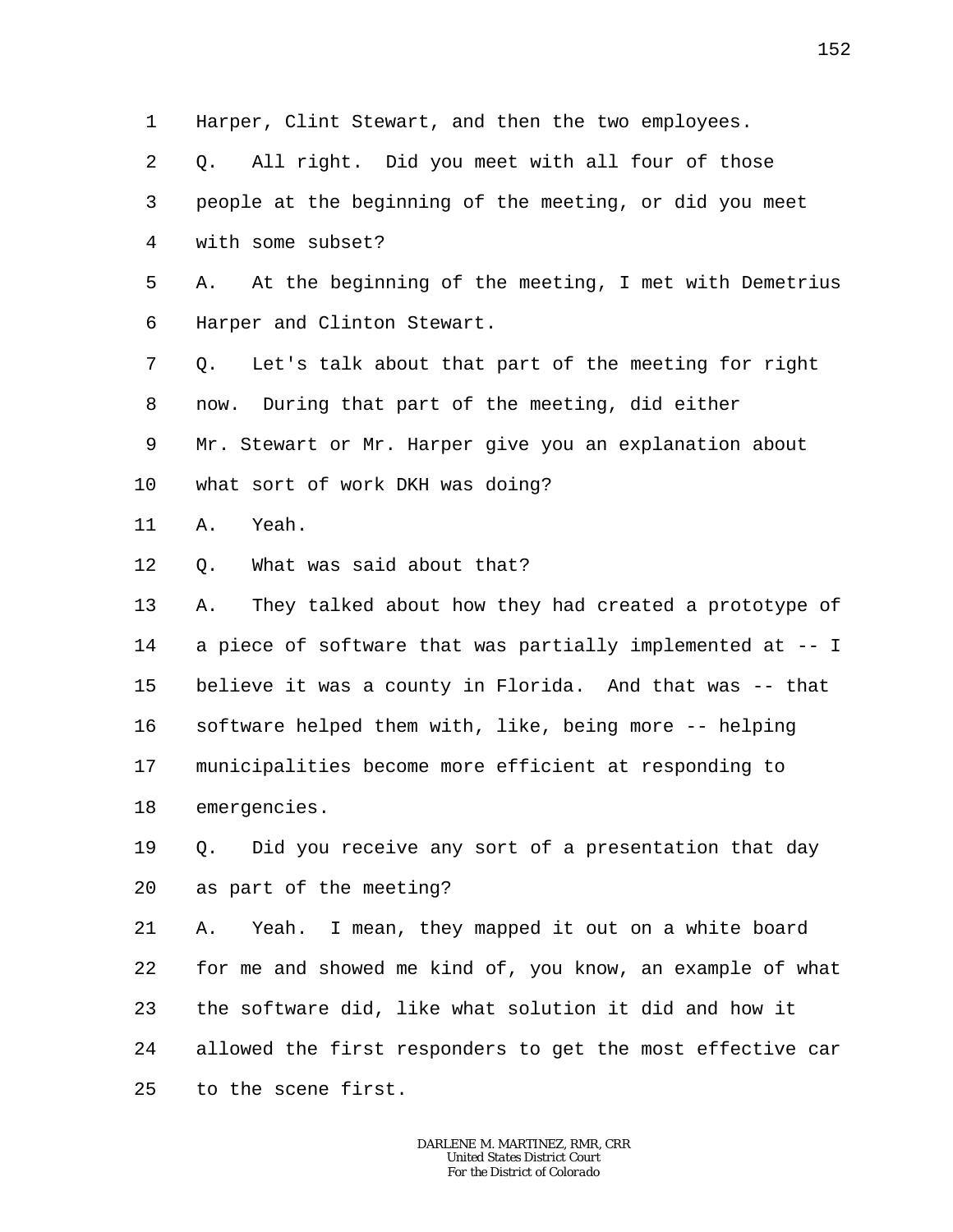Harper, Clint Stewart, and then the two employees.

Q. All right. Did you meet with all four of those people at the beginning of the meeting, or did you meet with some subset?

A. At the beginning of the meeting, I met with Demetrius Harper and Clinton Stewart.

Q. Let's talk about that part of the meeting for right now. During that part of the meeting, did either Mr. Stewart or Mr. Harper give you an explanation about what sort of work DKH was doing?

A. Yeah.

Q. What was said about that?

A. They talked about how they had created a prototype of a piece of software that was partially implemented at -- I believe it was a county in Florida. And that was -- that software helped them with, like, being more -- helping municipalities become more efficient at responding to emergencies.

Q. Did you receive any sort of a presentation that day as part of the meeting?

A. Yeah. I mean, they mapped it out on a white board for me and showed me kind of, you know, an example of what the software did, like what solution it did and how it allowed the first responders to get the most effective car to the scene first.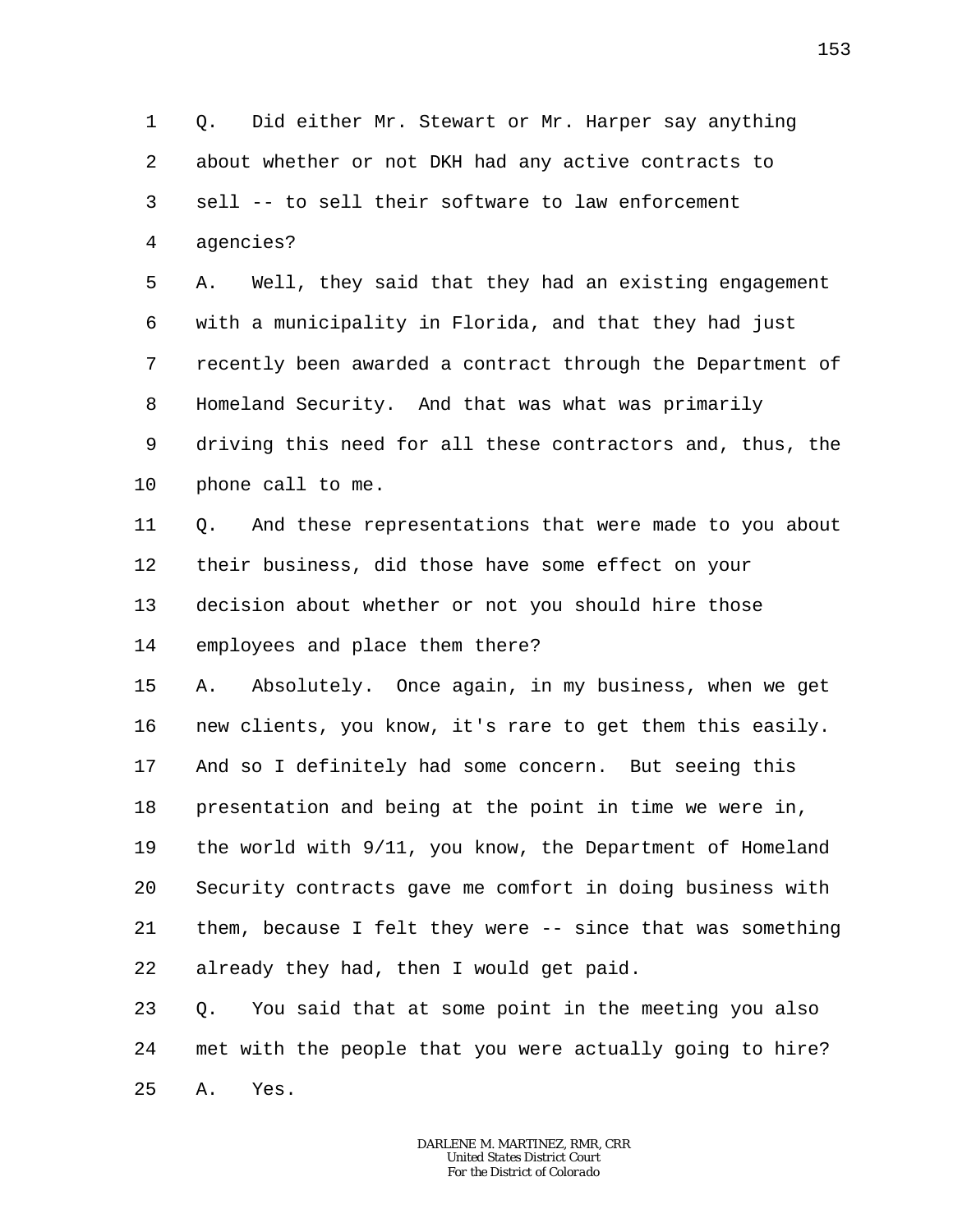Q. Did either Mr. Stewart or Mr. Harper say anything about whether or not DKH had any active contracts to sell -- to sell their software to law enforcement agencies?

A. Well, they said that they had an existing engagement with a municipality in Florida, and that they had just recently been awarded a contract through the Department of Homeland Security. And that was what was primarily driving this need for all these contractors and, thus, the phone call to me.

Q. And these representations that were made to you about their business, did those have some effect on your decision about whether or not you should hire those employees and place them there?

A. Absolutely. Once again, in my business, when we get new clients, you know, it's rare to get them this easily. And so I definitely had some concern. But seeing this presentation and being at the point in time we were in, the world with 9/11, you know, the Department of Homeland Security contracts gave me comfort in doing business with them, because I felt they were -- since that was something already they had, then I would get paid.

Q. You said that at some point in the meeting you also met with the people that you were actually going to hire?

A. Yes.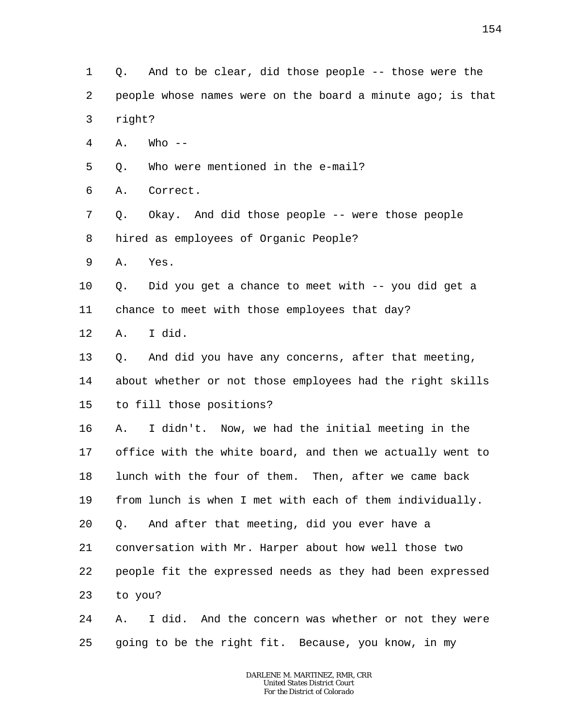1 Q. And to be clear, did those people -- those were the
2 people whose names were on the board a minute ago; is that
3 right?
4 A. Who --
5 Q. Who were mentioned in the e-mail?
6 A. Correct.
7 Q. Okay. And did those people -- were those people
8 hired as employees of Organic People?
9 A. Yes.
10 Q. Did you get a chance to meet with -- you did get a
11 chance to meet with those employees that day?
12 A. I did.
13 Q. And did you have any concerns, after that meeting,
14 about whether or not those employees had the right skills
15 to fill those positions?
16 A. I didn't. Now, we had the initial meeting in the
17 office with the white board, and then we actually went to
18 lunch with the four of them. Then, after we came back
19 from lunch is when I met with each of them individually.
20 Q. And after that meeting, did you ever have a
21 conversation with Mr. Harper about how well those two
22 people fit the expressed needs as they had been expressed
23 to you?
24 A. I did. And the concern was whether or not they were
25 going to be the right fit. Because, you know, in my

DARLENE M. MARTINEZ, RMR, CRR
United States District Court
For the District of Colorado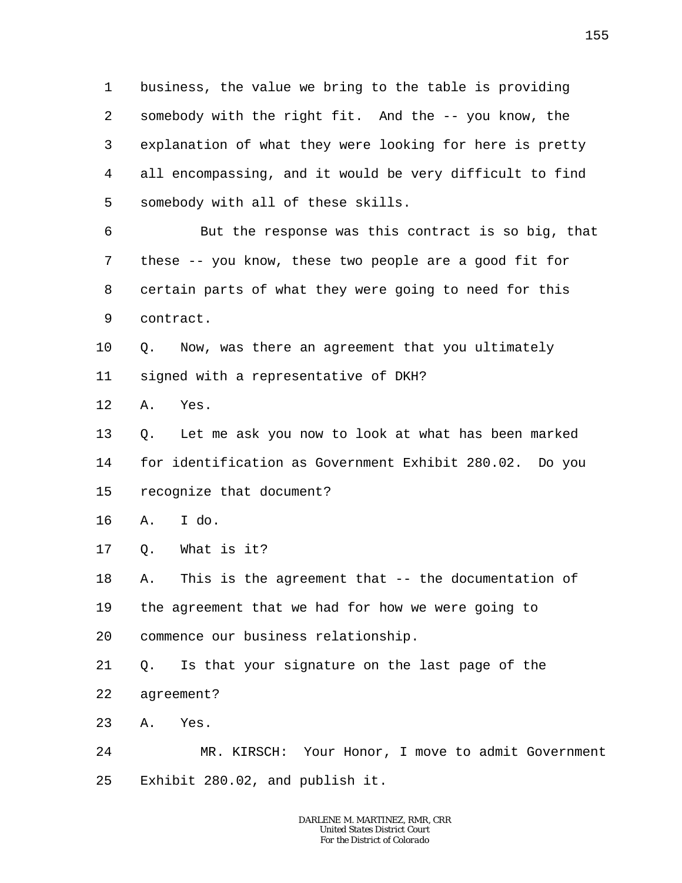business, the value we bring to the table is providing somebody with the right fit. And the -- you know, the explanation of what they were looking for here is pretty all encompassing, and it would be very difficult to find somebody with all of these skills.

But the response was this contract is so big, that these -- you know, these two people are a good fit for certain parts of what they were going to need for this contract.

Q. Now, was there an agreement that you ultimately signed with a representative of DKH?

A. Yes.

Q. Let me ask you now to look at what has been marked for identification as Government Exhibit 280.02. Do you recognize that document?

A. I do.

Q. What is it?

A. This is the agreement that -- the documentation of the agreement that we had for how we were going to commence our business relationship.

Q. Is that your signature on the last page of the agreement?

A. Yes.

MR. KIRSCH: Your Honor, I move to admit Government Exhibit 280.02, and publish it.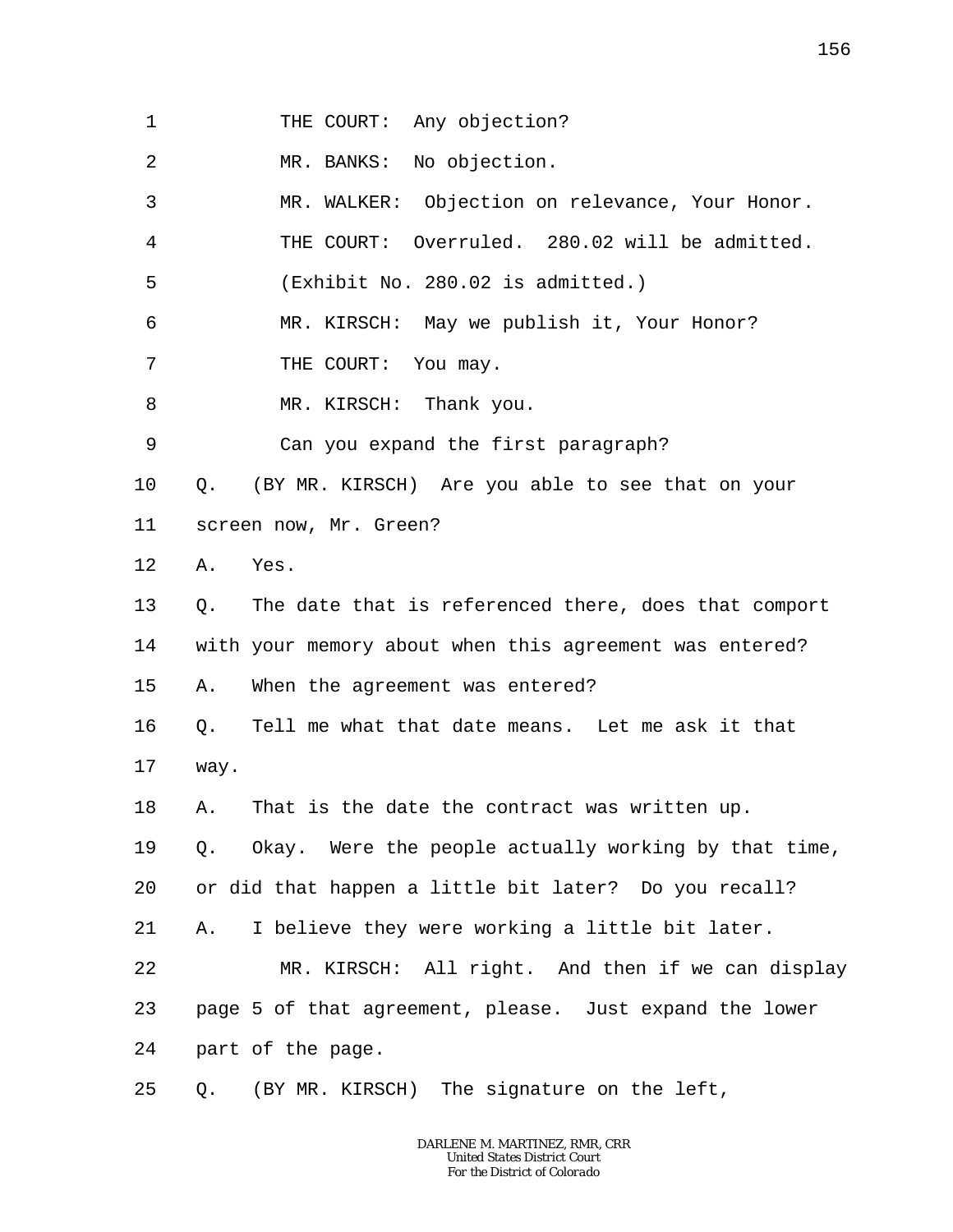THE COURT: Any objection?

MR. BANKS: No objection.

MR. WALKER: Objection on relevance, Your Honor.

THE COURT: Overruled. 280.02 will be admitted.

(Exhibit No. 280.02 is admitted.)

MR. KIRSCH: May we publish it, Your Honor?

THE COURT: You may.

MR. KIRSCH: Thank you.

Can you expand the first paragraph?

Q. (BY MR. KIRSCH) Are you able to see that on your screen now, Mr. Green?

A. Yes.

Q. The date that is referenced there, does that comport with your memory about when this agreement was entered?

A. When the agreement was entered?

Q. Tell me what that date means. Let me ask it that way.

A. That is the date the contract was written up.

Q. Okay. Were the people actually working by that time, or did that happen a little bit later? Do you recall?

A. I believe they were working a little bit later.

MR. KIRSCH: All right. And then if we can display page 5 of that agreement, please. Just expand the lower part of the page.

Q. (BY MR. KIRSCH) The signature on the left,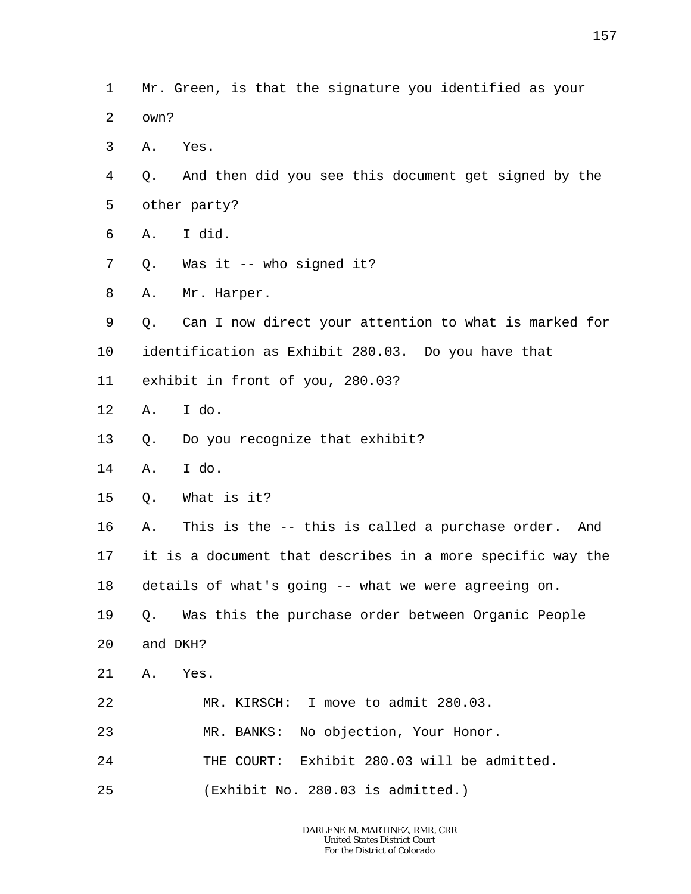Mr. Green, is that the signature you identified as your own?

A. Yes.

Q. And then did you see this document get signed by the other party?

A. I did.

Q. Was it -- who signed it?

A. Mr. Harper.

Q. Can I now direct your attention to what is marked for identification as Exhibit 280.03. Do you have that exhibit in front of you, 280.03?

A. I do.

Q. Do you recognize that exhibit?

A. I do.

Q. What is it?

A. This is the -- this is called a purchase order. And it is a document that describes in a more specific way the details of what's going -- what we were agreeing on.

Q. Was this the purchase order between Organic People and DKH?

A. Yes.

MR. KIRSCH: I move to admit 280.03.

MR. BANKS: No objection, Your Honor.

THE COURT: Exhibit 280.03 will be admitted.

(Exhibit No. 280.03 is admitted.)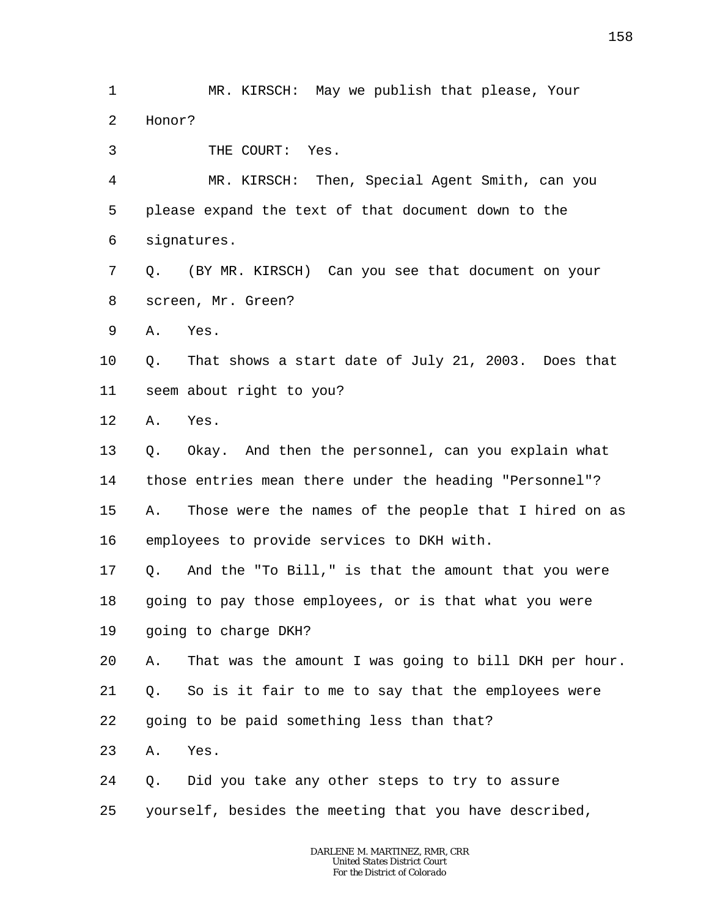1 MR. KIRSCH: May we publish that please, Your
2 Honor?
3 THE COURT: Yes.
4 MR. KIRSCH: Then, Special Agent Smith, can you
5 please expand the text of that document down to the
6 signatures.
7 Q. (BY MR. KIRSCH) Can you see that document on your
8 screen, Mr. Green?
9 A. Yes.
10 Q. That shows a start date of July 21, 2003. Does that
11 seem about right to you?
12 A. Yes.
13 Q. Okay. And then the personnel, can you explain what
14 those entries mean there under the heading "Personnel"?
15 A. Those were the names of the people that I hired on as
16 employees to provide services to DKH with.
17 Q. And the "To Bill," is that the amount that you were
18 going to pay those employees, or is that what you were
19 going to charge DKH?
20 A. That was the amount I was going to bill DKH per hour.
21 Q. So is it fair to me to say that the employees were
22 going to be paid something less than that?
23 A. Yes.
24 Q. Did you take any other steps to try to assure
25 yourself, besides the meeting that you have described,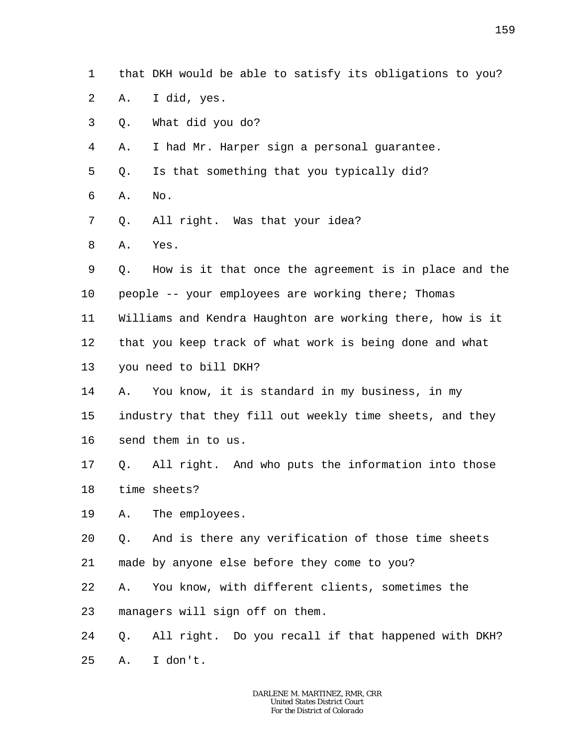1 that DKH would be able to satisfy its obligations to you?

2 A. I did, yes.

3 Q. What did you do?

4 A. I had Mr. Harper sign a personal guarantee.

5 Q. Is that something that you typically did?

6 A. No.

7 Q. All right. Was that your idea?

8 A. Yes.

9 Q. How is it that once the agreement is in place and the

10 people -- your employees are working there; Thomas

11 Williams and Kendra Haughton are working there, how is it

12 that you keep track of what work is being done and what

13 you need to bill DKH?

14 A. You know, it is standard in my business, in my

15 industry that they fill out weekly time sheets, and they

16 send them in to us.

17 Q. All right. And who puts the information into those

18 time sheets?

19 A. The employees.

20 Q. And is there any verification of those time sheets

21 made by anyone else before they come to you?

22 A. You know, with different clients, sometimes the

23 managers will sign off on them.

24 Q. All right. Do you recall if that happened with DKH?

25 A. I don't.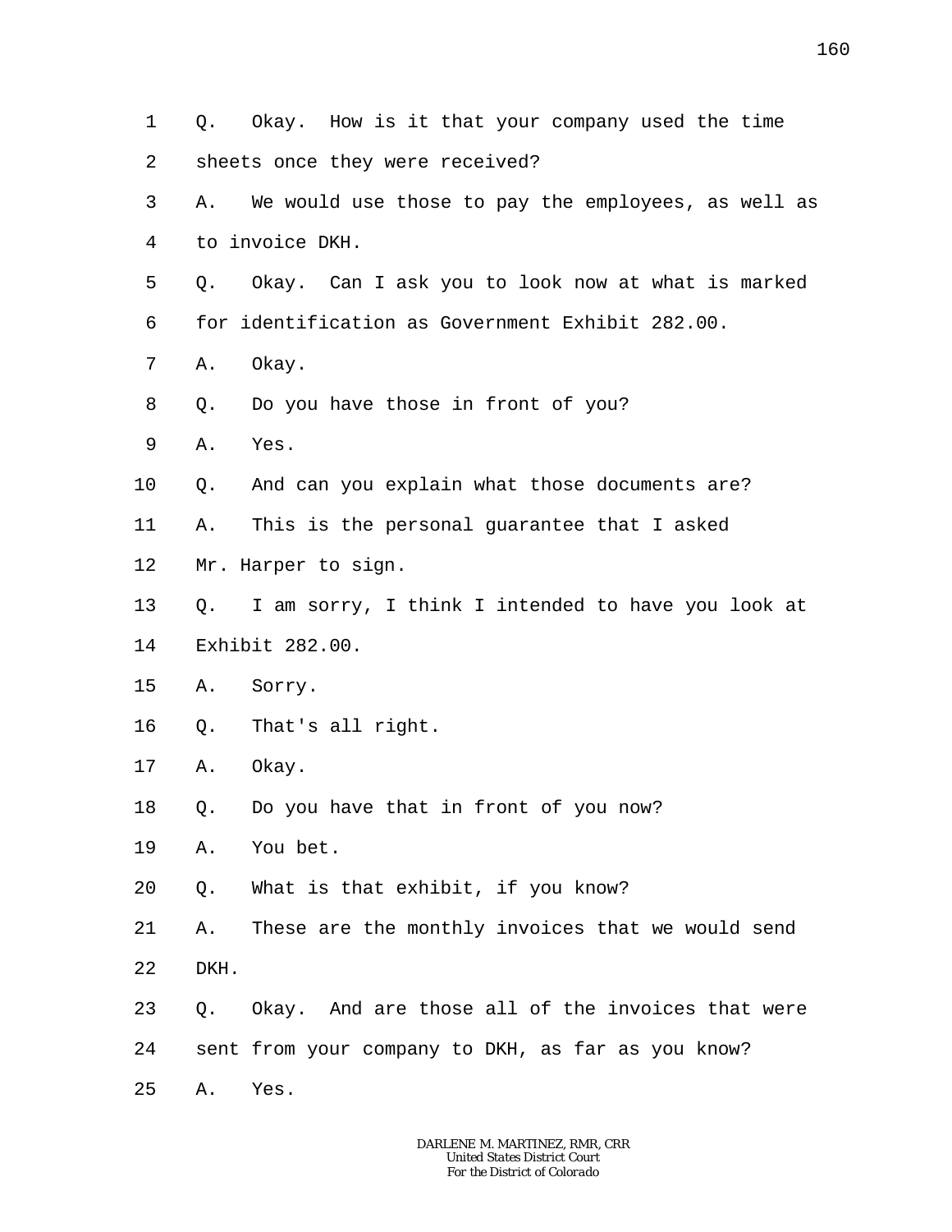1 Q. Okay. How is it that your company used the time
2 sheets once they were received?
3 A. We would use those to pay the employees, as well as
4 to invoice DKH.
5 Q. Okay. Can I ask you to look now at what is marked
6 for identification as Government Exhibit 282.00.
7 A. Okay.
8 Q. Do you have those in front of you?
9 A. Yes.
10 Q. And can you explain what those documents are?
11 A. This is the personal guarantee that I asked
12 Mr. Harper to sign.
13 Q. I am sorry, I think I intended to have you look at
14 Exhibit 282.00.
15 A. Sorry.
16 Q. That's all right.
17 A. Okay.
18 Q. Do you have that in front of you now?
19 A. You bet.
20 Q. What is that exhibit, if you know?
21 A. These are the monthly invoices that we would send
22 DKH.
23 Q. Okay. And are those all of the invoices that were
24 sent from your company to DKH, as far as you know?
25 A. Yes.

DARLENE M. MARTINEZ, RMR, CRR
United States District Court
For the District of Colorado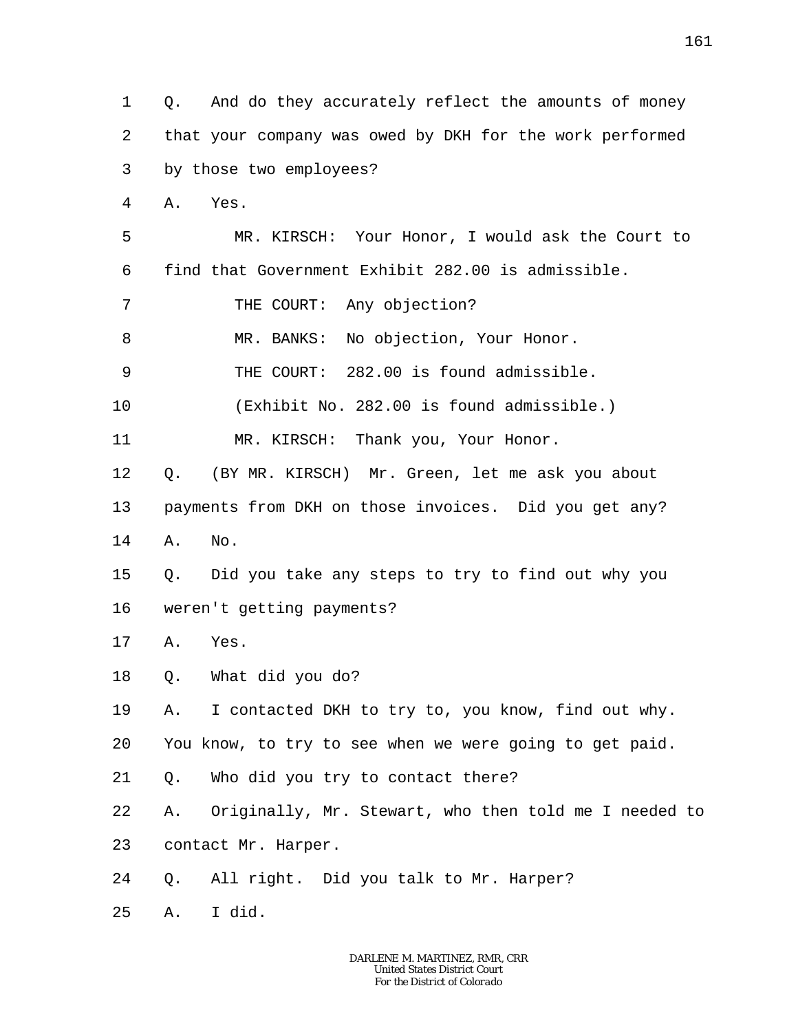1 Q. And do they accurately reflect the amounts of money
2 that your company was owed by DKH for the work performed
3 by those two employees?
4 A. Yes.
5 MR. KIRSCH: Your Honor, I would ask the Court to
6 find that Government Exhibit 282.00 is admissible.
7 THE COURT: Any objection?
8 MR. BANKS: No objection, Your Honor.
9 THE COURT: 282.00 is found admissible.
10 (Exhibit No. 282.00 is found admissible.)
11 MR. KIRSCH: Thank you, Your Honor.
12 Q. (BY MR. KIRSCH) Mr. Green, let me ask you about
13 payments from DKH on those invoices. Did you get any?
14 A. No.
15 Q. Did you take any steps to try to find out why you
16 weren't getting payments?
17 A. Yes.
18 Q. What did you do?
19 A. I contacted DKH to try to, you know, find out why.
20 You know, to try to see when we were going to get paid.
21 Q. Who did you try to contact there?
22 A. Originally, Mr. Stewart, who then told me I needed to
23 contact Mr. Harper.
24 Q. All right. Did you talk to Mr. Harper?
25 A. I did.

DARLENE M. MARTINEZ, RMR, CRR
United States District Court
For the District of Colorado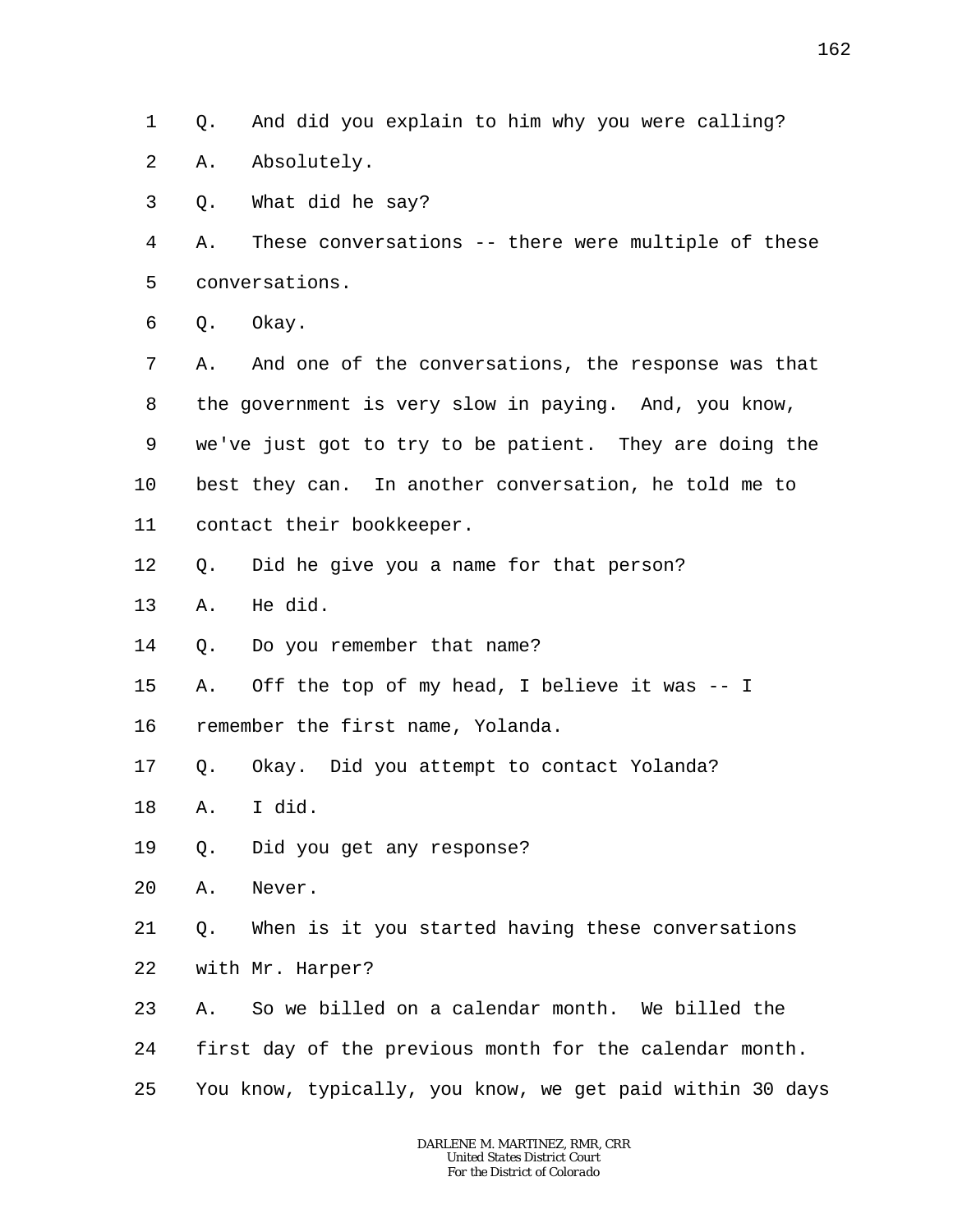Q. And did you explain to him why you were calling?

A. Absolutely.

Q. What did he say?

A. These conversations -- there were multiple of these conversations.

Q. Okay.

A. And one of the conversations, the response was that the government is very slow in paying. And, you know, we've just got to try to be patient. They are doing the best they can. In another conversation, he told me to contact their bookkeeper.

Q. Did he give you a name for that person?

A. He did.

Q. Do you remember that name?

A. Off the top of my head, I believe it was -- I remember the first name, Yolanda.

Q. Okay. Did you attempt to contact Yolanda?

A. I did.

Q. Did you get any response?

A. Never.

Q. When is it you started having these conversations with Mr. Harper?

A. So we billed on a calendar month. We billed the first day of the previous month for the calendar month. You know, typically, you know, we get paid within 30 days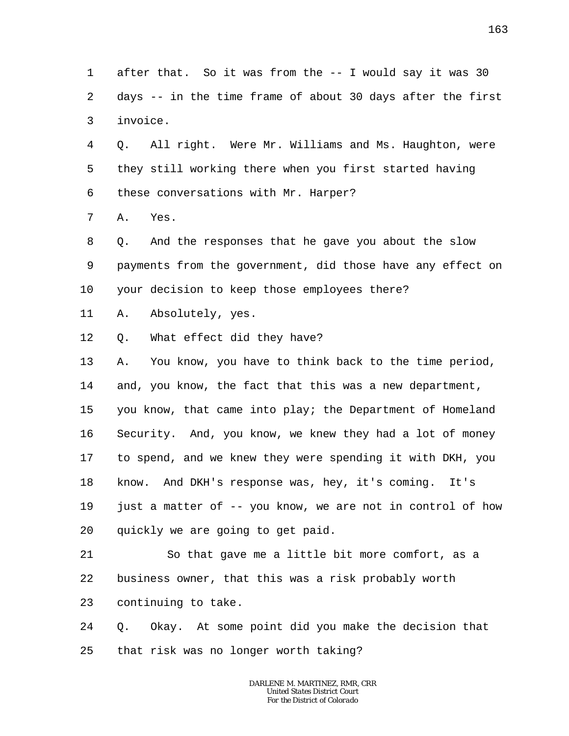after that. So it was from the -- I would say it was 30 days -- in the time frame of about 30 days after the first invoice.

Q. All right. Were Mr. Williams and Ms. Haughton, were they still working there when you first started having these conversations with Mr. Harper?

A. Yes.

Q. And the responses that he gave you about the slow payments from the government, did those have any effect on your decision to keep those employees there?

A. Absolutely, yes.

Q. What effect did they have?

A. You know, you have to think back to the time period, and, you know, the fact that this was a new department, you know, that came into play; the Department of Homeland Security. And, you know, we knew they had a lot of money to spend, and we knew they were spending it with DKH, you know. And DKH's response was, hey, it's coming. It's just a matter of -- you know, we are not in control of how quickly we are going to get paid.

So that gave me a little bit more comfort, as a business owner, that this was a risk probably worth continuing to take.

Q. Okay. At some point did you make the decision that that risk was no longer worth taking?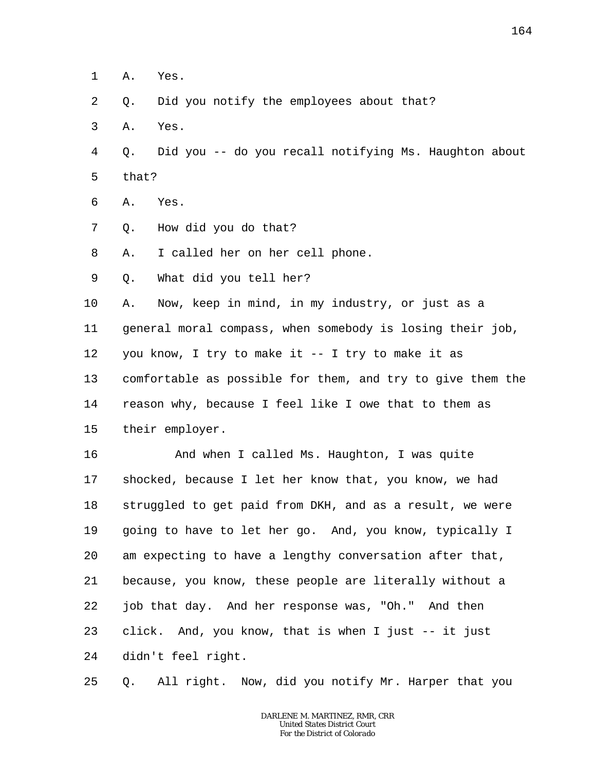A. Yes.

Q. Did you notify the employees about that?

A. Yes.

Q. Did you -- do you recall notifying Ms. Haughton about that?

A. Yes.

Q. How did you do that?

A. I called her on her cell phone.

Q. What did you tell her?

A. Now, keep in mind, in my industry, or just as a general moral compass, when somebody is losing their job, you know, I try to make it -- I try to make it as comfortable as possible for them, and try to give them the reason why, because I feel like I owe that to them as their employer.

And when I called Ms. Haughton, I was quite shocked, because I let her know that, you know, we had struggled to get paid from DKH, and as a result, we were going to have to let her go. And, you know, typically I am expecting to have a lengthy conversation after that, because, you know, these people are literally without a job that day. And her response was, "Oh." And then click. And, you know, that is when I just -- it just didn't feel right.

Q. All right. Now, did you notify Mr. Harper that you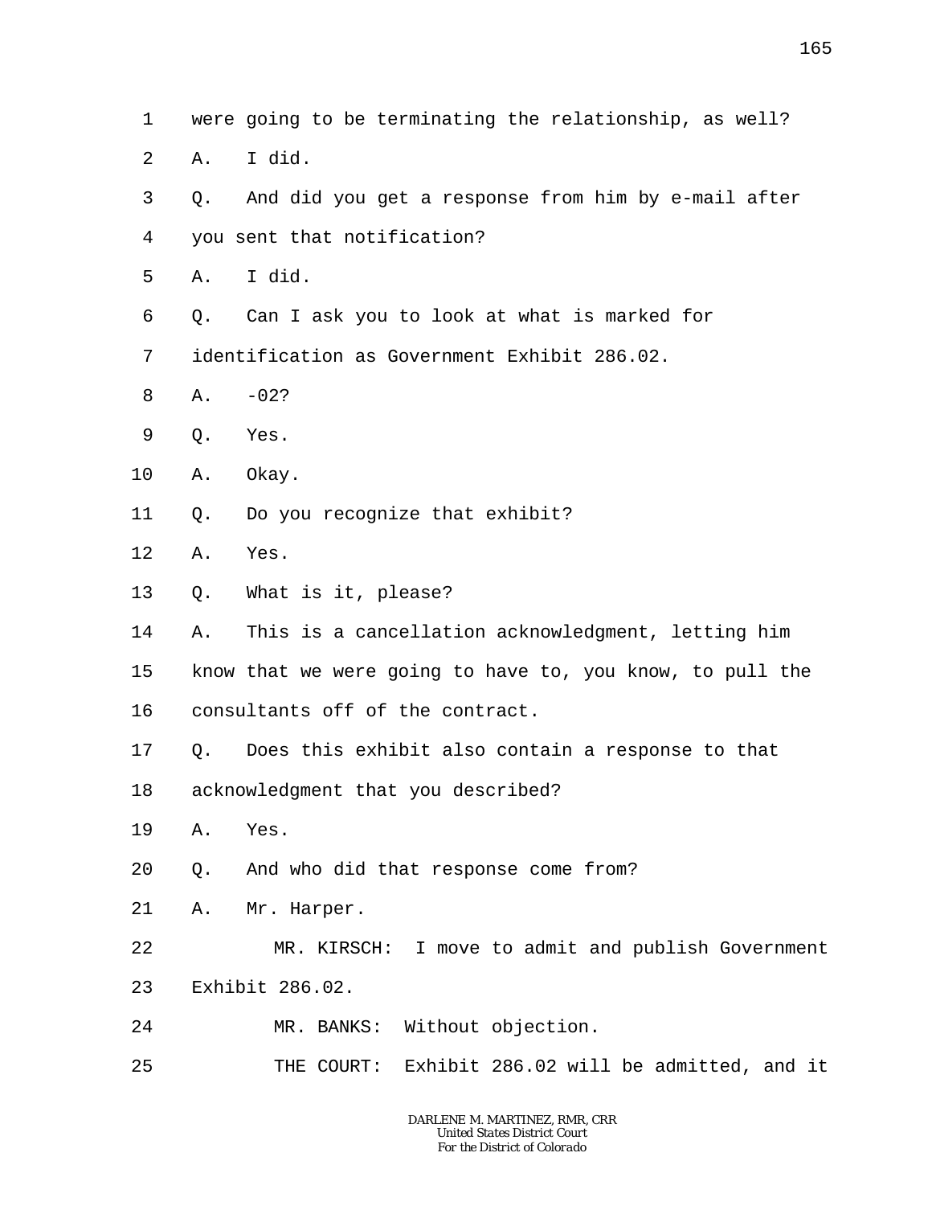1 were going to be terminating the relationship, as well?

2 A. I did.

3 Q. And did you get a response from him by e-mail after

4 you sent that notification?

5 A. I did.

6 Q. Can I ask you to look at what is marked for

7 identification as Government Exhibit 286.02.

8 A. -02?

9 Q. Yes.

10 A. Okay.

11 Q. Do you recognize that exhibit?

12 A. Yes.

13 Q. What is it, please?

14 A. This is a cancellation acknowledgment, letting him

15 know that we were going to have to, you know, to pull the

16 consultants off of the contract.

17 Q. Does this exhibit also contain a response to that

18 acknowledgment that you described?

19 A. Yes.

20 Q. And who did that response come from?

21 A. Mr. Harper.

22 MR. KIRSCH: I move to admit and publish Government

23 Exhibit 286.02.

24 MR. BANKS: Without objection.

25 THE COURT: Exhibit 286.02 will be admitted, and it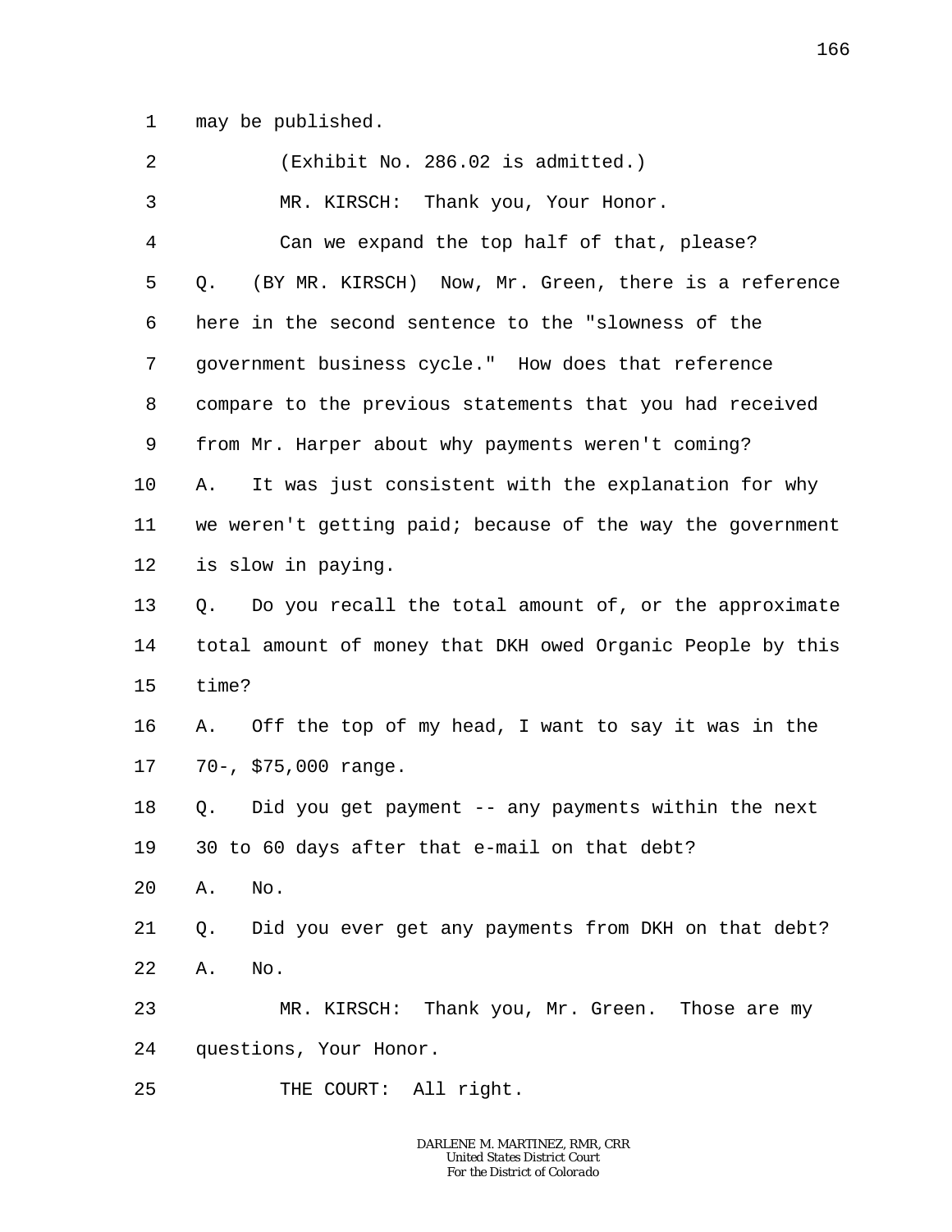1 may be published.

2 (Exhibit No. 286.02 is admitted.)

3 MR. KIRSCH: Thank you, Your Honor.

4 Can we expand the top half of that, please?

5 Q. (BY MR. KIRSCH) Now, Mr. Green, there is a reference

6 here in the second sentence to the "slowness of the

7 government business cycle." How does that reference

8 compare to the previous statements that you had received

9 from Mr. Harper about why payments weren't coming?

10 A. It was just consistent with the explanation for why

11 we weren't getting paid; because of the way the government

12 is slow in paying.

13 Q. Do you recall the total amount of, or the approximate

14 total amount of money that DKH owed Organic People by this

15 time?

16 A. Off the top of my head, I want to say it was in the

17 70-, $75,000 range.

18 Q. Did you get payment -- any payments within the next

19 30 to 60 days after that e-mail on that debt?

20 A. No.

21 Q. Did you ever get any payments from DKH on that debt?

22 A. No.

23 MR. KIRSCH: Thank you, Mr. Green. Those are my

24 questions, Your Honor.

25 THE COURT: All right.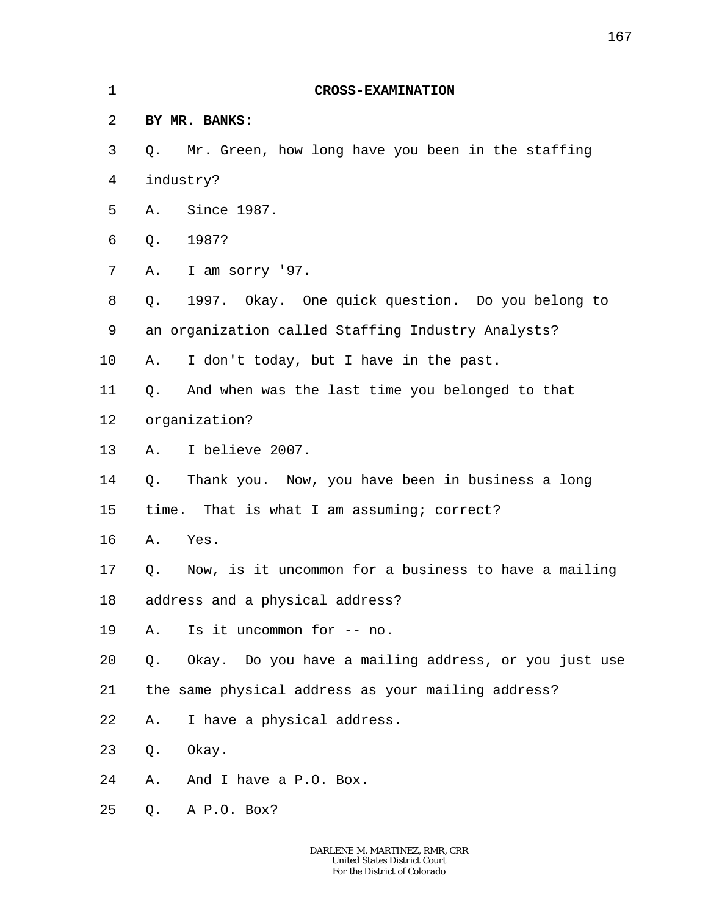## CROSS-EXAMINATION

**BY MR. BANKS**:

Q. Mr. Green, how long have you been in the staffing industry?

A. Since 1987.

Q. 1987?

A. I am sorry '97.

Q. 1997. Okay. One quick question. Do you belong to an organization called Staffing Industry Analysts?

A. I don't today, but I have in the past.

Q. And when was the last time you belonged to that organization?

A. I believe 2007.

Q. Thank you. Now, you have been in business a long time. That is what I am assuming; correct?

A. Yes.

Q. Now, is it uncommon for a business to have a mailing address and a physical address?

A. Is it uncommon for -- no.

Q. Okay. Do you have a mailing address, or you just use the same physical address as your mailing address?

A. I have a physical address.

Q. Okay.

A. And I have a P.O. Box.

Q. A P.O. Box?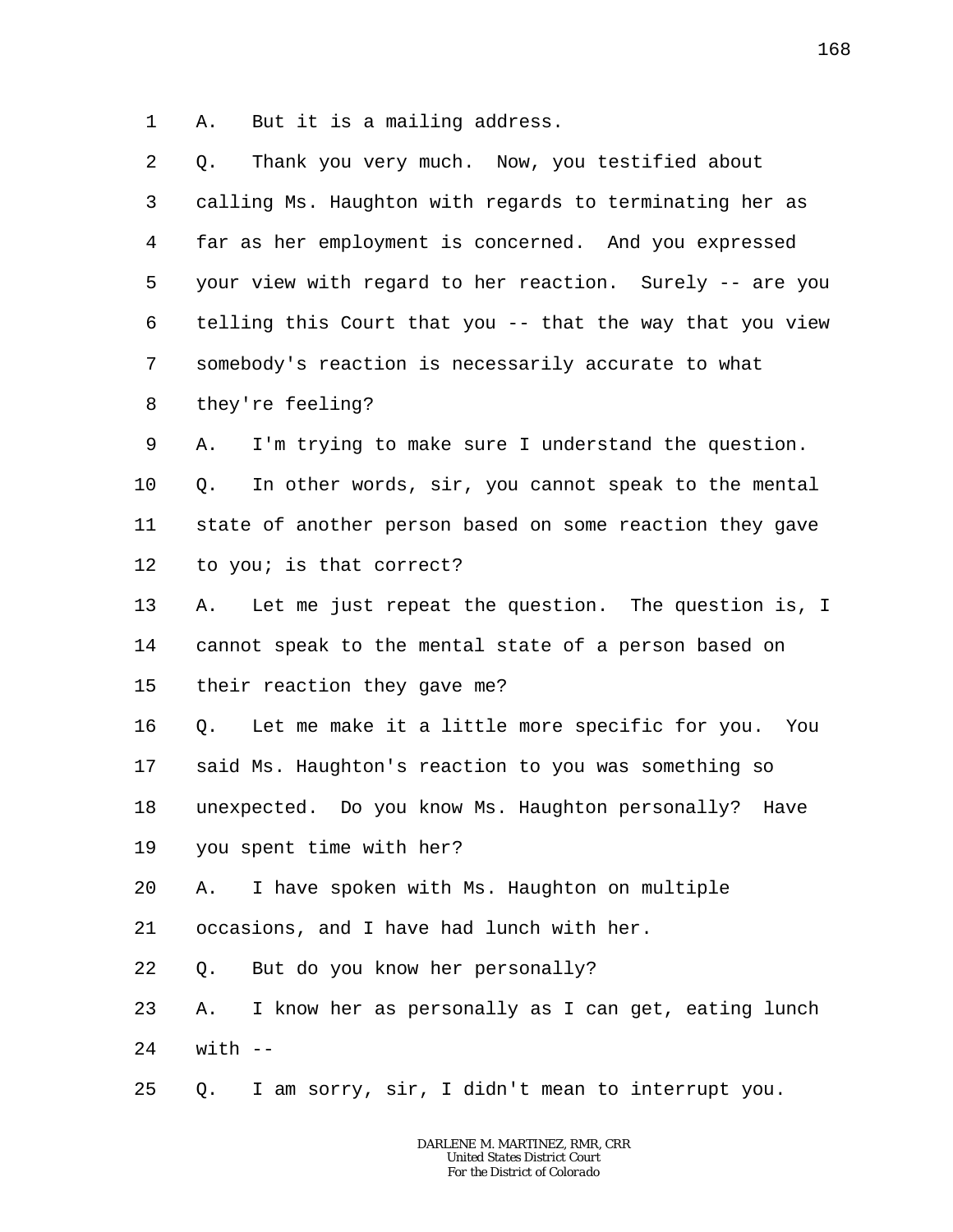1 A. But it is a mailing address.

2 Q. Thank you very much. Now, you testified about

3 calling Ms. Haughton with regards to terminating her as

4 far as her employment is concerned. And you expressed

5 your view with regard to her reaction. Surely -- are you

6 telling this Court that you -- that the way that you view

7 somebody's reaction is necessarily accurate to what

8 they're feeling?

9 A. I'm trying to make sure I understand the question.

10 Q. In other words, sir, you cannot speak to the mental

11 state of another person based on some reaction they gave

12 to you; is that correct?

13 A. Let me just repeat the question. The question is, I

14 cannot speak to the mental state of a person based on

15 their reaction they gave me?

16 Q. Let me make it a little more specific for you. You

17 said Ms. Haughton's reaction to you was something so

18 unexpected. Do you know Ms. Haughton personally? Have

19 you spent time with her?

20 A. I have spoken with Ms. Haughton on multiple

21 occasions, and I have had lunch with her.

22 Q. But do you know her personally?

23 A. I know her as personally as I can get, eating lunch

24 with --

25 Q. I am sorry, sir, I didn't mean to interrupt you.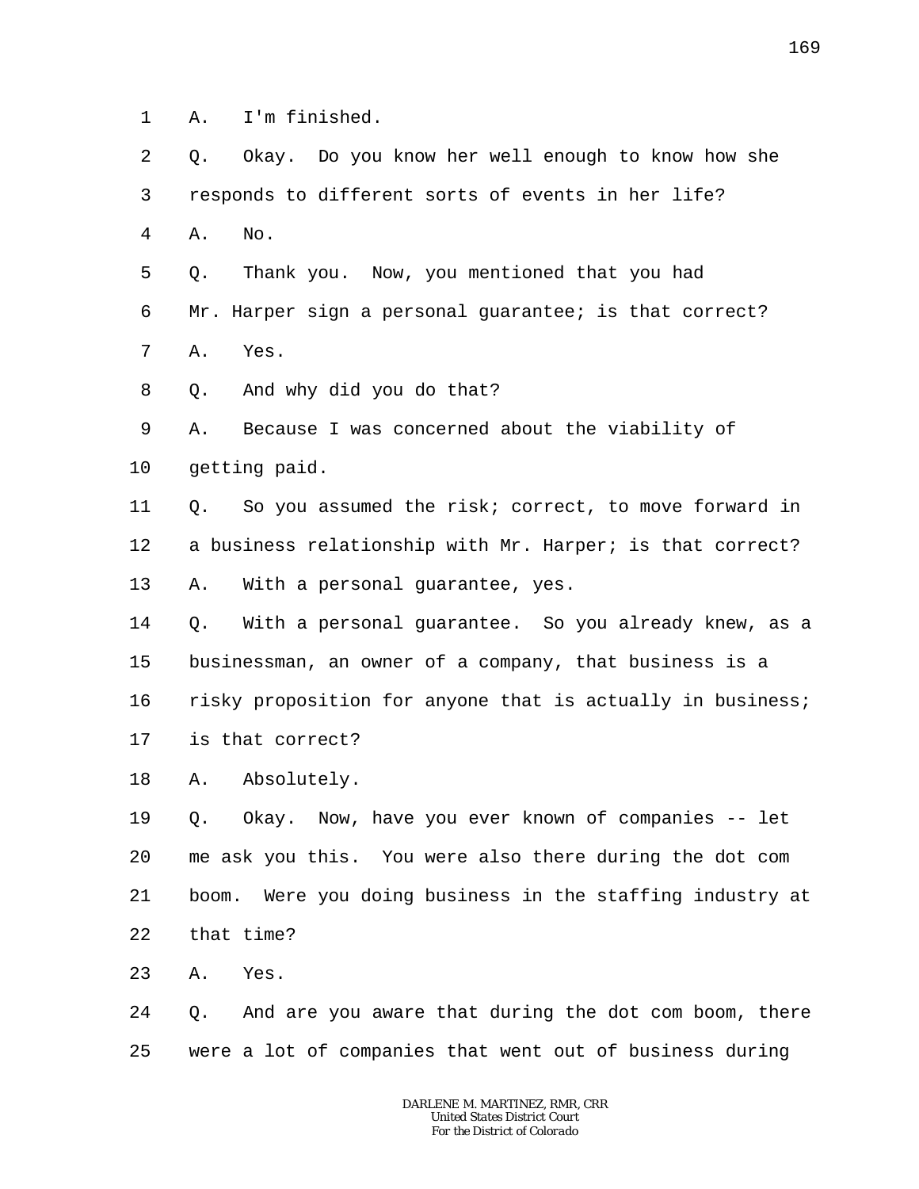1 A. I'm finished.

2 Q. Okay. Do you know her well enough to know how she

3 responds to different sorts of events in her life?

4 A. No.

5 Q. Thank you. Now, you mentioned that you had

6 Mr. Harper sign a personal guarantee; is that correct?

7 A. Yes.

8 Q. And why did you do that?

9 A. Because I was concerned about the viability of

10 getting paid.

11 Q. So you assumed the risk; correct, to move forward in

12 a business relationship with Mr. Harper; is that correct?

13 A. With a personal guarantee, yes.

14 Q. With a personal guarantee. So you already knew, as a

15 businessman, an owner of a company, that business is a

16 risky proposition for anyone that is actually in business;

17 is that correct?

18 A. Absolutely.

19 Q. Okay. Now, have you ever known of companies -- let

20 me ask you this. You were also there during the dot com

21 boom. Were you doing business in the staffing industry at

22 that time?

23 A. Yes.

24 Q. And are you aware that during the dot com boom, there

25 were a lot of companies that went out of business during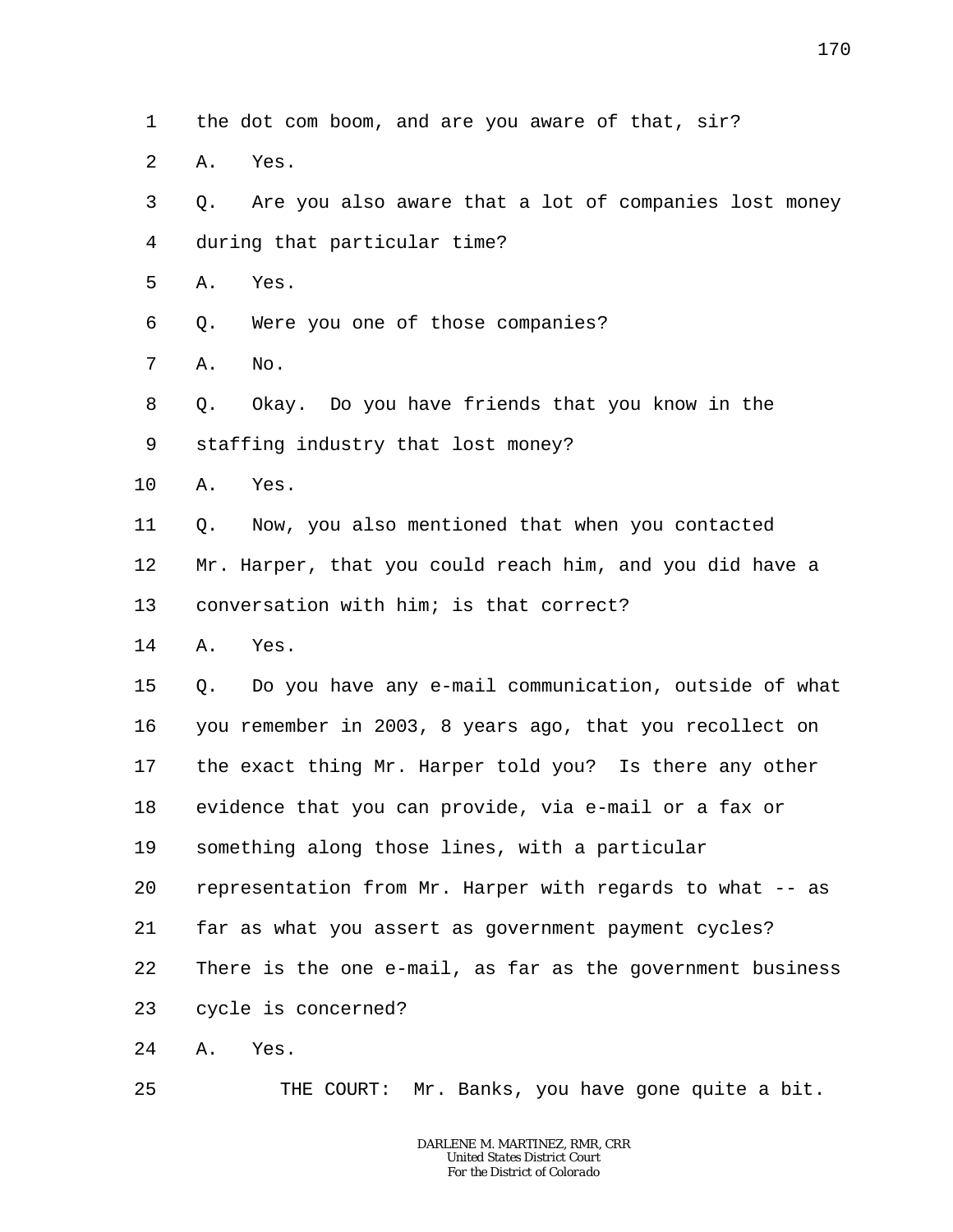1 the dot com boom, and are you aware of that, sir?

2 A. Yes.

3 Q. Are you also aware that a lot of companies lost money

4 during that particular time?

5 A. Yes.

6 Q. Were you one of those companies?

7 A. No.

8 Q. Okay. Do you have friends that you know in the

9 staffing industry that lost money?

10 A. Yes.

11 Q. Now, you also mentioned that when you contacted

12 Mr. Harper, that you could reach him, and you did have a

13 conversation with him; is that correct?

14 A. Yes.

15 Q. Do you have any e-mail communication, outside of what

16 you remember in 2003, 8 years ago, that you recollect on

17 the exact thing Mr. Harper told you? Is there any other

18 evidence that you can provide, via e-mail or a fax or

19 something along those lines, with a particular

20 representation from Mr. Harper with regards to what -- as

21 far as what you assert as government payment cycles?

22 There is the one e-mail, as far as the government business

23 cycle is concerned?

24 A. Yes.

25 THE COURT: Mr. Banks, you have gone quite a bit.

DARLENE M. MARTINEZ, RMR, CRR
United States District Court
For the District of Colorado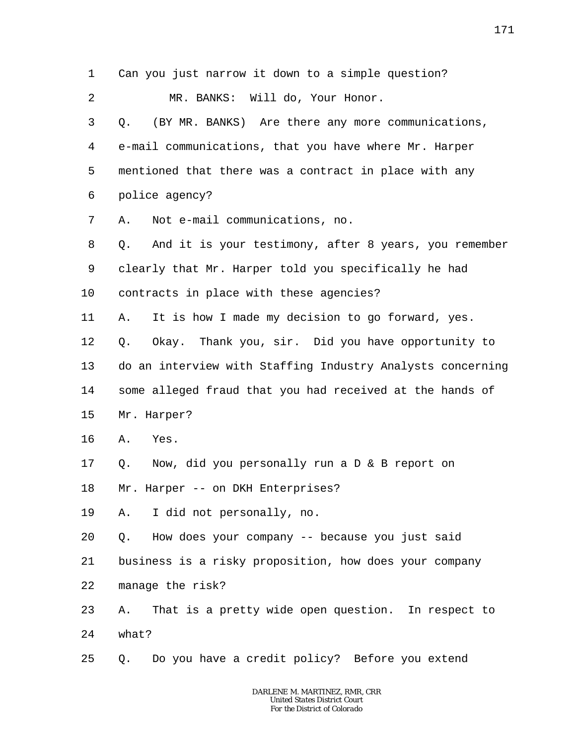1 Can you just narrow it down to a simple question?

2 MR. BANKS: Will do, Your Honor.

3 Q. (BY MR. BANKS) Are there any more communications,

4 e-mail communications, that you have where Mr. Harper

5 mentioned that there was a contract in place with any

6 police agency?

7 A. Not e-mail communications, no.

8 Q. And it is your testimony, after 8 years, you remember

9 clearly that Mr. Harper told you specifically he had

10 contracts in place with these agencies?

11 A. It is how I made my decision to go forward, yes.

12 Q. Okay. Thank you, sir. Did you have opportunity to

13 do an interview with Staffing Industry Analysts concerning

14 some alleged fraud that you had received at the hands of

15 Mr. Harper?

16 A. Yes.

17 Q. Now, did you personally run a D & B report on

18 Mr. Harper -- on DKH Enterprises?

19 A. I did not personally, no.

20 Q. How does your company -- because you just said

21 business is a risky proposition, how does your company

22 manage the risk?

23 A. That is a pretty wide open question. In respect to

24 what?

25 Q. Do you have a credit policy? Before you extend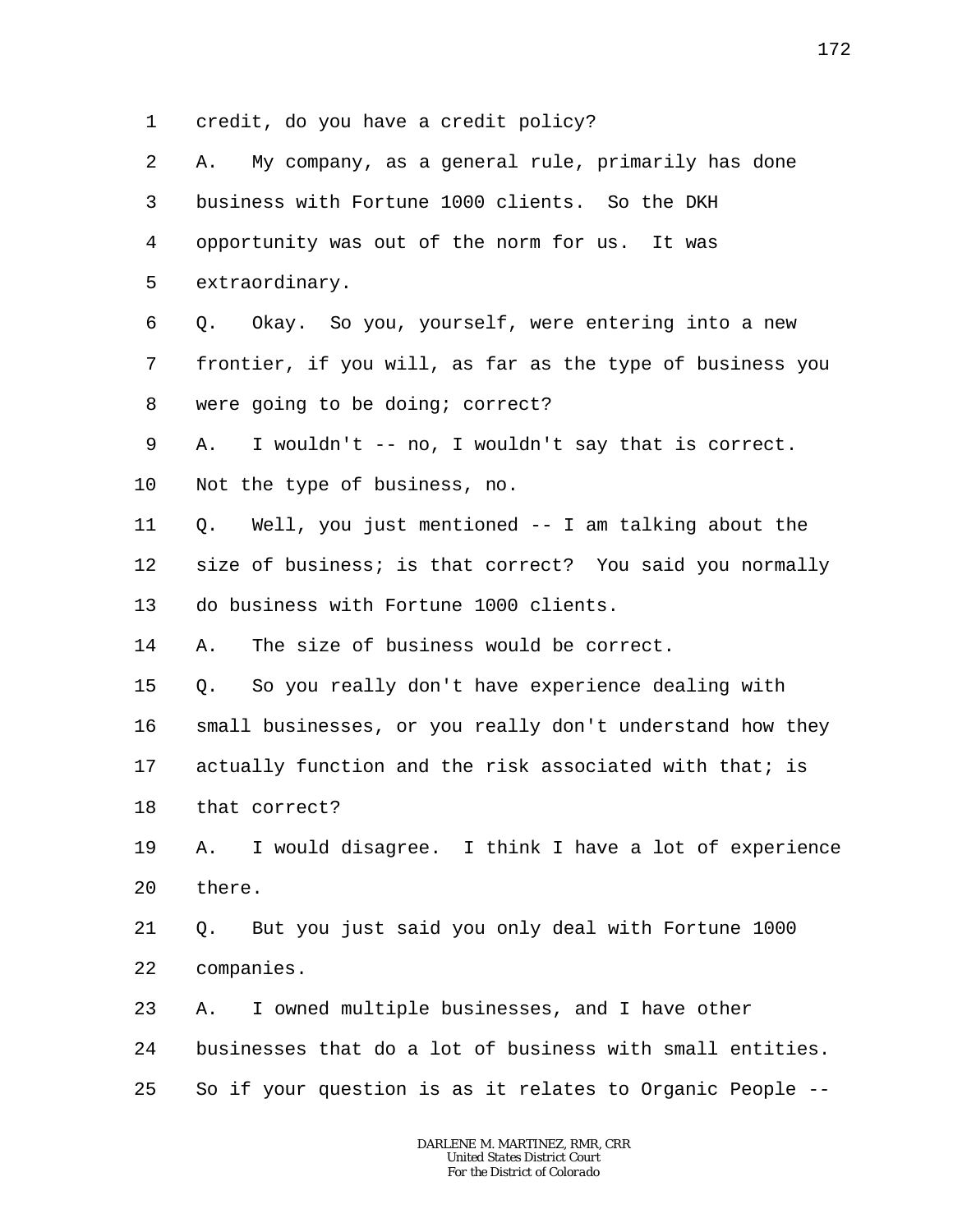1 credit, do you have a credit policy?

2 A. My company, as a general rule, primarily has done

3 business with Fortune 1000 clients. So the DKH

4 opportunity was out of the norm for us. It was

5 extraordinary.

6 Q. Okay. So you, yourself, were entering into a new

7 frontier, if you will, as far as the type of business you

8 were going to be doing; correct?

9 A. I wouldn't -- no, I wouldn't say that is correct.

10 Not the type of business, no.

11 Q. Well, you just mentioned -- I am talking about the

12 size of business; is that correct? You said you normally

13 do business with Fortune 1000 clients.

14 A. The size of business would be correct.

15 Q. So you really don't have experience dealing with

16 small businesses, or you really don't understand how they

17 actually function and the risk associated with that; is

18 that correct?

19 A. I would disagree. I think I have a lot of experience

20 there.

21 Q. But you just said you only deal with Fortune 1000

22 companies.

23 A. I owned multiple businesses, and I have other

24 businesses that do a lot of business with small entities.

25 So if your question is as it relates to Organic People --

DARLENE M. MARTINEZ, RMR, CRR
United States District Court
For the District of Colorado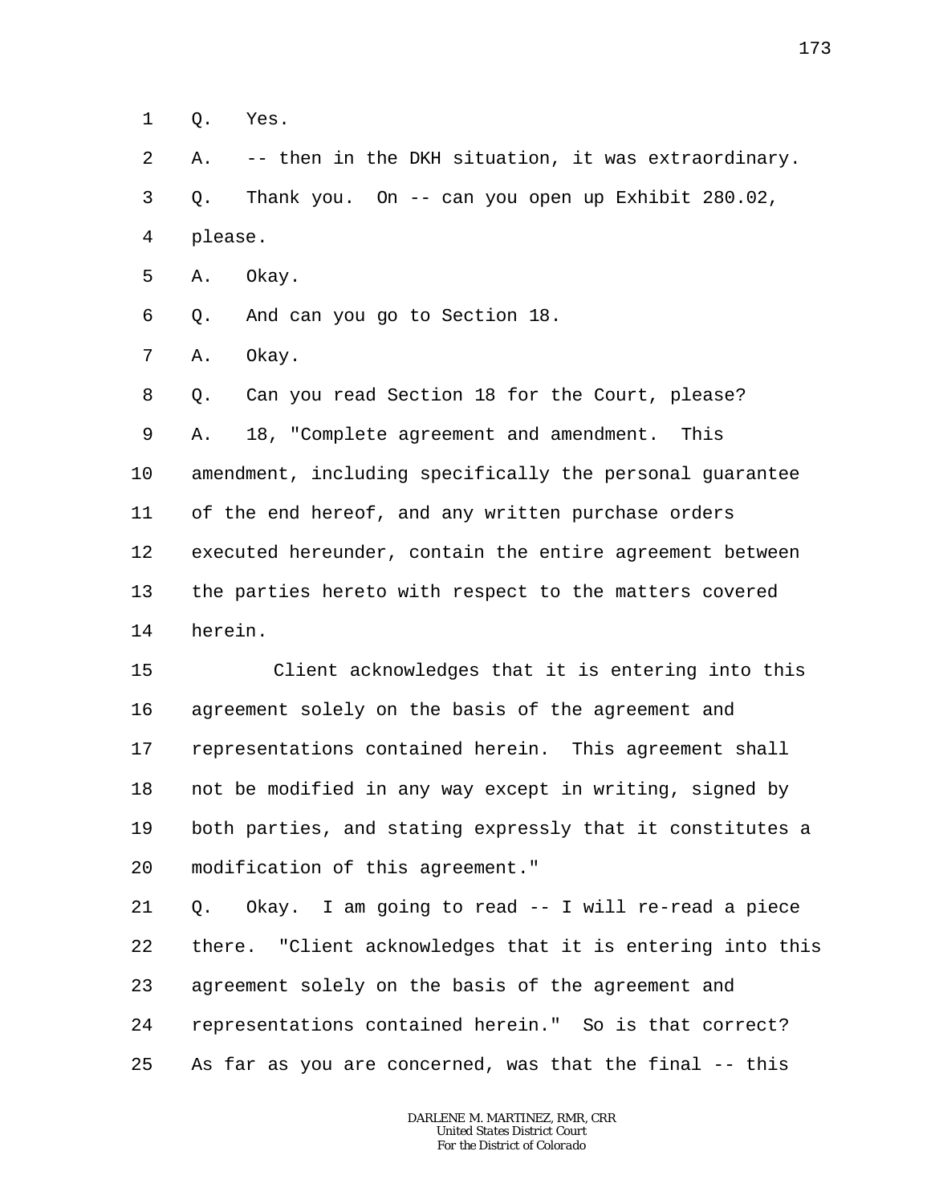1 Q. Yes.

2 A. -- then in the DKH situation, it was extraordinary.

3 Q. Thank you. On -- can you open up Exhibit 280.02,

4 please.

5 A. Okay.

6 Q. And can you go to Section 18.

7 A. Okay.

8 Q. Can you read Section 18 for the Court, please?

9 A. 18, "Complete agreement and amendment. This

10 amendment, including specifically the personal guarantee

11 of the end hereof, and any written purchase orders

12 executed hereunder, contain the entire agreement between

13 the parties hereto with respect to the matters covered

14 herein.

15 Client acknowledges that it is entering into this

16 agreement solely on the basis of the agreement and

17 representations contained herein. This agreement shall

18 not be modified in any way except in writing, signed by

19 both parties, and stating expressly that it constitutes a

20 modification of this agreement."

21 Q. Okay. I am going to read -- I will re-read a piece

22 there. "Client acknowledges that it is entering into this

23 agreement solely on the basis of the agreement and

24 representations contained herein." So is that correct?

25 As far as you are concerned, was that the final -- this

DARLENE M. MARTINEZ, RMR, CRR
United States District Court
For the District of Colorado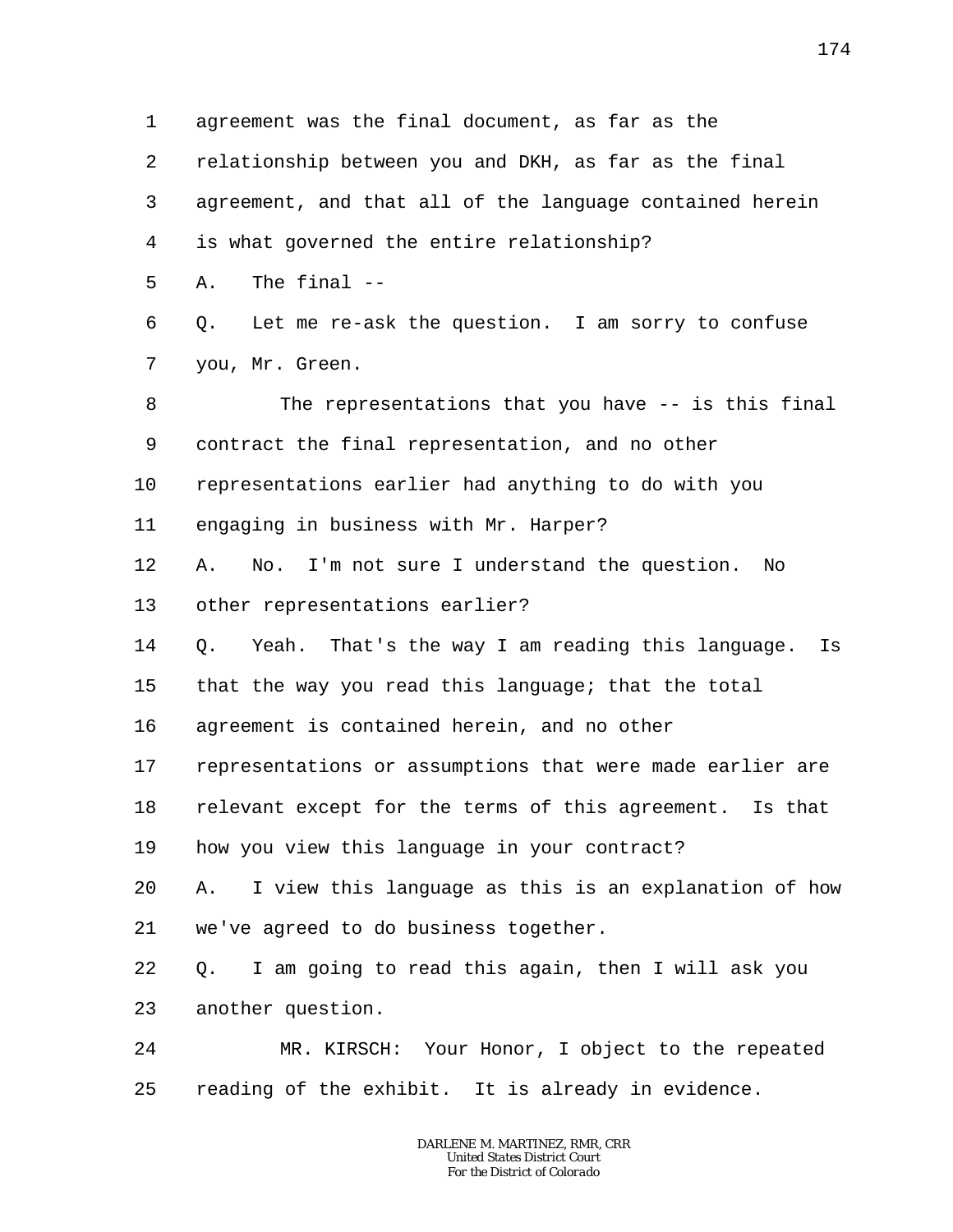agreement was the final document, as far as the relationship between you and DKH, as far as the final agreement, and that all of the language contained herein is what governed the entire relationship?

A. The final --

Q. Let me re-ask the question. I am sorry to confuse you, Mr. Green.

The representations that you have -- is this final contract the final representation, and no other representations earlier had anything to do with you engaging in business with Mr. Harper?

A. No. I'm not sure I understand the question. No other representations earlier?

Q. Yeah. That's the way I am reading this language. Is that the way you read this language; that the total agreement is contained herein, and no other representations or assumptions that were made earlier are relevant except for the terms of this agreement. Is that how you view this language in your contract?

A. I view this language as this is an explanation of how we've agreed to do business together.

Q. I am going to read this again, then I will ask you another question.

MR. KIRSCH: Your Honor, I object to the repeated reading of the exhibit. It is already in evidence.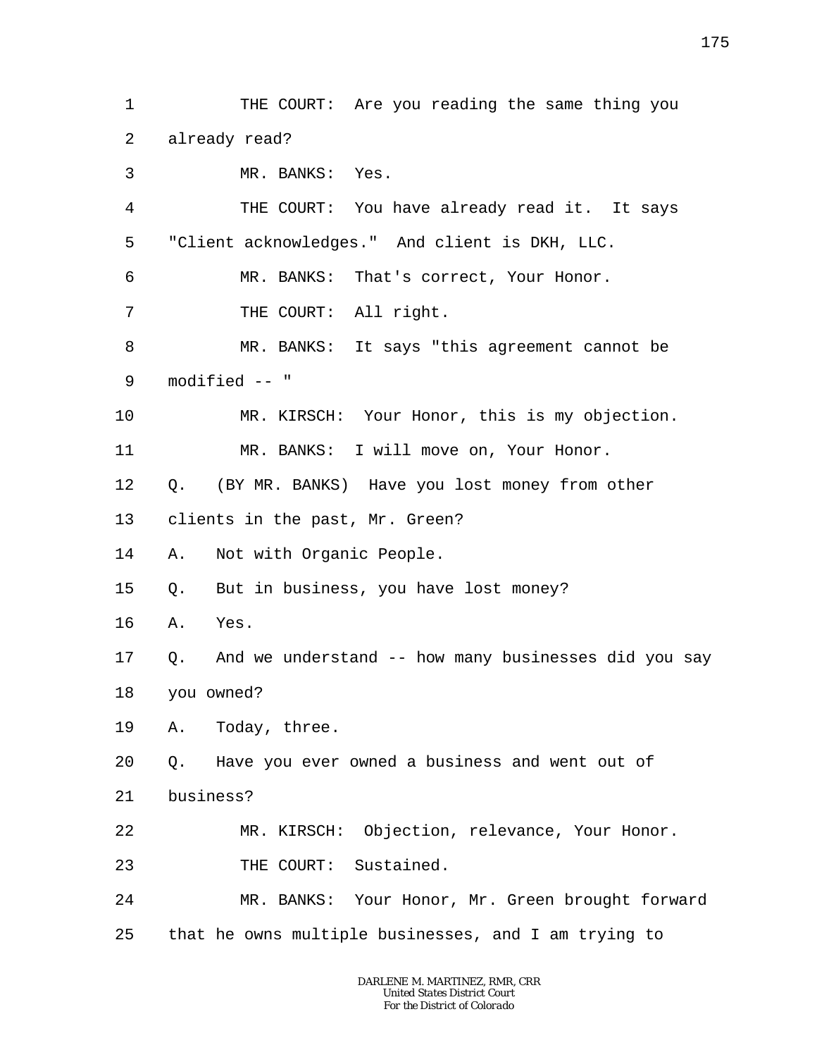THE COURT: Are you reading the same thing you already read?

MR. BANKS: Yes.

THE COURT: You have already read it. It says "Client acknowledges." And client is DKH, LLC.

MR. BANKS: That's correct, Your Honor.

THE COURT: All right.

MR. BANKS: It says "this agreement cannot be modified -- "

MR. KIRSCH: Your Honor, this is my objection.

MR. BANKS: I will move on, Your Honor.

Q. (BY MR. BANKS) Have you lost money from other clients in the past, Mr. Green?

A. Not with Organic People.

Q. But in business, you have lost money?

A. Yes.

Q. And we understand -- how many businesses did you say you owned?

A. Today, three.

Q. Have you ever owned a business and went out of business?

MR. KIRSCH: Objection, relevance, Your Honor.

THE COURT: Sustained.

MR. BANKS: Your Honor, Mr. Green brought forward that he owns multiple businesses, and I am trying to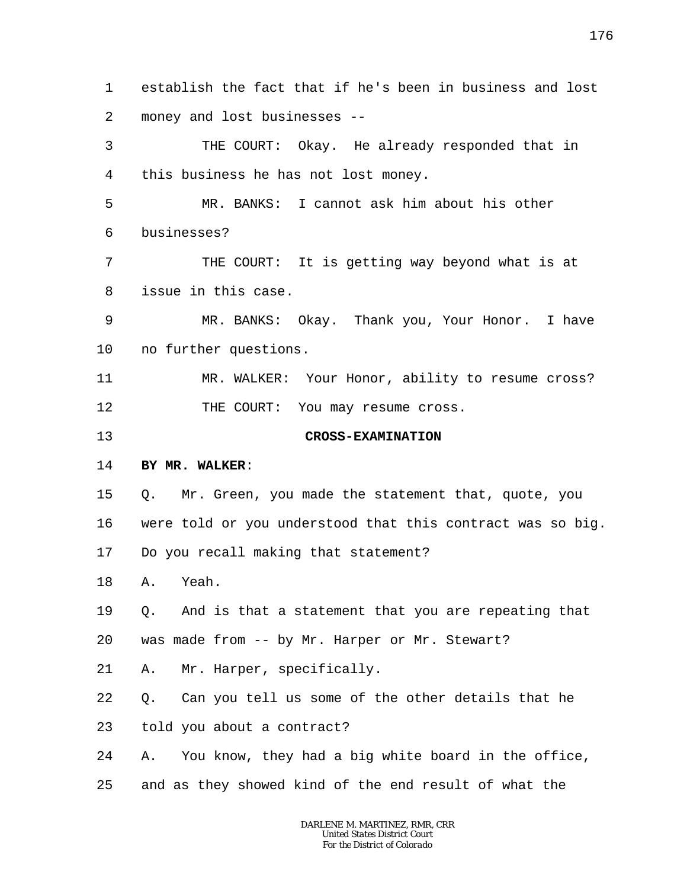establish the fact that if he's been in business and lost money and lost businesses --

THE COURT: Okay. He already responded that in this business he has not lost money.

MR. BANKS: I cannot ask him about his other businesses?

THE COURT: It is getting way beyond what is at issue in this case.

MR. BANKS: Okay. Thank you, Your Honor. I have no further questions.

MR. WALKER: Your Honor, ability to resume cross?

THE COURT: You may resume cross.

**CROSS-EXAMINATION**

**BY MR. WALKER**:

Q. Mr. Green, you made the statement that, quote, you were told or you understood that this contract was so big. Do you recall making that statement?

A. Yeah.

Q. And is that a statement that you are repeating that was made from -- by Mr. Harper or Mr. Stewart?

A. Mr. Harper, specifically.

Q. Can you tell us some of the other details that he told you about a contract?

A. You know, they had a big white board in the office, and as they showed kind of the end result of what the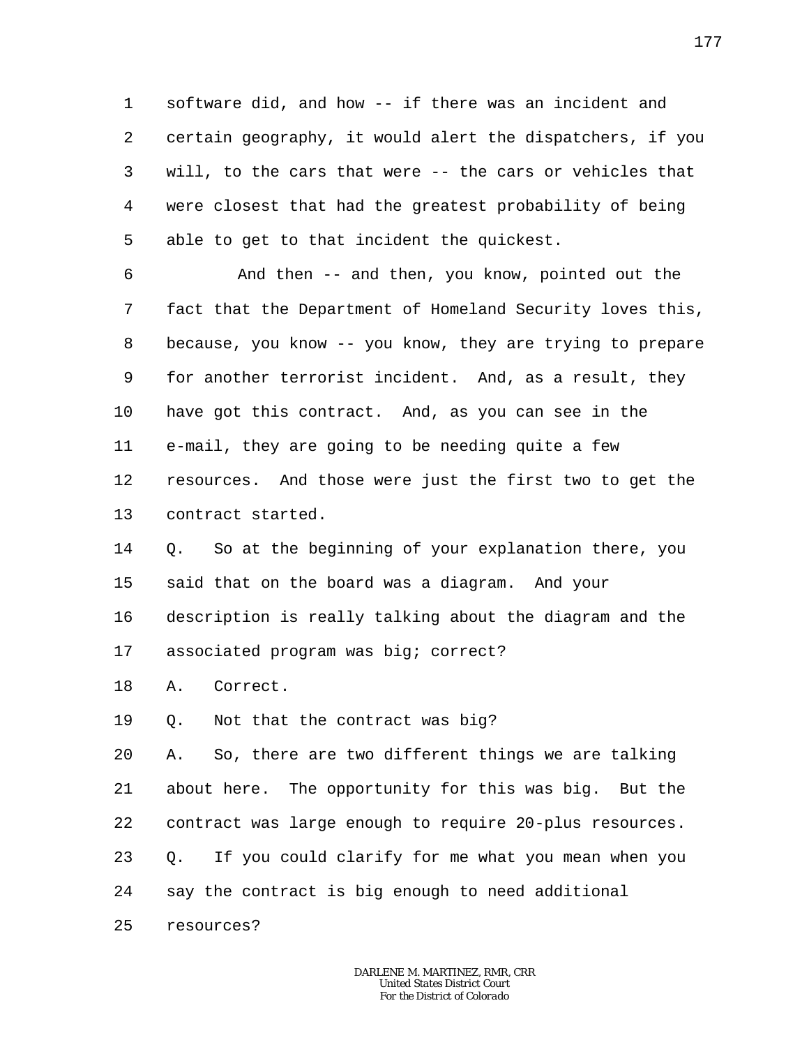software did, and how -- if there was an incident and certain geography, it would alert the dispatchers, if you will, to the cars that were -- the cars or vehicles that were closest that had the greatest probability of being able to get to that incident the quickest.

And then -- and then, you know, pointed out the fact that the Department of Homeland Security loves this, because, you know -- you know, they are trying to prepare for another terrorist incident. And, as a result, they have got this contract. And, as you can see in the e-mail, they are going to be needing quite a few resources. And those were just the first two to get the contract started.

Q. So at the beginning of your explanation there, you said that on the board was a diagram. And your description is really talking about the diagram and the associated program was big; correct?

A. Correct.

Q. Not that the contract was big?

A. So, there are two different things we are talking about here. The opportunity for this was big. But the contract was large enough to require 20-plus resources.

Q. If you could clarify for me what you mean when you say the contract is big enough to need additional resources?

DARLENE M. MARTINEZ, RMR, CRR
United States District Court
For the District of Colorado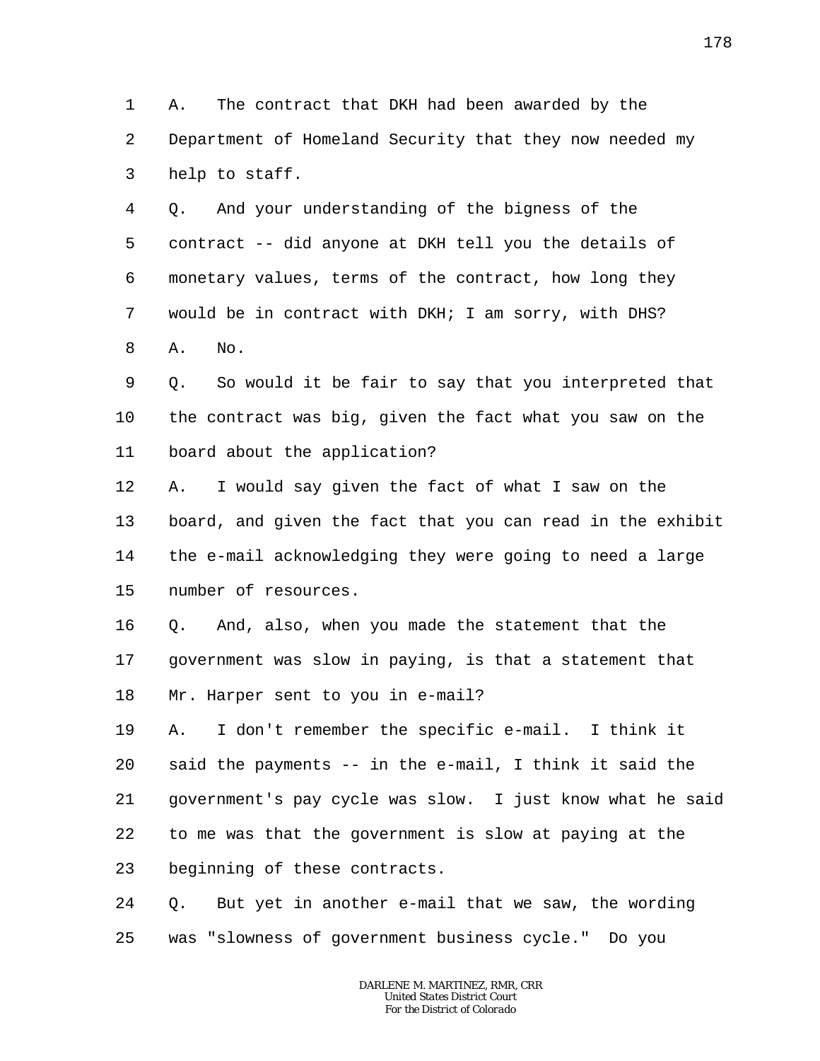1 A. The contract that DKH had been awarded by the
2 Department of Homeland Security that they now needed my
3 help to staff.
4 Q. And your understanding of the bigness of the
5 contract -- did anyone at DKH tell you the details of
6 monetary values, terms of the contract, how long they
7 would be in contract with DKH; I am sorry, with DHS?
8 A. No.
9 Q. So would it be fair to say that you interpreted that
10 the contract was big, given the fact what you saw on the
11 board about the application?
12 A. I would say given the fact of what I saw on the
13 board, and given the fact that you can read in the exhibit
14 the e-mail acknowledging they were going to need a large
15 number of resources.
16 Q. And, also, when you made the statement that the
17 government was slow in paying, is that a statement that
18 Mr. Harper sent to you in e-mail?
19 A. I don't remember the specific e-mail. I think it
20 said the payments -- in the e-mail, I think it said the
21 government's pay cycle was slow. I just know what he said
22 to me was that the government is slow at paying at the
23 beginning of these contracts.
24 Q. But yet in another e-mail that we saw, the wording
25 was "slowness of government business cycle." Do you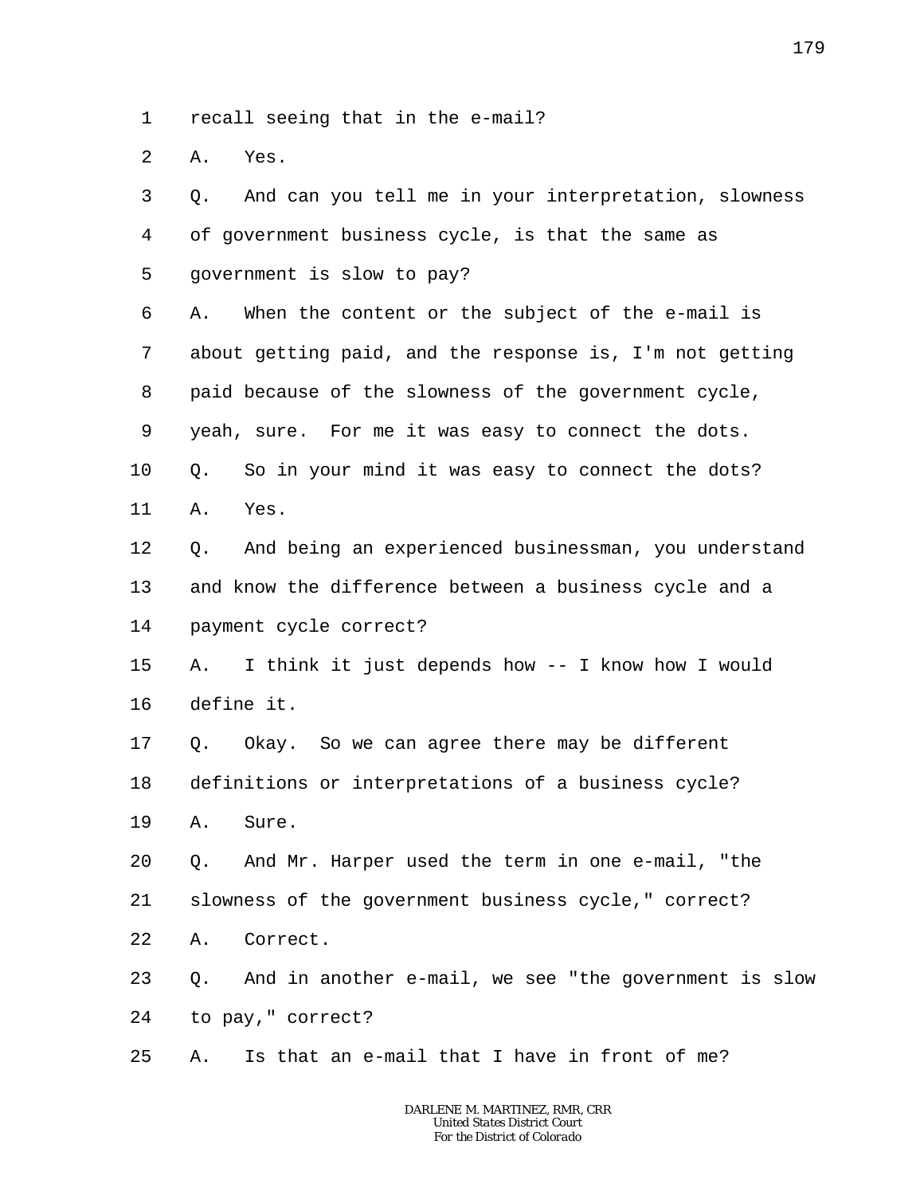1 recall seeing that in the e-mail?

2 A. Yes.

3 Q. And can you tell me in your interpretation, slowness

4 of government business cycle, is that the same as

5 government is slow to pay?

6 A. When the content or the subject of the e-mail is

7 about getting paid, and the response is, I'm not getting

8 paid because of the slowness of the government cycle,

9 yeah, sure. For me it was easy to connect the dots.

10 Q. So in your mind it was easy to connect the dots?

11 A. Yes.

12 Q. And being an experienced businessman, you understand

13 and know the difference between a business cycle and a

14 payment cycle correct?

15 A. I think it just depends how -- I know how I would

16 define it.

17 Q. Okay. So we can agree there may be different

18 definitions or interpretations of a business cycle?

19 A. Sure.

20 Q. And Mr. Harper used the term in one e-mail, "the

21 slowness of the government business cycle," correct?

22 A. Correct.

23 Q. And in another e-mail, we see "the government is slow

24 to pay," correct?

25 A. Is that an e-mail that I have in front of me?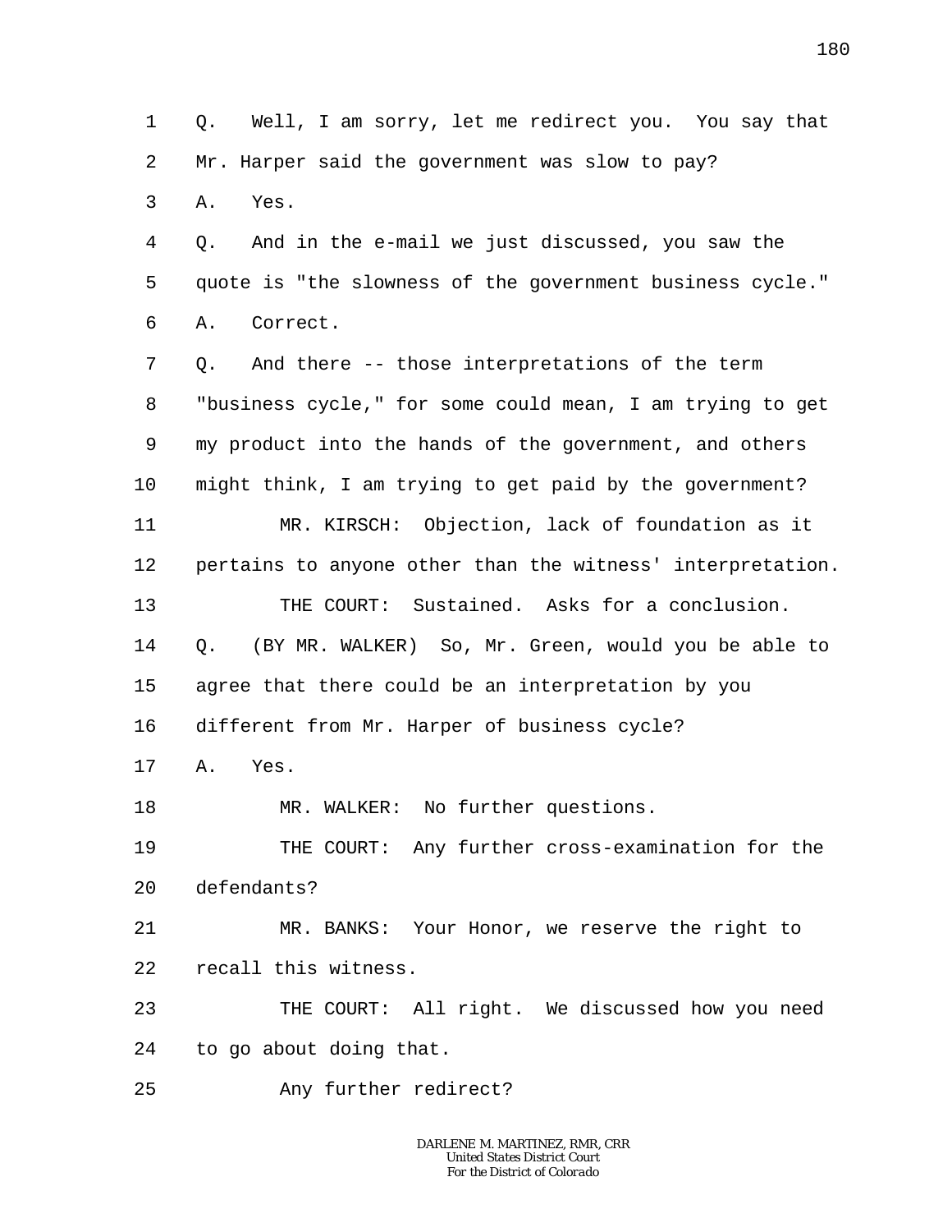1 Q. Well, I am sorry, let me redirect you. You say that
2 Mr. Harper said the government was slow to pay?
3 A. Yes.
4 Q. And in the e-mail we just discussed, you saw the
5 quote is "the slowness of the government business cycle."
6 A. Correct.
7 Q. And there -- those interpretations of the term
8 "business cycle," for some could mean, I am trying to get
9 my product into the hands of the government, and others
10 might think, I am trying to get paid by the government?
11 MR. KIRSCH: Objection, lack of foundation as it
12 pertains to anyone other than the witness' interpretation.
13 THE COURT: Sustained. Asks for a conclusion.
14 Q. (BY MR. WALKER) So, Mr. Green, would you be able to
15 agree that there could be an interpretation by you
16 different from Mr. Harper of business cycle?
17 A. Yes.
18 MR. WALKER: No further questions.
19 THE COURT: Any further cross-examination for the
20 defendants?
21 MR. BANKS: Your Honor, we reserve the right to
22 recall this witness.
23 THE COURT: All right. We discussed how you need
24 to go about doing that.
25 Any further redirect?

DARLENE M. MARTINEZ, RMR, CRR
United States District Court
For the District of Colorado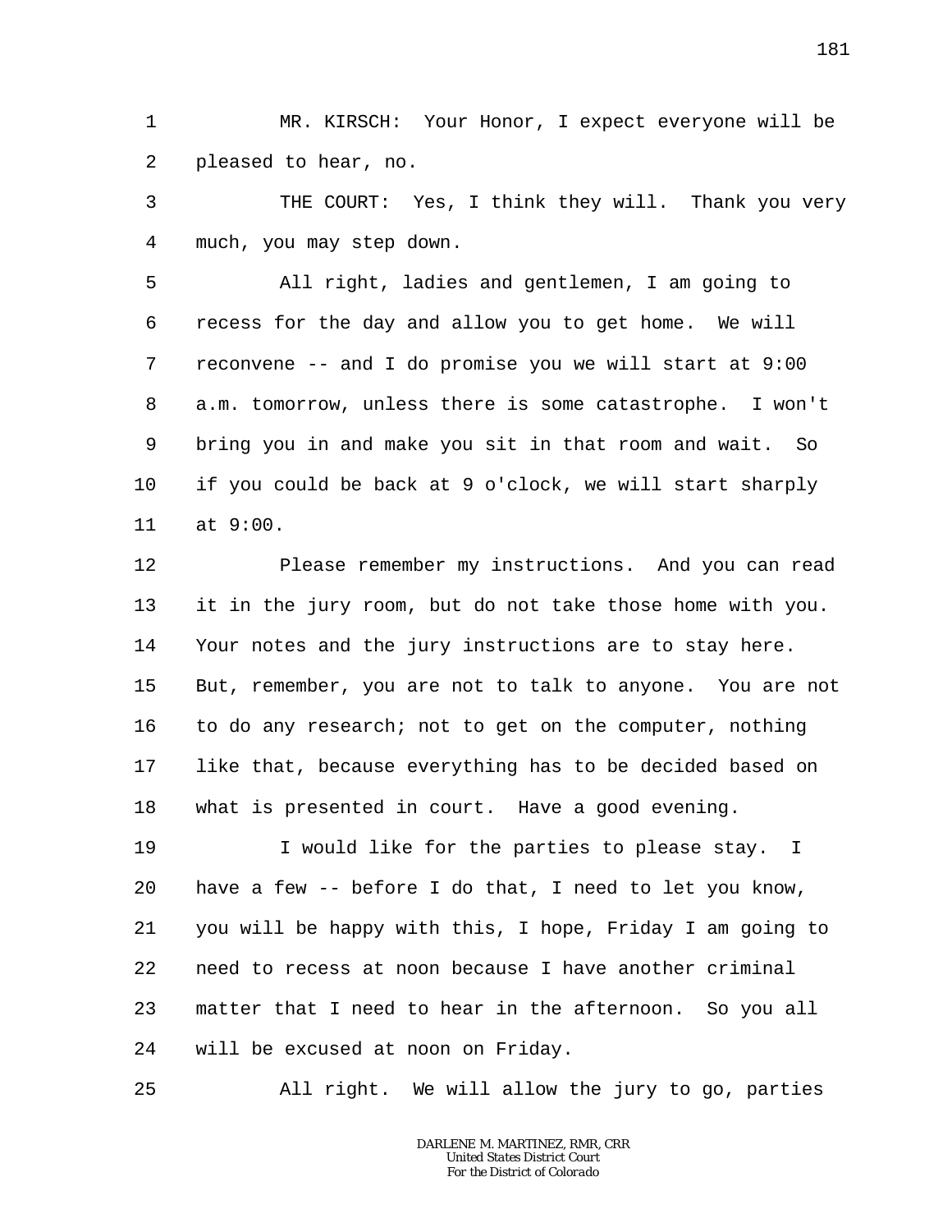MR. KIRSCH: Your Honor, I expect everyone will be pleased to hear, no.

THE COURT: Yes, I think they will. Thank you very much, you may step down.

All right, ladies and gentlemen, I am going to recess for the day and allow you to get home. We will reconvene -- and I do promise you we will start at 9:00 a.m. tomorrow, unless there is some catastrophe. I won't bring you in and make you sit in that room and wait. So if you could be back at 9 o'clock, we will start sharply at 9:00.

Please remember my instructions. And you can read it in the jury room, but do not take those home with you. Your notes and the jury instructions are to stay here. But, remember, you are not to talk to anyone. You are not to do any research; not to get on the computer, nothing like that, because everything has to be decided based on what is presented in court. Have a good evening.

I would like for the parties to please stay. I have a few -- before I do that, I need to let you know, you will be happy with this, I hope, Friday I am going to need to recess at noon because I have another criminal matter that I need to hear in the afternoon. So you all will be excused at noon on Friday.

All right. We will allow the jury to go, parties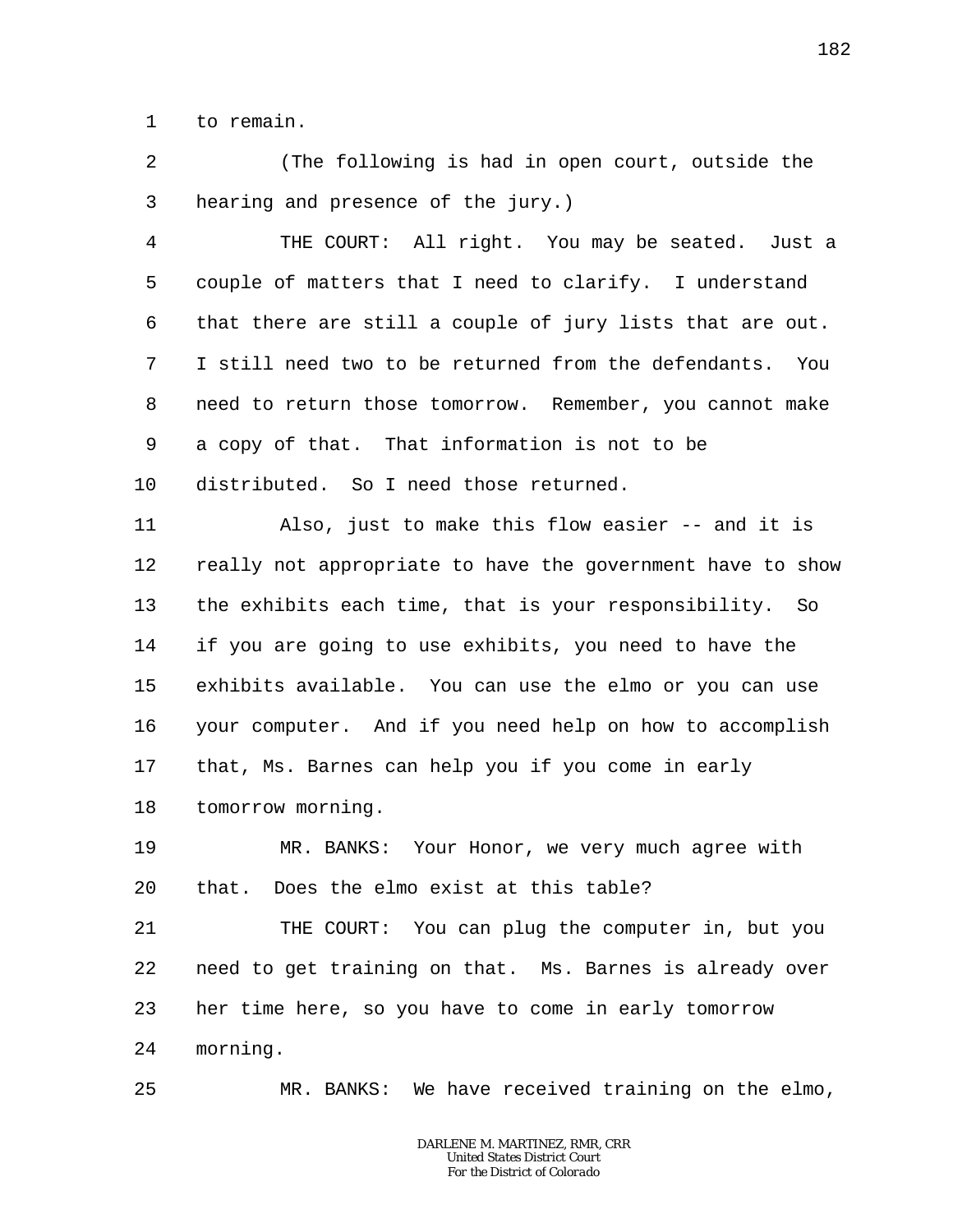to remain.

(The following is had in open court, outside the hearing and presence of the jury.)

THE COURT: All right. You may be seated. Just a couple of matters that I need to clarify. I understand that there are still a couple of jury lists that are out. I still need two to be returned from the defendants. You need to return those tomorrow. Remember, you cannot make a copy of that. That information is not to be distributed. So I need those returned.

Also, just to make this flow easier -- and it is really not appropriate to have the government have to show the exhibits each time, that is your responsibility. So if you are going to use exhibits, you need to have the exhibits available. You can use the elmo or you can use your computer. And if you need help on how to accomplish that, Ms. Barnes can help you if you come in early tomorrow morning.

MR. BANKS: Your Honor, we very much agree with that. Does the elmo exist at this table?

THE COURT: You can plug the computer in, but you need to get training on that. Ms. Barnes is already over her time here, so you have to come in early tomorrow morning.

MR. BANKS: We have received training on the elmo,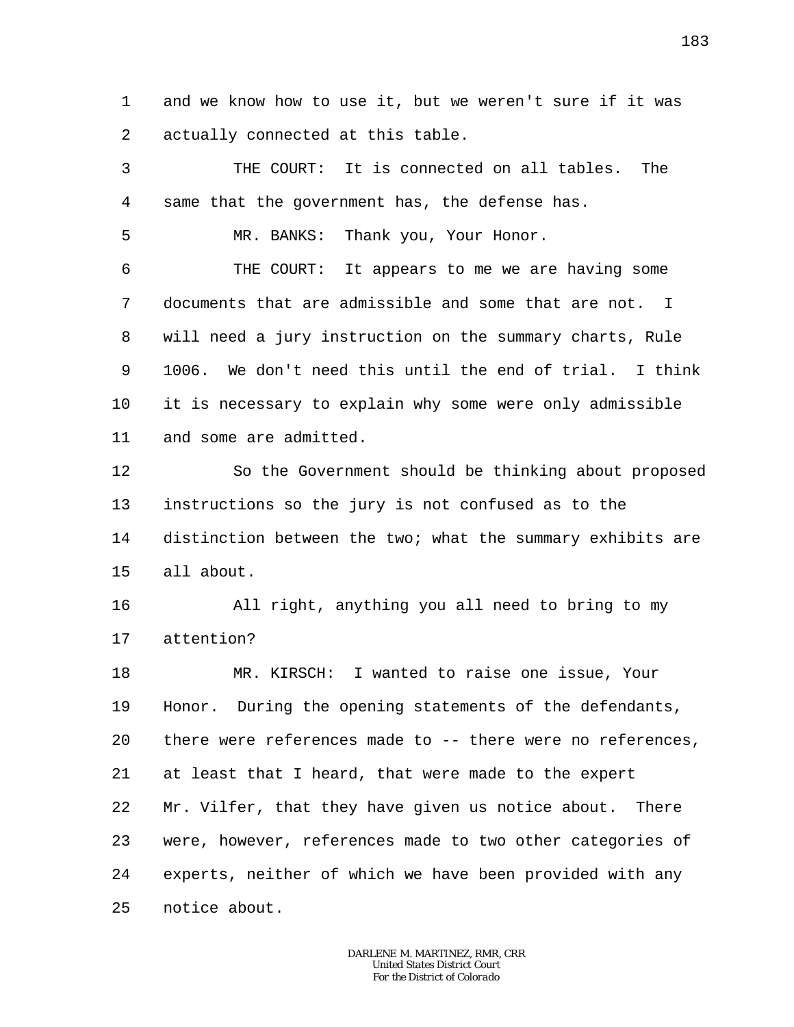1 and we know how to use it, but we weren't sure if it was
2 actually connected at this table.

3 THE COURT: It is connected on all tables. The
4 same that the government has, the defense has.

5 MR. BANKS: Thank you, Your Honor.

6 THE COURT: It appears to me we are having some
7 documents that are admissible and some that are not. I
8 will need a jury instruction on the summary charts, Rule
9 1006. We don't need this until the end of trial. I think
10 it is necessary to explain why some were only admissible
11 and some are admitted.

12 So the Government should be thinking about proposed
13 instructions so the jury is not confused as to the
14 distinction between the two; what the summary exhibits are
15 all about.

16 All right, anything you all need to bring to my
17 attention?

18 MR. KIRSCH: I wanted to raise one issue, Your
19 Honor. During the opening statements of the defendants,
20 there were references made to -- there were no references,
21 at least that I heard, that were made to the expert
22 Mr. Vilfer, that they have given us notice about. There
23 were, however, references made to two other categories of
24 experts, neither of which we have been provided with any
25 notice about.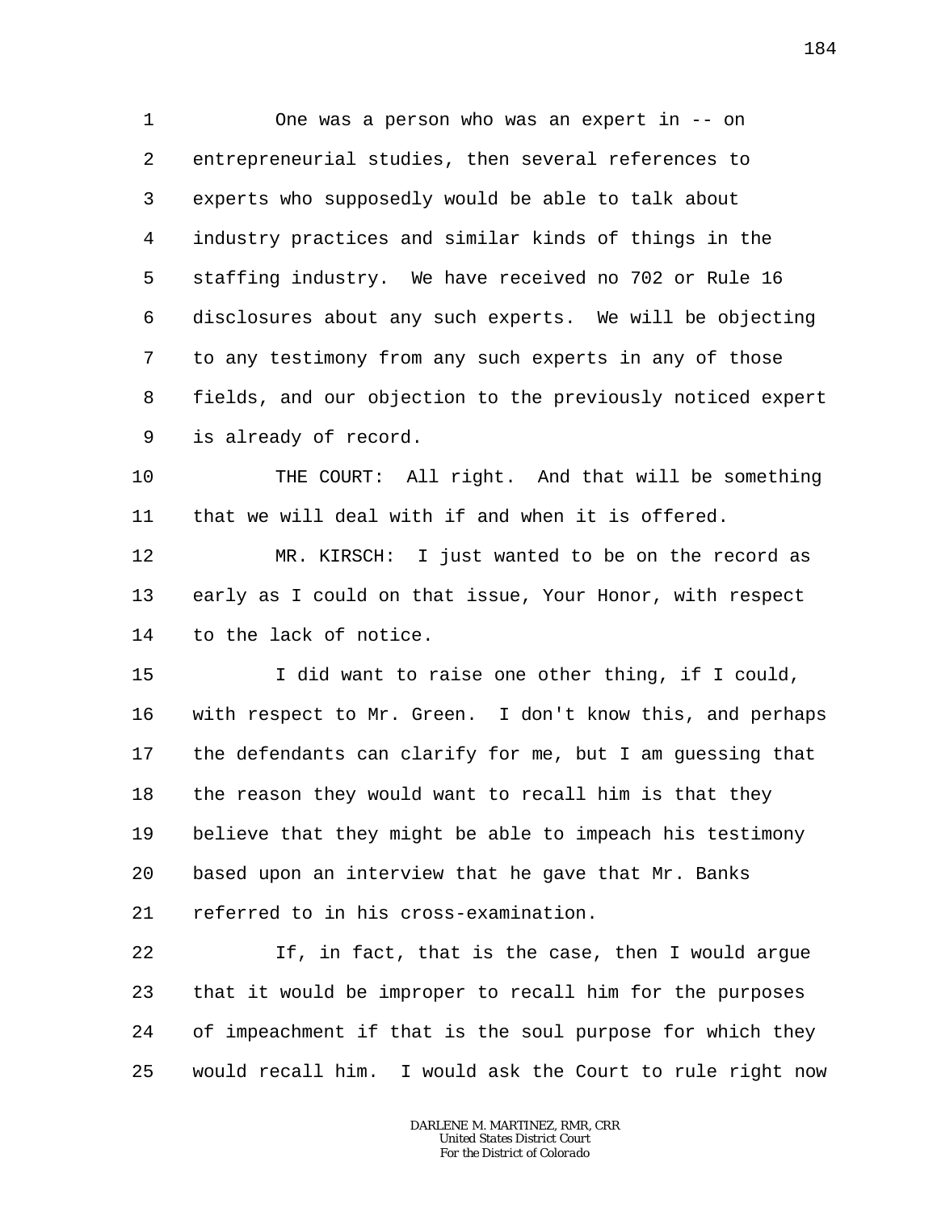One was a person who was an expert in -- on entrepreneurial studies, then several references to experts who supposedly would be able to talk about industry practices and similar kinds of things in the staffing industry. We have received no 702 or Rule 16 disclosures about any such experts. We will be objecting to any testimony from any such experts in any of those fields, and our objection to the previously noticed expert is already of record.

THE COURT: All right. And that will be something that we will deal with if and when it is offered.

MR. KIRSCH: I just wanted to be on the record as early as I could on that issue, Your Honor, with respect to the lack of notice.

I did want to raise one other thing, if I could, with respect to Mr. Green. I don't know this, and perhaps the defendants can clarify for me, but I am guessing that the reason they would want to recall him is that they believe that they might be able to impeach his testimony based upon an interview that he gave that Mr. Banks referred to in his cross-examination.

If, in fact, that is the case, then I would argue that it would be improper to recall him for the purposes of impeachment if that is the soul purpose for which they would recall him. I would ask the Court to rule right now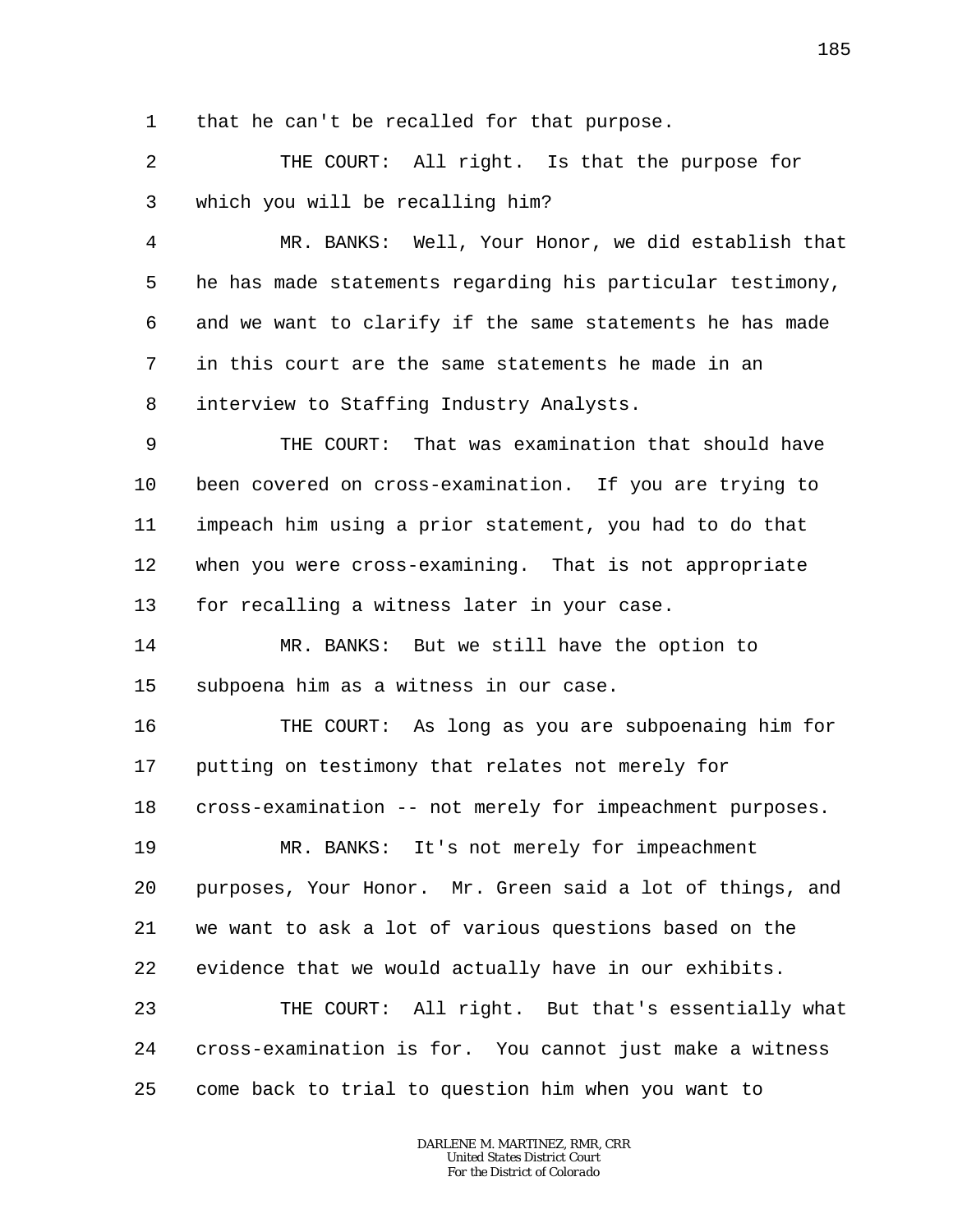1 that he can't be recalled for that purpose.

2 THE COURT: All right. Is that the purpose for

3 which you will be recalling him?

4 MR. BANKS: Well, Your Honor, we did establish that

5 he has made statements regarding his particular testimony,

6 and we want to clarify if the same statements he has made

7 in this court are the same statements he made in an

8 interview to Staffing Industry Analysts.

9 THE COURT: That was examination that should have

10 been covered on cross-examination. If you are trying to

11 impeach him using a prior statement, you had to do that

12 when you were cross-examining. That is not appropriate

13 for recalling a witness later in your case.

14 MR. BANKS: But we still have the option to

15 subpoena him as a witness in our case.

16 THE COURT: As long as you are subpoenaing him for

17 putting on testimony that relates not merely for

18 cross-examination -- not merely for impeachment purposes.

19 MR. BANKS: It's not merely for impeachment

20 purposes, Your Honor. Mr. Green said a lot of things, and

21 we want to ask a lot of various questions based on the

22 evidence that we would actually have in our exhibits.

23 THE COURT: All right. But that's essentially what

24 cross-examination is for. You cannot just make a witness

25 come back to trial to question him when you want to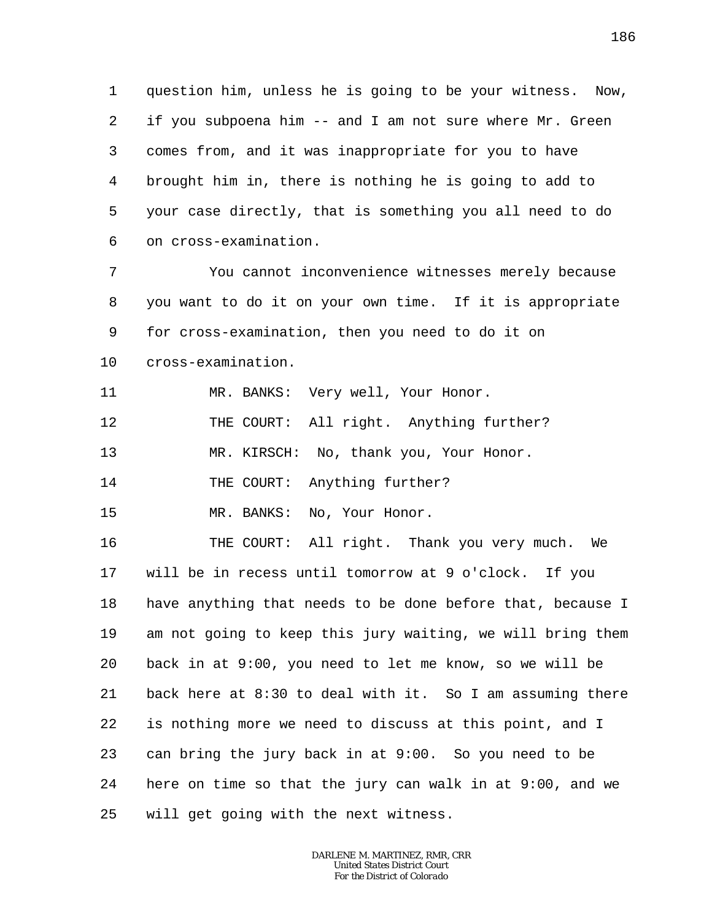question him, unless he is going to be your witness. Now, if you subpoena him -- and I am not sure where Mr. Green comes from, and it was inappropriate for you to have brought him in, there is nothing he is going to add to your case directly, that is something you all need to do on cross-examination.

You cannot inconvenience witnesses merely because you want to do it on your own time. If it is appropriate for cross-examination, then you need to do it on cross-examination.

MR. BANKS: Very well, Your Honor.

THE COURT: All right. Anything further?

MR. KIRSCH: No, thank you, Your Honor.

THE COURT: Anything further?

MR. BANKS: No, Your Honor.

THE COURT: All right. Thank you very much. We will be in recess until tomorrow at 9 o'clock. If you have anything that needs to be done before that, because I am not going to keep this jury waiting, we will bring them back in at 9:00, you need to let me know, so we will be back here at 8:30 to deal with it. So I am assuming there is nothing more we need to discuss at this point, and I can bring the jury back in at 9:00. So you need to be here on time so that the jury can walk in at 9:00, and we will get going with the next witness.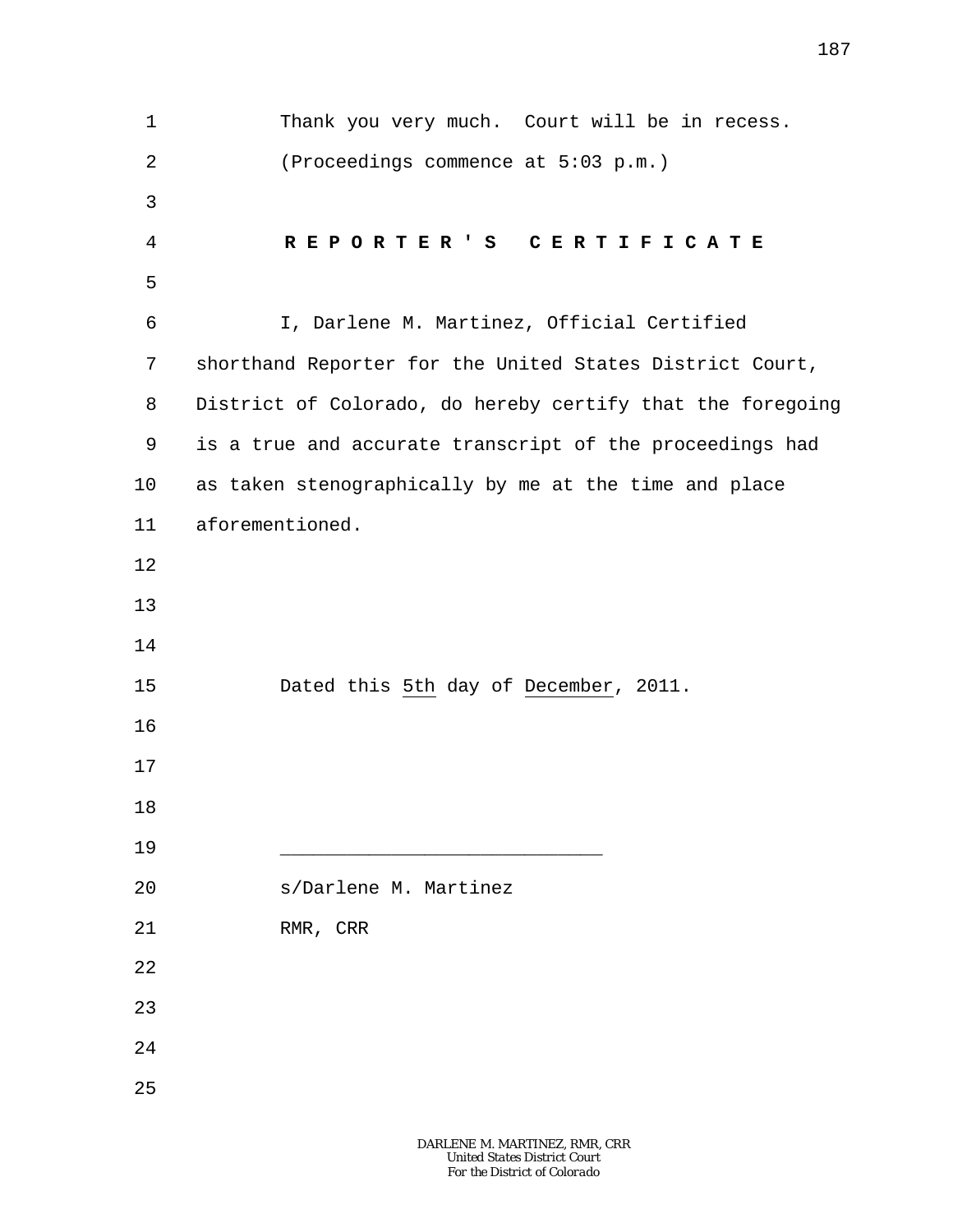Thank you very much. Court will be in recess.

(Proceedings commence at 5:03 p.m.)

## R E P O R T E R ' S   C E R T I F I C A T E

I, Darlene M. Martinez, Official Certified shorthand Reporter for the United States District Court, District of Colorado, do hereby certify that the foregoing is a true and accurate transcript of the proceedings had as taken stenographically by me at the time and place aforementioned.

Dated this 5th day of December, 2011.

_____________________________

s/Darlene M. Martinez

RMR, CRR